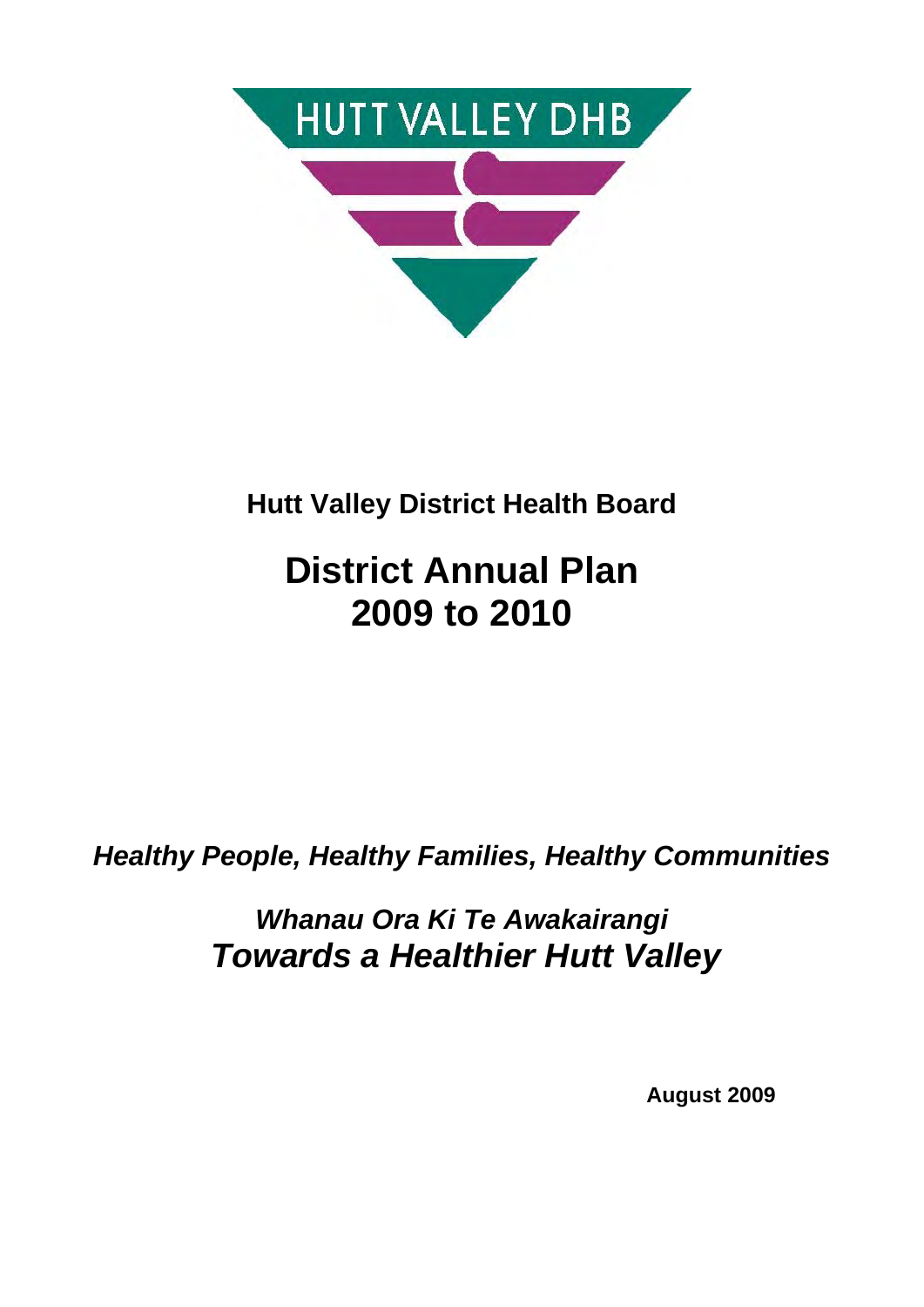HUTT VALLEY DHB

**Hutt Valley District Health Board**

# District Annual Plan 2009 to 2010

***Healthy People, Healthy Families, Healthy Communities***

***Whanau Ora Ki Te Awakairangi***
***Towards a Healthier Hutt Valley***

**August 2009**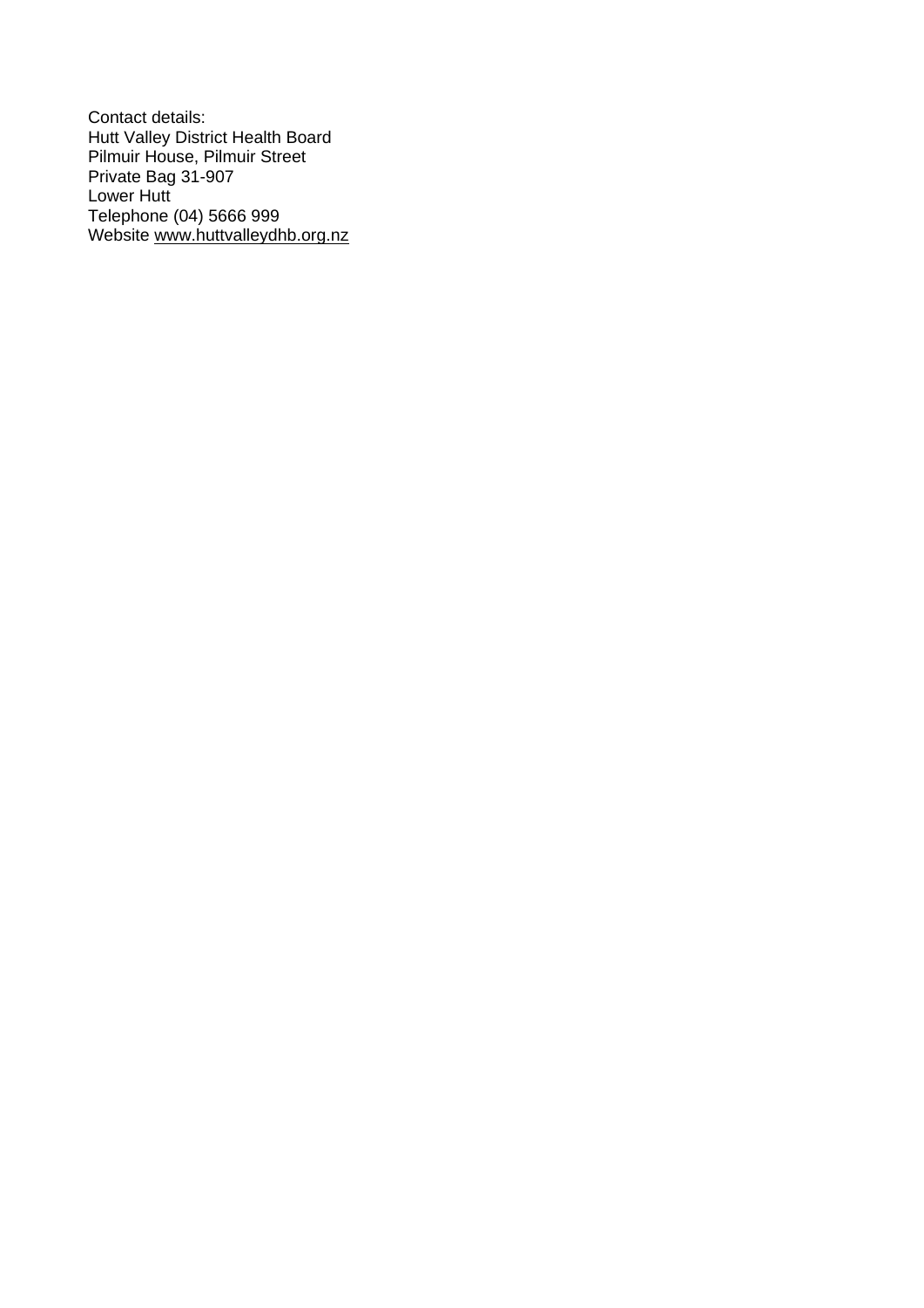Contact details:
Hutt Valley District Health Board
Pilmuir House, Pilmuir Street
Private Bag 31-907
Lower Hutt
Telephone (04) 5666 999
Website www.huttvalleydhb.org.nz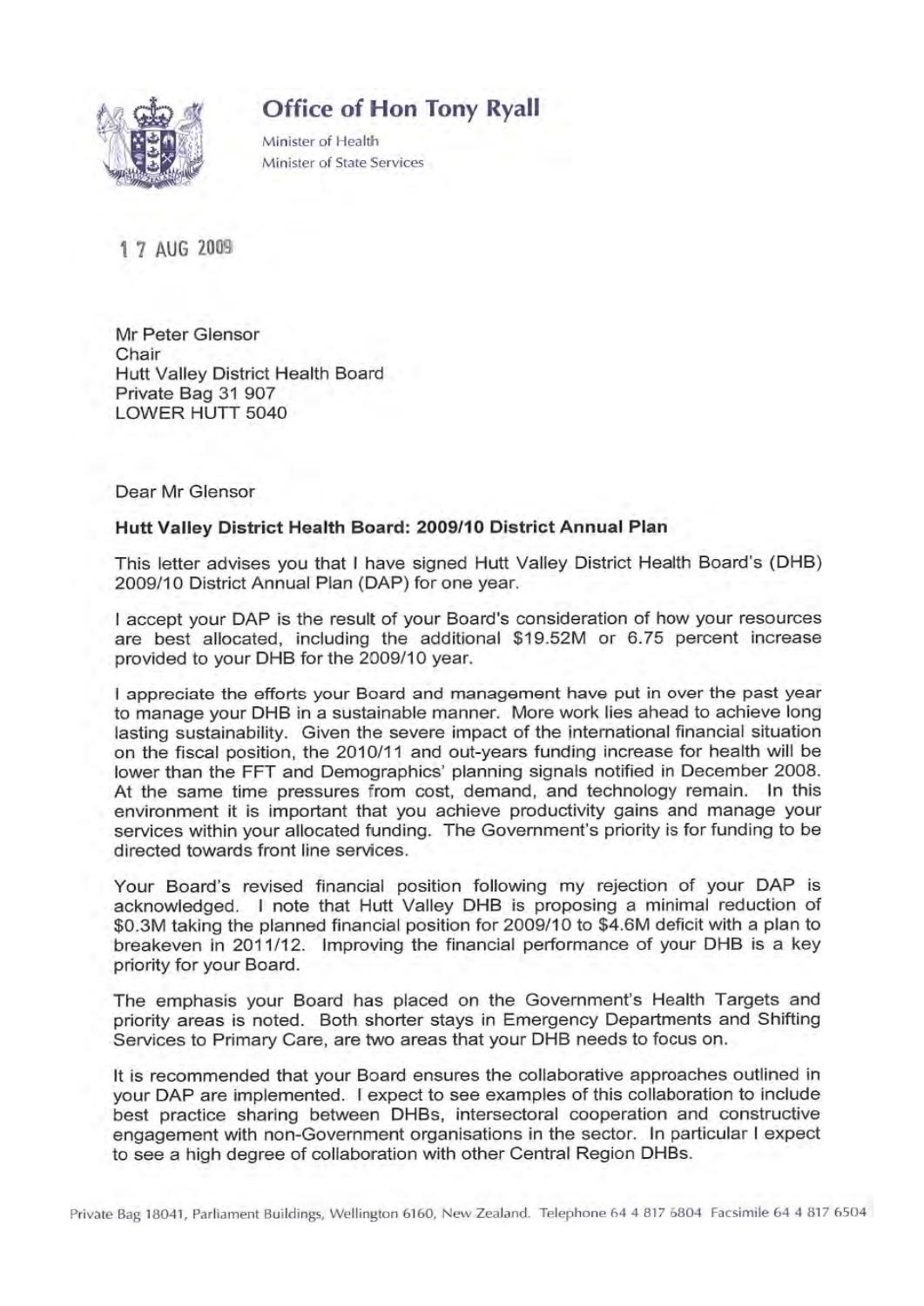# Office of Hon Tony Ryall

Minister of Health
Minister of State Services

17 AUG 2009

Mr Peter Glensor
Chair
Hutt Valley District Health Board
Private Bag 31 907
LOWER HUTT 5040

Dear Mr Glensor

**Hutt Valley District Health Board: 2009/10 District Annual Plan**

This letter advises you that I have signed Hutt Valley District Health Board's (DHB) 2009/10 District Annual Plan (DAP) for one year.

I accept your DAP is the result of your Board's consideration of how your resources are best allocated, including the additional $19.52M or 6.75 percent increase provided to your DHB for the 2009/10 year.

I appreciate the efforts your Board and management have put in over the past year to manage your DHB in a sustainable manner. More work lies ahead to achieve long lasting sustainability. Given the severe impact of the international financial situation on the fiscal position, the 2010/11 and out-years funding increase for health will be lower than the FFT and Demographics' planning signals notified in December 2008. At the same time pressures from cost, demand, and technology remain. In this environment it is important that you achieve productivity gains and manage your services within your allocated funding. The Government's priority is for funding to be directed towards front line services.

Your Board's revised financial position following my rejection of your DAP is acknowledged. I note that Hutt Valley DHB is proposing a minimal reduction of $0.3M taking the planned financial position for 2009/10 to $4.6M deficit with a plan to breakeven in 2011/12. Improving the financial performance of your DHB is a key priority for your Board.

The emphasis your Board has placed on the Government's Health Targets and priority areas is noted. Both shorter stays in Emergency Departments and Shifting Services to Primary Care, are two areas that your DHB needs to focus on.

It is recommended that your Board ensures the collaborative approaches outlined in your DAP are implemented. I expect to see examples of this collaboration to include best practice sharing between DHBs, intersectoral cooperation and constructive engagement with non-Government organisations in the sector. In particular I expect to see a high degree of collaboration with other Central Region DHBs.

Private Bag 18041, Parliament Buildings, Wellington 6160, New Zealand. Telephone 64 4 817 6804 Facsimile 64 4 817 6504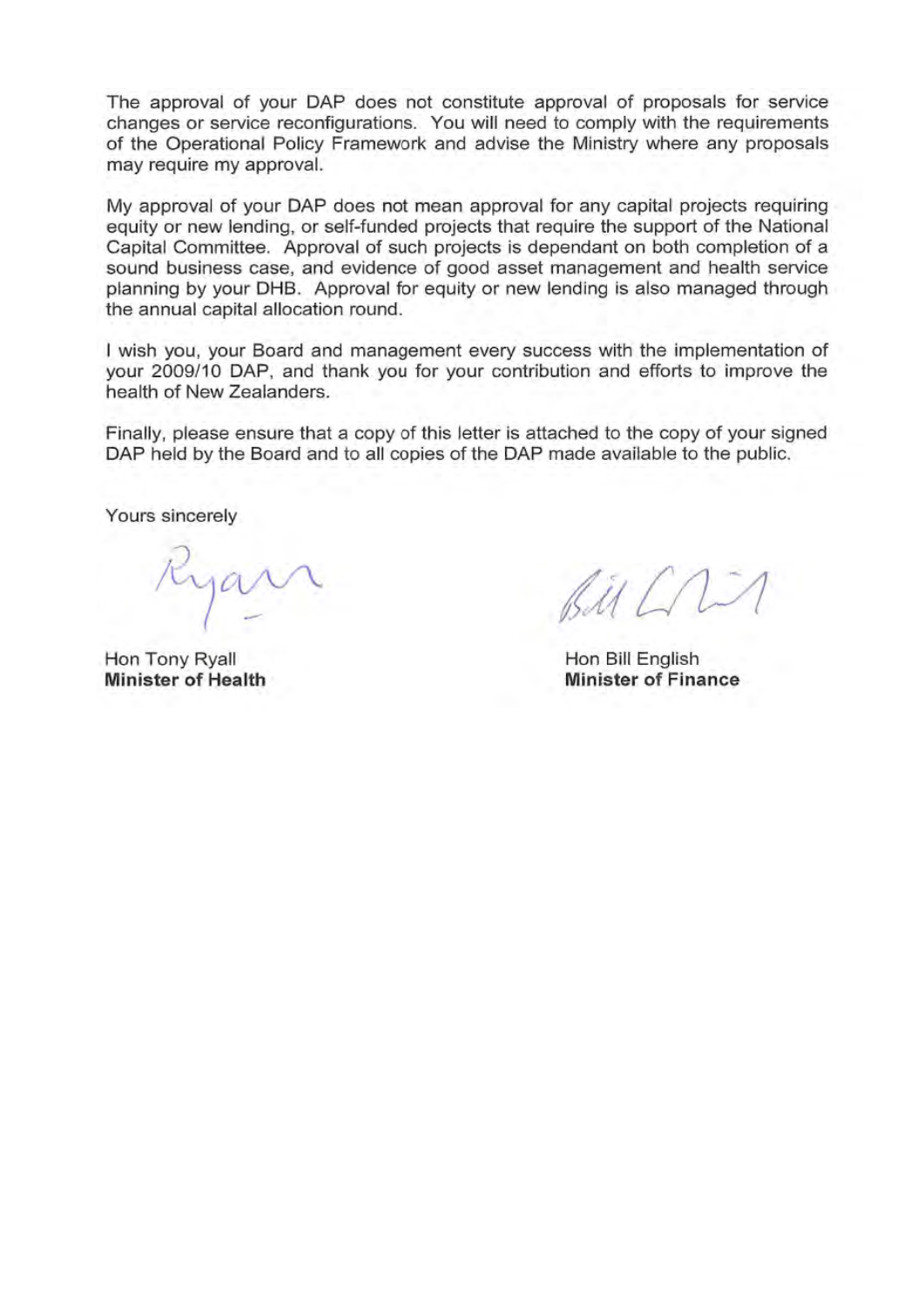The approval of your DAP does not constitute approval of proposals for service changes or service reconfigurations. You will need to comply with the requirements of the Operational Policy Framework and advise the Ministry where any proposals may require my approval.

My approval of your DAP does not mean approval for any capital projects requiring equity or new lending, or self-funded projects that require the support of the National Capital Committee. Approval of such projects is dependant on both completion of a sound business case, and evidence of good asset management and health service planning by your DHB. Approval for equity or new lending is also managed through the annual capital allocation round.

I wish you, your Board and management every success with the implementation of your 2009/10 DAP, and thank you for your contribution and efforts to improve the health of New Zealanders.

Finally, please ensure that a copy of this letter is attached to the copy of your signed DAP held by the Board and to all copies of the DAP made available to the public.

Yours sincerely

Hon Tony Ryall
**Minister of Health**

Hon Bill English
**Minister of Finance**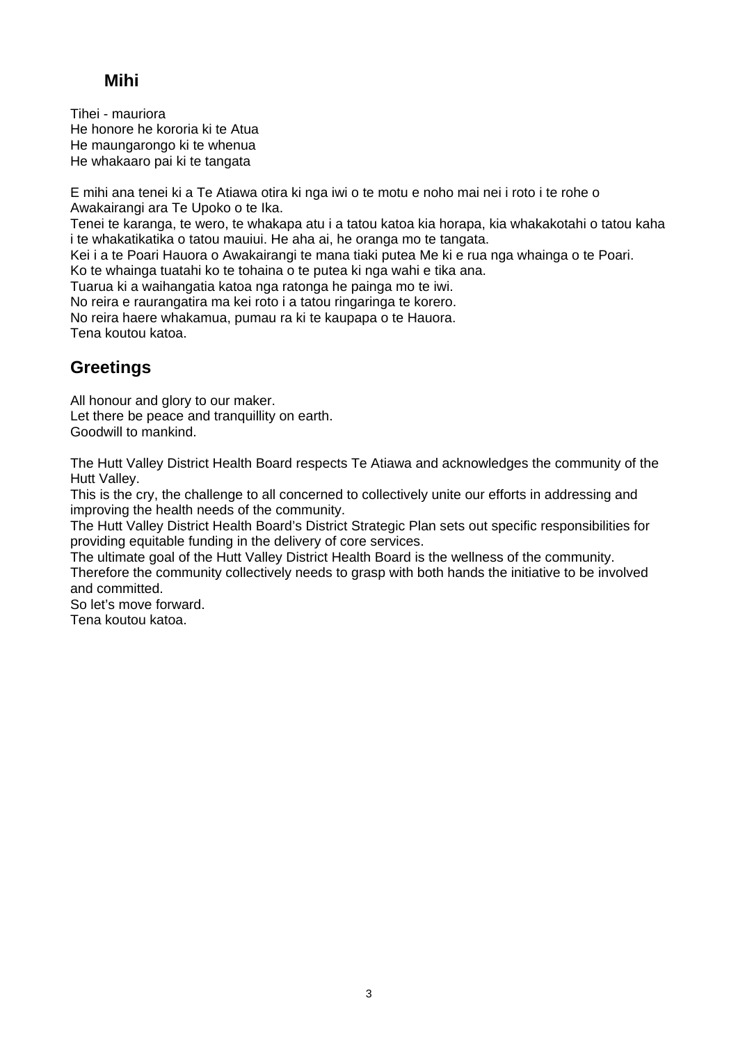## Mihi

Tihei - mauriora
He honore he kororia ki te Atua
He maungarongo ki te whenua
He whakaaro pai ki te tangata

E mihi ana tenei ki a Te Atiawa otira ki nga iwi o te motu e noho mai nei i roto i te rohe o Awakairangi ara Te Upoko o te Ika.
Tenei te karanga, te wero, te whakapa atu i a tatou katoa kia horapa, kia whakakotahi o tatou kaha i te whakatikatika o tatou mauiui. He aha ai, he oranga mo te tangata.
Kei i a te Poari Hauora o Awakairangi te mana tiaki putea Me ki e rua nga whainga o te Poari.
Ko te whainga tuatahi ko te tohaina o te putea ki nga wahi e tika ana.
Tuarua ki a waihangatia katoa nga ratonga he painga mo te iwi.
No reira e raurangatira ma kei roto i a tatou ringaringa te korero.
No reira haere whakamua, pumau ra ki te kaupapa o te Hauora.
Tena koutou katoa.

## Greetings

All honour and glory to our maker.
Let there be peace and tranquillity on earth.
Goodwill to mankind.

The Hutt Valley District Health Board respects Te Atiawa and acknowledges the community of the Hutt Valley.
This is the cry, the challenge to all concerned to collectively unite our efforts in addressing and improving the health needs of the community.
The Hutt Valley District Health Board's District Strategic Plan sets out specific responsibilities for providing equitable funding in the delivery of core services.
The ultimate goal of the Hutt Valley District Health Board is the wellness of the community.
Therefore the community collectively needs to grasp with both hands the initiative to be involved and committed.
So let's move forward.
Tena koutou katoa.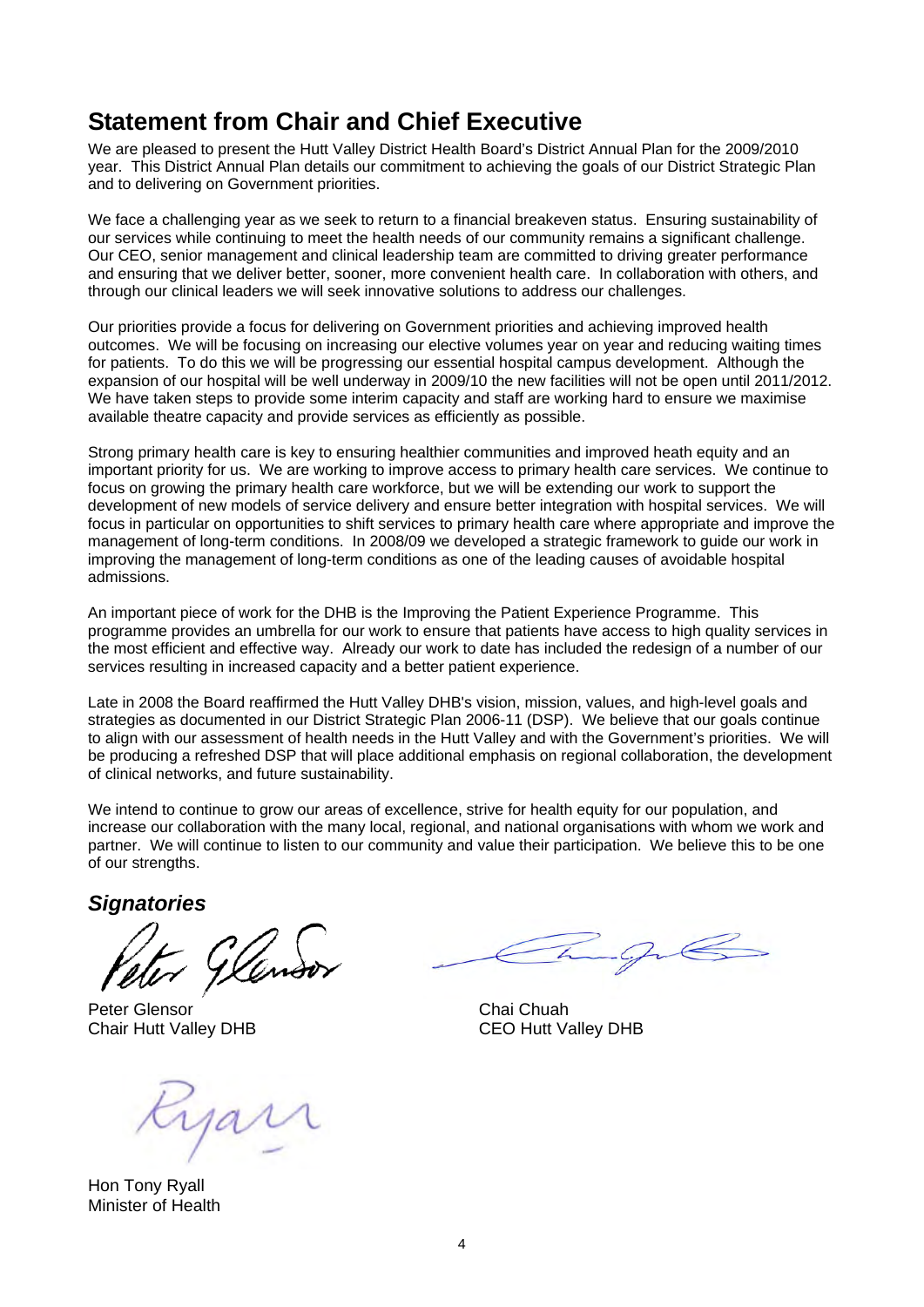# Statement from Chair and Chief Executive

We are pleased to present the Hutt Valley District Health Board's District Annual Plan for the 2009/2010 year. This District Annual Plan details our commitment to achieving the goals of our District Strategic Plan and to delivering on Government priorities.

We face a challenging year as we seek to return to a financial breakeven status. Ensuring sustainability of our services while continuing to meet the health needs of our community remains a significant challenge. Our CEO, senior management and clinical leadership team are committed to driving greater performance and ensuring that we deliver better, sooner, more convenient health care. In collaboration with others, and through our clinical leaders we will seek innovative solutions to address our challenges.

Our priorities provide a focus for delivering on Government priorities and achieving improved health outcomes. We will be focusing on increasing our elective volumes year on year and reducing waiting times for patients. To do this we will be progressing our essential hospital campus development. Although the expansion of our hospital will be well underway in 2009/10 the new facilities will not be open until 2011/2012. We have taken steps to provide some interim capacity and staff are working hard to ensure we maximise available theatre capacity and provide services as efficiently as possible.

Strong primary health care is key to ensuring healthier communities and improved heath equity and an important priority for us. We are working to improve access to primary health care services. We continue to focus on growing the primary health care workforce, but we will be extending our work to support the development of new models of service delivery and ensure better integration with hospital services. We will focus in particular on opportunities to shift services to primary health care where appropriate and improve the management of long-term conditions. In 2008/09 we developed a strategic framework to guide our work in improving the management of long-term conditions as one of the leading causes of avoidable hospital admissions.

An important piece of work for the DHB is the Improving the Patient Experience Programme. This programme provides an umbrella for our work to ensure that patients have access to high quality services in the most efficient and effective way. Already our work to date has included the redesign of a number of our services resulting in increased capacity and a better patient experience.

Late in 2008 the Board reaffirmed the Hutt Valley DHB's vision, mission, values, and high-level goals and strategies as documented in our District Strategic Plan 2006-11 (DSP). We believe that our goals continue to align with our assessment of health needs in the Hutt Valley and with the Government's priorities. We will be producing a refreshed DSP that will place additional emphasis on regional collaboration, the development of clinical networks, and future sustainability.

We intend to continue to grow our areas of excellence, strive for health equity for our population, and increase our collaboration with the many local, regional, and national organisations with whom we work and partner. We will continue to listen to our community and value their participation. We believe this to be one of our strengths.

## *Signatories*

Peter Glensor
Chair Hutt Valley DHB

Chai Chuah
CEO Hutt Valley DHB

Hon Tony Ryall
Minister of Health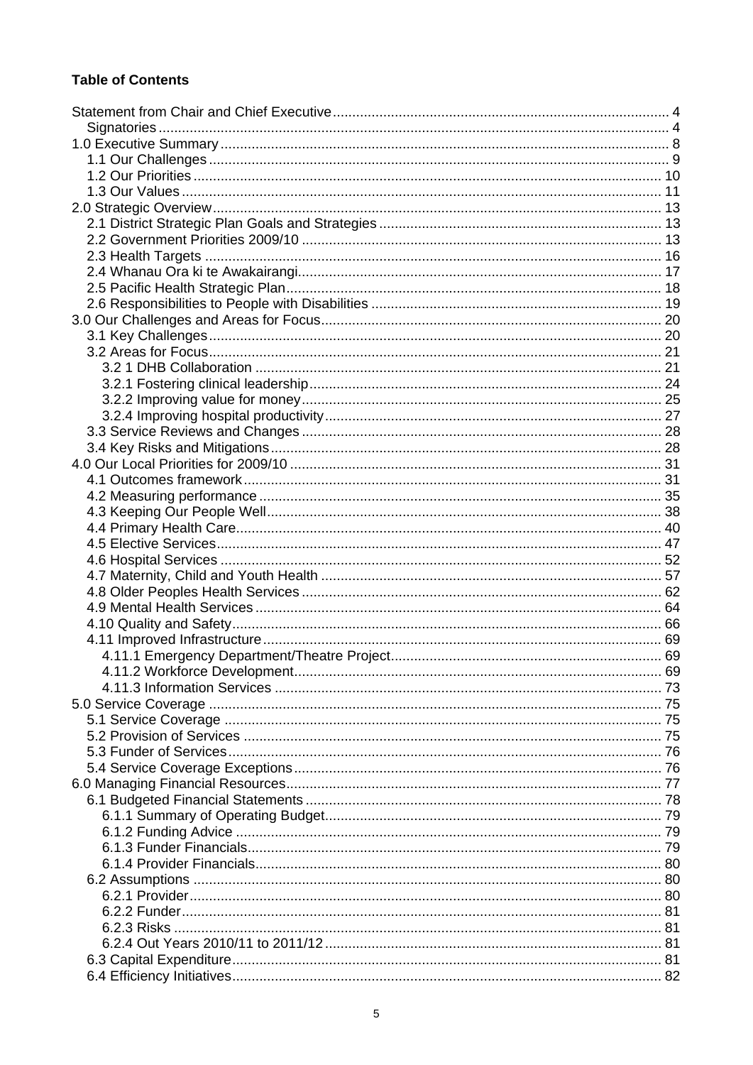**Table of Contents**

- Statement from Chair and Chief Executive ..... 4
  - Signatories ..... 4
- 1.0 Executive Summary ..... 8
  - 1.1 Our Challenges ..... 9
  - 1.2 Our Priorities ..... 10
  - 1.3 Our Values ..... 11
- 2.0 Strategic Overview ..... 13
  - 2.1 District Strategic Plan Goals and Strategies ..... 13
  - 2.2 Government Priorities 2009/10 ..... 13
  - 2.3 Health Targets ..... 16
  - 2.4 Whanau Ora ki te Awakairangi ..... 17
  - 2.5 Pacific Health Strategic Plan ..... 18
  - 2.6 Responsibilities to People with Disabilities ..... 19
- 3.0 Our Challenges and Areas for Focus ..... 20
  - 3.1 Key Challenges ..... 20
  - 3.2 Areas for Focus ..... 21
    - 3.2 1 DHB Collaboration ..... 21
    - 3.2.1 Fostering clinical leadership ..... 24
    - 3.2.2 Improving value for money ..... 25
    - 3.2.4 Improving hospital productivity ..... 27
  - 3.3 Service Reviews and Changes ..... 28
  - 3.4 Key Risks and Mitigations ..... 28
- 4.0 Our Local Priorities for 2009/10 ..... 31
  - 4.1 Outcomes framework ..... 31
  - 4.2 Measuring performance ..... 35
  - 4.3 Keeping Our People Well ..... 38
  - 4.4 Primary Health Care ..... 40
  - 4.5 Elective Services ..... 47
  - 4.6 Hospital Services ..... 52
  - 4.7 Maternity, Child and Youth Health ..... 57
  - 4.8 Older Peoples Health Services ..... 62
  - 4.9 Mental Health Services ..... 64
  - 4.10 Quality and Safety ..... 66
  - 4.11 Improved Infrastructure ..... 69
    - 4.11.1 Emergency Department/Theatre Project ..... 69
    - 4.11.2 Workforce Development ..... 69
    - 4.11.3 Information Services ..... 73
- 5.0 Service Coverage ..... 75
  - 5.1 Service Coverage ..... 75
  - 5.2 Provision of Services ..... 75
  - 5.3 Funder of Services ..... 76
  - 5.4 Service Coverage Exceptions ..... 76
- 6.0 Managing Financial Resources ..... 77
  - 6.1 Budgeted Financial Statements ..... 78
    - 6.1.1 Summary of Operating Budget ..... 79
    - 6.1.2 Funding Advice ..... 79
    - 6.1.3 Funder Financials ..... 79
    - 6.1.4 Provider Financials ..... 80
  - 6.2 Assumptions ..... 80
    - 6.2.1 Provider ..... 80
    - 6.2.2 Funder ..... 81
    - 6.2.3 Risks ..... 81
    - 6.2.4 Out Years 2010/11 to 2011/12 ..... 81
  - 6.3 Capital Expenditure ..... 81
  - 6.4 Efficiency Initiatives ..... 82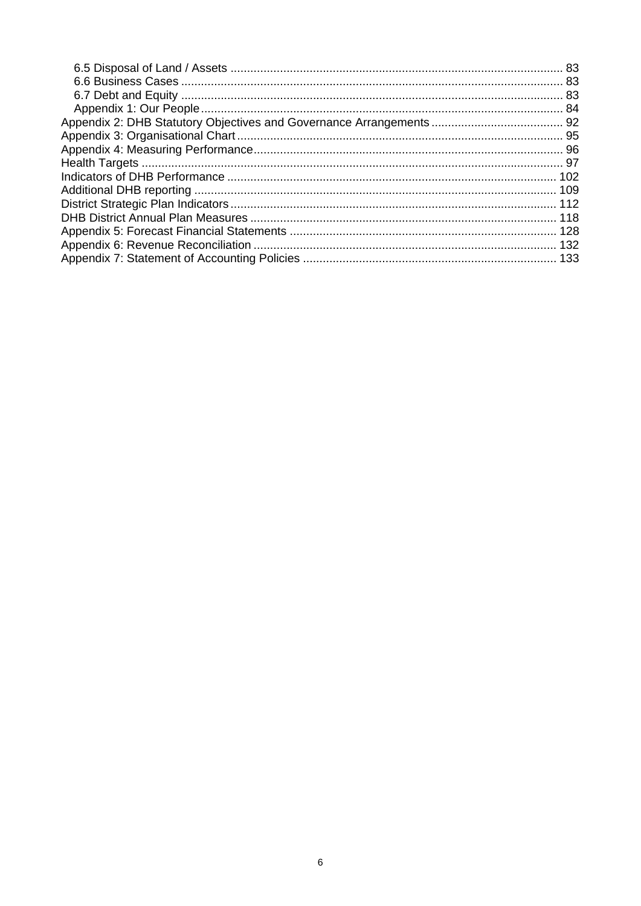6.5 Disposal of Land / Assets ..................................................................................................... 83
6.6 Business Cases ..................................................................................................................... 83
6.7 Debt and Equity ..................................................................................................................... 83
Appendix 1: Our People ............................................................................................................. 84
Appendix 2: DHB Statutory Objectives and Governance Arrangements ........................................ 92
Appendix 3: Organisational Chart .................................................................................................. 95
Appendix 4: Measuring Performance ............................................................................................. 96
Health Targets ................................................................................................................................ 97
Indicators of DHB Performance ................................................................................................... 102
Additional DHB reporting ............................................................................................................. 109
District Strategic Plan Indicators .................................................................................................. 112
DHB District Annual Plan Measures ............................................................................................ 118
Appendix 5: Forecast Financial Statements ................................................................................. 128
Appendix 6: Revenue Reconciliation ........................................................................................... 132
Appendix 7: Statement of Accounting Policies ............................................................................. 133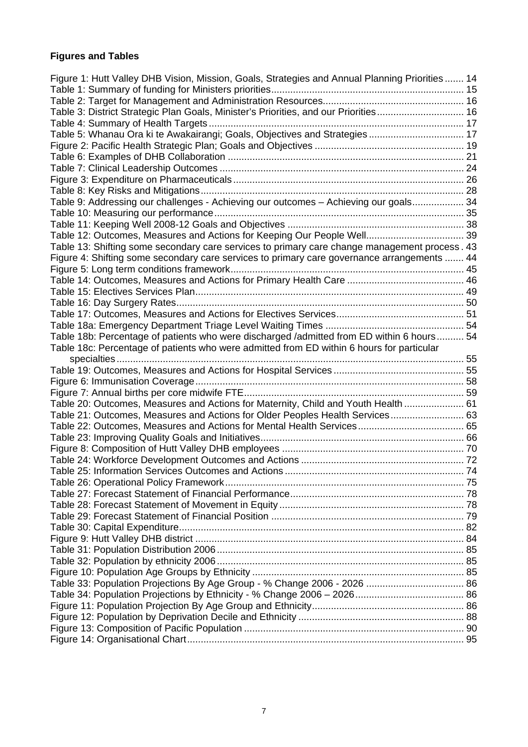**Figures and Tables**

Figure 1: Hutt Valley DHB Vision, Mission, Goals, Strategies and Annual Planning Priorities ....... 14
Table 1: Summary of funding for Ministers priorities....................................................................... 15
Table 2: Target for Management and Administration Resources.................................................... 16
Table 3: District Strategic Plan Goals, Minister's Priorities, and our Priorities................................ 16
Table 4: Summary of Health Targets .............................................................................................. 17
Table 5: Whanau Ora ki te Awakairangi; Goals, Objectives and Strategies ................................... 17
Figure 2: Pacific Health Strategic Plan; Goals and Objectives ....................................................... 19
Table 6: Examples of DHB Collaboration ....................................................................................... 21
Table 7: Clinical Leadership Outcomes .......................................................................................... 24
Figure 3: Expenditure on Pharmaceuticals..................................................................................... 26
Table 8: Key Risks and Mitigations................................................................................................. 28
Table 9: Addressing our challenges - Achieving our outcomes – Achieving our goals.................. 34
Table 10: Measuring our performance............................................................................................ 35
Table 11: Keeping Well 2008-12 Goals and Objectives ................................................................. 38
Table 12: Outcomes, Measures and Actions for Keeping Our People Well.................................... 39
Table 13: Shifting some secondary care services to primary care change management process . 43
Figure 4: Shifting some secondary care services to primary care governance arrangements ....... 44
Figure 5: Long term conditions framework...................................................................................... 45
Table 14: Outcomes, Measures and Actions for Primary Health Care ........................................... 46
Table 15: Electives Services Plan................................................................................................... 49
Table 16: Day Surgery Rates.......................................................................................................... 50
Table 17: Outcomes, Measures and Actions for Electives Services............................................... 51
Table 18a: Emergency Department Triage Level Waiting Times ................................................... 54
Table 18b: Percentage of patients who were discharged /admitted from ED within 6 hours.......... 54
Table 18c: Percentage of patients who were admitted from ED within 6 hours for particular specialties................................................................................................................................ 55
Table 19: Outcomes, Measures and Actions for Hospital Services ................................................ 55
Figure 6: Immunisation Coverage................................................................................................... 58
Figure 7: Annual births per core midwife FTE................................................................................. 59
Table 20: Outcomes, Measures and Actions for Maternity, Child and Youth Health ...................... 61
Table 21: Outcomes, Measures and Actions for Older Peoples Health Services........................... 63
Table 22: Outcomes, Measures and Actions for Mental Health Services....................................... 65
Table 23: Improving Quality Goals and Initiatives........................................................................... 66
Figure 8: Composition of Hutt Valley DHB employees ................................................................... 70
Table 24: Workforce Development Outcomes and Actions ............................................................ 72
Table 25: Information Services Outcomes and Actions .................................................................. 74
Table 26: Operational Policy Framework........................................................................................ 75
Table 27: Forecast Statement of Financial Performance................................................................ 78
Table 28: Forecast Statement of Movement in Equity .................................................................... 78
Table 29: Forecast Statement of Financial Position ....................................................................... 79
Table 30: Capital Expenditure......................................................................................................... 82
Figure 9: Hutt Valley DHB district ................................................................................................... 84
Table 31: Population Distribution 2006........................................................................................... 85
Table 32: Population by ethnicity 2006........................................................................................... 85
Figure 10: Population Age Groups by Ethnicity .............................................................................. 85
Table 33: Population Projections By Age Group - % Change 2006 - 2026 .................................... 86
Table 34: Population Projections by Ethnicity - % Change 2006 – 2026........................................ 86
Figure 11: Population Projection By Age Group and Ethnicity........................................................ 86
Figure 12: Population by Deprivation Decile and Ethnicity ............................................................. 88
Figure 13: Composition of Pacific Population ................................................................................. 90
Figure 14: Organisational Chart...................................................................................................... 95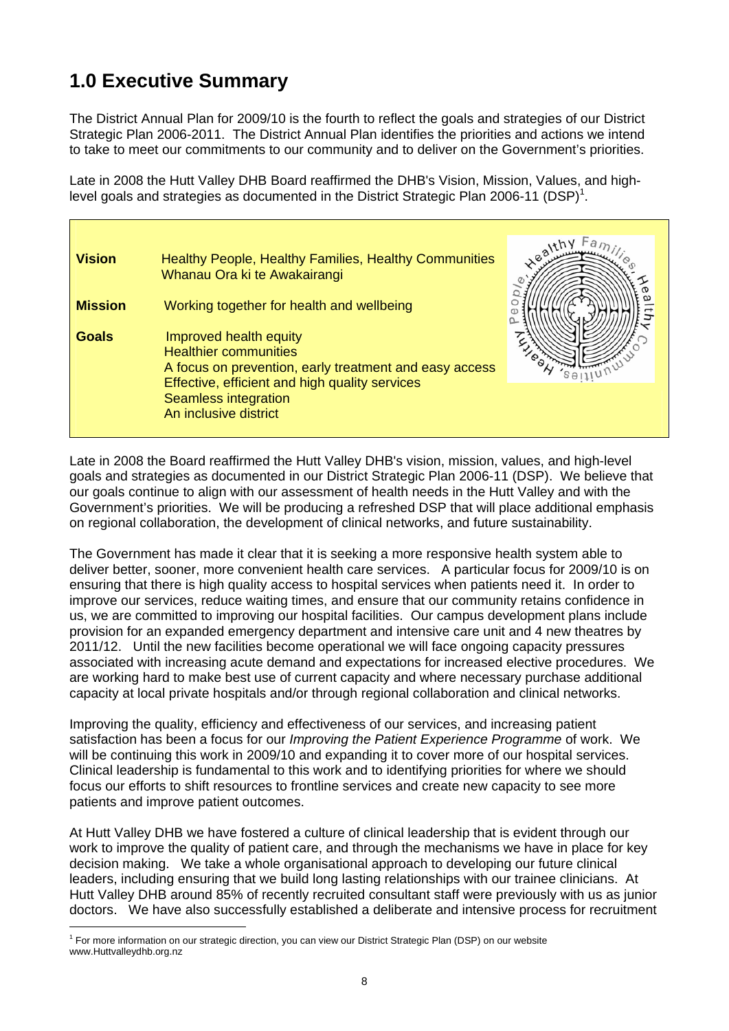# 1.0 Executive Summary

The District Annual Plan for 2009/10 is the fourth to reflect the goals and strategies of our District Strategic Plan 2006-2011. The District Annual Plan identifies the priorities and actions we intend to take to meet our commitments to our community and to deliver on the Government's priorities.

Late in 2008 the Hutt Valley DHB Board reaffirmed the DHB's Vision, Mission, Values, and high-level goals and strategies as documented in the District Strategic Plan 2006-11 (DSP)[1].

| | |
|---|---|
| **Vision** | Healthy People, Healthy Families, Healthy Communities<br>Whanau Ora ki te Awakairangi |
| **Mission** | Working together for health and wellbeing |
| **Goals** | Improved health equity<br>Healthier communities<br>A focus on prevention, early treatment and easy access<br>Effective, efficient and high quality services<br>Seamless integration<br>An inclusive district |

Late in 2008 the Board reaffirmed the Hutt Valley DHB's vision, mission, values, and high-level goals and strategies as documented in our District Strategic Plan 2006-11 (DSP). We believe that our goals continue to align with our assessment of health needs in the Hutt Valley and with the Government's priorities. We will be producing a refreshed DSP that will place additional emphasis on regional collaboration, the development of clinical networks, and future sustainability.

The Government has made it clear that it is seeking a more responsive health system able to deliver better, sooner, more convenient health care services. A particular focus for 2009/10 is on ensuring that there is high quality access to hospital services when patients need it. In order to improve our services, reduce waiting times, and ensure that our community retains confidence in us, we are committed to improving our hospital facilities. Our campus development plans include provision for an expanded emergency department and intensive care unit and 4 new theatres by 2011/12. Until the new facilities become operational we will face ongoing capacity pressures associated with increasing acute demand and expectations for increased elective procedures. We are working hard to make best use of current capacity and where necessary purchase additional capacity at local private hospitals and/or through regional collaboration and clinical networks.

Improving the quality, efficiency and effectiveness of our services, and increasing patient satisfaction has been a focus for our *Improving the Patient Experience Programme* of work. We will be continuing this work in 2009/10 and expanding it to cover more of our hospital services. Clinical leadership is fundamental to this work and to identifying priorities for where we should focus our efforts to shift resources to frontline services and create new capacity to see more patients and improve patient outcomes.

At Hutt Valley DHB we have fostered a culture of clinical leadership that is evident through our work to improve the quality of patient care, and through the mechanisms we have in place for key decision making. We take a whole organisational approach to developing our future clinical leaders, including ensuring that we build long lasting relationships with our trainee clinicians. At Hutt Valley DHB around 85% of recently recruited consultant staff were previously with us as junior doctors. We have also successfully established a deliberate and intensive process for recruitment

[1] For more information on our strategic direction, you can view our District Strategic Plan (DSP) on our website www.Huttvalleydhb.org.nz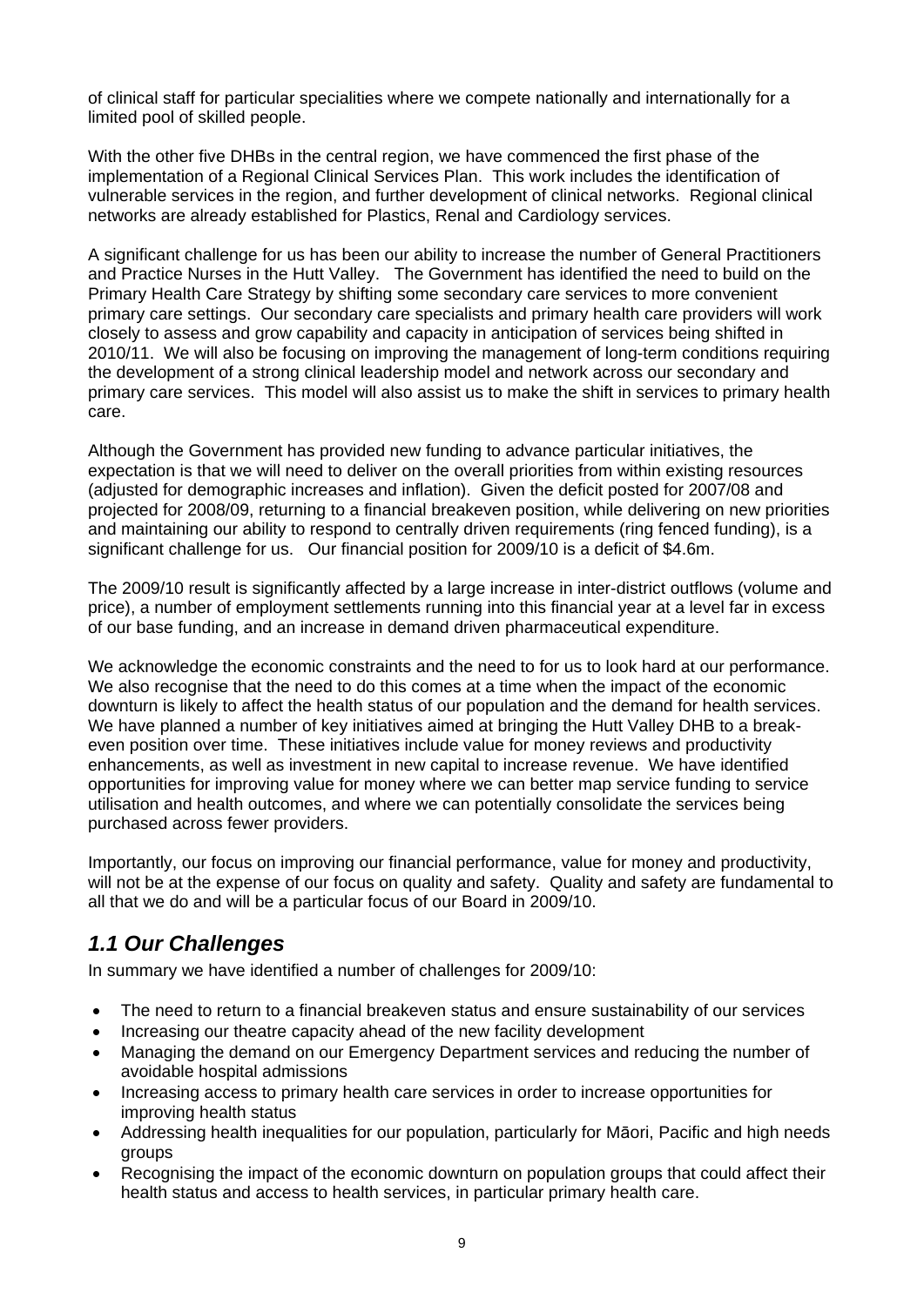of clinical staff for particular specialities where we compete nationally and internationally for a limited pool of skilled people.

With the other five DHBs in the central region, we have commenced the first phase of the implementation of a Regional Clinical Services Plan. This work includes the identification of vulnerable services in the region, and further development of clinical networks. Regional clinical networks are already established for Plastics, Renal and Cardiology services.

A significant challenge for us has been our ability to increase the number of General Practitioners and Practice Nurses in the Hutt Valley. The Government has identified the need to build on the Primary Health Care Strategy by shifting some secondary care services to more convenient primary care settings. Our secondary care specialists and primary health care providers will work closely to assess and grow capability and capacity in anticipation of services being shifted in 2010/11. We will also be focusing on improving the management of long-term conditions requiring the development of a strong clinical leadership model and network across our secondary and primary care services. This model will also assist us to make the shift in services to primary health care.

Although the Government has provided new funding to advance particular initiatives, the expectation is that we will need to deliver on the overall priorities from within existing resources (adjusted for demographic increases and inflation). Given the deficit posted for 2007/08 and projected for 2008/09, returning to a financial breakeven position, while delivering on new priorities and maintaining our ability to respond to centrally driven requirements (ring fenced funding), is a significant challenge for us. Our financial position for 2009/10 is a deficit of $4.6m.

The 2009/10 result is significantly affected by a large increase in inter-district outflows (volume and price), a number of employment settlements running into this financial year at a level far in excess of our base funding, and an increase in demand driven pharmaceutical expenditure.

We acknowledge the economic constraints and the need to for us to look hard at our performance. We also recognise that the need to do this comes at a time when the impact of the economic downturn is likely to affect the health status of our population and the demand for health services. We have planned a number of key initiatives aimed at bringing the Hutt Valley DHB to a break-even position over time. These initiatives include value for money reviews and productivity enhancements, as well as investment in new capital to increase revenue. We have identified opportunities for improving value for money where we can better map service funding to service utilisation and health outcomes, and where we can potentially consolidate the services being purchased across fewer providers.

Importantly, our focus on improving our financial performance, value for money and productivity, will not be at the expense of our focus on quality and safety. Quality and safety are fundamental to all that we do and will be a particular focus of our Board in 2009/10.

## *1.1 Our Challenges*

In summary we have identified a number of challenges for 2009/10:

- The need to return to a financial breakeven status and ensure sustainability of our services
- Increasing our theatre capacity ahead of the new facility development
- Managing the demand on our Emergency Department services and reducing the number of avoidable hospital admissions
- Increasing access to primary health care services in order to increase opportunities for improving health status
- Addressing health inequalities for our population, particularly for Māori, Pacific and high needs groups
- Recognising the impact of the economic downturn on population groups that could affect their health status and access to health services, in particular primary health care.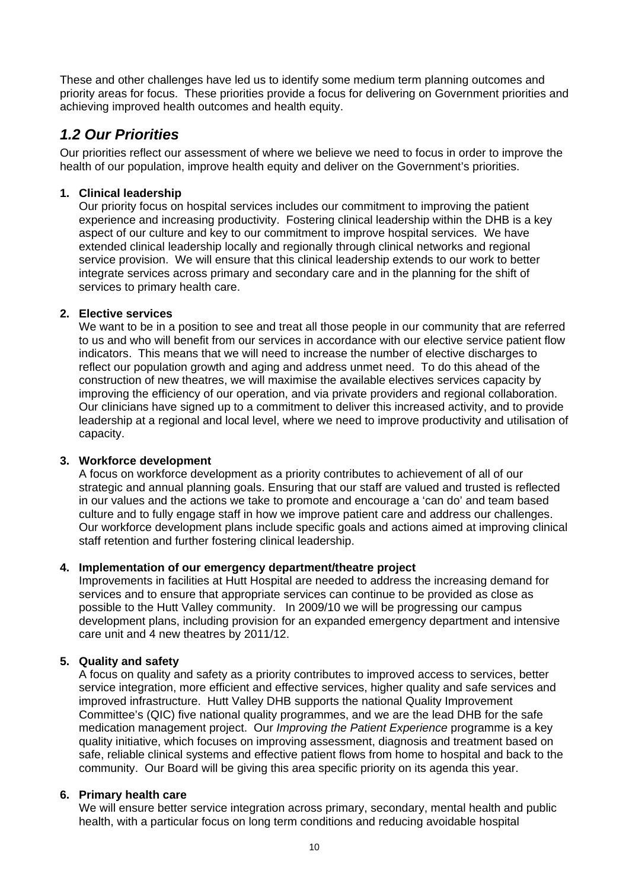These and other challenges have led us to identify some medium term planning outcomes and priority areas for focus. These priorities provide a focus for delivering on Government priorities and achieving improved health outcomes and health equity.

## *1.2 Our Priorities*

Our priorities reflect our assessment of where we believe we need to focus in order to improve the health of our population, improve health equity and deliver on the Government's priorities.

1. **Clinical leadership**
   Our priority focus on hospital services includes our commitment to improving the patient experience and increasing productivity. Fostering clinical leadership within the DHB is a key aspect of our culture and key to our commitment to improve hospital services. We have extended clinical leadership locally and regionally through clinical networks and regional service provision. We will ensure that this clinical leadership extends to our work to better integrate services across primary and secondary care and in the planning for the shift of services to primary health care.

2. **Elective services**
   We want to be in a position to see and treat all those people in our community that are referred to us and who will benefit from our services in accordance with our elective service patient flow indicators. This means that we will need to increase the number of elective discharges to reflect our population growth and aging and address unmet need. To do this ahead of the construction of new theatres, we will maximise the available electives services capacity by improving the efficiency of our operation, and via private providers and regional collaboration. Our clinicians have signed up to a commitment to deliver this increased activity, and to provide leadership at a regional and local level, where we need to improve productivity and utilisation of capacity.

3. **Workforce development**
   A focus on workforce development as a priority contributes to achievement of all of our strategic and annual planning goals. Ensuring that our staff are valued and trusted is reflected in our values and the actions we take to promote and encourage a 'can do' and team based culture and to fully engage staff in how we improve patient care and address our challenges. Our workforce development plans include specific goals and actions aimed at improving clinical staff retention and further fostering clinical leadership.

4. **Implementation of our emergency department/theatre project**
   Improvements in facilities at Hutt Hospital are needed to address the increasing demand for services and to ensure that appropriate services can continue to be provided as close as possible to the Hutt Valley community. In 2009/10 we will be progressing our campus development plans, including provision for an expanded emergency department and intensive care unit and 4 new theatres by 2011/12.

5. **Quality and safety**
   A focus on quality and safety as a priority contributes to improved access to services, better service integration, more efficient and effective services, higher quality and safe services and improved infrastructure. Hutt Valley DHB supports the national Quality Improvement Committee's (QIC) five national quality programmes, and we are the lead DHB for the safe medication management project. Our *Improving the Patient Experience* programme is a key quality initiative, which focuses on improving assessment, diagnosis and treatment based on safe, reliable clinical systems and effective patient flows from home to hospital and back to the community. Our Board will be giving this area specific priority on its agenda this year.

6. **Primary health care**
   We will ensure better service integration across primary, secondary, mental health and public health, with a particular focus on long term conditions and reducing avoidable hospital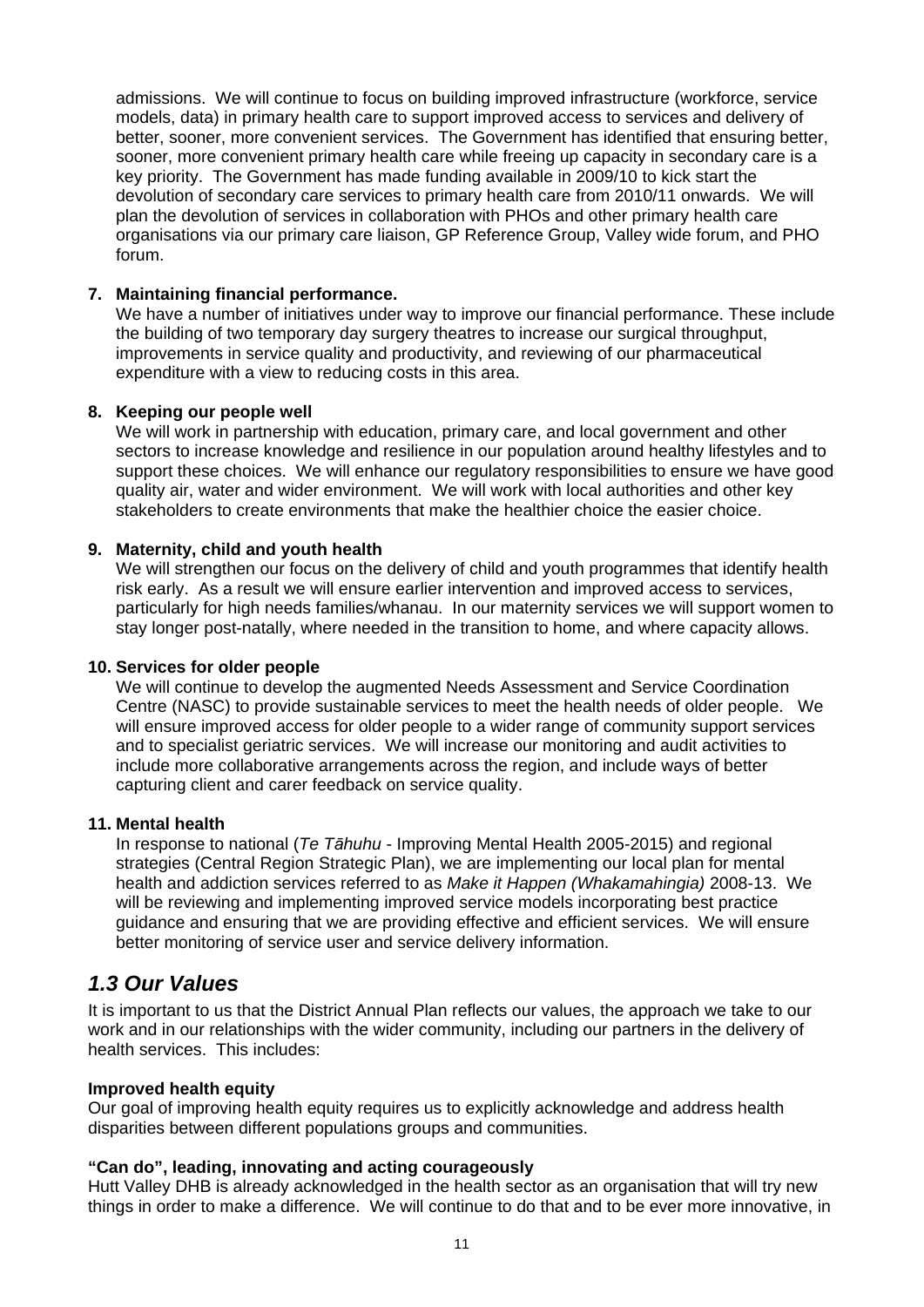admissions. We will continue to focus on building improved infrastructure (workforce, service models, data) in primary health care to support improved access to services and delivery of better, sooner, more convenient services. The Government has identified that ensuring better, sooner, more convenient primary health care while freeing up capacity in secondary care is a key priority. The Government has made funding available in 2009/10 to kick start the devolution of secondary care services to primary health care from 2010/11 onwards. We will plan the devolution of services in collaboration with PHOs and other primary health care organisations via our primary care liaison, GP Reference Group, Valley wide forum, and PHO forum.

7. **Maintaining financial performance.**
   We have a number of initiatives under way to improve our financial performance. These include the building of two temporary day surgery theatres to increase our surgical throughput, improvements in service quality and productivity, and reviewing of our pharmaceutical expenditure with a view to reducing costs in this area.

8. **Keeping our people well**
   We will work in partnership with education, primary care, and local government and other sectors to increase knowledge and resilience in our population around healthy lifestyles and to support these choices. We will enhance our regulatory responsibilities to ensure we have good quality air, water and wider environment. We will work with local authorities and other key stakeholders to create environments that make the healthier choice the easier choice.

9. **Maternity, child and youth health**
   We will strengthen our focus on the delivery of child and youth programmes that identify health risk early. As a result we will ensure earlier intervention and improved access to services, particularly for high needs families/whanau. In our maternity services we will support women to stay longer post-natally, where needed in the transition to home, and where capacity allows.

10. **Services for older people**
    We will continue to develop the augmented Needs Assessment and Service Coordination Centre (NASC) to provide sustainable services to meet the health needs of older people. We will ensure improved access for older people to a wider range of community support services and to specialist geriatric services. We will increase our monitoring and audit activities to include more collaborative arrangements across the region, and include ways of better capturing client and carer feedback on service quality.

11. **Mental health**
    In response to national (*Te Tāhuhu* - Improving Mental Health 2005-2015) and regional strategies (Central Region Strategic Plan), we are implementing our local plan for mental health and addiction services referred to as *Make it Happen (Whakamahingia)* 2008-13. We will be reviewing and implementing improved service models incorporating best practice guidance and ensuring that we are providing effective and efficient services. We will ensure better monitoring of service user and service delivery information.

## *1.3 Our Values*

It is important to us that the District Annual Plan reflects our values, the approach we take to our work and in our relationships with the wider community, including our partners in the delivery of health services. This includes:

**Improved health equity**
Our goal of improving health equity requires us to explicitly acknowledge and address health disparities between different populations groups and communities.

**"Can do", leading, innovating and acting courageously**
Hutt Valley DHB is already acknowledged in the health sector as an organisation that will try new things in order to make a difference. We will continue to do that and to be ever more innovative, in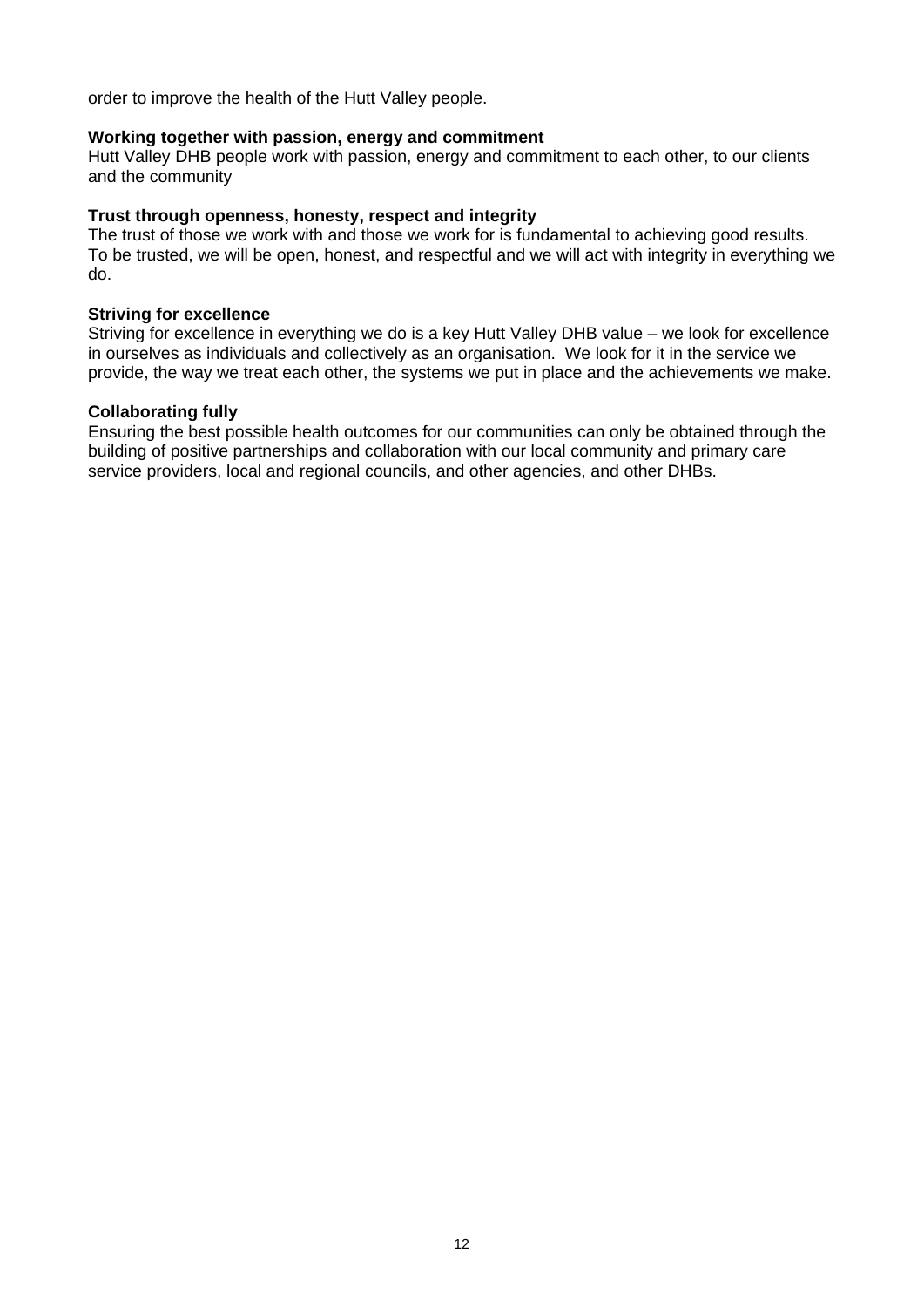order to improve the health of the Hutt Valley people.

**Working together with passion, energy and commitment**
Hutt Valley DHB people work with passion, energy and commitment to each other, to our clients and the community

**Trust through openness, honesty, respect and integrity**
The trust of those we work with and those we work for is fundamental to achieving good results. To be trusted, we will be open, honest, and respectful and we will act with integrity in everything we do.

**Striving for excellence**
Striving for excellence in everything we do is a key Hutt Valley DHB value – we look for excellence in ourselves as individuals and collectively as an organisation. We look for it in the service we provide, the way we treat each other, the systems we put in place and the achievements we make.

**Collaborating fully**
Ensuring the best possible health outcomes for our communities can only be obtained through the building of positive partnerships and collaboration with our local community and primary care service providers, local and regional councils, and other agencies, and other DHBs.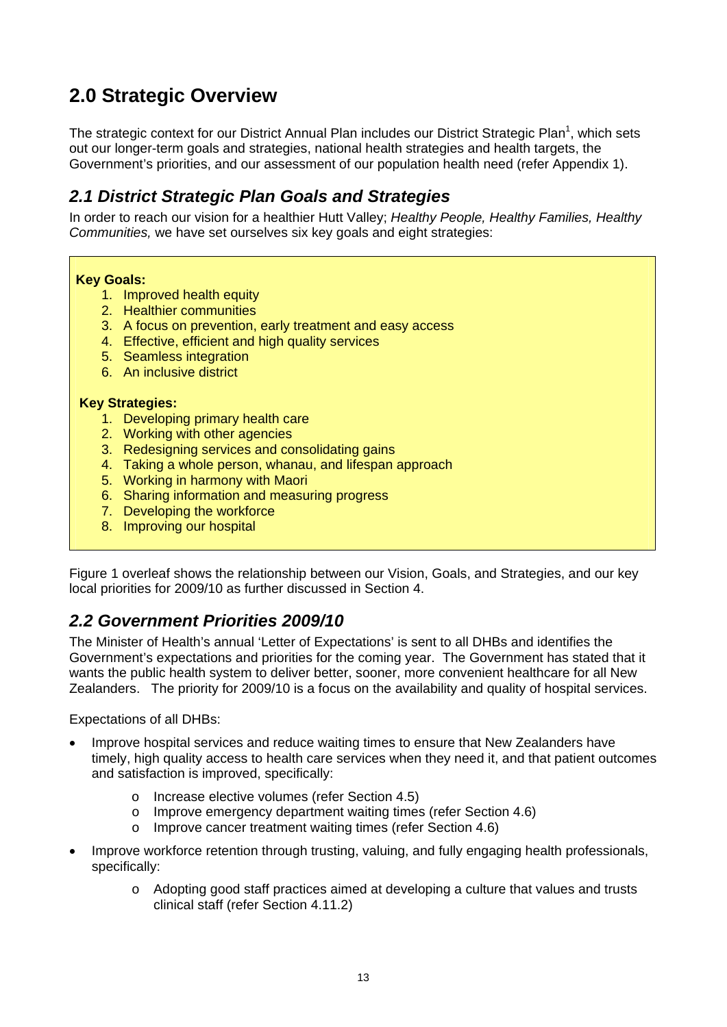# 2.0 Strategic Overview

The strategic context for our District Annual Plan includes our District Strategic Plan[1], which sets out our longer-term goals and strategies, national health strategies and health targets, the Government's priorities, and our assessment of our population health need (refer Appendix 1).

## *2.1 District Strategic Plan Goals and Strategies*

In order to reach our vision for a healthier Hutt Valley; *Healthy People, Healthy Families, Healthy Communities,* we have set ourselves six key goals and eight strategies:

**Key Goals:**

1. Improved health equity
2. Healthier communities
3. A focus on prevention, early treatment and easy access
4. Effective, efficient and high quality services
5. Seamless integration
6. An inclusive district

**Key Strategies:**

1. Developing primary health care
2. Working with other agencies
3. Redesigning services and consolidating gains
4. Taking a whole person, whanau, and lifespan approach
5. Working in harmony with Maori
6. Sharing information and measuring progress
7. Developing the workforce
8. Improving our hospital

Figure 1 overleaf shows the relationship between our Vision, Goals, and Strategies, and our key local priorities for 2009/10 as further discussed in Section 4.

## *2.2 Government Priorities 2009/10*

The Minister of Health's annual 'Letter of Expectations' is sent to all DHBs and identifies the Government's expectations and priorities for the coming year. The Government has stated that it wants the public health system to deliver better, sooner, more convenient healthcare for all New Zealanders. The priority for 2009/10 is a focus on the availability and quality of hospital services.

Expectations of all DHBs:

- Improve hospital services and reduce waiting times to ensure that New Zealanders have timely, high quality access to health care services when they need it, and that patient outcomes and satisfaction is improved, specifically:
  - Increase elective volumes (refer Section 4.5)
  - Improve emergency department waiting times (refer Section 4.6)
  - Improve cancer treatment waiting times (refer Section 4.6)
- Improve workforce retention through trusting, valuing, and fully engaging health professionals, specifically:
  - Adopting good staff practices aimed at developing a culture that values and trusts clinical staff (refer Section 4.11.2)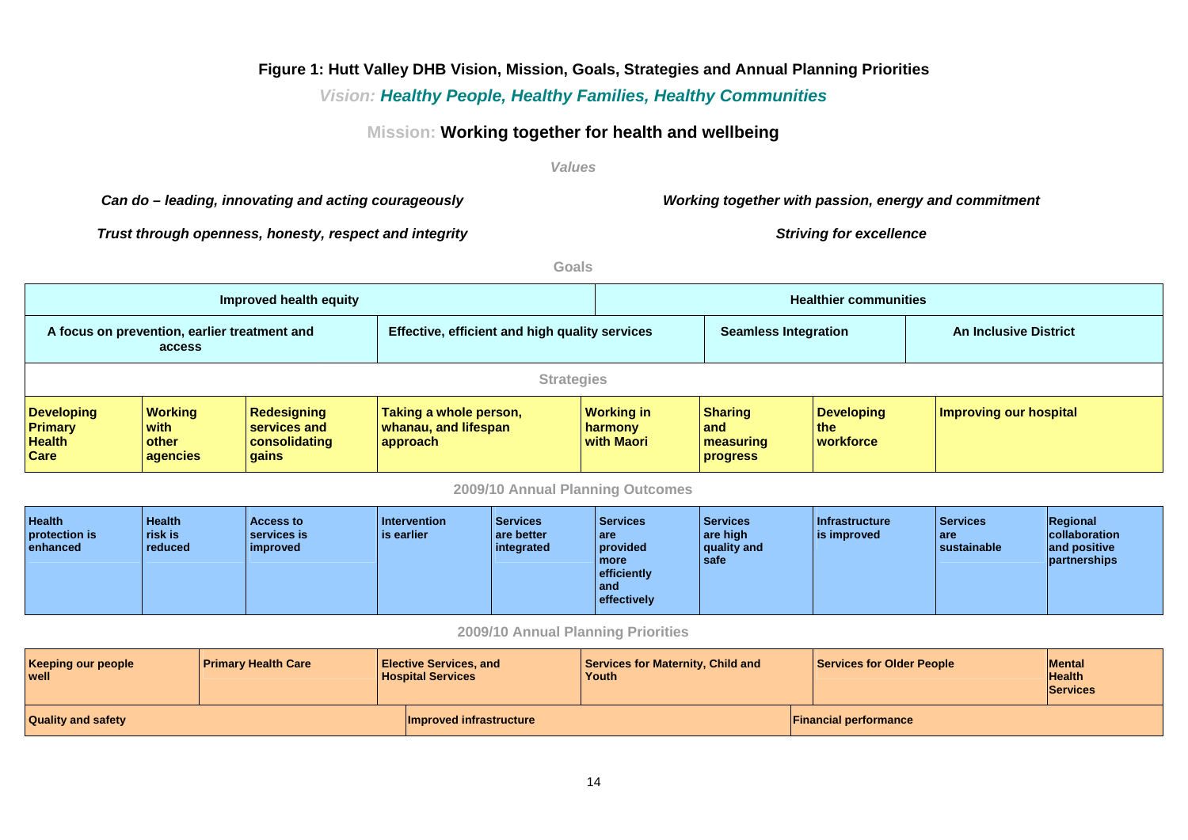**Figure 1: Hutt Valley DHB Vision, Mission, Goals, Strategies and Annual Planning Priorities**

*Vision: **Healthy People, Healthy Families, Healthy Communities***

Mission: **Working together for health and wellbeing**

*Values*

***Can do – leading, innovating and acting courageously***

***Working together with passion, energy and commitment***

***Trust through openness, honesty, respect and integrity***

***Striving for excellence***

**Goals**

| Improved health equity | | Healthier communities | |
|---|---|---|---|
| A focus on prevention, earlier treatment and access | Effective, efficient and high quality services | Seamless Integration | An Inclusive District |

**Strategies**

| Developing Primary Health Care | Working with other agencies | Redesigning services and consolidating gains | Taking a whole person, whanau, and lifespan approach | Working in harmony with Maori | Sharing and measuring progress | Developing the workforce | Improving our hospital |
|---|---|---|---|---|---|---|---|

**2009/10 Annual Planning Outcomes**

| Health protection is enhanced | Health risk is reduced | Access to services is improved | Intervention is earlier | Services are better integrated | Services are provided more efficiently and effectively | Services are high quality and safe | Infrastructure is improved | Services are sustainable | Regional collaboration and positive partnerships |
|---|---|---|---|---|---|---|---|---|---|

**2009/10 Annual Planning Priorities**

| Keeping our people well | Primary Health Care | Elective Services, and Hospital Services | Services for Maternity, Child and Youth | Services for Older People | Mental Health Services |
|---|---|---|---|---|---|
| Quality and safety | | Improved infrastructure | | Financial performance | |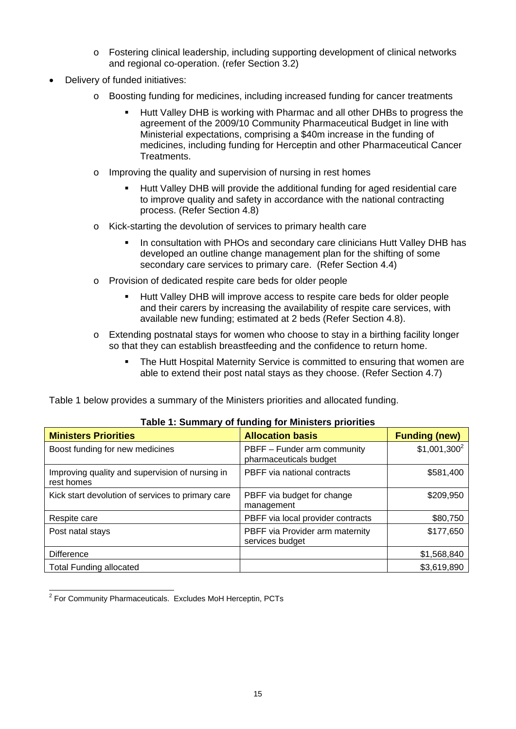- Fostering clinical leadership, including supporting development of clinical networks and regional co-operation. (refer Section 3.2)

- Delivery of funded initiatives:
    - Boosting funding for medicines, including increased funding for cancer treatments
        - Hutt Valley DHB is working with Pharmac and all other DHBs to progress the agreement of the 2009/10 Community Pharmaceutical Budget in line with Ministerial expectations, comprising a $40m increase in the funding of medicines, including funding for Herceptin and other Pharmaceutical Cancer Treatments.
    - Improving the quality and supervision of nursing in rest homes
        - Hutt Valley DHB will provide the additional funding for aged residential care to improve quality and safety in accordance with the national contracting process. (Refer Section 4.8)
    - Kick-starting the devolution of services to primary health care
        - In consultation with PHOs and secondary care clinicians Hutt Valley DHB has developed an outline change management plan for the shifting of some secondary care services to primary care. (Refer Section 4.4)
    - Provision of dedicated respite care beds for older people
        - Hutt Valley DHB will improve access to respite care beds for older people and their carers by increasing the availability of respite care services, with available new funding; estimated at 2 beds (Refer Section 4.8).
    - Extending postnatal stays for women who choose to stay in a birthing facility longer so that they can establish breastfeeding and the confidence to return home.
        - The Hutt Hospital Maternity Service is committed to ensuring that women are able to extend their post natal stays as they choose. (Refer Section 4.7)

Table 1 below provides a summary of the Ministers priorities and allocated funding.

**Table 1: Summary of funding for Ministers priorities**

| Ministers Priorities | Allocation basis | Funding (new) |
|---|---|---|
| Boost funding for new medicines | PBFF – Funder arm community pharmaceuticals budget | $1,001,300[2] |
| Improving quality and supervision of nursing in rest homes | PBFF via national contracts | $581,400 |
| Kick start devolution of services to primary care | PBFF via budget for change management | $209,950 |
| Respite care | PBFF via local provider contracts | $80,750 |
| Post natal stays | PBFF via Provider arm maternity services budget | $177,650 |
| Difference | | $1,568,840 |
| Total Funding allocated | | $3,619,890 |

[2] For Community Pharmaceuticals. Excludes MoH Herceptin, PCTs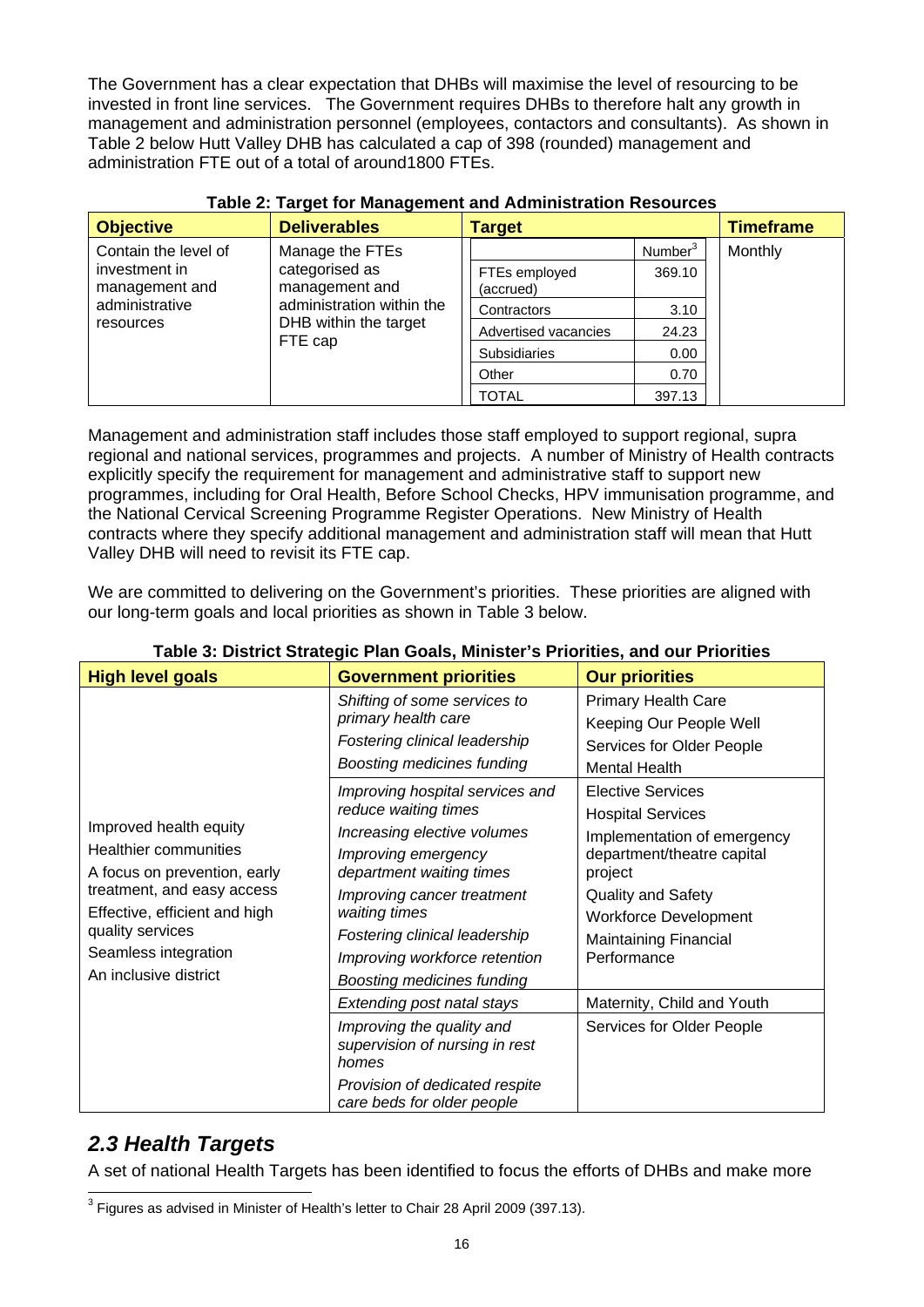The Government has a clear expectation that DHBs will maximise the level of resourcing to be invested in front line services. The Government requires DHBs to therefore halt any growth in management and administration personnel (employees, contactors and consultants). As shown in Table 2 below Hutt Valley DHB has calculated a cap of 398 (rounded) management and administration FTE out of a total of around1800 FTEs.

**Table 2: Target for Management and Administration Resources**

| Objective | Deliverables | Target | | Timeframe |
|---|---|---|---|---|
| Contain the level of investment in management and administrative resources | Manage the FTEs categorised as management and administration within the DHB within the target FTE cap | | Number[3] | Monthly |
| | | FTEs employed (accrued) | 369.10 | |
| | | Contractors | 3.10 | |
| | | Advertised vacancies | 24.23 | |
| | | Subsidiaries | 0.00 | |
| | | Other | 0.70 | |
| | | TOTAL | 397.13 | |

Management and administration staff includes those staff employed to support regional, supra regional and national services, programmes and projects. A number of Ministry of Health contracts explicitly specify the requirement for management and administrative staff to support new programmes, including for Oral Health, Before School Checks, HPV immunisation programme, and the National Cervical Screening Programme Register Operations. New Ministry of Health contracts where they specify additional management and administration staff will mean that Hutt Valley DHB will need to revisit its FTE cap.

We are committed to delivering on the Government's priorities. These priorities are aligned with our long-term goals and local priorities as shown in Table 3 below.

**Table 3: District Strategic Plan Goals, Minister's Priorities, and our Priorities**

| High level goals | Government priorities | Our priorities |
|---|---|---|
| Improved health equity<br>Healthier communities<br>A focus on prevention, early treatment, and easy access<br>Effective, efficient and high quality services<br>Seamless integration<br>An inclusive district | *Shifting of some services to primary health care*<br>*Fostering clinical leadership*<br>*Boosting medicines funding* | Primary Health Care<br>Keeping Our People Well<br>Services for Older People<br>Mental Health |
| | *Improving hospital services and reduce waiting times*<br>*Increasing elective volumes*<br>*Improving emergency department waiting times*<br>*Improving cancer treatment waiting times*<br>*Fostering clinical leadership*<br>*Improving workforce retention*<br>*Boosting medicines funding* | Elective Services<br>Hospital Services<br>Implementation of emergency department/theatre capital project<br>Quality and Safety<br>Workforce Development<br>Maintaining Financial Performance |
| | *Extending post natal stays* | Maternity, Child and Youth |
| | *Improving the quality and supervision of nursing in rest homes*<br>*Provision of dedicated respite care beds for older people* | Services for Older People |

## *2.3 Health Targets*

A set of national Health Targets has been identified to focus the efforts of DHBs and make more

[3] Figures as advised in Minister of Health's letter to Chair 28 April 2009 (397.13).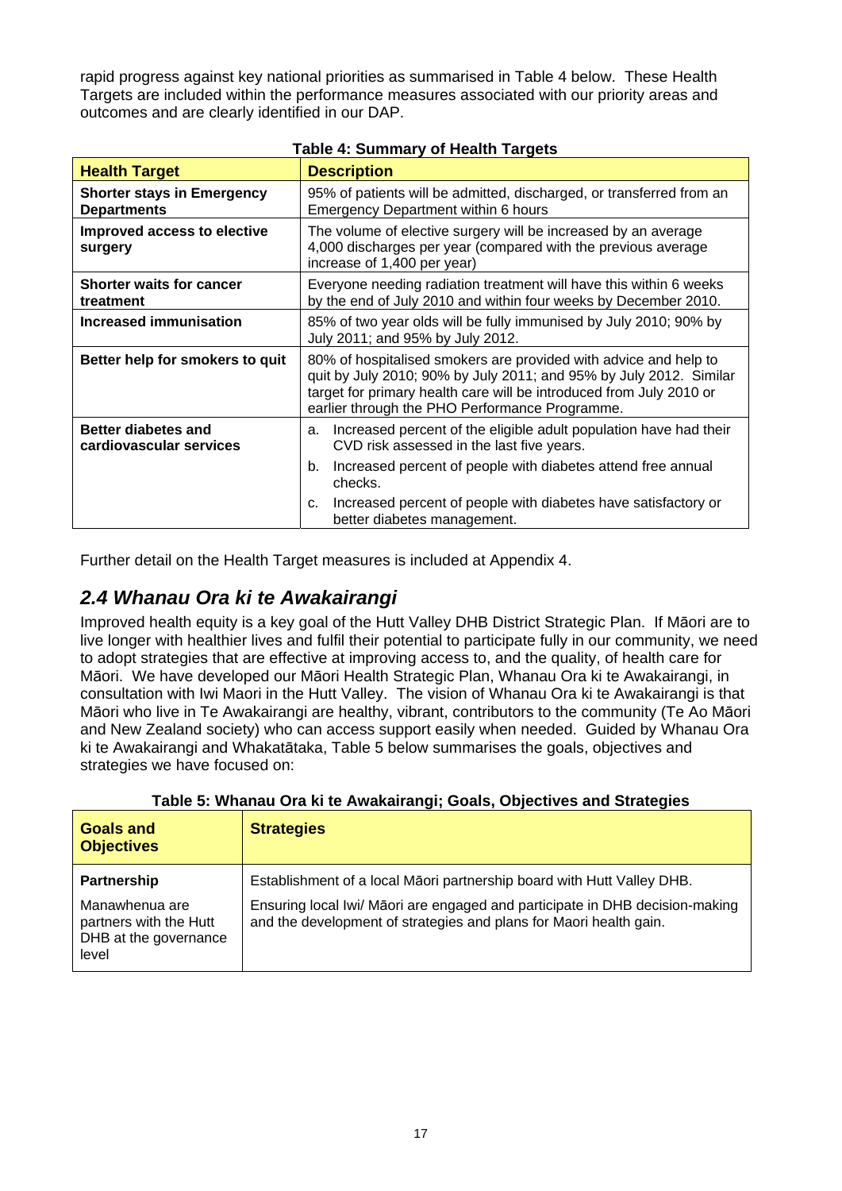rapid progress against key national priorities as summarised in Table 4 below. These Health Targets are included within the performance measures associated with our priority areas and outcomes and are clearly identified in our DAP.

**Table 4: Summary of Health Targets**

| Health Target | Description |
|---|---|
| **Shorter stays in Emergency Departments** | 95% of patients will be admitted, discharged, or transferred from an Emergency Department within 6 hours |
| **Improved access to elective surgery** | The volume of elective surgery will be increased by an average 4,000 discharges per year (compared with the previous average increase of 1,400 per year) |
| **Shorter waits for cancer treatment** | Everyone needing radiation treatment will have this within 6 weeks by the end of July 2010 and within four weeks by December 2010. |
| **Increased immunisation** | 85% of two year olds will be fully immunised by July 2010; 90% by July 2011; and 95% by July 2012. |
| **Better help for smokers to quit** | 80% of hospitalised smokers are provided with advice and help to quit by July 2010; 90% by July 2011; and 95% by July 2012. Similar target for primary health care will be introduced from July 2010 or earlier through the PHO Performance Programme. |
| **Better diabetes and cardiovascular services** | a. Increased percent of the eligible adult population have had their CVD risk assessed in the last five years.<br>b. Increased percent of people with diabetes attend free annual checks.<br>c. Increased percent of people with diabetes have satisfactory or better diabetes management. |

Further detail on the Health Target measures is included at Appendix 4.

## *2.4 Whanau Ora ki te Awakairangi*

Improved health equity is a key goal of the Hutt Valley DHB District Strategic Plan. If Māori are to live longer with healthier lives and fulfil their potential to participate fully in our community, we need to adopt strategies that are effective at improving access to, and the quality, of health care for Māori. We have developed our Māori Health Strategic Plan, Whanau Ora ki te Awakairangi, in consultation with Iwi Maori in the Hutt Valley. The vision of Whanau Ora ki te Awakairangi is that Māori who live in Te Awakairangi are healthy, vibrant, contributors to the community (Te Ao Māori and New Zealand society) who can access support easily when needed. Guided by Whanau Ora ki te Awakairangi and Whakatātaka, Table 5 below summarises the goals, objectives and strategies we have focused on:

**Table 5: Whanau Ora ki te Awakairangi; Goals, Objectives and Strategies**

| Goals and Objectives | Strategies |
|---|---|
| **Partnership**<br>Manawhenua are partners with the Hutt DHB at the governance level | Establishment of a local Māori partnership board with Hutt Valley DHB.<br>Ensuring local Iwi/ Māori are engaged and participate in DHB decision-making and the development of strategies and plans for Maori health gain. |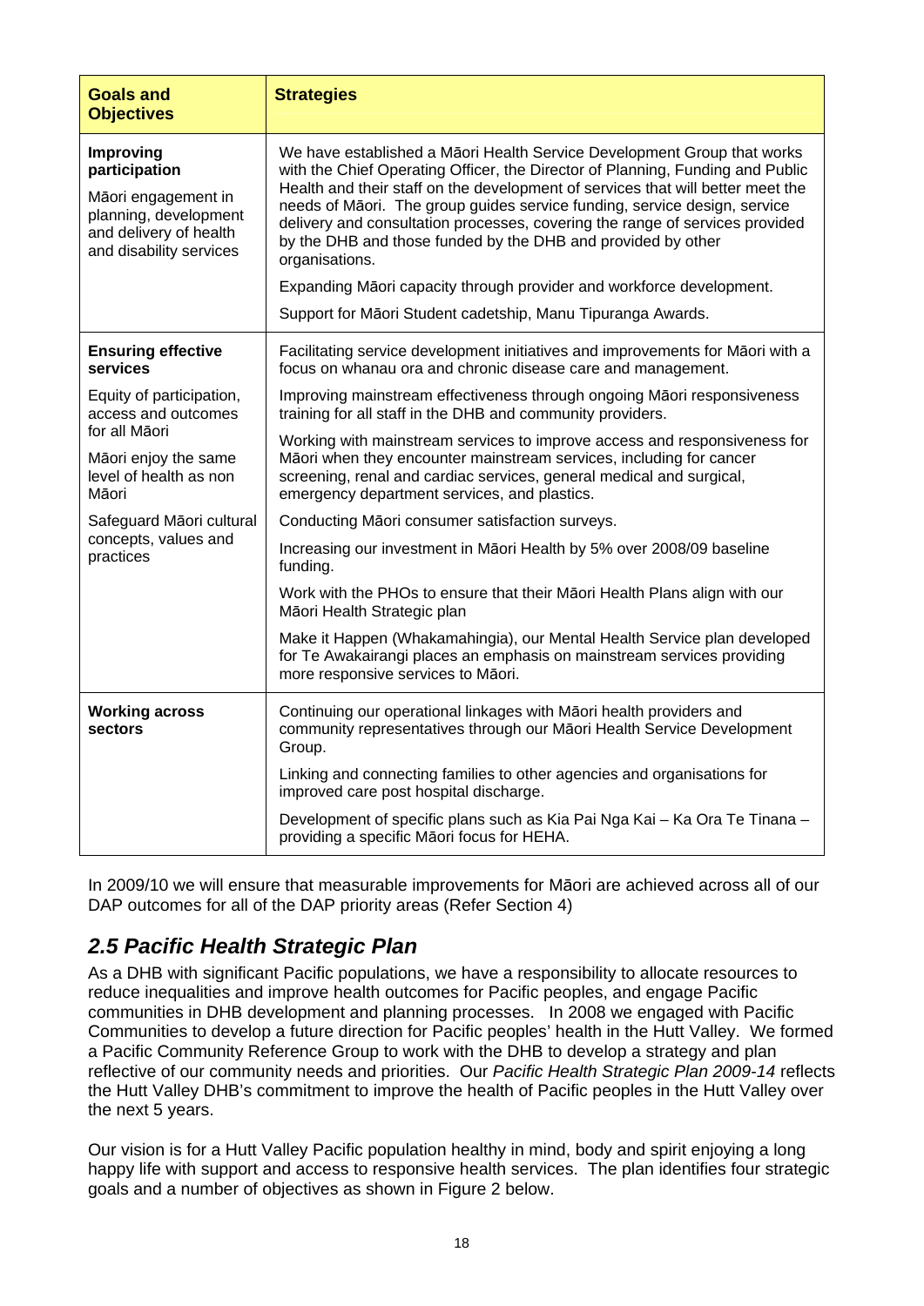| **Goals and Objectives** | **Strategies** |
|---|---|
| **Improving participation**<br><br>Māori engagement in planning, development and delivery of health and disability services | We have established a Māori Health Service Development Group that works with the Chief Operating Officer, the Director of Planning, Funding and Public Health and their staff on the development of services that will better meet the needs of Māori. The group guides service funding, service design, service delivery and consultation processes, covering the range of services provided by the DHB and those funded by the DHB and provided by other organisations.<br><br>Expanding Māori capacity through provider and workforce development.<br><br>Support for Māori Student cadetship, Manu Tipuranga Awards. |
| **Ensuring effective services**<br><br>Equity of participation, access and outcomes for all Māori<br><br>Māori enjoy the same level of health as non Māori<br><br>Safeguard Māori cultural concepts, values and practices | Facilitating service development initiatives and improvements for Māori with a focus on whanau ora and chronic disease care and management.<br><br>Improving mainstream effectiveness through ongoing Māori responsiveness training for all staff in the DHB and community providers.<br><br>Working with mainstream services to improve access and responsiveness for Māori when they encounter mainstream services, including for cancer screening, renal and cardiac services, general medical and surgical, emergency department services, and plastics.<br><br>Conducting Māori consumer satisfaction surveys.<br><br>Increasing our investment in Māori Health by 5% over 2008/09 baseline funding.<br><br>Work with the PHOs to ensure that their Māori Health Plans align with our Māori Health Strategic plan<br><br>Make it Happen (Whakamahingia), our Mental Health Service plan developed for Te Awakairangi places an emphasis on mainstream services providing more responsive services to Māori. |
| **Working across sectors** | Continuing our operational linkages with Māori health providers and community representatives through our Māori Health Service Development Group.<br><br>Linking and connecting families to other agencies and organisations for improved care post hospital discharge.<br><br>Development of specific plans such as Kia Pai Nga Kai – Ka Ora Te Tinana – providing a specific Māori focus for HEHA. |

In 2009/10 we will ensure that measurable improvements for Māori are achieved across all of our DAP outcomes for all of the DAP priority areas (Refer Section 4)

## *2.5 Pacific Health Strategic Plan*

As a DHB with significant Pacific populations, we have a responsibility to allocate resources to reduce inequalities and improve health outcomes for Pacific peoples, and engage Pacific communities in DHB development and planning processes. In 2008 we engaged with Pacific Communities to develop a future direction for Pacific peoples' health in the Hutt Valley. We formed a Pacific Community Reference Group to work with the DHB to develop a strategy and plan reflective of our community needs and priorities. Our *Pacific Health Strategic Plan 2009-14* reflects the Hutt Valley DHB's commitment to improve the health of Pacific peoples in the Hutt Valley over the next 5 years.

Our vision is for a Hutt Valley Pacific population healthy in mind, body and spirit enjoying a long happy life with support and access to responsive health services. The plan identifies four strategic goals and a number of objectives as shown in Figure 2 below.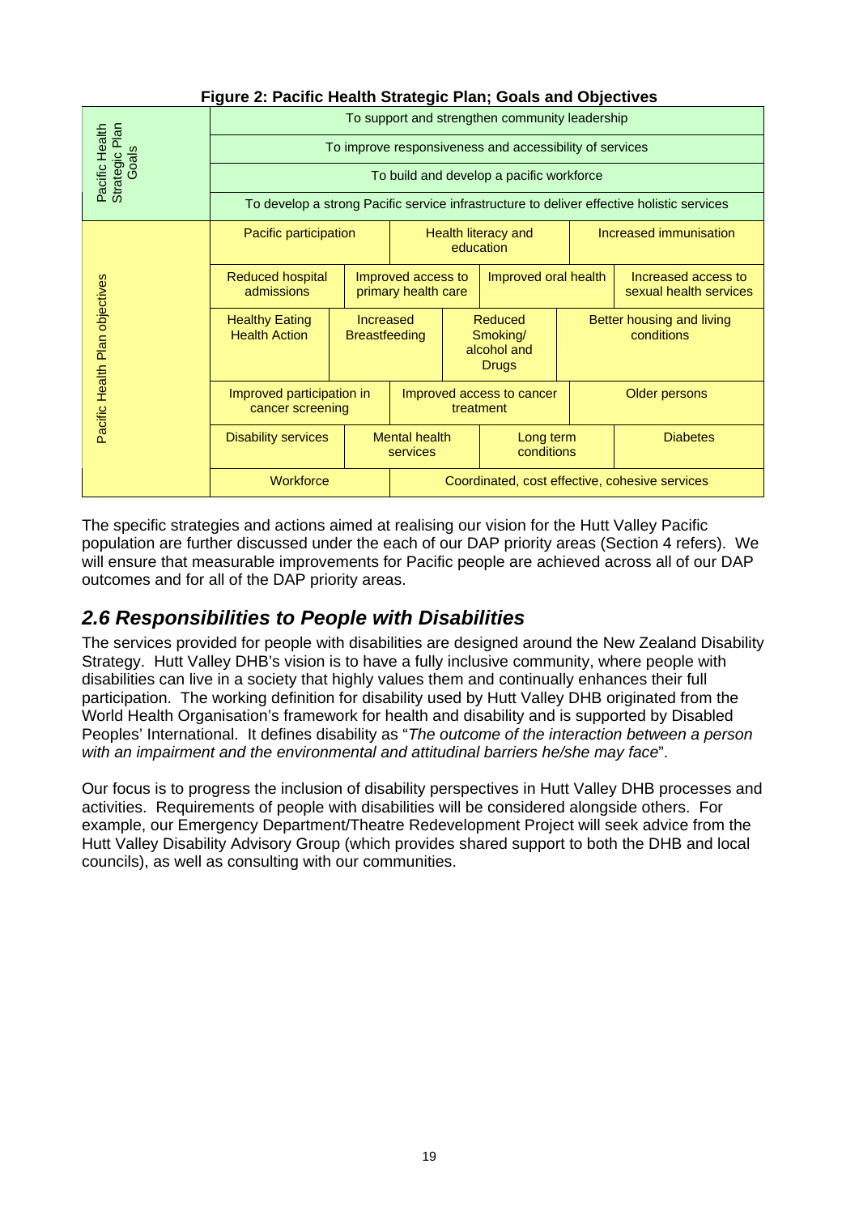**Figure 2: Pacific Health Strategic Plan; Goals and Objectives**

| Pacific Health Strategic Plan Goals | |
|---|---|
| | To support and strengthen community leadership |
| | To improve responsiveness and accessibility of services |
| | To build and develop a pacific workforce |
| | To develop a strong Pacific service infrastructure to deliver effective holistic services |

| Pacific Health Plan objectives | | | | |
|---|---|---|---|---|
| | Pacific participation | Health literacy and education | Increased immunisation | |
| | Reduced hospital admissions | Improved access to primary health care | Improved oral health | Increased access to sexual health services |
| | Healthy Eating Health Action | Increased Breastfeeding | Reduced Smoking/ alcohol and Drugs | Better housing and living conditions |
| | Improved participation in cancer screening | Improved access to cancer treatment | Older persons | |
| | Disability services | Mental health services | Long term conditions | Diabetes |
| | Workforce | Coordinated, cost effective, cohesive services | | |

The specific strategies and actions aimed at realising our vision for the Hutt Valley Pacific population are further discussed under the each of our DAP priority areas (Section 4 refers). We will ensure that measurable improvements for Pacific people are achieved across all of our DAP outcomes and for all of the DAP priority areas.

## *2.6 Responsibilities to People with Disabilities*

The services provided for people with disabilities are designed around the New Zealand Disability Strategy. Hutt Valley DHB's vision is to have a fully inclusive community, where people with disabilities can live in a society that highly values them and continually enhances their full participation. The working definition for disability used by Hutt Valley DHB originated from the World Health Organisation's framework for health and disability and is supported by Disabled Peoples' International. It defines disability as "*The outcome of the interaction between a person with an impairment and the environmental and attitudinal barriers he/she may face*".

Our focus is to progress the inclusion of disability perspectives in Hutt Valley DHB processes and activities. Requirements of people with disabilities will be considered alongside others. For example, our Emergency Department/Theatre Redevelopment Project will seek advice from the Hutt Valley Disability Advisory Group (which provides shared support to both the DHB and local councils), as well as consulting with our communities.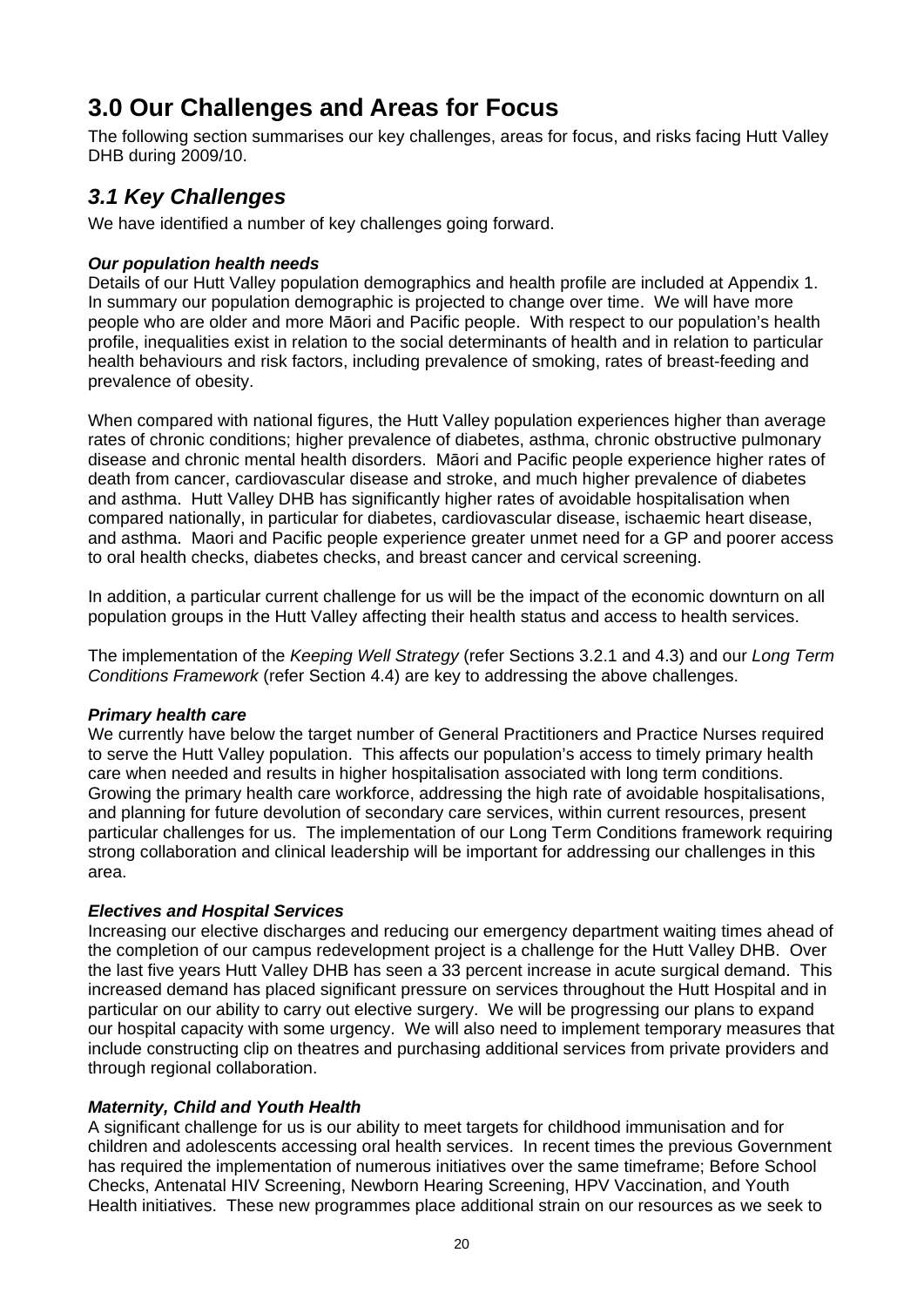# 3.0 Our Challenges and Areas for Focus

The following section summarises our key challenges, areas for focus, and risks facing Hutt Valley DHB during 2009/10.

## *3.1 Key Challenges*

We have identified a number of key challenges going forward.

***Our population health needs***

Details of our Hutt Valley population demographics and health profile are included at Appendix 1. In summary our population demographic is projected to change over time. We will have more people who are older and more Māori and Pacific people. With respect to our population's health profile, inequalities exist in relation to the social determinants of health and in relation to particular health behaviours and risk factors, including prevalence of smoking, rates of breast-feeding and prevalence of obesity.

When compared with national figures, the Hutt Valley population experiences higher than average rates of chronic conditions; higher prevalence of diabetes, asthma, chronic obstructive pulmonary disease and chronic mental health disorders. Māori and Pacific people experience higher rates of death from cancer, cardiovascular disease and stroke, and much higher prevalence of diabetes and asthma. Hutt Valley DHB has significantly higher rates of avoidable hospitalisation when compared nationally, in particular for diabetes, cardiovascular disease, ischaemic heart disease, and asthma. Maori and Pacific people experience greater unmet need for a GP and poorer access to oral health checks, diabetes checks, and breast cancer and cervical screening.

In addition, a particular current challenge for us will be the impact of the economic downturn on all population groups in the Hutt Valley affecting their health status and access to health services.

The implementation of the *Keeping Well Strategy* (refer Sections 3.2.1 and 4.3) and our *Long Term Conditions Framework* (refer Section 4.4) are key to addressing the above challenges.

***Primary health care***

We currently have below the target number of General Practitioners and Practice Nurses required to serve the Hutt Valley population. This affects our population's access to timely primary health care when needed and results in higher hospitalisation associated with long term conditions. Growing the primary health care workforce, addressing the high rate of avoidable hospitalisations, and planning for future devolution of secondary care services, within current resources, present particular challenges for us. The implementation of our Long Term Conditions framework requiring strong collaboration and clinical leadership will be important for addressing our challenges in this area.

***Electives and Hospital Services***

Increasing our elective discharges and reducing our emergency department waiting times ahead of the completion of our campus redevelopment project is a challenge for the Hutt Valley DHB. Over the last five years Hutt Valley DHB has seen a 33 percent increase in acute surgical demand. This increased demand has placed significant pressure on services throughout the Hutt Hospital and in particular on our ability to carry out elective surgery. We will be progressing our plans to expand our hospital capacity with some urgency. We will also need to implement temporary measures that include constructing clip on theatres and purchasing additional services from private providers and through regional collaboration.

***Maternity, Child and Youth Health***

A significant challenge for us is our ability to meet targets for childhood immunisation and for children and adolescents accessing oral health services. In recent times the previous Government has required the implementation of numerous initiatives over the same timeframe; Before School Checks, Antenatal HIV Screening, Newborn Hearing Screening, HPV Vaccination, and Youth Health initiatives. These new programmes place additional strain on our resources as we seek to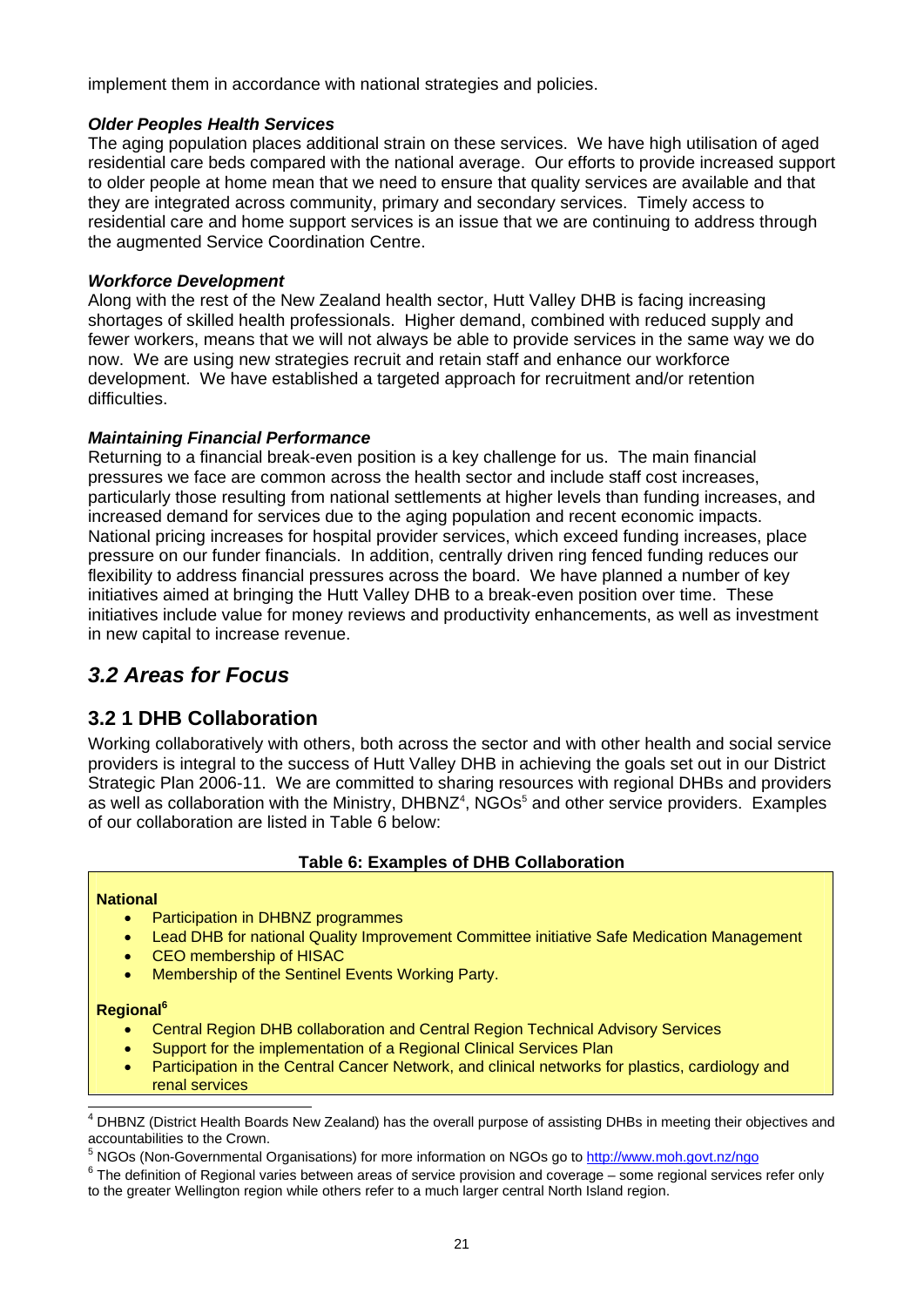implement them in accordance with national strategies and policies.

***Older Peoples Health Services***
The aging population places additional strain on these services. We have high utilisation of aged residential care beds compared with the national average. Our efforts to provide increased support to older people at home mean that we need to ensure that quality services are available and that they are integrated across community, primary and secondary services. Timely access to residential care and home support services is an issue that we are continuing to address through the augmented Service Coordination Centre.

***Workforce Development***
Along with the rest of the New Zealand health sector, Hutt Valley DHB is facing increasing shortages of skilled health professionals. Higher demand, combined with reduced supply and fewer workers, means that we will not always be able to provide services in the same way we do now. We are using new strategies recruit and retain staff and enhance our workforce development. We have established a targeted approach for recruitment and/or retention difficulties.

***Maintaining Financial Performance***
Returning to a financial break-even position is a key challenge for us. The main financial pressures we face are common across the health sector and include staff cost increases, particularly those resulting from national settlements at higher levels than funding increases, and increased demand for services due to the aging population and recent economic impacts. National pricing increases for hospital provider services, which exceed funding increases, place pressure on our funder financials. In addition, centrally driven ring fenced funding reduces our flexibility to address financial pressures across the board. We have planned a number of key initiatives aimed at bringing the Hutt Valley DHB to a break-even position over time. These initiatives include value for money reviews and productivity enhancements, as well as investment in new capital to increase revenue.

## *3.2 Areas for Focus*

### 3.2 1 DHB Collaboration

Working collaboratively with others, both across the sector and with other health and social service providers is integral to the success of Hutt Valley DHB in achieving the goals set out in our District Strategic Plan 2006-11. We are committed to sharing resources with regional DHBs and providers as well as collaboration with the Ministry, DHBNZ[4], NGOs[5] and other service providers. Examples of our collaboration are listed in Table 6 below:

**Table 6: Examples of DHB Collaboration**

**National**

- Participation in DHBNZ programmes
- Lead DHB for national Quality Improvement Committee initiative Safe Medication Management
- CEO membership of HISAC
- Membership of the Sentinel Events Working Party.

**Regional[6]**

- Central Region DHB collaboration and Central Region Technical Advisory Services
- Support for the implementation of a Regional Clinical Services Plan
- Participation in the Central Cancer Network, and clinical networks for plastics, cardiology and renal services

[4] DHBNZ (District Health Boards New Zealand) has the overall purpose of assisting DHBs in meeting their objectives and accountabilities to the Crown.

[5] NGOs (Non-Governmental Organisations) for more information on NGOs go to http://www.moh.govt.nz/ngo

[6] The definition of Regional varies between areas of service provision and coverage – some regional services refer only to the greater Wellington region while others refer to a much larger central North Island region.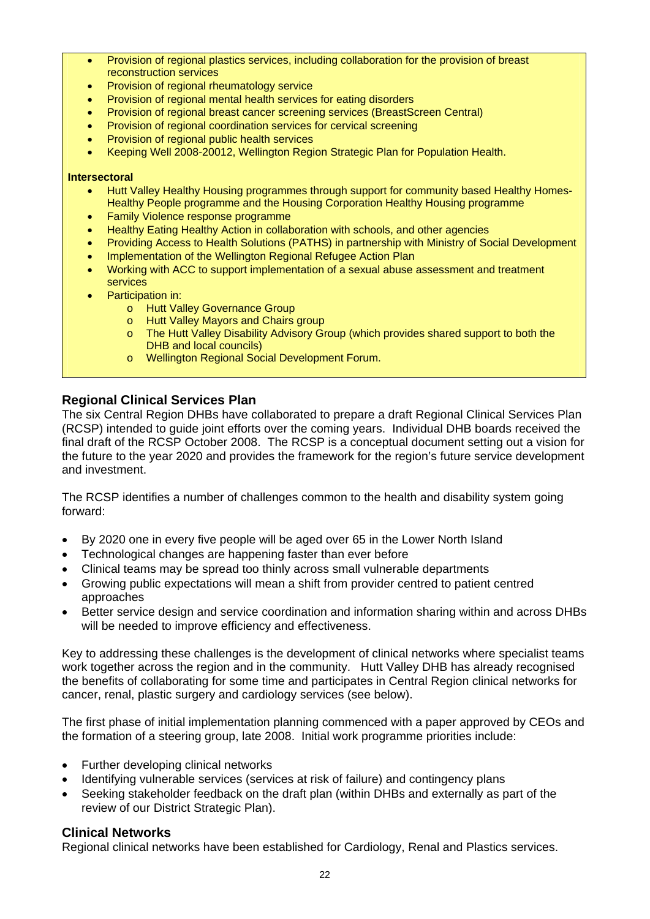- Provision of regional plastics services, including collaboration for the provision of breast reconstruction services
- Provision of regional rheumatology service
- Provision of regional mental health services for eating disorders
- Provision of regional breast cancer screening services (BreastScreen Central)
- Provision of regional coordination services for cervical screening
- Provision of regional public health services
- Keeping Well 2008-20012, Wellington Region Strategic Plan for Population Health.

**Intersectoral**

- Hutt Valley Healthy Housing programmes through support for community based Healthy Homes-Healthy People programme and the Housing Corporation Healthy Housing programme
- Family Violence response programme
- Healthy Eating Healthy Action in collaboration with schools, and other agencies
- Providing Access to Health Solutions (PATHS) in partnership with Ministry of Social Development
- Implementation of the Wellington Regional Refugee Action Plan
- Working with ACC to support implementation of a sexual abuse assessment and treatment services
- Participation in:
    - Hutt Valley Governance Group
    - Hutt Valley Mayors and Chairs group
    - The Hutt Valley Disability Advisory Group (which provides shared support to both the DHB and local councils)
    - Wellington Regional Social Development Forum.

## Regional Clinical Services Plan

The six Central Region DHBs have collaborated to prepare a draft Regional Clinical Services Plan (RCSP) intended to guide joint efforts over the coming years. Individual DHB boards received the final draft of the RCSP October 2008. The RCSP is a conceptual document setting out a vision for the future to the year 2020 and provides the framework for the region's future service development and investment.

The RCSP identifies a number of challenges common to the health and disability system going forward:

- By 2020 one in every five people will be aged over 65 in the Lower North Island
- Technological changes are happening faster than ever before
- Clinical teams may be spread too thinly across small vulnerable departments
- Growing public expectations will mean a shift from provider centred to patient centred approaches
- Better service design and service coordination and information sharing within and across DHBs will be needed to improve efficiency and effectiveness.

Key to addressing these challenges is the development of clinical networks where specialist teams work together across the region and in the community. Hutt Valley DHB has already recognised the benefits of collaborating for some time and participates in Central Region clinical networks for cancer, renal, plastic surgery and cardiology services (see below).

The first phase of initial implementation planning commenced with a paper approved by CEOs and the formation of a steering group, late 2008. Initial work programme priorities include:

- Further developing clinical networks
- Identifying vulnerable services (services at risk of failure) and contingency plans
- Seeking stakeholder feedback on the draft plan (within DHBs and externally as part of the review of our District Strategic Plan).

## Clinical Networks

Regional clinical networks have been established for Cardiology, Renal and Plastics services.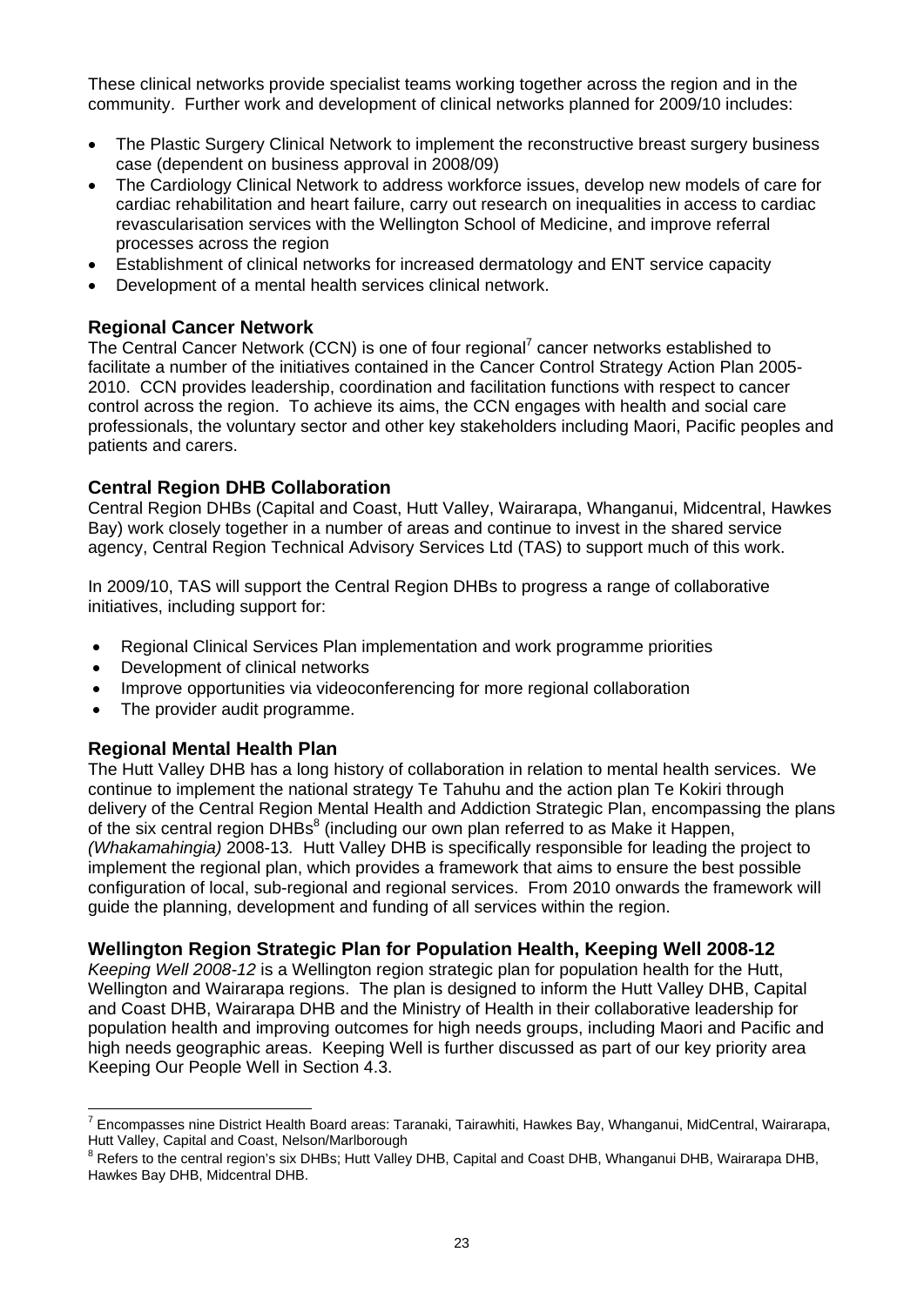These clinical networks provide specialist teams working together across the region and in the community. Further work and development of clinical networks planned for 2009/10 includes:

- The Plastic Surgery Clinical Network to implement the reconstructive breast surgery business case (dependent on business approval in 2008/09)
- The Cardiology Clinical Network to address workforce issues, develop new models of care for cardiac rehabilitation and heart failure, carry out research on inequalities in access to cardiac revascularisation services with the Wellington School of Medicine, and improve referral processes across the region
- Establishment of clinical networks for increased dermatology and ENT service capacity
- Development of a mental health services clinical network.

### Regional Cancer Network

The Central Cancer Network (CCN) is one of four regional[7] cancer networks established to facilitate a number of the initiatives contained in the Cancer Control Strategy Action Plan 2005-2010. CCN provides leadership, coordination and facilitation functions with respect to cancer control across the region. To achieve its aims, the CCN engages with health and social care professionals, the voluntary sector and other key stakeholders including Maori, Pacific peoples and patients and carers.

### Central Region DHB Collaboration

Central Region DHBs (Capital and Coast, Hutt Valley, Wairarapa, Whanganui, Midcentral, Hawkes Bay) work closely together in a number of areas and continue to invest in the shared service agency, Central Region Technical Advisory Services Ltd (TAS) to support much of this work.

In 2009/10, TAS will support the Central Region DHBs to progress a range of collaborative initiatives, including support for:

- Regional Clinical Services Plan implementation and work programme priorities
- Development of clinical networks
- Improve opportunities via videoconferencing for more regional collaboration
- The provider audit programme.

### Regional Mental Health Plan

The Hutt Valley DHB has a long history of collaboration in relation to mental health services. We continue to implement the national strategy Te Tahuhu and the action plan Te Kokiri through delivery of the Central Region Mental Health and Addiction Strategic Plan, encompassing the plans of the six central region DHBs[8] (including our own plan referred to as Make it Happen, *(Whakamahingia)* 2008-13*.* Hutt Valley DHB is specifically responsible for leading the project to implement the regional plan, which provides a framework that aims to ensure the best possible configuration of local, sub-regional and regional services. From 2010 onwards the framework will guide the planning, development and funding of all services within the region.

### Wellington Region Strategic Plan for Population Health, Keeping Well 2008-12

*Keeping Well 2008-12* is a Wellington region strategic plan for population health for the Hutt, Wellington and Wairarapa regions. The plan is designed to inform the Hutt Valley DHB, Capital and Coast DHB, Wairarapa DHB and the Ministry of Health in their collaborative leadership for population health and improving outcomes for high needs groups, including Maori and Pacific and high needs geographic areas. Keeping Well is further discussed as part of our key priority area Keeping Our People Well in Section 4.3.

---

[7] Encompasses nine District Health Board areas: Taranaki, Tairawhiti, Hawkes Bay, Whanganui, MidCentral, Wairarapa, Hutt Valley, Capital and Coast, Nelson/Marlborough

[8] Refers to the central region's six DHBs; Hutt Valley DHB, Capital and Coast DHB, Whanganui DHB, Wairarapa DHB, Hawkes Bay DHB, Midcentral DHB.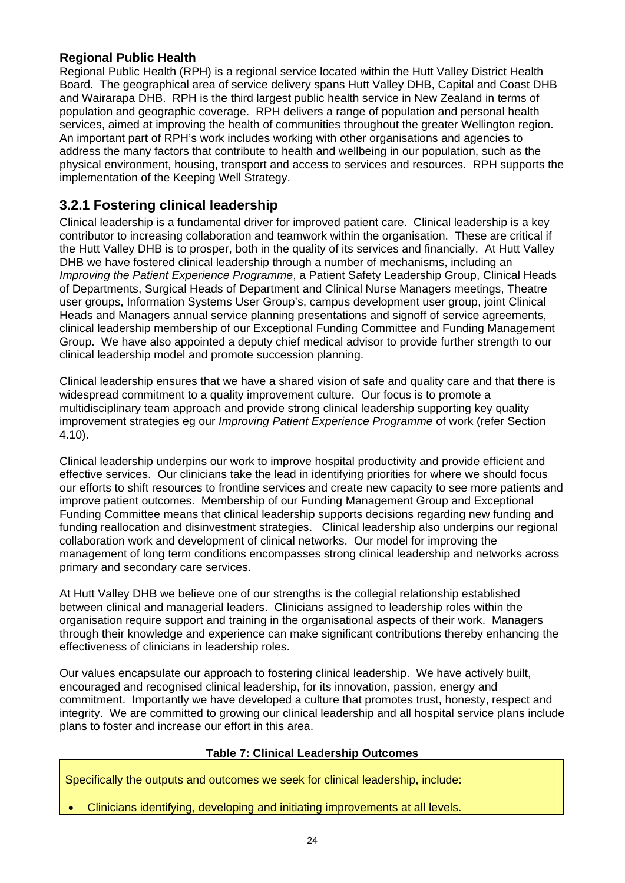**Regional Public Health**

Regional Public Health (RPH) is a regional service located within the Hutt Valley District Health Board. The geographical area of service delivery spans Hutt Valley DHB, Capital and Coast DHB and Wairarapa DHB. RPH is the third largest public health service in New Zealand in terms of population and geographic coverage. RPH delivers a range of population and personal health services, aimed at improving the health of communities throughout the greater Wellington region. An important part of RPH's work includes working with other organisations and agencies to address the many factors that contribute to health and wellbeing in our population, such as the physical environment, housing, transport and access to services and resources. RPH supports the implementation of the Keeping Well Strategy.

## 3.2.1 Fostering clinical leadership

Clinical leadership is a fundamental driver for improved patient care. Clinical leadership is a key contributor to increasing collaboration and teamwork within the organisation. These are critical if the Hutt Valley DHB is to prosper, both in the quality of its services and financially. At Hutt Valley DHB we have fostered clinical leadership through a number of mechanisms, including an *Improving the Patient Experience Programme*, a Patient Safety Leadership Group, Clinical Heads of Departments, Surgical Heads of Department and Clinical Nurse Managers meetings, Theatre user groups, Information Systems User Group's, campus development user group, joint Clinical Heads and Managers annual service planning presentations and signoff of service agreements, clinical leadership membership of our Exceptional Funding Committee and Funding Management Group. We have also appointed a deputy chief medical advisor to provide further strength to our clinical leadership model and promote succession planning.

Clinical leadership ensures that we have a shared vision of safe and quality care and that there is widespread commitment to a quality improvement culture. Our focus is to promote a multidisciplinary team approach and provide strong clinical leadership supporting key quality improvement strategies eg our *Improving Patient Experience Programme* of work (refer Section 4.10).

Clinical leadership underpins our work to improve hospital productivity and provide efficient and effective services. Our clinicians take the lead in identifying priorities for where we should focus our efforts to shift resources to frontline services and create new capacity to see more patients and improve patient outcomes. Membership of our Funding Management Group and Exceptional Funding Committee means that clinical leadership supports decisions regarding new funding and funding reallocation and disinvestment strategies. Clinical leadership also underpins our regional collaboration work and development of clinical networks. Our model for improving the management of long term conditions encompasses strong clinical leadership and networks across primary and secondary care services.

At Hutt Valley DHB we believe one of our strengths is the collegial relationship established between clinical and managerial leaders. Clinicians assigned to leadership roles within the organisation require support and training in the organisational aspects of their work. Managers through their knowledge and experience can make significant contributions thereby enhancing the effectiveness of clinicians in leadership roles.

Our values encapsulate our approach to fostering clinical leadership. We have actively built, encouraged and recognised clinical leadership, for its innovation, passion, energy and commitment. Importantly we have developed a culture that promotes trust, honesty, respect and integrity. We are committed to growing our clinical leadership and all hospital service plans include plans to foster and increase our effort in this area.

**Table 7: Clinical Leadership Outcomes**

Specifically the outputs and outcomes we seek for clinical leadership, include:

- Clinicians identifying, developing and initiating improvements at all levels.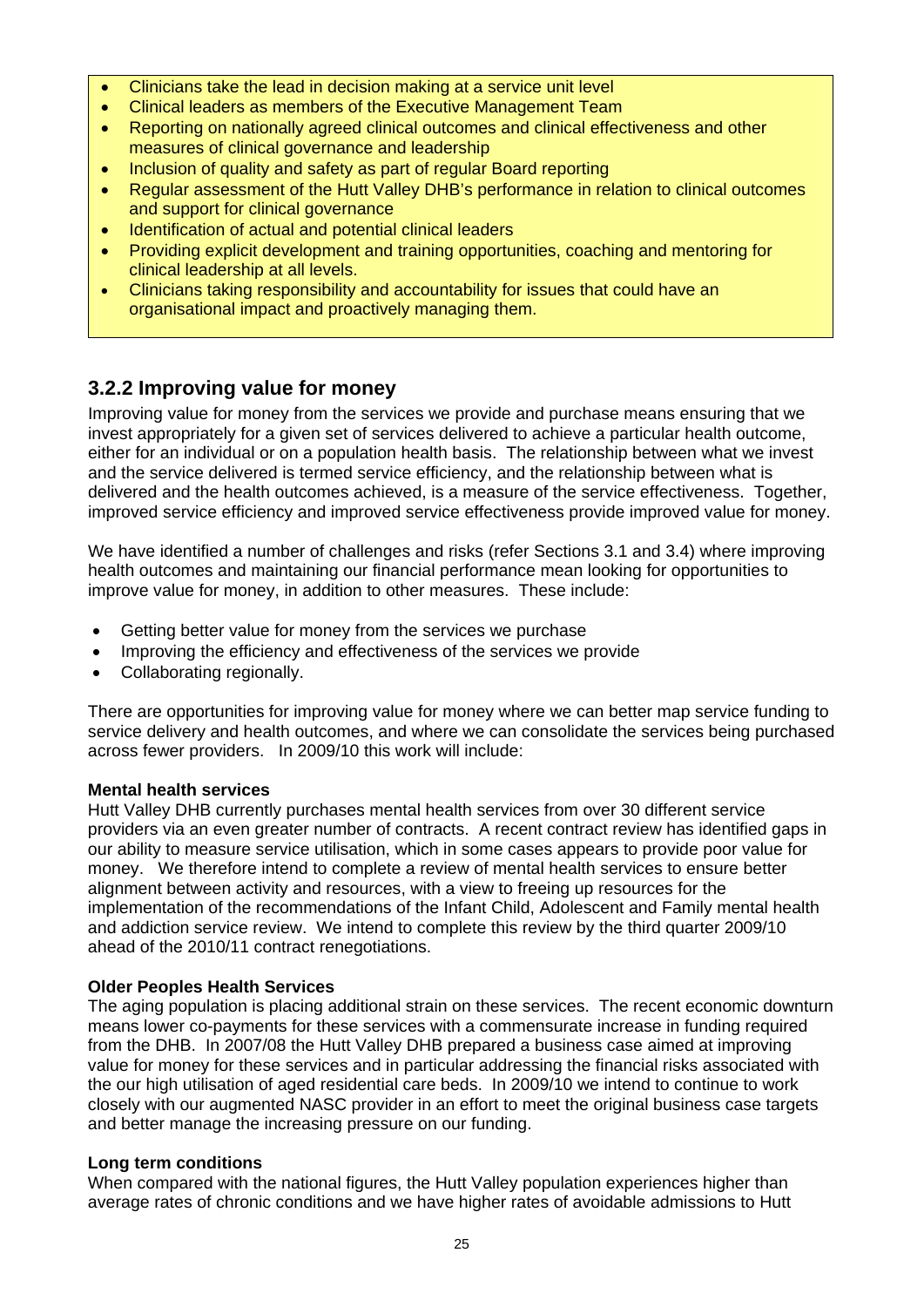- Clinicians take the lead in decision making at a service unit level
- Clinical leaders as members of the Executive Management Team
- Reporting on nationally agreed clinical outcomes and clinical effectiveness and other measures of clinical governance and leadership
- Inclusion of quality and safety as part of regular Board reporting
- Regular assessment of the Hutt Valley DHB's performance in relation to clinical outcomes and support for clinical governance
- Identification of actual and potential clinical leaders
- Providing explicit development and training opportunities, coaching and mentoring for clinical leadership at all levels.
- Clinicians taking responsibility and accountability for issues that could have an organisational impact and proactively managing them.

### 3.2.2 Improving value for money

Improving value for money from the services we provide and purchase means ensuring that we invest appropriately for a given set of services delivered to achieve a particular health outcome, either for an individual or on a population health basis. The relationship between what we invest and the service delivered is termed service efficiency, and the relationship between what is delivered and the health outcomes achieved, is a measure of the service effectiveness. Together, improved service efficiency and improved service effectiveness provide improved value for money.

We have identified a number of challenges and risks (refer Sections 3.1 and 3.4) where improving health outcomes and maintaining our financial performance mean looking for opportunities to improve value for money, in addition to other measures. These include:

- Getting better value for money from the services we purchase
- Improving the efficiency and effectiveness of the services we provide
- Collaborating regionally.

There are opportunities for improving value for money where we can better map service funding to service delivery and health outcomes, and where we can consolidate the services being purchased across fewer providers. In 2009/10 this work will include:

**Mental health services**

Hutt Valley DHB currently purchases mental health services from over 30 different service providers via an even greater number of contracts. A recent contract review has identified gaps in our ability to measure service utilisation, which in some cases appears to provide poor value for money. We therefore intend to complete a review of mental health services to ensure better alignment between activity and resources, with a view to freeing up resources for the implementation of the recommendations of the Infant Child, Adolescent and Family mental health and addiction service review. We intend to complete this review by the third quarter 2009/10 ahead of the 2010/11 contract renegotiations.

**Older Peoples Health Services**

The aging population is placing additional strain on these services. The recent economic downturn means lower co-payments for these services with a commensurate increase in funding required from the DHB. In 2007/08 the Hutt Valley DHB prepared a business case aimed at improving value for money for these services and in particular addressing the financial risks associated with the our high utilisation of aged residential care beds. In 2009/10 we intend to continue to work closely with our augmented NASC provider in an effort to meet the original business case targets and better manage the increasing pressure on our funding.

**Long term conditions**

When compared with the national figures, the Hutt Valley population experiences higher than average rates of chronic conditions and we have higher rates of avoidable admissions to Hutt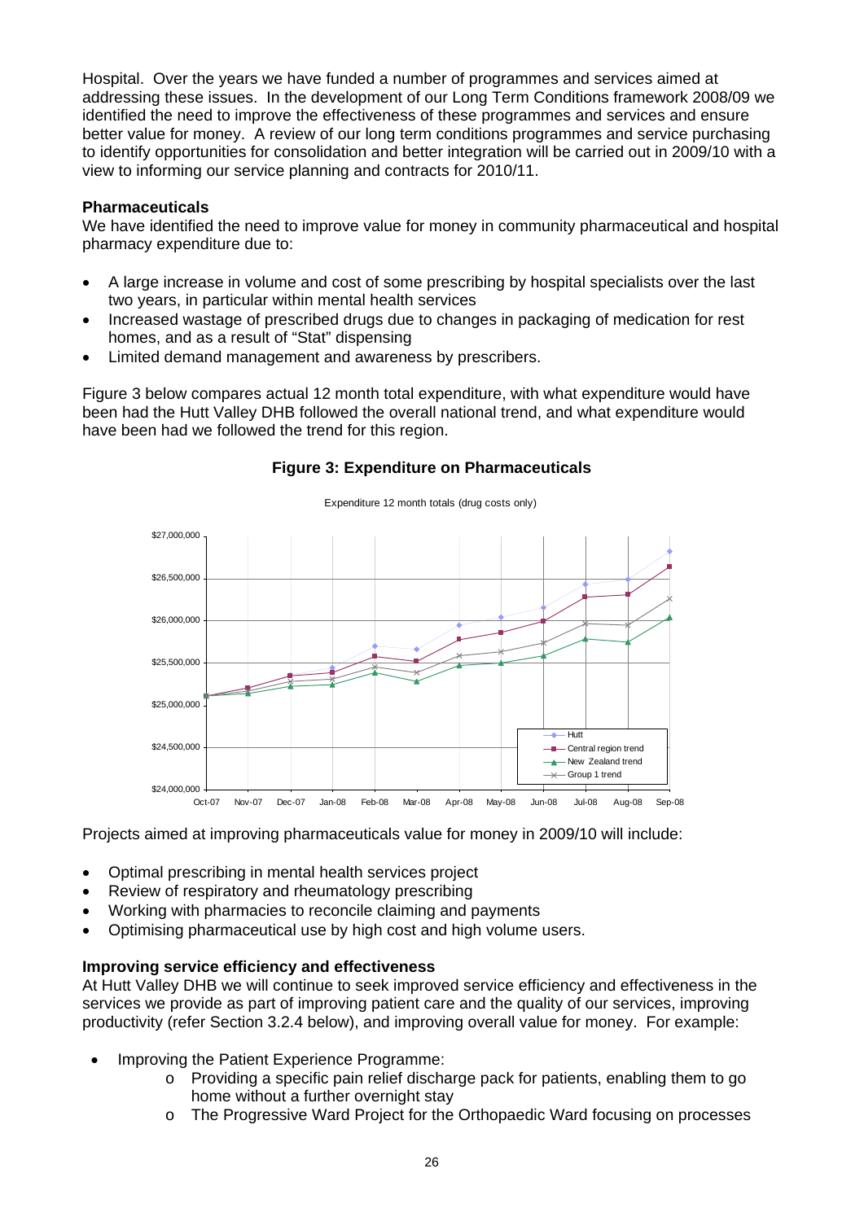Hospital. Over the years we have funded a number of programmes and services aimed at addressing these issues. In the development of our Long Term Conditions framework 2008/09 we identified the need to improve the effectiveness of these programmes and services and ensure better value for money. A review of our long term conditions programmes and service purchasing to identify opportunities for consolidation and better integration will be carried out in 2009/10 with a view to informing our service planning and contracts for 2010/11.

**Pharmaceuticals**

We have identified the need to improve value for money in community pharmaceutical and hospital pharmacy expenditure due to:

- A large increase in volume and cost of some prescribing by hospital specialists over the last two years, in particular within mental health services
- Increased wastage of prescribed drugs due to changes in packaging of medication for rest homes, and as a result of "Stat" dispensing
- Limited demand management and awareness by prescribers.

Figure 3 below compares actual 12 month total expenditure, with what expenditure would have been had the Hutt Valley DHB followed the overall national trend, and what expenditure would have been had we followed the trend for this region.

**Figure 3: Expenditure on Pharmaceuticals**

Projects aimed at improving pharmaceuticals value for money in 2009/10 will include:

- Optimal prescribing in mental health services project
- Review of respiratory and rheumatology prescribing
- Working with pharmacies to reconcile claiming and payments
- Optimising pharmaceutical use by high cost and high volume users.

**Improving service efficiency and effectiveness**

At Hutt Valley DHB we will continue to seek improved service efficiency and effectiveness in the services we provide as part of improving patient care and the quality of our services, improving productivity (refer Section 3.2.4 below), and improving overall value for money. For example:

- Improving the Patient Experience Programme:
  - Providing a specific pain relief discharge pack for patients, enabling them to go home without a further overnight stay
  - The Progressive Ward Project for the Orthopaedic Ward focusing on processes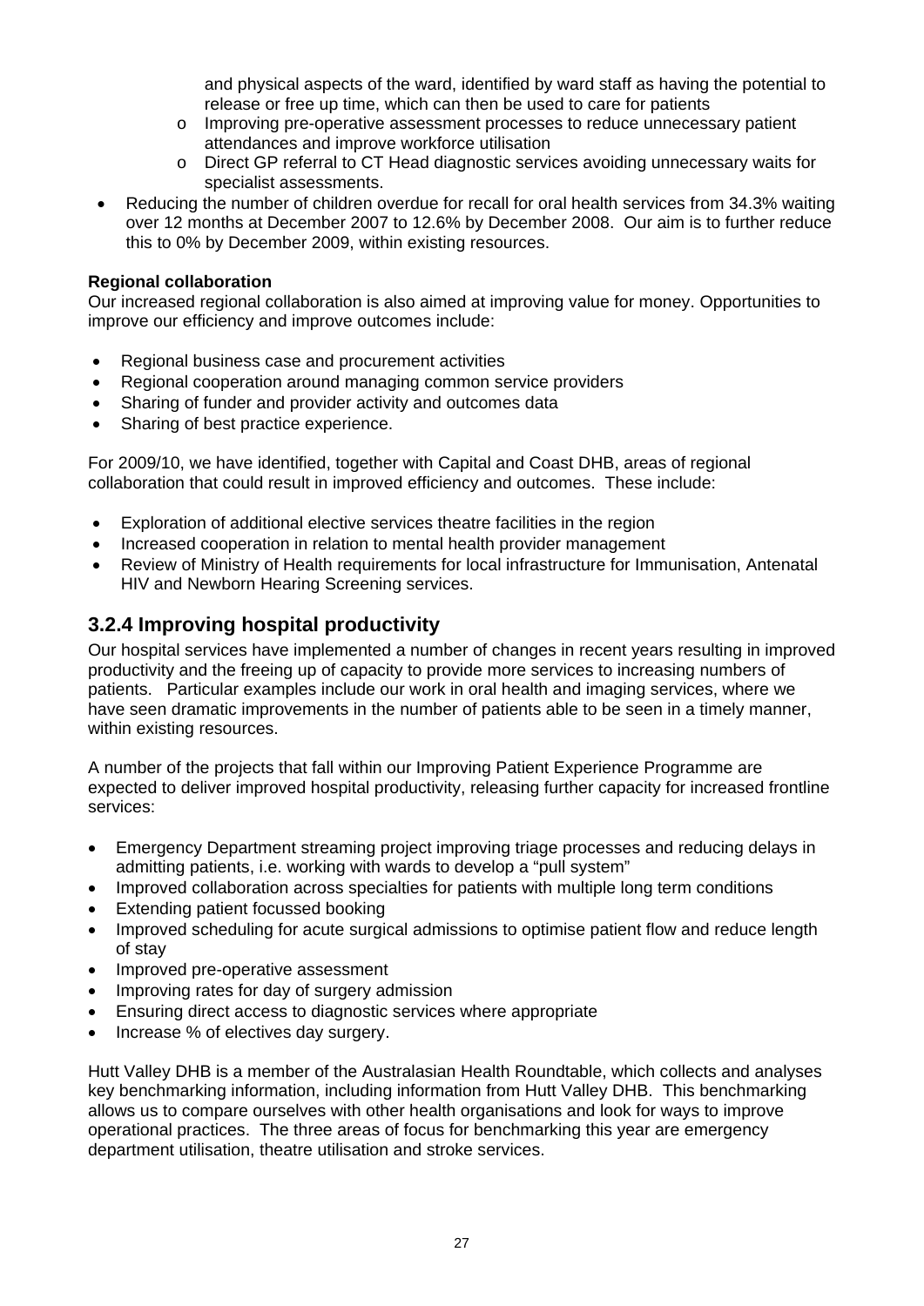and physical aspects of the ward, identified by ward staff as having the potential to release or free up time, which can then be used to care for patients
  - Improving pre-operative assessment processes to reduce unnecessary patient attendances and improve workforce utilisation
  - Direct GP referral to CT Head diagnostic services avoiding unnecessary waits for specialist assessments.
- Reducing the number of children overdue for recall for oral health services from 34.3% waiting over 12 months at December 2007 to 12.6% by December 2008. Our aim is to further reduce this to 0% by December 2009, within existing resources.

**Regional collaboration**

Our increased regional collaboration is also aimed at improving value for money. Opportunities to improve our efficiency and improve outcomes include:

- Regional business case and procurement activities
- Regional cooperation around managing common service providers
- Sharing of funder and provider activity and outcomes data
- Sharing of best practice experience.

For 2009/10, we have identified, together with Capital and Coast DHB, areas of regional collaboration that could result in improved efficiency and outcomes. These include:

- Exploration of additional elective services theatre facilities in the region
- Increased cooperation in relation to mental health provider management
- Review of Ministry of Health requirements for local infrastructure for Immunisation, Antenatal HIV and Newborn Hearing Screening services.

## 3.2.4 Improving hospital productivity

Our hospital services have implemented a number of changes in recent years resulting in improved productivity and the freeing up of capacity to provide more services to increasing numbers of patients. Particular examples include our work in oral health and imaging services, where we have seen dramatic improvements in the number of patients able to be seen in a timely manner, within existing resources.

A number of the projects that fall within our Improving Patient Experience Programme are expected to deliver improved hospital productivity, releasing further capacity for increased frontline services:

- Emergency Department streaming project improving triage processes and reducing delays in admitting patients, i.e. working with wards to develop a "pull system"
- Improved collaboration across specialties for patients with multiple long term conditions
- Extending patient focussed booking
- Improved scheduling for acute surgical admissions to optimise patient flow and reduce length of stay
- Improved pre-operative assessment
- Improving rates for day of surgery admission
- Ensuring direct access to diagnostic services where appropriate
- Increase % of electives day surgery.

Hutt Valley DHB is a member of the Australasian Health Roundtable, which collects and analyses key benchmarking information, including information from Hutt Valley DHB. This benchmarking allows us to compare ourselves with other health organisations and look for ways to improve operational practices. The three areas of focus for benchmarking this year are emergency department utilisation, theatre utilisation and stroke services.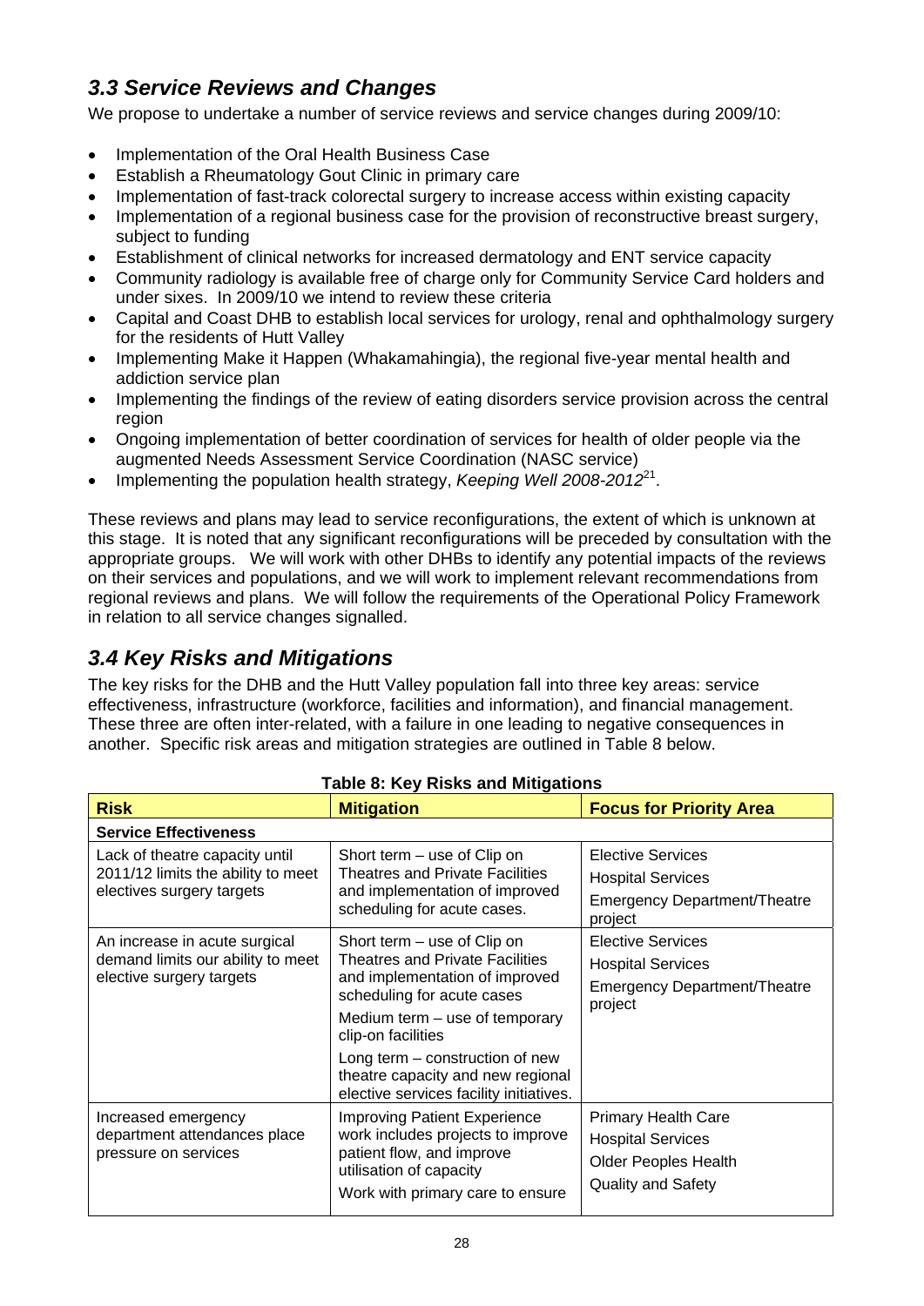## *3.3 Service Reviews and Changes*

We propose to undertake a number of service reviews and service changes during 2009/10:

- Implementation of the Oral Health Business Case
- Establish a Rheumatology Gout Clinic in primary care
- Implementation of fast-track colorectal surgery to increase access within existing capacity
- Implementation of a regional business case for the provision of reconstructive breast surgery, subject to funding
- Establishment of clinical networks for increased dermatology and ENT service capacity
- Community radiology is available free of charge only for Community Service Card holders and under sixes. In 2009/10 we intend to review these criteria
- Capital and Coast DHB to establish local services for urology, renal and ophthalmology surgery for the residents of Hutt Valley
- Implementing Make it Happen (Whakamahingia), the regional five-year mental health and addiction service plan
- Implementing the findings of the review of eating disorders service provision across the central region
- Ongoing implementation of better coordination of services for health of older people via the augmented Needs Assessment Service Coordination (NASC service)
- Implementing the population health strategy, *Keeping Well 2008-2012*[21].

These reviews and plans may lead to service reconfigurations, the extent of which is unknown at this stage. It is noted that any significant reconfigurations will be preceded by consultation with the appropriate groups. We will work with other DHBs to identify any potential impacts of the reviews on their services and populations, and we will work to implement relevant recommendations from regional reviews and plans. We will follow the requirements of the Operational Policy Framework in relation to all service changes signalled.

## *3.4 Key Risks and Mitigations*

The key risks for the DHB and the Hutt Valley population fall into three key areas: service effectiveness, infrastructure (workforce, facilities and information), and financial management. These three are often inter-related, with a failure in one leading to negative consequences in another. Specific risk areas and mitigation strategies are outlined in Table 8 below.

**Table 8: Key Risks and Mitigations**

| Risk | Mitigation | Focus for Priority Area |
|---|---|---|
| **Service Effectiveness** | | |
| Lack of theatre capacity until 2011/12 limits the ability to meet electives surgery targets | Short term – use of Clip on Theatres and Private Facilities and implementation of improved scheduling for acute cases. | Elective Services<br>Hospital Services<br>Emergency Department/Theatre project |
| An increase in acute surgical demand limits our ability to meet elective surgery targets | Short term – use of Clip on Theatres and Private Facilities and implementation of improved scheduling for acute cases<br>Medium term – use of temporary clip-on facilities<br>Long term – construction of new theatre capacity and new regional elective services facility initiatives. | Elective Services<br>Hospital Services<br>Emergency Department/Theatre project |
| Increased emergency department attendances place pressure on services | Improving Patient Experience work includes projects to improve patient flow, and improve utilisation of capacity<br>Work with primary care to ensure | Primary Health Care<br>Hospital Services<br>Older Peoples Health<br>Quality and Safety |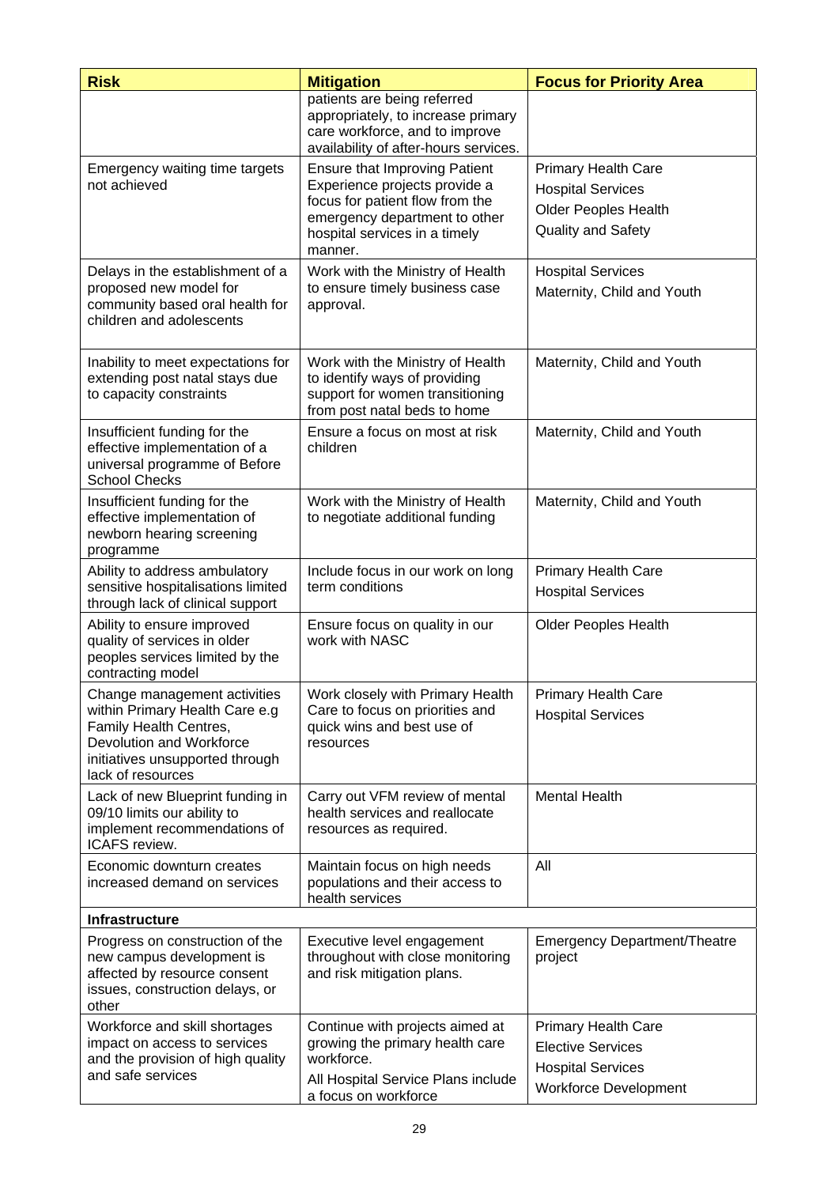| Risk | Mitigation | Focus for Priority Area |
|---|---|---|
| | patients are being referred appropriately, to increase primary care workforce, and to improve availability of after-hours services. | |
| Emergency waiting time targets not achieved | Ensure that Improving Patient Experience projects provide a focus for patient flow from the emergency department to other hospital services in a timely manner. | Primary Health Care<br>Hospital Services<br>Older Peoples Health<br>Quality and Safety |
| Delays in the establishment of a proposed new model for community based oral health for children and adolescents | Work with the Ministry of Health to ensure timely business case approval. | Hospital Services<br>Maternity, Child and Youth |
| Inability to meet expectations for extending post natal stays due to capacity constraints | Work with the Ministry of Health to identify ways of providing support for women transitioning from post natal beds to home | Maternity, Child and Youth |
| Insufficient funding for the effective implementation of a universal programme of Before School Checks | Ensure a focus on most at risk children | Maternity, Child and Youth |
| Insufficient funding for the effective implementation of newborn hearing screening programme | Work with the Ministry of Health to negotiate additional funding | Maternity, Child and Youth |
| Ability to address ambulatory sensitive hospitalisations limited through lack of clinical support | Include focus in our work on long term conditions | Primary Health Care<br>Hospital Services |
| Ability to ensure improved quality of services in older peoples services limited by the contracting model | Ensure focus on quality in our work with NASC | Older Peoples Health |
| Change management activities within Primary Health Care e.g Family Health Centres, Devolution and Workforce initiatives unsupported through lack of resources | Work closely with Primary Health Care to focus on priorities and quick wins and best use of resources | Primary Health Care<br>Hospital Services |
| Lack of new Blueprint funding in 09/10 limits our ability to implement recommendations of ICAFS review. | Carry out VFM review of mental health services and reallocate resources as required. | Mental Health |
| Economic downturn creates increased demand on services | Maintain focus on high needs populations and their access to health services | All |
| **Infrastructure** | | |
| Progress on construction of the new campus development is affected by resource consent issues, construction delays, or other | Executive level engagement throughout with close monitoring and risk mitigation plans. | Emergency Department/Theatre project |
| Workforce and skill shortages impact on access to services and the provision of high quality and safe services | Continue with projects aimed at growing the primary health care workforce.<br>All Hospital Service Plans include a focus on workforce | Primary Health Care<br>Elective Services<br>Hospital Services<br>Workforce Development |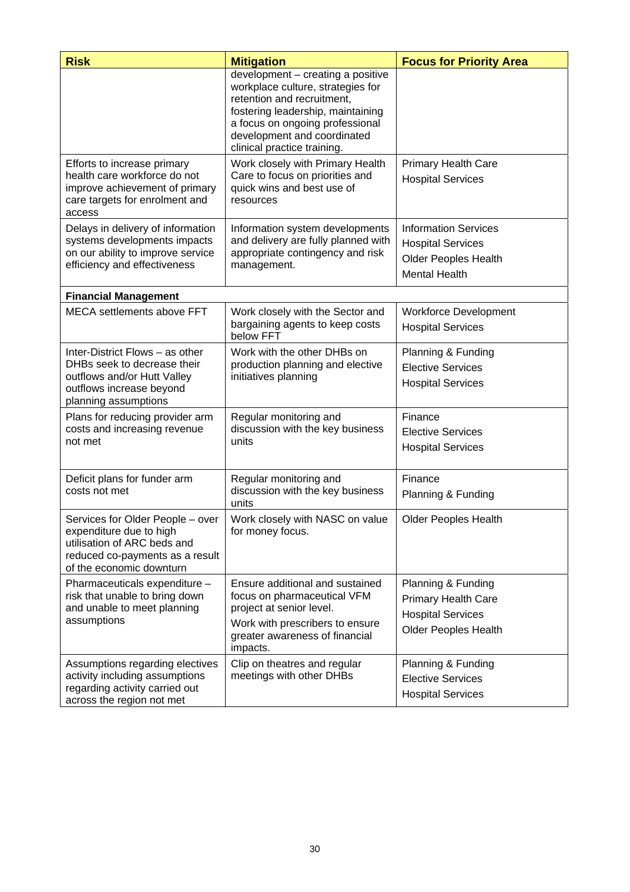| Risk | Mitigation | Focus for Priority Area |
|---|---|---|
| | development – creating a positive workplace culture, strategies for retention and recruitment, fostering leadership, maintaining a focus on ongoing professional development and coordinated clinical practice training. | |
| Efforts to increase primary health care workforce do not improve achievement of primary care targets for enrolment and access | Work closely with Primary Health Care to focus on priorities and quick wins and best use of resources | Primary Health Care<br>Hospital Services |
| Delays in delivery of information systems developments impacts on our ability to improve service efficiency and effectiveness | Information system developments and delivery are fully planned with appropriate contingency and risk management. | Information Services<br>Hospital Services<br>Older Peoples Health<br>Mental Health |
| **Financial Management** | | |
| MECA settlements above FFT | Work closely with the Sector and bargaining agents to keep costs below FFT | Workforce Development<br>Hospital Services |
| Inter-District Flows – as other DHBs seek to decrease their outflows and/or Hutt Valley outflows increase beyond planning assumptions | Work with the other DHBs on production planning and elective initiatives planning | Planning & Funding<br>Elective Services<br>Hospital Services |
| Plans for reducing provider arm costs and increasing revenue not met | Regular monitoring and discussion with the key business units | Finance<br>Elective Services<br>Hospital Services |
| Deficit plans for funder arm costs not met | Regular monitoring and discussion with the key business units | Finance<br>Planning & Funding |
| Services for Older People – over expenditure due to high utilisation of ARC beds and reduced co-payments as a result of the economic downturn | Work closely with NASC on value for money focus. | Older Peoples Health |
| Pharmaceuticals expenditure – risk that unable to bring down and unable to meet planning assumptions | Ensure additional and sustained focus on pharmaceutical VFM project at senior level.<br>Work with prescribers to ensure greater awareness of financial impacts. | Planning & Funding<br>Primary Health Care<br>Hospital Services<br>Older Peoples Health |
| Assumptions regarding electives activity including assumptions regarding activity carried out across the region not met | Clip on theatres and regular meetings with other DHBs | Planning & Funding<br>Elective Services<br>Hospital Services |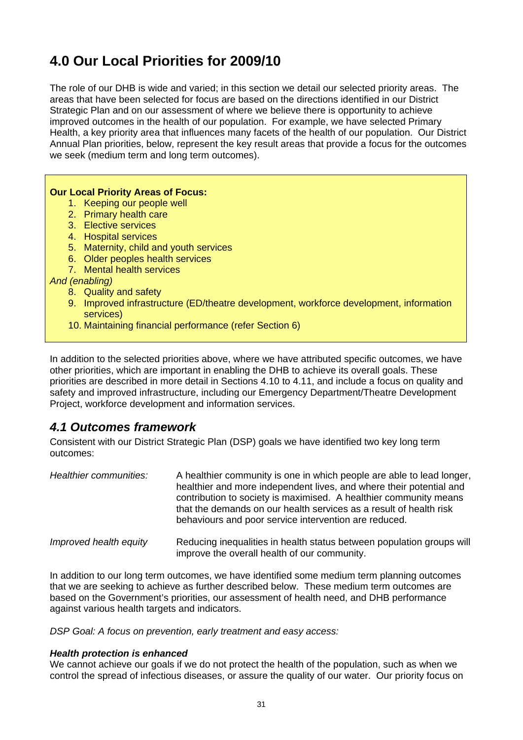# 4.0 Our Local Priorities for 2009/10

The role of our DHB is wide and varied; in this section we detail our selected priority areas. The areas that have been selected for focus are based on the directions identified in our District Strategic Plan and on our assessment of where we believe there is opportunity to achieve improved outcomes in the health of our population. For example, we have selected Primary Health, a key priority area that influences many facets of the health of our population. Our District Annual Plan priorities, below, represent the key result areas that provide a focus for the outcomes we seek (medium term and long term outcomes).

**Our Local Priority Areas of Focus:**

1. Keeping our people well
2. Primary health care
3. Elective services
4. Hospital services
5. Maternity, child and youth services
6. Older peoples health services
7. Mental health services

*And (enabling)*

8. Quality and safety
9. Improved infrastructure (ED/theatre development, workforce development, information services)
10. Maintaining financial performance (refer Section 6)

In addition to the selected priorities above, where we have attributed specific outcomes, we have other priorities, which are important in enabling the DHB to achieve its overall goals. These priorities are described in more detail in Sections 4.10 to 4.11, and include a focus on quality and safety and improved infrastructure, including our Emergency Department/Theatre Development Project, workforce development and information services.

## *4.1 Outcomes framework*

Consistent with our District Strategic Plan (DSP) goals we have identified two key long term outcomes:

| | |
|---|---|
| *Healthier communities:* | A healthier community is one in which people are able to lead longer, healthier and more independent lives, and where their potential and contribution to society is maximised. A healthier community means that the demands on our health services as a result of health risk behaviours and poor service intervention are reduced. |
| *Improved health equity* | Reducing inequalities in health status between population groups will improve the overall health of our community. |

In addition to our long term outcomes, we have identified some medium term planning outcomes that we are seeking to achieve as further described below. These medium term outcomes are based on the Government's priorities, our assessment of health need, and DHB performance against various health targets and indicators.

*DSP Goal: A focus on prevention, early treatment and easy access:*

***Health protection is enhanced***

We cannot achieve our goals if we do not protect the health of the population, such as when we control the spread of infectious diseases, or assure the quality of our water. Our priority focus on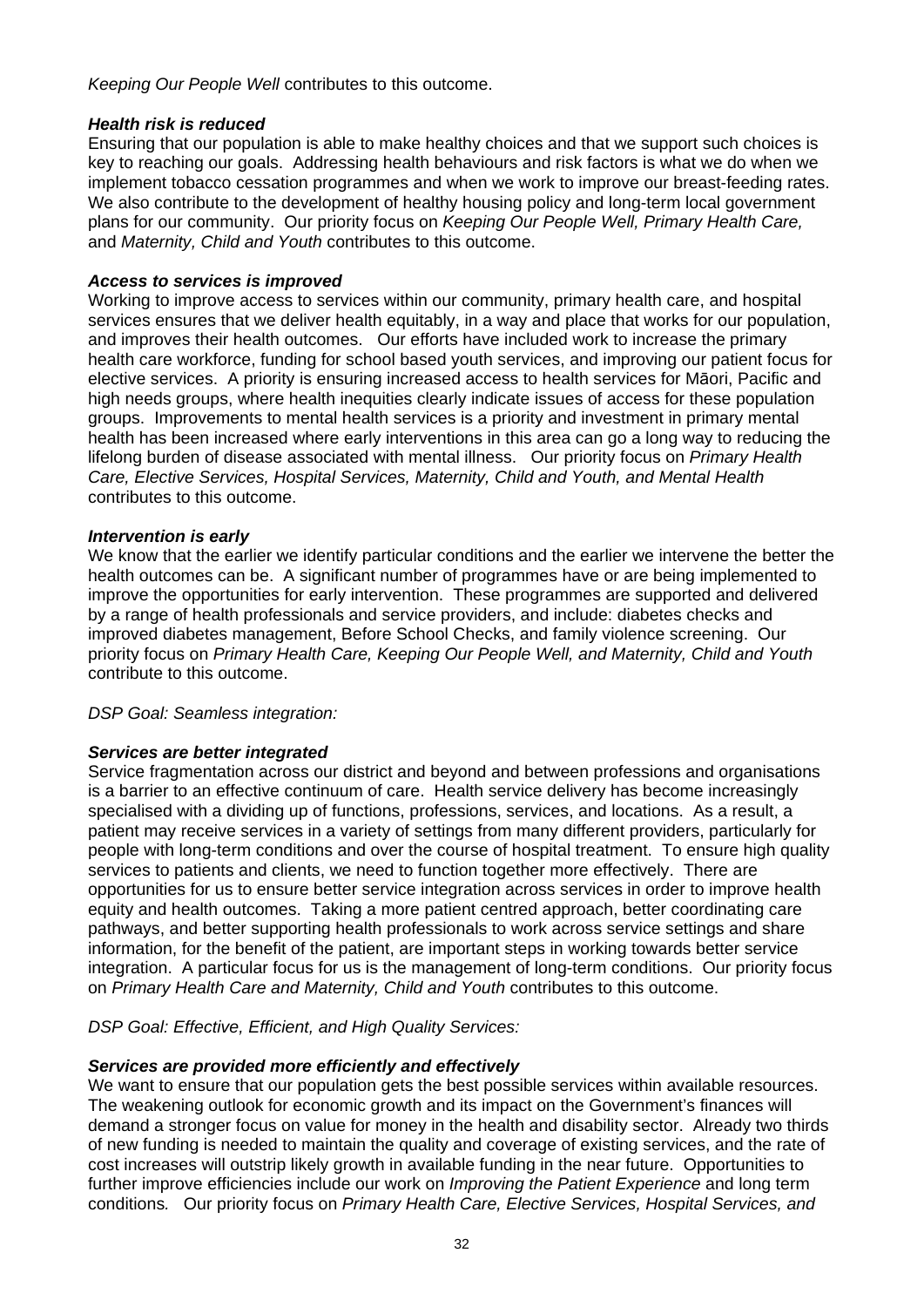*Keeping Our People Well* contributes to this outcome.

***Health risk is reduced***

Ensuring that our population is able to make healthy choices and that we support such choices is key to reaching our goals. Addressing health behaviours and risk factors is what we do when we implement tobacco cessation programmes and when we work to improve our breast-feeding rates. We also contribute to the development of healthy housing policy and long-term local government plans for our community. Our priority focus on *Keeping Our People Well, Primary Health Care,* and *Maternity, Child and Youth* contributes to this outcome.

***Access to services is improved***

Working to improve access to services within our community, primary health care, and hospital services ensures that we deliver health equitably, in a way and place that works for our population, and improves their health outcomes. Our efforts have included work to increase the primary health care workforce, funding for school based youth services, and improving our patient focus for elective services. A priority is ensuring increased access to health services for Māori, Pacific and high needs groups, where health inequities clearly indicate issues of access for these population groups. Improvements to mental health services is a priority and investment in primary mental health has been increased where early interventions in this area can go a long way to reducing the lifelong burden of disease associated with mental illness. Our priority focus on *Primary Health Care, Elective Services, Hospital Services, Maternity, Child and Youth, and Mental Health* contributes to this outcome.

***Intervention is early***

We know that the earlier we identify particular conditions and the earlier we intervene the better the health outcomes can be. A significant number of programmes have or are being implemented to improve the opportunities for early intervention. These programmes are supported and delivered by a range of health professionals and service providers, and include: diabetes checks and improved diabetes management, Before School Checks, and family violence screening. Our priority focus on *Primary Health Care, Keeping Our People Well, and Maternity, Child and Youth* contribute to this outcome.

*DSP Goal: Seamless integration:*

***Services are better integrated***

Service fragmentation across our district and beyond and between professions and organisations is a barrier to an effective continuum of care. Health service delivery has become increasingly specialised with a dividing up of functions, professions, services, and locations. As a result, a patient may receive services in a variety of settings from many different providers, particularly for people with long-term conditions and over the course of hospital treatment. To ensure high quality services to patients and clients, we need to function together more effectively. There are opportunities for us to ensure better service integration across services in order to improve health equity and health outcomes. Taking a more patient centred approach, better coordinating care pathways, and better supporting health professionals to work across service settings and share information, for the benefit of the patient, are important steps in working towards better service integration. A particular focus for us is the management of long-term conditions. Our priority focus on *Primary Health Care and Maternity, Child and Youth* contributes to this outcome.

*DSP Goal: Effective, Efficient, and High Quality Services:*

***Services are provided more efficiently and effectively***

We want to ensure that our population gets the best possible services within available resources. The weakening outlook for economic growth and its impact on the Government's finances will demand a stronger focus on value for money in the health and disability sector. Already two thirds of new funding is needed to maintain the quality and coverage of existing services, and the rate of cost increases will outstrip likely growth in available funding in the near future. Opportunities to further improve efficiencies include our work on *Improving the Patient Experience* and long term conditions*.* Our priority focus on *Primary Health Care, Elective Services, Hospital Services, and*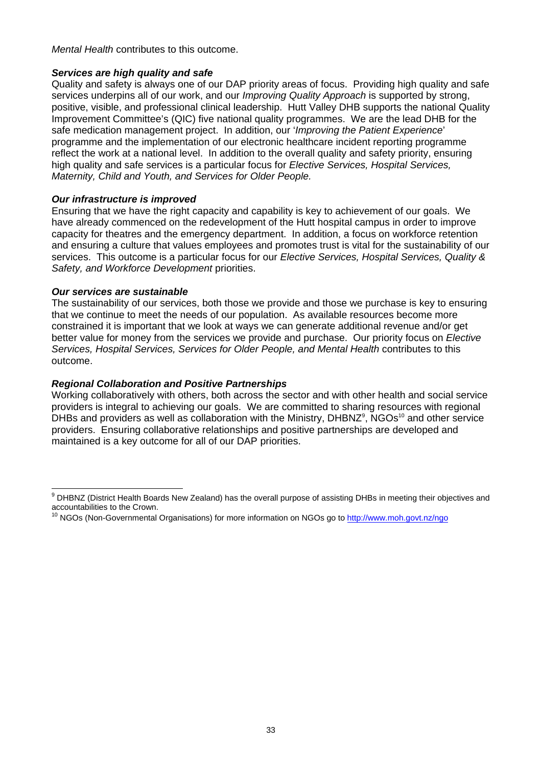*Mental Health* contributes to this outcome.

***Services are high quality and safe***

Quality and safety is always one of our DAP priority areas of focus. Providing high quality and safe services underpins all of our work, and our *Improving Quality Approach* is supported by strong, positive, visible, and professional clinical leadership. Hutt Valley DHB supports the national Quality Improvement Committee's (QIC) five national quality programmes. We are the lead DHB for the safe medication management project. In addition, our '*Improving the Patient Experience*' programme and the implementation of our electronic healthcare incident reporting programme reflect the work at a national level. In addition to the overall quality and safety priority, ensuring high quality and safe services is a particular focus for *Elective Services, Hospital Services, Maternity, Child and Youth, and Services for Older People.*

***Our infrastructure is improved***

Ensuring that we have the right capacity and capability is key to achievement of our goals. We have already commenced on the redevelopment of the Hutt hospital campus in order to improve capacity for theatres and the emergency department. In addition, a focus on workforce retention and ensuring a culture that values employees and promotes trust is vital for the sustainability of our services. This outcome is a particular focus for our *Elective Services, Hospital Services, Quality & Safety, and Workforce Development* priorities.

***Our services are sustainable***

The sustainability of our services, both those we provide and those we purchase is key to ensuring that we continue to meet the needs of our population. As available resources become more constrained it is important that we look at ways we can generate additional revenue and/or get better value for money from the services we provide and purchase. Our priority focus on *Elective Services, Hospital Services, Services for Older People, and Mental Health* contributes to this outcome.

***Regional Collaboration and Positive Partnerships***

Working collaboratively with others, both across the sector and with other health and social service providers is integral to achieving our goals. We are committed to sharing resources with regional DHBs and providers as well as collaboration with the Ministry, DHBNZ[9], NGOs[10] and other service providers. Ensuring collaborative relationships and positive partnerships are developed and maintained is a key outcome for all of our DAP priorities.

---

[9] DHBNZ (District Health Boards New Zealand) has the overall purpose of assisting DHBs in meeting their objectives and accountabilities to the Crown.

[10] NGOs (Non-Governmental Organisations) for more information on NGOs go to http://www.moh.govt.nz/ngo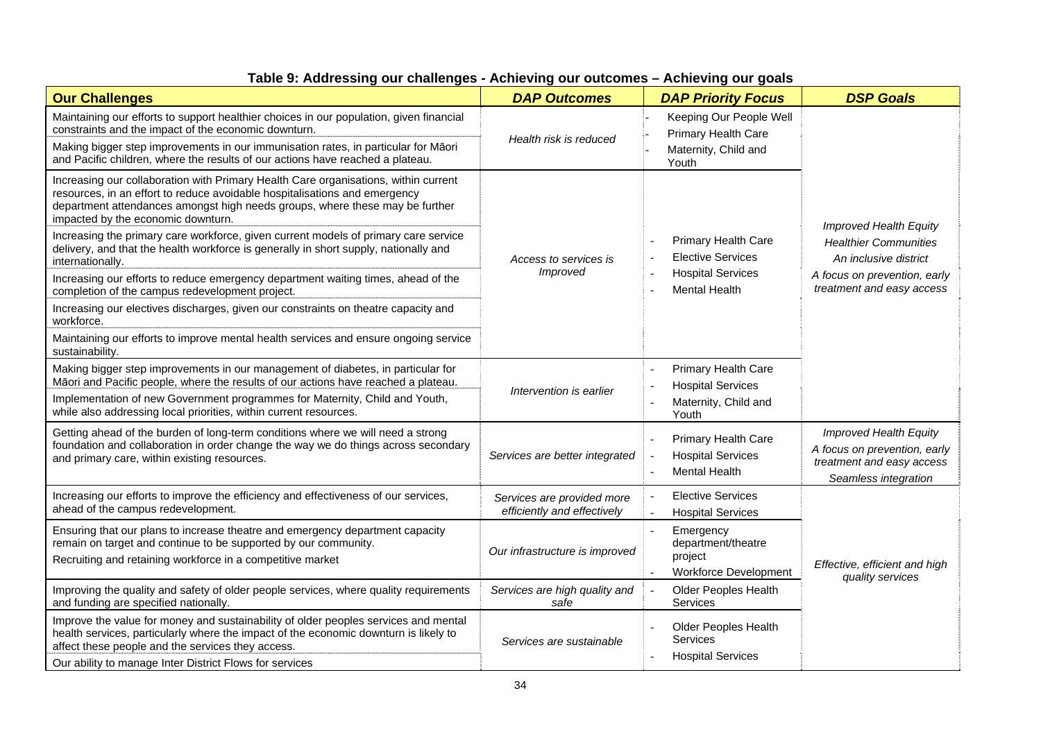**Table 9: Addressing our challenges - Achieving our outcomes – Achieving our goals**

| Our Challenges | DAP Outcomes | DAP Priority Focus | DSP Goals |
|---|---|---|---|
| Maintaining our efforts to support healthier choices in our population, given financial constraints and the impact of the economic downturn.<br>Making bigger step improvements in our immunisation rates, in particular for Māori and Pacific children, where the results of our actions have reached a plateau. | *Health risk is reduced* | - Keeping Our People Well<br>- Primary Health Care<br>- Maternity, Child and Youth | *Improved Health Equity*<br>*Healthier Communities*<br>*An inclusive district*<br>*A focus on prevention, early treatment and easy access* |
| Increasing our collaboration with Primary Health Care organisations, within current resources, in an effort to reduce avoidable hospitalisations and emergency department attendances amongst high needs groups, where these may be further impacted by the economic downturn.<br>Increasing the primary care workforce, given current models of primary care service delivery, and that the health workforce is generally in short supply, nationally and internationally.<br>Increasing our efforts to reduce emergency department waiting times, ahead of the completion of the campus redevelopment project.<br>Increasing our electives discharges, given our constraints on theatre capacity and workforce.<br>Maintaining our efforts to improve mental health services and ensure ongoing service sustainability. | *Access to services is Improved* | - Primary Health Care<br>- Elective Services<br>- Hospital Services<br>- Mental Health | |
| Making bigger step improvements in our management of diabetes, in particular for Māori and Pacific people, where the results of our actions have reached a plateau.<br>Implementation of new Government programmes for Maternity, Child and Youth, while also addressing local priorities, within current resources. | *Intervention is earlier* | - Primary Health Care<br>- Hospital Services<br>- Maternity, Child and Youth | |
| Getting ahead of the burden of long-term conditions where we will need a strong foundation and collaboration in order change the way we do things across secondary and primary care, within existing resources. | *Services are better integrated* | - Primary Health Care<br>- Hospital Services<br>- Mental Health | *Improved Health Equity*<br>*A focus on prevention, early treatment and easy access*<br>*Seamless integration* |
| Increasing our efforts to improve the efficiency and effectiveness of our services, ahead of the campus redevelopment. | *Services are provided more efficiently and effectively* | - Elective Services<br>- Hospital Services | *Effective, efficient and high quality services* |
| Ensuring that our plans to increase theatre and emergency department capacity remain on target and continue to be supported by our community.<br>Recruiting and retaining workforce in a competitive market | *Our infrastructure is improved* | - Emergency department/theatre project<br>- Workforce Development | |
| Improving the quality and safety of older people services, where quality requirements and funding are specified nationally. | *Services are high quality and safe* | - Older Peoples Health Services | |
| Improve the value for money and sustainability of older peoples services and mental health services, particularly where the impact of the economic downturn is likely to affect these people and the services they access.<br>Our ability to manage Inter District Flows for services | *Services are sustainable* | - Older Peoples Health Services<br>- Hospital Services | |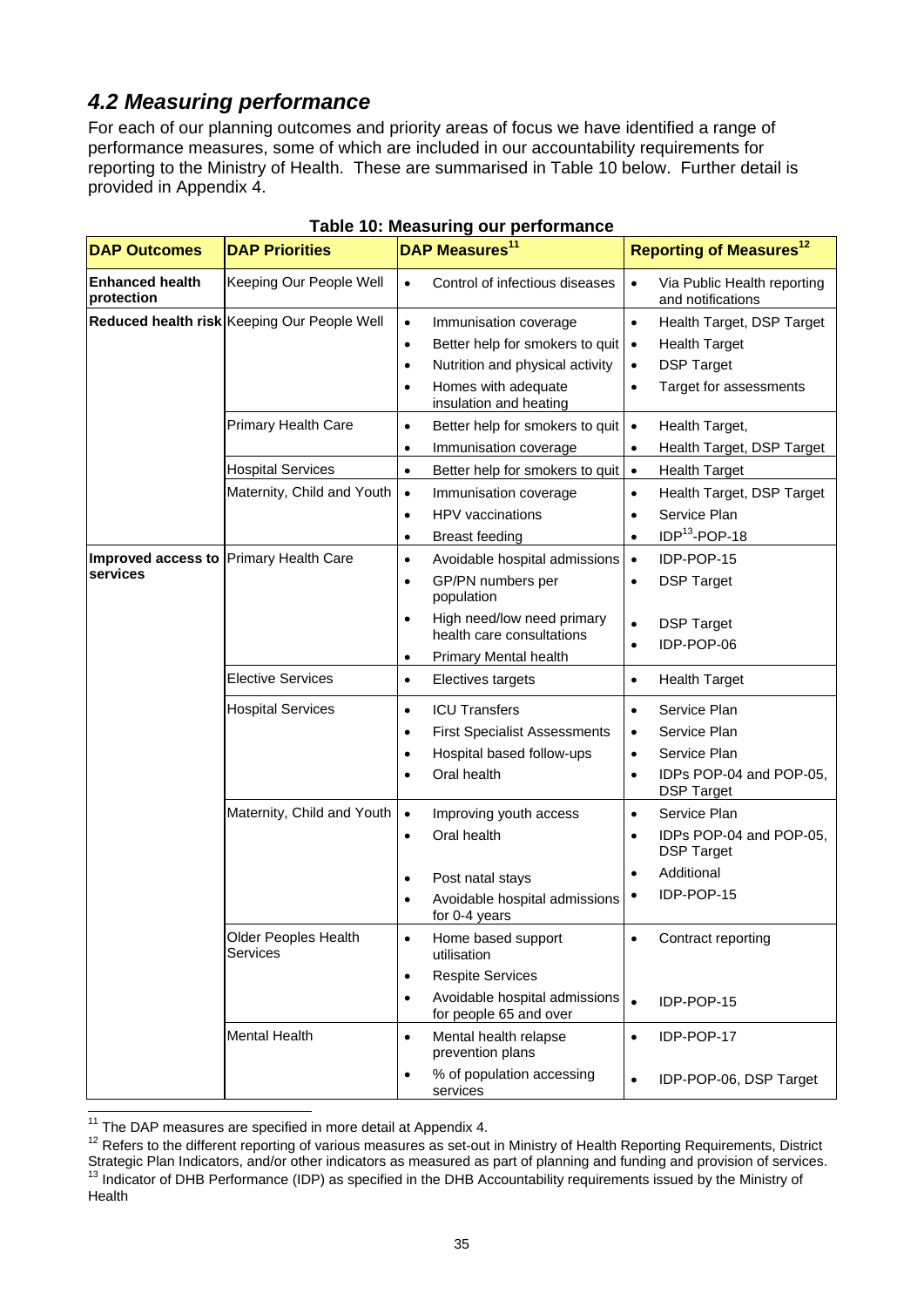## 4.2 Measuring performance

For each of our planning outcomes and priority areas of focus we have identified a range of performance measures, some of which are included in our accountability requirements for reporting to the Ministry of Health. These are summarised in Table 10 below. Further detail is provided in Appendix 4.

**Table 10: Measuring our performance**

| DAP Outcomes | DAP Priorities | DAP Measures[11] | Reporting of Measures[12] |
|---|---|---|---|
| **Enhanced health protection** | Keeping Our People Well | • Control of infectious diseases | • Via Public Health reporting and notifications |
| **Reduced health risk** | Keeping Our People Well | • Immunisation coverage<br>• Better help for smokers to quit<br>• Nutrition and physical activity<br>• Homes with adequate insulation and heating | • Health Target, DSP Target<br>• Health Target<br>• DSP Target<br>• Target for assessments |
| | Primary Health Care | • Better help for smokers to quit<br>• Immunisation coverage | • Health Target,<br>• Health Target, DSP Target |
| | Hospital Services | • Better help for smokers to quit | • Health Target |
| | Maternity, Child and Youth | • Immunisation coverage<br>• HPV vaccinations<br>• Breast feeding | • Health Target, DSP Target<br>• Service Plan<br>• IDP[13]-POP-18 |
| **Improved access to services** | Primary Health Care | • Avoidable hospital admissions<br>• GP/PN numbers per population<br>• High need/low need primary health care consultations<br>• Primary Mental health | • IDP-POP-15<br>• DSP Target<br>• DSP Target<br>• IDP-POP-06 |
| | Elective Services | • Electives targets | • Health Target |
| | Hospital Services | • ICU Transfers<br>• First Specialist Assessments<br>• Hospital based follow-ups<br>• Oral health | • Service Plan<br>• Service Plan<br>• Service Plan<br>• IDPs POP-04 and POP-05, DSP Target |
| | Maternity, Child and Youth | • Improving youth access<br>• Oral health<br>• Post natal stays<br>• Avoidable hospital admissions for 0-4 years | • Service Plan<br>• IDPs POP-04 and POP-05, DSP Target<br>• Additional<br>• IDP-POP-15 |
| | Older Peoples Health Services | • Home based support utilisation<br>• Respite Services<br>• Avoidable hospital admissions for people 65 and over | • Contract reporting<br><br>• IDP-POP-15 |
| | Mental Health | • Mental health relapse prevention plans<br>• % of population accessing services | • IDP-POP-17<br>• IDP-POP-06, DSP Target |

[11] The DAP measures are specified in more detail at Appendix 4.

[12] Refers to the different reporting of various measures as set-out in Ministry of Health Reporting Requirements, District Strategic Plan Indicators, and/or other indicators as measured as part of planning and funding and provision of services.

[13] Indicator of DHB Performance (IDP) as specified in the DHB Accountability requirements issued by the Ministry of Health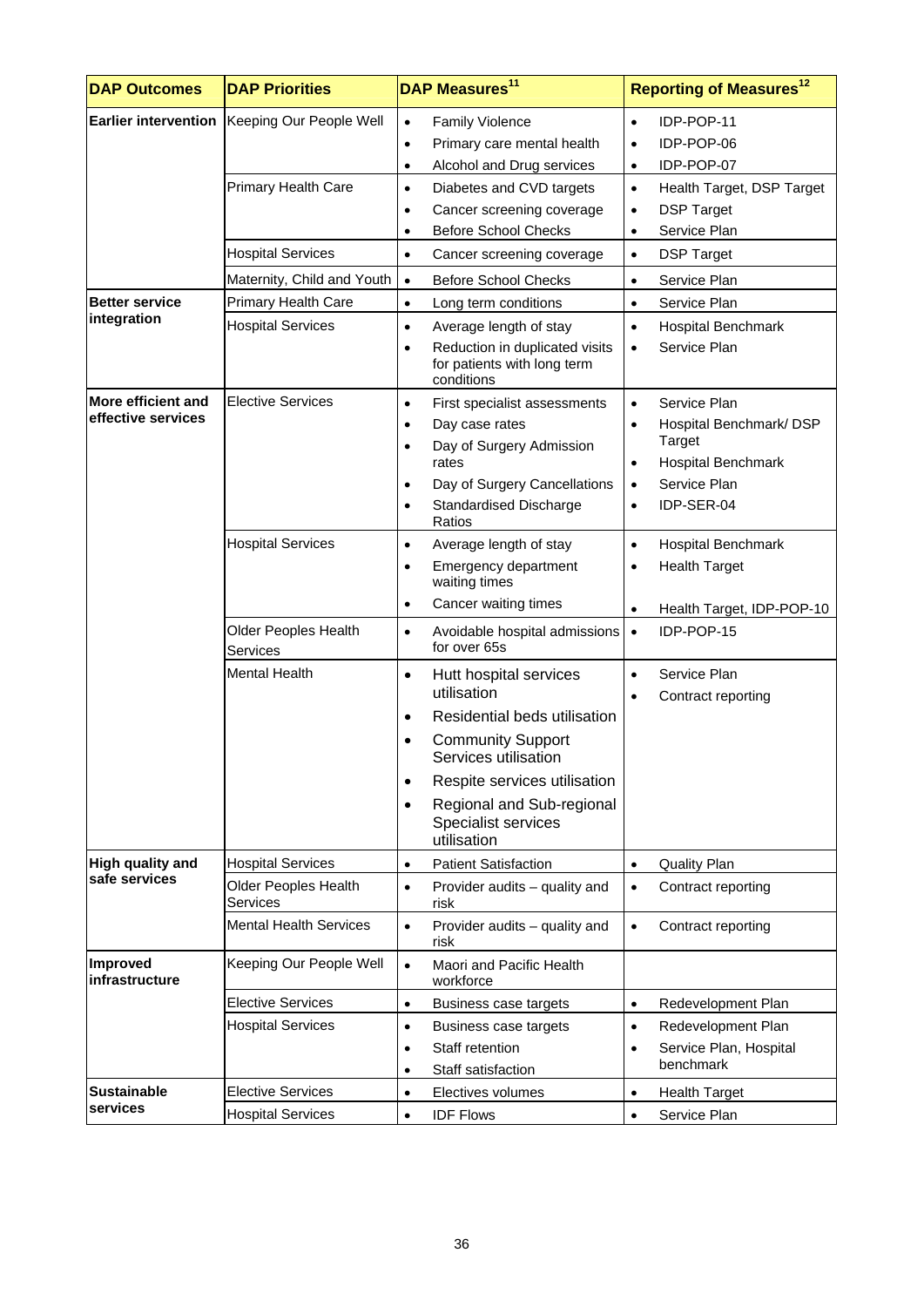| DAP Outcomes | DAP Priorities | DAP Measures[11] | Reporting of Measures[12] |
|---|---|---|---|
| **Earlier intervention** | Keeping Our People Well | • Family Violence<br>• Primary care mental health<br>• Alcohol and Drug services | • IDP-POP-11<br>• IDP-POP-06<br>• IDP-POP-07 |
| | Primary Health Care | • Diabetes and CVD targets<br>• Cancer screening coverage<br>• Before School Checks | • Health Target, DSP Target<br>• DSP Target<br>• Service Plan |
| | Hospital Services | • Cancer screening coverage | • DSP Target |
| | Maternity, Child and Youth | • Before School Checks | • Service Plan |
| **Better service integration** | Primary Health Care | • Long term conditions | • Service Plan |
| | Hospital Services | • Average length of stay<br>• Reduction in duplicated visits for patients with long term conditions | • Hospital Benchmark<br>• Service Plan |
| **More efficient and effective services** | Elective Services | • First specialist assessments<br>• Day case rates<br>• Day of Surgery Admission rates<br>• Day of Surgery Cancellations<br>• Standardised Discharge Ratios | • Service Plan<br>• Hospital Benchmark/ DSP Target<br>• Hospital Benchmark<br>• Service Plan<br>• IDP-SER-04 |
| | Hospital Services | • Average length of stay<br>• Emergency department waiting times<br>• Cancer waiting times | • Hospital Benchmark<br>• Health Target<br>• Health Target, IDP-POP-10 |
| | Older Peoples Health Services | • Avoidable hospital admissions for over 65s | • IDP-POP-15 |
| | Mental Health | • Hutt hospital services utilisation<br>• Residential beds utilisation<br>• Community Support Services utilisation<br>• Respite services utilisation<br>• Regional and Sub-regional Specialist services utilisation | • Service Plan<br>• Contract reporting |
| **High quality and safe services** | Hospital Services | • Patient Satisfaction | • Quality Plan |
| | Older Peoples Health Services | • Provider audits – quality and risk | • Contract reporting |
| | Mental Health Services | • Provider audits – quality and risk | • Contract reporting |
| **Improved infrastructure** | Keeping Our People Well | • Maori and Pacific Health workforce | |
| | Elective Services | • Business case targets | • Redevelopment Plan |
| | Hospital Services | • Business case targets<br>• Staff retention<br>• Staff satisfaction | • Redevelopment Plan<br>• Service Plan, Hospital benchmark |
| **Sustainable services** | Elective Services | • Electives volumes | • Health Target |
| | Hospital Services | • IDF Flows | • Service Plan |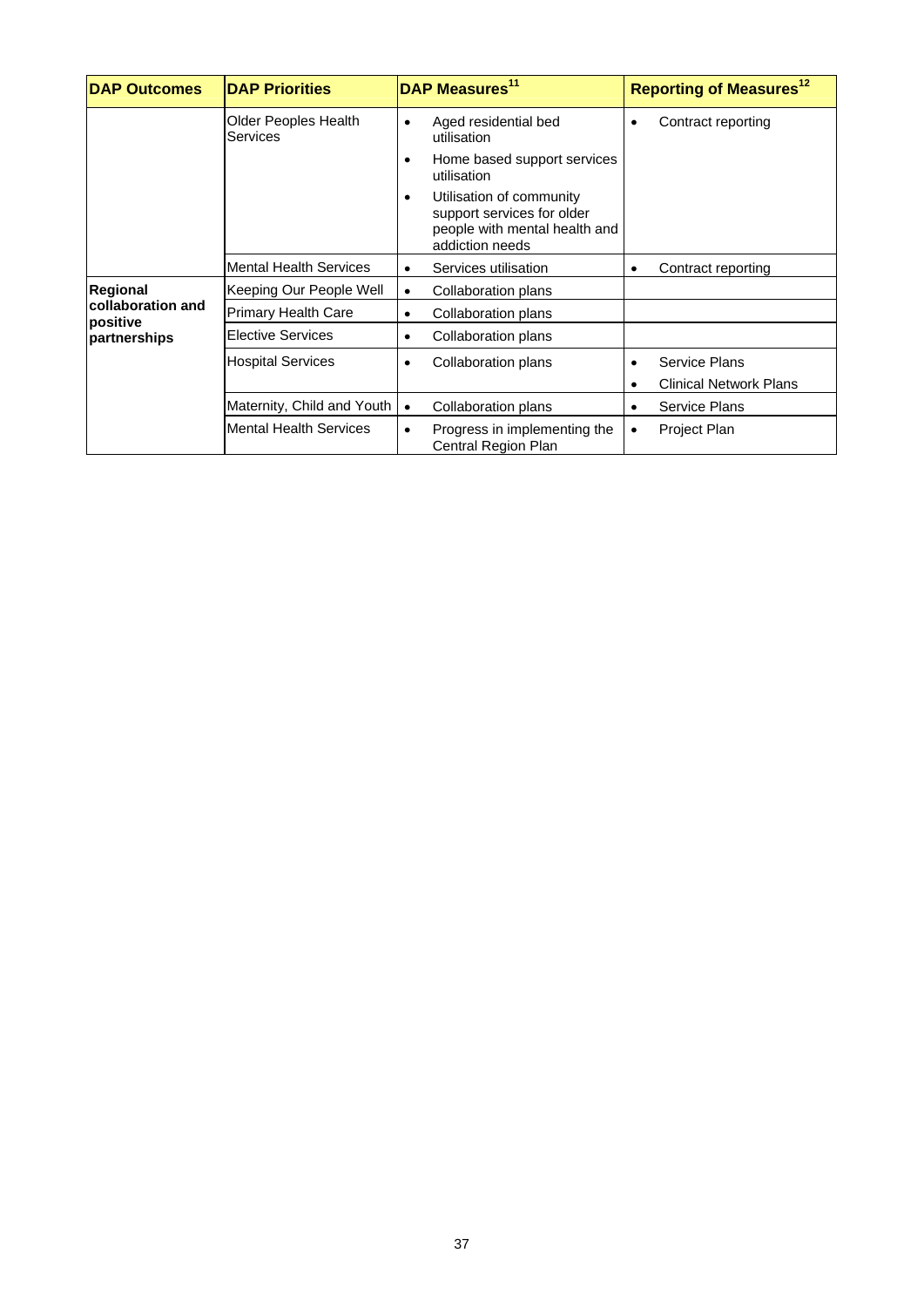| DAP Outcomes | DAP Priorities | DAP Measures[11] | Reporting of Measures[12] |
|---|---|---|---|
| | Older Peoples Health Services | • Aged residential bed utilisation<br>• Home based support services utilisation<br>• Utilisation of community support services for older people with mental health and addiction needs | • Contract reporting |
| | Mental Health Services | • Services utilisation | • Contract reporting |
| **Regional collaboration and positive partnerships** | Keeping Our People Well | • Collaboration plans | |
| | Primary Health Care | • Collaboration plans | |
| | Elective Services | • Collaboration plans | |
| | Hospital Services | • Collaboration plans | • Service Plans<br>• Clinical Network Plans |
| | Maternity, Child and Youth | • Collaboration plans | • Service Plans |
| | Mental Health Services | • Progress in implementing the Central Region Plan | • Project Plan |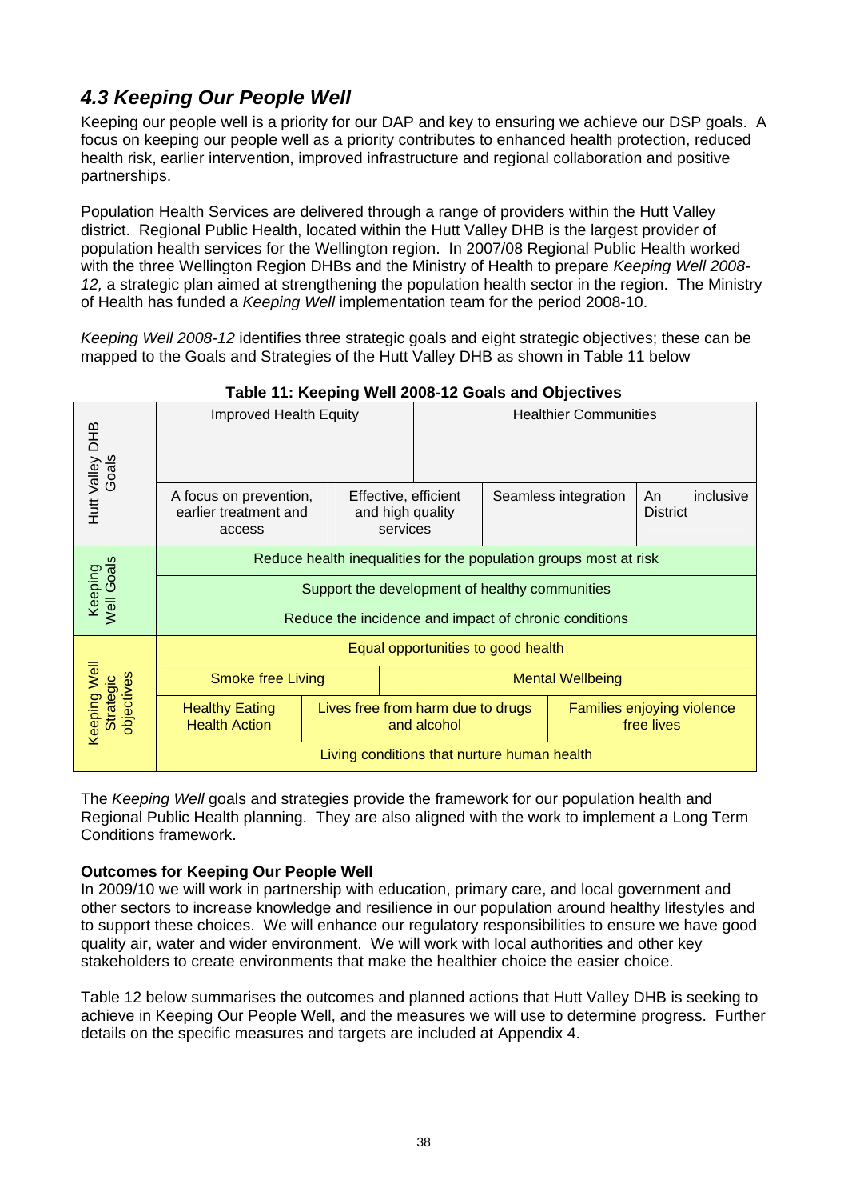## *4.3 Keeping Our People Well*

Keeping our people well is a priority for our DAP and key to ensuring we achieve our DSP goals. A focus on keeping our people well as a priority contributes to enhanced health protection, reduced health risk, earlier intervention, improved infrastructure and regional collaboration and positive partnerships.

Population Health Services are delivered through a range of providers within the Hutt Valley district. Regional Public Health, located within the Hutt Valley DHB is the largest provider of population health services for the Wellington region. In 2007/08 Regional Public Health worked with the three Wellington Region DHBs and the Ministry of Health to prepare *Keeping Well 2008-12,* a strategic plan aimed at strengthening the population health sector in the region. The Ministry of Health has funded a *Keeping Well* implementation team for the period 2008-10.

*Keeping Well 2008-12* identifies three strategic goals and eight strategic objectives; these can be mapped to the Goals and Strategies of the Hutt Valley DHB as shown in Table 11 below

**Table 11: Keeping Well 2008-12 Goals and Objectives**

| | | | | |
|---|---|---|---|---|
| Hutt Valley DHB Goals | Improved Health Equity | | Healthier Communities | |
| | A focus on prevention, earlier treatment and access | Effective, efficient and high quality services | Seamless integration | An inclusive District |
| Keeping Well Goals | Reduce health inequalities for the population groups most at risk | | | |
| | Support the development of healthy communities | | | |
| | Reduce the incidence and impact of chronic conditions | | | |
| Keeping Well Strategic objectives | Equal opportunities to good health | | | |
| | Smoke free Living | Mental Wellbeing | | |
| | Healthy Eating Health Action | Lives free from harm due to drugs and alcohol | Families enjoying violence free lives | |
| | Living conditions that nurture human health | | | |

The *Keeping Well* goals and strategies provide the framework for our population health and Regional Public Health planning. They are also aligned with the work to implement a Long Term Conditions framework.

**Outcomes for Keeping Our People Well**

In 2009/10 we will work in partnership with education, primary care, and local government and other sectors to increase knowledge and resilience in our population around healthy lifestyles and to support these choices. We will enhance our regulatory responsibilities to ensure we have good quality air, water and wider environment. We will work with local authorities and other key stakeholders to create environments that make the healthier choice the easier choice.

Table 12 below summarises the outcomes and planned actions that Hutt Valley DHB is seeking to achieve in Keeping Our People Well, and the measures we will use to determine progress. Further details on the specific measures and targets are included at Appendix 4.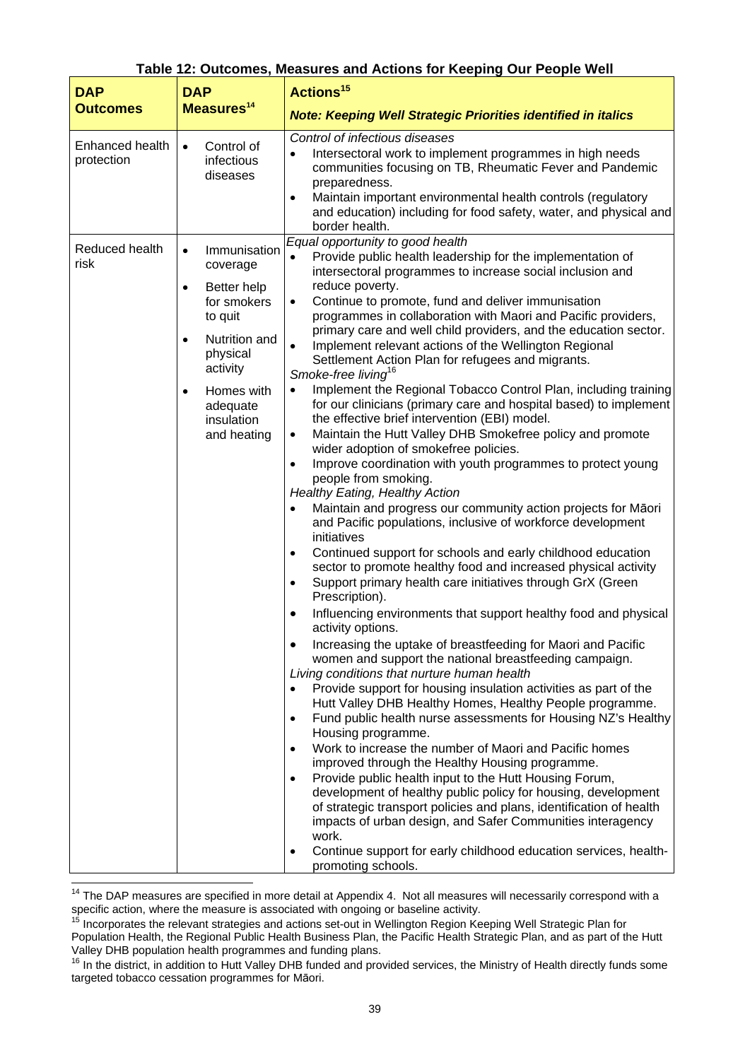**Table 12: Outcomes, Measures and Actions for Keeping Our People Well**

| DAP Outcomes | DAP Measures[14] | Actions[15] <br> ***Note: Keeping Well Strategic Priorities identified in italics*** |
|---|---|---|
| Enhanced health protection | • Control of infectious diseases | *Control of infectious diseases* <br> • Intersectoral work to implement programmes in high needs communities focusing on TB, Rheumatic Fever and Pandemic preparedness. <br> • Maintain important environmental health controls (regulatory and education) including for food safety, water, and physical and border health. |
| Reduced health risk | • Immunisation coverage <br> • Better help for smokers to quit <br> • Nutrition and physical activity <br> • Homes with adequate insulation and heating | *Equal opportunity to good health* <br> • Provide public health leadership for the implementation of intersectoral programmes to increase social inclusion and reduce poverty. <br> • Continue to promote, fund and deliver immunisation programmes in collaboration with Maori and Pacific providers, primary care and well child providers, and the education sector. <br> • Implement relevant actions of the Wellington Regional Settlement Action Plan for refugees and migrants. <br> *Smoke-free living*[16] <br> • Implement the Regional Tobacco Control Plan, including training for our clinicians (primary care and hospital based) to implement the effective brief intervention (EBI) model. <br> • Maintain the Hutt Valley DHB Smokefree policy and promote wider adoption of smokefree policies. <br> • Improve coordination with youth programmes to protect young people from smoking. <br> *Healthy Eating, Healthy Action* <br> • Maintain and progress our community action projects for Māori and Pacific populations, inclusive of workforce development initiatives <br> • Continued support for schools and early childhood education sector to promote healthy food and increased physical activity <br> • Support primary health care initiatives through GrX (Green Prescription). <br> • Influencing environments that support healthy food and physical activity options. <br> • Increasing the uptake of breastfeeding for Maori and Pacific women and support the national breastfeeding campaign. <br> *Living conditions that nurture human health* <br> • Provide support for housing insulation activities as part of the Hutt Valley DHB Healthy Homes, Healthy People programme. <br> • Fund public health nurse assessments for Housing NZ's Healthy Housing programme. <br> • Work to increase the number of Maori and Pacific homes improved through the Healthy Housing programme. <br> • Provide public health input to the Hutt Housing Forum, development of healthy public policy for housing, development of strategic transport policies and plans, identification of health impacts of urban design, and Safer Communities interagency work. <br> • Continue support for early childhood education services, health-promoting schools. |

[14] The DAP measures are specified in more detail at Appendix 4. Not all measures will necessarily correspond with a specific action, where the measure is associated with ongoing or baseline activity.

[15] Incorporates the relevant strategies and actions set-out in Wellington Region Keeping Well Strategic Plan for Population Health, the Regional Public Health Business Plan, the Pacific Health Strategic Plan, and as part of the Hutt Valley DHB population health programmes and funding plans.

[16] In the district, in addition to Hutt Valley DHB funded and provided services, the Ministry of Health directly funds some targeted tobacco cessation programmes for Māori.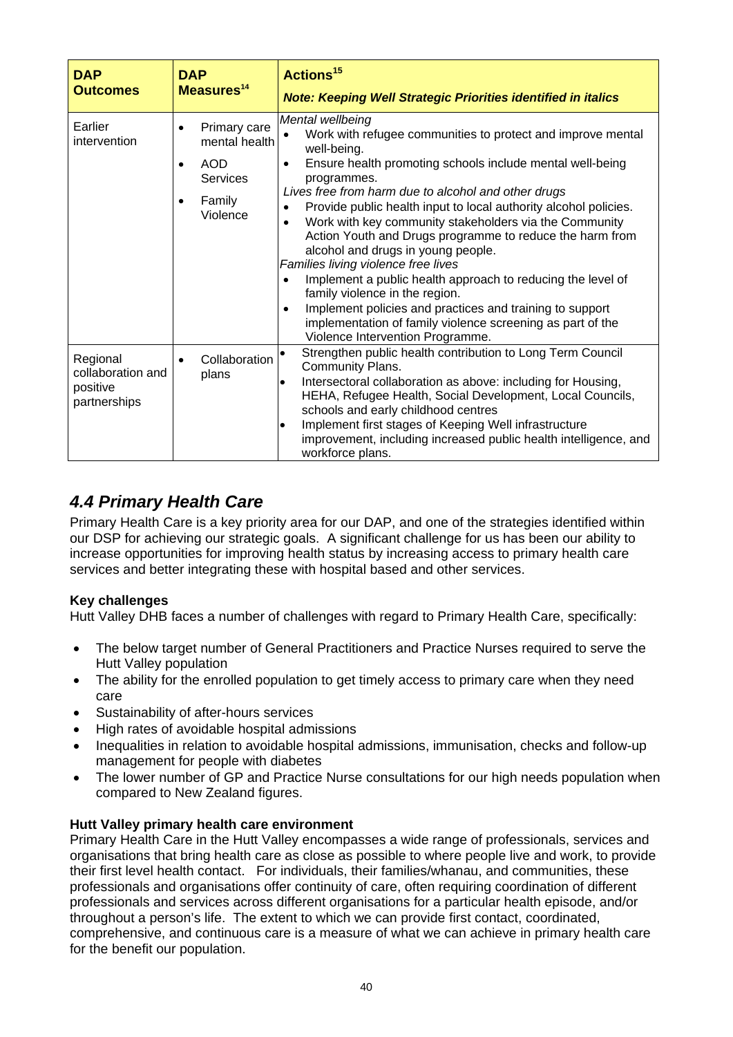| DAP Outcomes | DAP Measures[14] | Actions[15] *Note: Keeping Well Strategic Priorities identified in italics* |
|---|---|---|
| Earlier intervention | • Primary care mental health<br>• AOD Services<br>• Family Violence | *Mental wellbeing*<br>• Work with refugee communities to protect and improve mental well-being.<br>• Ensure health promoting schools include mental well-being programmes.<br>*Lives free from harm due to alcohol and other drugs*<br>• Provide public health input to local authority alcohol policies.<br>• Work with key community stakeholders via the Community Action Youth and Drugs programme to reduce the harm from alcohol and drugs in young people.<br>*Families living violence free lives*<br>• Implement a public health approach to reducing the level of family violence in the region.<br>• Implement policies and practices and training to support implementation of family violence screening as part of the Violence Intervention Programme. |
| Regional collaboration and positive partnerships | • Collaboration plans | • Strengthen public health contribution to Long Term Council Community Plans.<br>• Intersectoral collaboration as above: including for Housing, HEHA, Refugee Health, Social Development, Local Councils, schools and early childhood centres<br>• Implement first stages of Keeping Well infrastructure improvement, including increased public health intelligence, and workforce plans. |

## *4.4 Primary Health Care*

Primary Health Care is a key priority area for our DAP, and one of the strategies identified within our DSP for achieving our strategic goals. A significant challenge for us has been our ability to increase opportunities for improving health status by increasing access to primary health care services and better integrating these with hospital based and other services.

**Key challenges**

Hutt Valley DHB faces a number of challenges with regard to Primary Health Care, specifically:

- The below target number of General Practitioners and Practice Nurses required to serve the Hutt Valley population
- The ability for the enrolled population to get timely access to primary care when they need care
- Sustainability of after-hours services
- High rates of avoidable hospital admissions
- Inequalities in relation to avoidable hospital admissions, immunisation, checks and follow-up management for people with diabetes
- The lower number of GP and Practice Nurse consultations for our high needs population when compared to New Zealand figures.

**Hutt Valley primary health care environment**

Primary Health Care in the Hutt Valley encompasses a wide range of professionals, services and organisations that bring health care as close as possible to where people live and work, to provide their first level health contact. For individuals, their families/whanau, and communities, these professionals and organisations offer continuity of care, often requiring coordination of different professionals and services across different organisations for a particular health episode, and/or throughout a person's life. The extent to which we can provide first contact, coordinated, comprehensive, and continuous care is a measure of what we can achieve in primary health care for the benefit our population.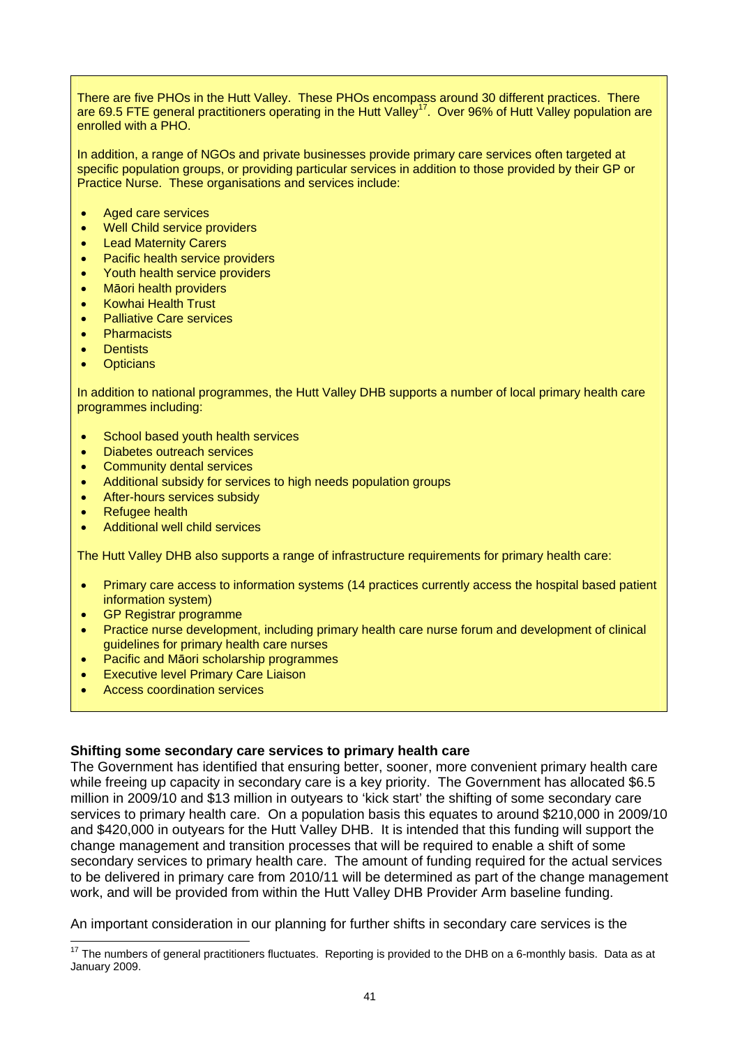There are five PHOs in the Hutt Valley. These PHOs encompass around 30 different practices. There are 69.5 FTE general practitioners operating in the Hutt Valley[17]. Over 96% of Hutt Valley population are enrolled with a PHO.

In addition, a range of NGOs and private businesses provide primary care services often targeted at specific population groups, or providing particular services in addition to those provided by their GP or Practice Nurse. These organisations and services include:

- Aged care services
- Well Child service providers
- Lead Maternity Carers
- Pacific health service providers
- Youth health service providers
- Māori health providers
- Kowhai Health Trust
- Palliative Care services
- Pharmacists
- Dentists
- Opticians

In addition to national programmes, the Hutt Valley DHB supports a number of local primary health care programmes including:

- School based youth health services
- Diabetes outreach services
- Community dental services
- Additional subsidy for services to high needs population groups
- After-hours services subsidy
- Refugee health
- Additional well child services

The Hutt Valley DHB also supports a range of infrastructure requirements for primary health care:

- Primary care access to information systems (14 practices currently access the hospital based patient information system)
- GP Registrar programme
- Practice nurse development, including primary health care nurse forum and development of clinical guidelines for primary health care nurses
- Pacific and Māori scholarship programmes
- Executive level Primary Care Liaison
- Access coordination services

**Shifting some secondary care services to primary health care**

The Government has identified that ensuring better, sooner, more convenient primary health care while freeing up capacity in secondary care is a key priority. The Government has allocated $6.5 million in 2009/10 and $13 million in outyears to 'kick start' the shifting of some secondary care services to primary health care. On a population basis this equates to around $210,000 in 2009/10 and $420,000 in outyears for the Hutt Valley DHB. It is intended that this funding will support the change management and transition processes that will be required to enable a shift of some secondary services to primary health care. The amount of funding required for the actual services to be delivered in primary care from 2010/11 will be determined as part of the change management work, and will be provided from within the Hutt Valley DHB Provider Arm baseline funding.

An important consideration in our planning for further shifts in secondary care services is the

[17] The numbers of general practitioners fluctuates. Reporting is provided to the DHB on a 6-monthly basis. Data as at January 2009.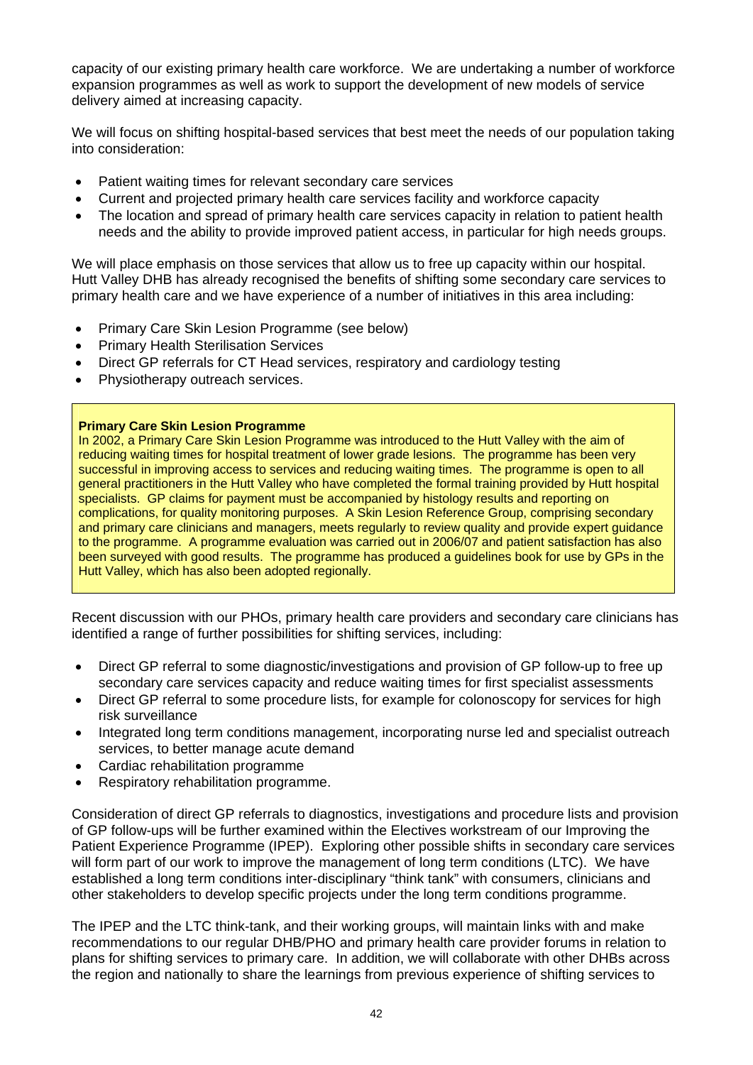capacity of our existing primary health care workforce. We are undertaking a number of workforce expansion programmes as well as work to support the development of new models of service delivery aimed at increasing capacity.

We will focus on shifting hospital-based services that best meet the needs of our population taking into consideration:

- Patient waiting times for relevant secondary care services
- Current and projected primary health care services facility and workforce capacity
- The location and spread of primary health care services capacity in relation to patient health needs and the ability to provide improved patient access, in particular for high needs groups.

We will place emphasis on those services that allow us to free up capacity within our hospital. Hutt Valley DHB has already recognised the benefits of shifting some secondary care services to primary health care and we have experience of a number of initiatives in this area including:

- Primary Care Skin Lesion Programme (see below)
- Primary Health Sterilisation Services
- Direct GP referrals for CT Head services, respiratory and cardiology testing
- Physiotherapy outreach services.

**Primary Care Skin Lesion Programme**

In 2002, a Primary Care Skin Lesion Programme was introduced to the Hutt Valley with the aim of reducing waiting times for hospital treatment of lower grade lesions. The programme has been very successful in improving access to services and reducing waiting times. The programme is open to all general practitioners in the Hutt Valley who have completed the formal training provided by Hutt hospital specialists. GP claims for payment must be accompanied by histology results and reporting on complications, for quality monitoring purposes. A Skin Lesion Reference Group, comprising secondary and primary care clinicians and managers, meets regularly to review quality and provide expert guidance to the programme. A programme evaluation was carried out in 2006/07 and patient satisfaction has also been surveyed with good results. The programme has produced a guidelines book for use by GPs in the Hutt Valley, which has also been adopted regionally.

Recent discussion with our PHOs, primary health care providers and secondary care clinicians has identified a range of further possibilities for shifting services, including:

- Direct GP referral to some diagnostic/investigations and provision of GP follow-up to free up secondary care services capacity and reduce waiting times for first specialist assessments
- Direct GP referral to some procedure lists, for example for colonoscopy for services for high risk surveillance
- Integrated long term conditions management, incorporating nurse led and specialist outreach services, to better manage acute demand
- Cardiac rehabilitation programme
- Respiratory rehabilitation programme.

Consideration of direct GP referrals to diagnostics, investigations and procedure lists and provision of GP follow-ups will be further examined within the Electives workstream of our Improving the Patient Experience Programme (IPEP). Exploring other possible shifts in secondary care services will form part of our work to improve the management of long term conditions (LTC). We have established a long term conditions inter-disciplinary "think tank" with consumers, clinicians and other stakeholders to develop specific projects under the long term conditions programme.

The IPEP and the LTC think-tank, and their working groups, will maintain links with and make recommendations to our regular DHB/PHO and primary health care provider forums in relation to plans for shifting services to primary care. In addition, we will collaborate with other DHBs across the region and nationally to share the learnings from previous experience of shifting services to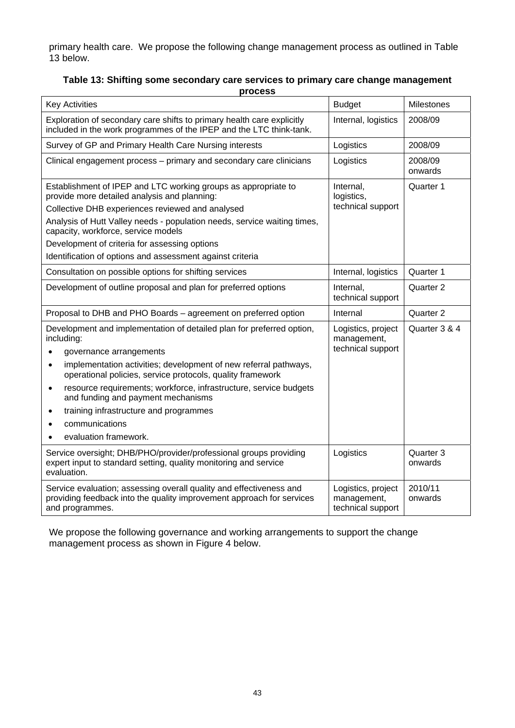primary health care. We propose the following change management process as outlined in Table 13 below.

**Table 13: Shifting some secondary care services to primary care change management process**

| Key Activities | Budget | Milestones |
|---|---|---|
| Exploration of secondary care shifts to primary health care explicitly included in the work programmes of the IPEP and the LTC think-tank. | Internal, logistics | 2008/09 |
| Survey of GP and Primary Health Care Nursing interests | Logistics | 2008/09 |
| Clinical engagement process – primary and secondary care clinicians | Logistics | 2008/09 onwards |
| Establishment of IPEP and LTC working groups as appropriate to provide more detailed analysis and planning:<br>Collective DHB experiences reviewed and analysed<br>Analysis of Hutt Valley needs - population needs, service waiting times, capacity, workforce, service models<br>Development of criteria for assessing options<br>Identification of options and assessment against criteria | Internal, logistics, technical support | Quarter 1 |
| Consultation on possible options for shifting services | Internal, logistics | Quarter 1 |
| Development of outline proposal and plan for preferred options | Internal, technical support | Quarter 2 |
| Proposal to DHB and PHO Boards – agreement on preferred option | Internal | Quarter 2 |
| Development and implementation of detailed plan for preferred option, including:<br>• governance arrangements<br>• implementation activities; development of new referral pathways, operational policies, service protocols, quality framework<br>• resource requirements; workforce, infrastructure, service budgets and funding and payment mechanisms<br>• training infrastructure and programmes<br>• communications<br>• evaluation framework. | Logistics, project management, technical support | Quarter 3 & 4 |
| Service oversight; DHB/PHO/provider/professional groups providing expert input to standard setting, quality monitoring and service evaluation. | Logistics | Quarter 3 onwards |
| Service evaluation; assessing overall quality and effectiveness and providing feedback into the quality improvement approach for services and programmes. | Logistics, project management, technical support | 2010/11 onwards |

We propose the following governance and working arrangements to support the change management process as shown in Figure 4 below.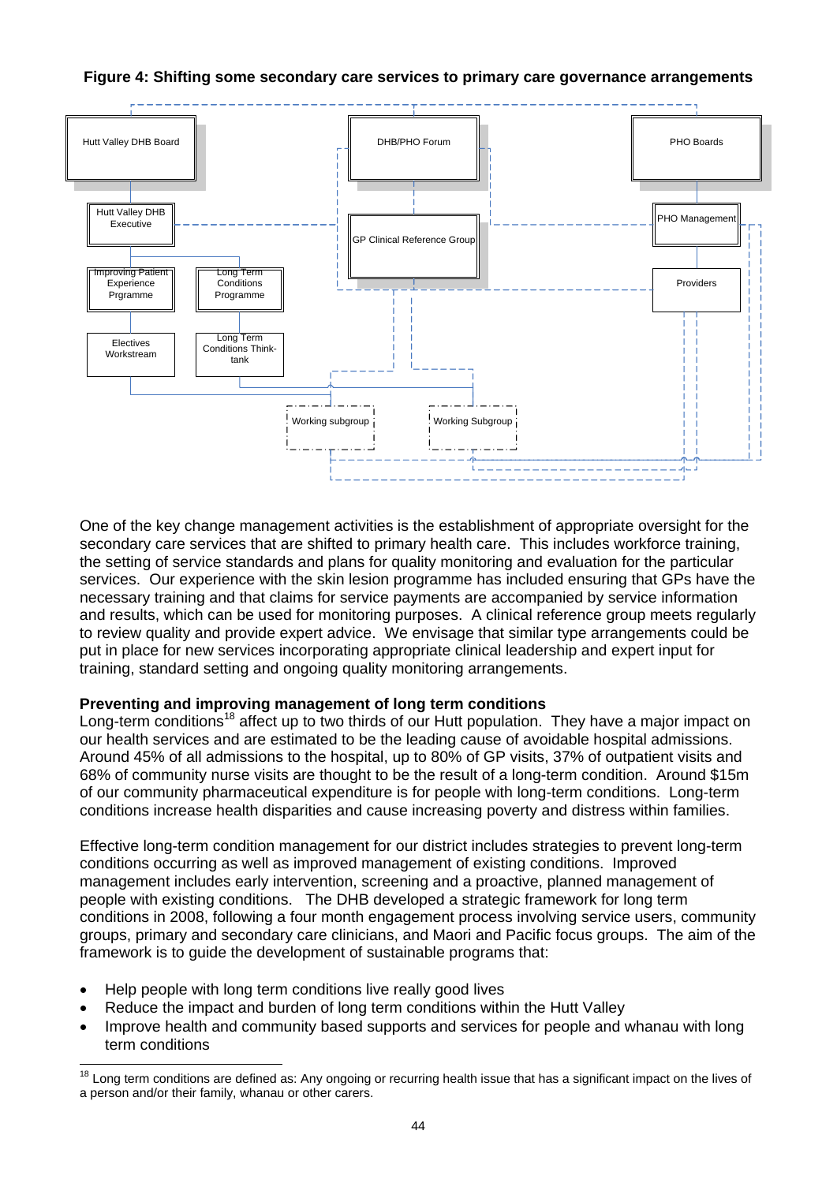**Figure 4: Shifting some secondary care services to primary care governance arrangements**

Hutt Valley DHB Board

Hutt Valley DHB Executive

Improving Patient Experience Prgramme

Long Term Conditions Programme

Electives Workstream

Long Term Conditions Think-tank

DHB/PHO Forum

GP Clinical Reference Group

PHO Boards

PHO Management

Providers

Working subgroup

Working Subgroup

One of the key change management activities is the establishment of appropriate oversight for the secondary care services that are shifted to primary health care. This includes workforce training, the setting of service standards and plans for quality monitoring and evaluation for the particular services. Our experience with the skin lesion programme has included ensuring that GPs have the necessary training and that claims for service payments are accompanied by service information and results, which can be used for monitoring purposes. A clinical reference group meets regularly to review quality and provide expert advice. We envisage that similar type arrangements could be put in place for new services incorporating appropriate clinical leadership and expert input for training, standard setting and ongoing quality monitoring arrangements.

**Preventing and improving management of long term conditions**

Long-term conditions[18] affect up to two thirds of our Hutt population. They have a major impact on our health services and are estimated to be the leading cause of avoidable hospital admissions. Around 45% of all admissions to the hospital, up to 80% of GP visits, 37% of outpatient visits and 68% of community nurse visits are thought to be the result of a long-term condition. Around $15m of our community pharmaceutical expenditure is for people with long-term conditions. Long-term conditions increase health disparities and cause increasing poverty and distress within families.

Effective long-term condition management for our district includes strategies to prevent long-term conditions occurring as well as improved management of existing conditions. Improved management includes early intervention, screening and a proactive, planned management of people with existing conditions. The DHB developed a strategic framework for long term conditions in 2008, following a four month engagement process involving service users, community groups, primary and secondary care clinicians, and Maori and Pacific focus groups. The aim of the framework is to guide the development of sustainable programs that:

- Help people with long term conditions live really good lives
- Reduce the impact and burden of long term conditions within the Hutt Valley
- Improve health and community based supports and services for people and whanau with long term conditions

[18] Long term conditions are defined as: Any ongoing or recurring health issue that has a significant impact on the lives of a person and/or their family, whanau or other carers.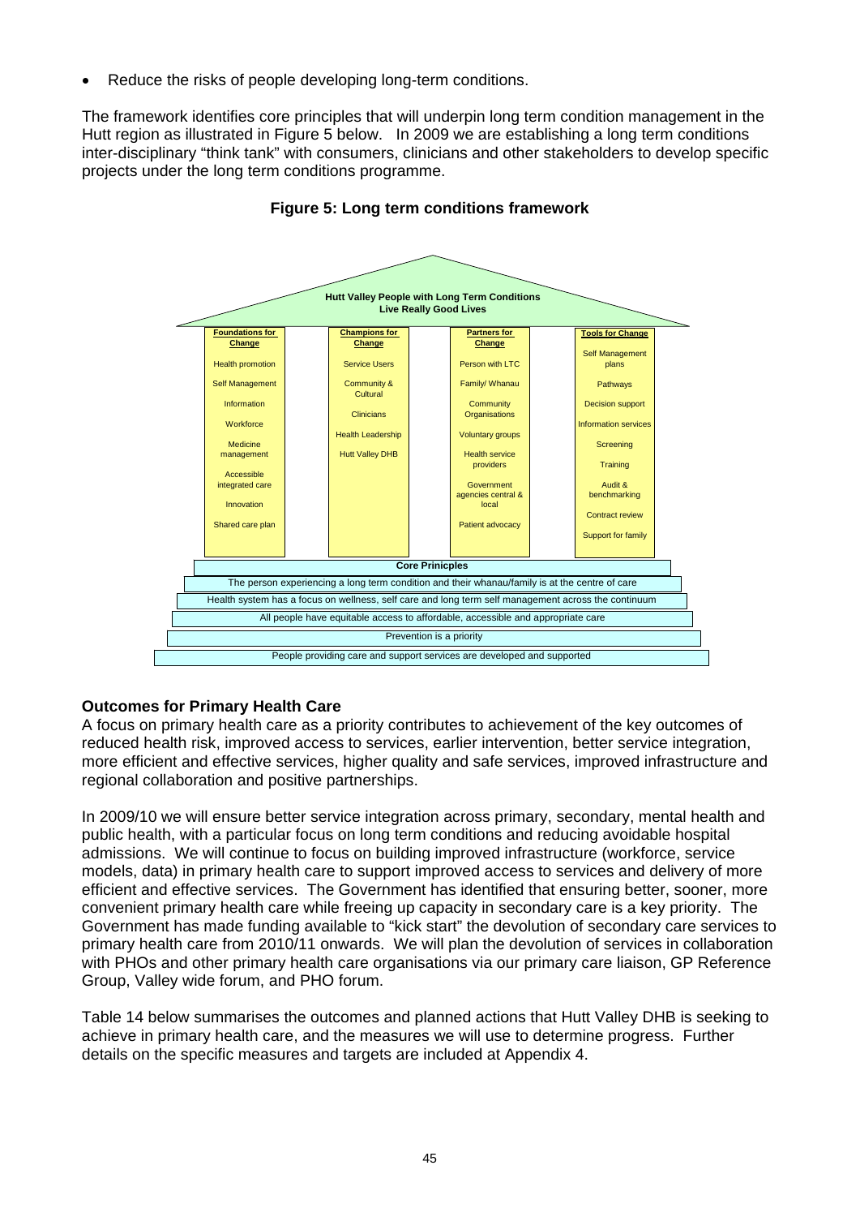- Reduce the risks of people developing long-term conditions.

The framework identifies core principles that will underpin long term condition management in the Hutt region as illustrated in Figure 5 below. In 2009 we are establishing a long term conditions inter-disciplinary "think tank" with consumers, clinicians and other stakeholders to develop specific projects under the long term conditions programme.

**Figure 5: Long term conditions framework**

**Hutt Valley People with Long Term Conditions Live Really Good Lives**

| Foundations for Change | Champions for Change | Partners for Change | Tools for Change |
|---|---|---|---|
| Health promotion | Service Users | Person with LTC | Self Management plans |
| Self Management | Community & Cultural | Family/ Whanau | Pathways |
| Information | Clinicians | Community Organisations | Decision support |
| Workforce | Health Leadership | Voluntary groups | Information services |
| Medicine management | Hutt Valley DHB | Health service providers | Screening |
| Accessible integrated care | | Government agencies central & local | Training |
| Innovation | | Patient advocacy | Audit & benchmarking |
| Shared care plan | | | Contract review |
| | | | Support for family |

**Core Principles**

- The person experiencing a long term condition and their whanau/family is at the centre of care
- Health system has a focus on wellness, self care and long term self management across the continuum
- All people have equitable access to affordable, accessible and appropriate care
- Prevention is a priority
- People providing care and support services are developed and supported

### Outcomes for Primary Health Care

A focus on primary health care as a priority contributes to achievement of the key outcomes of reduced health risk, improved access to services, earlier intervention, better service integration, more efficient and effective services, higher quality and safe services, improved infrastructure and regional collaboration and positive partnerships.

In 2009/10 we will ensure better service integration across primary, secondary, mental health and public health, with a particular focus on long term conditions and reducing avoidable hospital admissions. We will continue to focus on building improved infrastructure (workforce, service models, data) in primary health care to support improved access to services and delivery of more efficient and effective services. The Government has identified that ensuring better, sooner, more convenient primary health care while freeing up capacity in secondary care is a key priority. The Government has made funding available to "kick start" the devolution of secondary care services to primary health care from 2010/11 onwards. We will plan the devolution of services in collaboration with PHOs and other primary health care organisations via our primary care liaison, GP Reference Group, Valley wide forum, and PHO forum.

Table 14 below summarises the outcomes and planned actions that Hutt Valley DHB is seeking to achieve in primary health care, and the measures we will use to determine progress. Further details on the specific measures and targets are included at Appendix 4.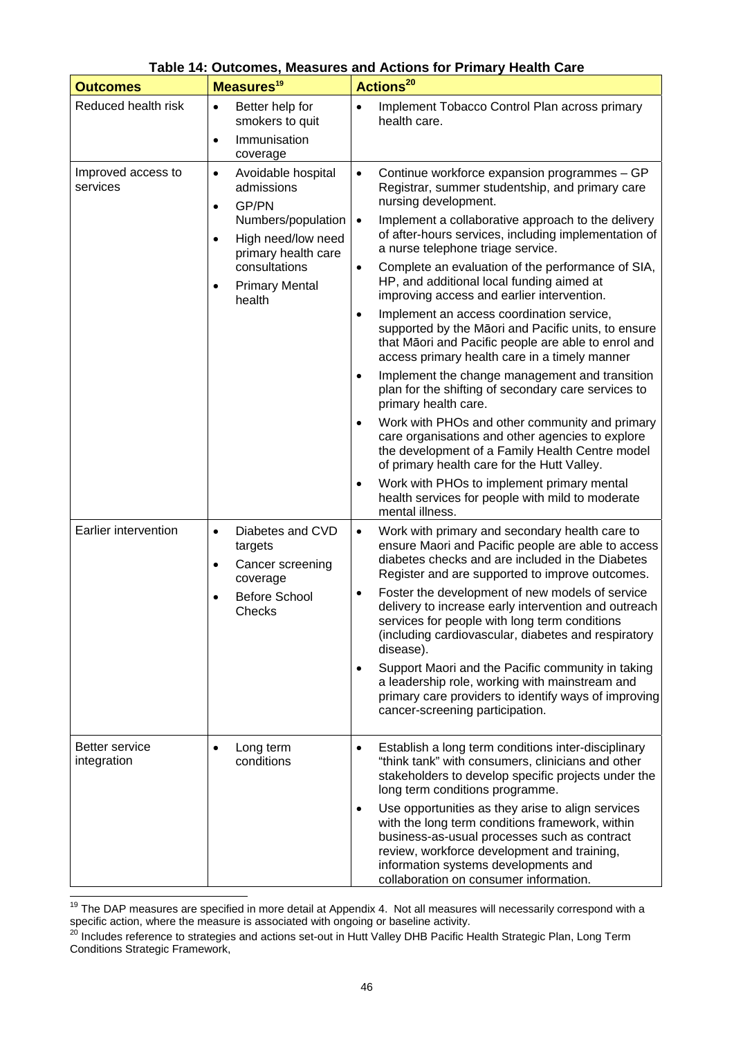**Table 14: Outcomes, Measures and Actions for Primary Health Care**

| Outcomes | Measures[19] | Actions[20] |
|---|---|---|
| Reduced health risk | • Better help for smokers to quit<br>• Immunisation coverage | • Implement Tobacco Control Plan across primary health care. |
| Improved access to services | • Avoidable hospital admissions<br>• GP/PN Numbers/population<br>• High need/low need primary health care consultations<br>• Primary Mental health | • Continue workforce expansion programmes – GP Registrar, summer studentship, and primary care nursing development.<br>• Implement a collaborative approach to the delivery of after-hours services, including implementation of a nurse telephone triage service.<br>• Complete an evaluation of the performance of SIA, HP, and additional local funding aimed at improving access and earlier intervention.<br>• Implement an access coordination service, supported by the Māori and Pacific units, to ensure that Māori and Pacific people are able to enrol and access primary health care in a timely manner<br>• Implement the change management and transition plan for the shifting of secondary care services to primary health care.<br>• Work with PHOs and other community and primary care organisations and other agencies to explore the development of a Family Health Centre model of primary health care for the Hutt Valley.<br>• Work with PHOs to implement primary mental health services for people with mild to moderate mental illness. |
| Earlier intervention | • Diabetes and CVD targets<br>• Cancer screening coverage<br>• Before School Checks | • Work with primary and secondary health care to ensure Maori and Pacific people are able to access diabetes checks and are included in the Diabetes Register and are supported to improve outcomes.<br>• Foster the development of new models of service delivery to increase early intervention and outreach services for people with long term conditions (including cardiovascular, diabetes and respiratory disease).<br>• Support Maori and the Pacific community in taking a leadership role, working with mainstream and primary care providers to identify ways of improving cancer-screening participation. |
| Better service integration | • Long term conditions | • Establish a long term conditions inter-disciplinary "think tank" with consumers, clinicians and other stakeholders to develop specific projects under the long term conditions programme.<br>• Use opportunities as they arise to align services with the long term conditions framework, within business-as-usual processes such as contract review, workforce development and training, information systems developments and collaboration on consumer information. |

[19] The DAP measures are specified in more detail at Appendix 4. Not all measures will necessarily correspond with a specific action, where the measure is associated with ongoing or baseline activity.

[20] Includes reference to strategies and actions set-out in Hutt Valley DHB Pacific Health Strategic Plan, Long Term Conditions Strategic Framework,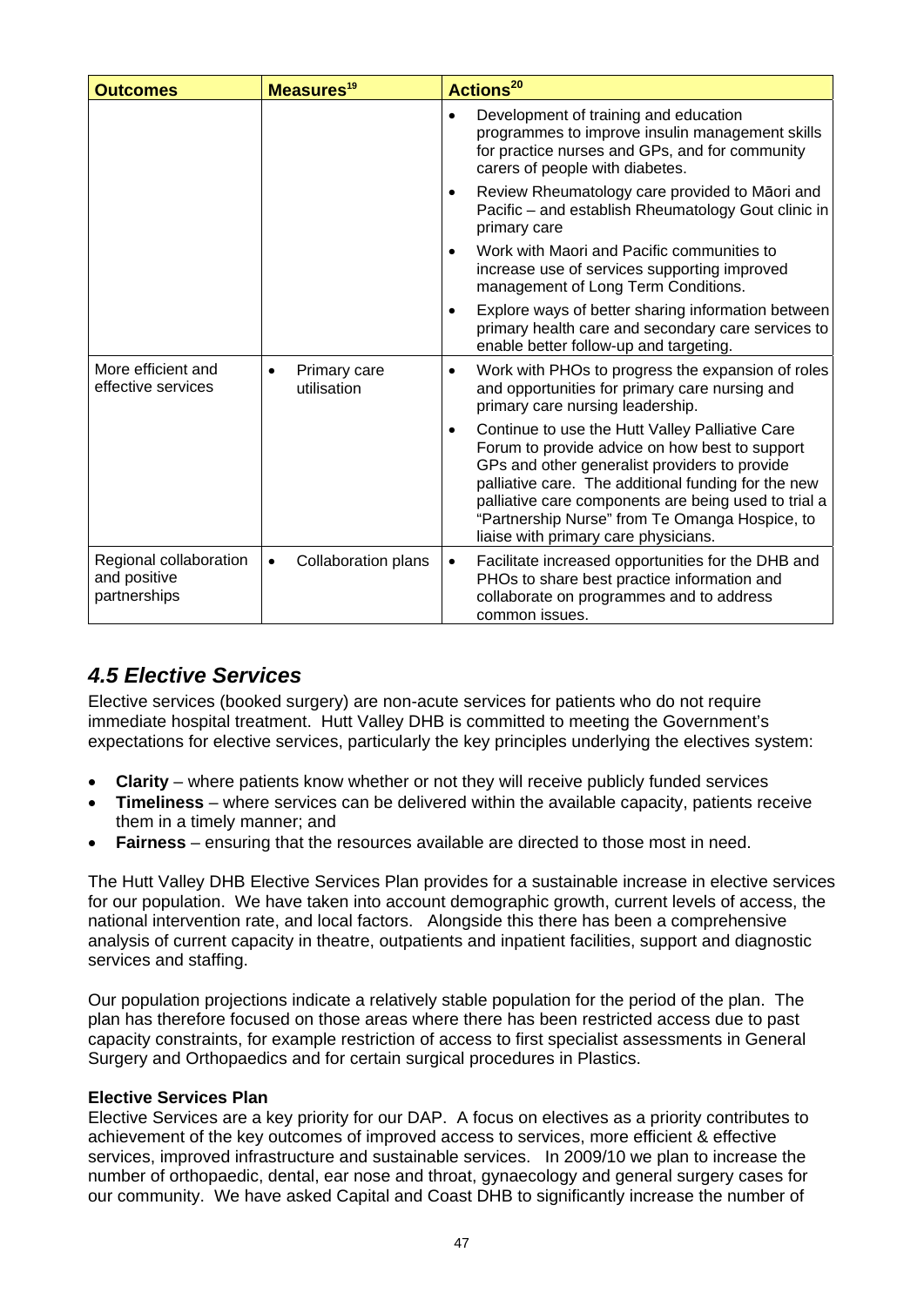| Outcomes | Measures[19] | Actions[20] |
|---|---|---|
| | | • Development of training and education programmes to improve insulin management skills for practice nurses and GPs, and for community carers of people with diabetes.<br>• Review Rheumatology care provided to Māori and Pacific – and establish Rheumatology Gout clinic in primary care<br>• Work with Maori and Pacific communities to increase use of services supporting improved management of Long Term Conditions.<br>• Explore ways of better sharing information between primary health care and secondary care services to enable better follow-up and targeting. |
| More efficient and effective services | • Primary care utilisation | • Work with PHOs to progress the expansion of roles and opportunities for primary care nursing and primary care nursing leadership.<br>• Continue to use the Hutt Valley Palliative Care Forum to provide advice on how best to support GPs and other generalist providers to provide palliative care. The additional funding for the new palliative care components are being used to trial a "Partnership Nurse" from Te Omanga Hospice, to liaise with primary care physicians. |
| Regional collaboration and positive partnerships | • Collaboration plans | • Facilitate increased opportunities for the DHB and PHOs to share best practice information and collaborate on programmes and to address common issues. |

## *4.5 Elective Services*

Elective services (booked surgery) are non-acute services for patients who do not require immediate hospital treatment. Hutt Valley DHB is committed to meeting the Government's expectations for elective services, particularly the key principles underlying the electives system:

- **Clarity** – where patients know whether or not they will receive publicly funded services
- **Timeliness** – where services can be delivered within the available capacity, patients receive them in a timely manner; and
- **Fairness** – ensuring that the resources available are directed to those most in need.

The Hutt Valley DHB Elective Services Plan provides for a sustainable increase in elective services for our population. We have taken into account demographic growth, current levels of access, the national intervention rate, and local factors. Alongside this there has been a comprehensive analysis of current capacity in theatre, outpatients and inpatient facilities, support and diagnostic services and staffing.

Our population projections indicate a relatively stable population for the period of the plan. The plan has therefore focused on those areas where there has been restricted access due to past capacity constraints, for example restriction of access to first specialist assessments in General Surgery and Orthopaedics and for certain surgical procedures in Plastics.

**Elective Services Plan**

Elective Services are a key priority for our DAP. A focus on electives as a priority contributes to achievement of the key outcomes of improved access to services, more efficient & effective services, improved infrastructure and sustainable services. In 2009/10 we plan to increase the number of orthopaedic, dental, ear nose and throat, gynaecology and general surgery cases for our community. We have asked Capital and Coast DHB to significantly increase the number of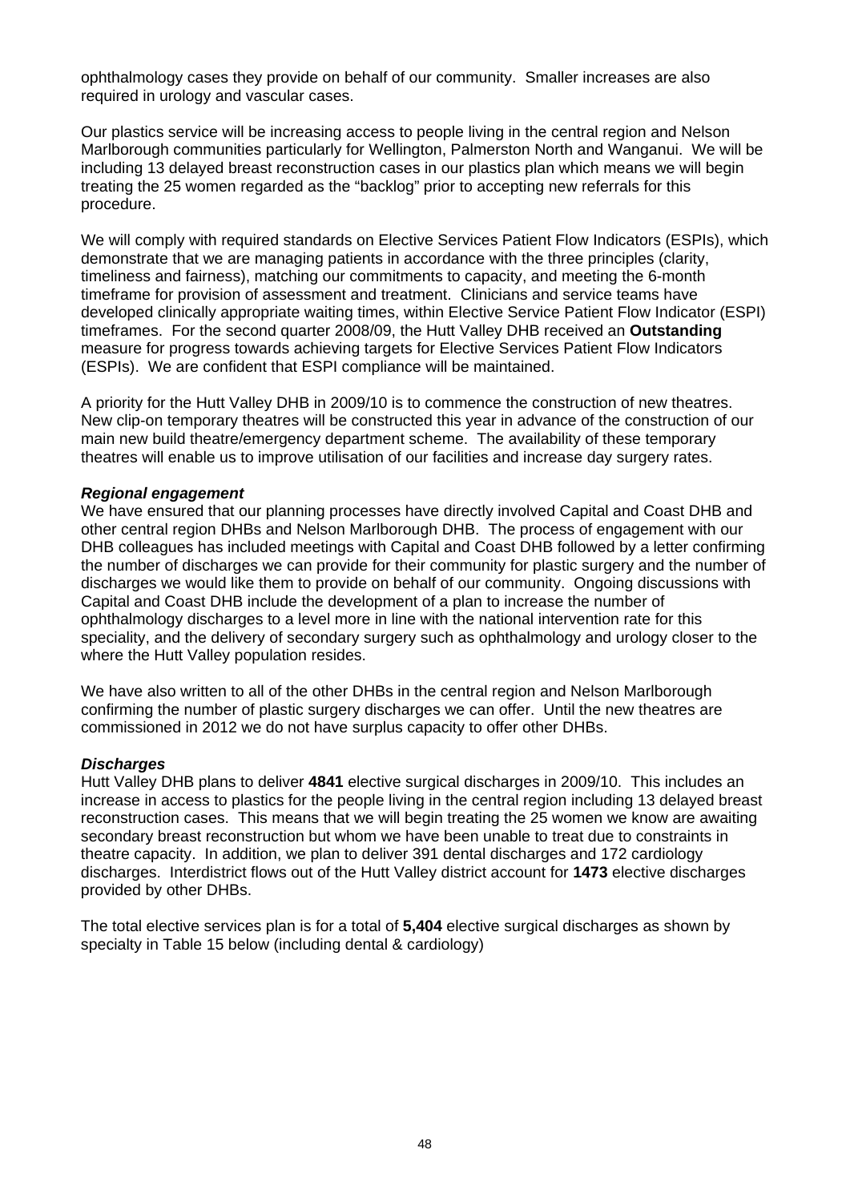ophthalmology cases they provide on behalf of our community. Smaller increases are also required in urology and vascular cases.

Our plastics service will be increasing access to people living in the central region and Nelson Marlborough communities particularly for Wellington, Palmerston North and Wanganui. We will be including 13 delayed breast reconstruction cases in our plastics plan which means we will begin treating the 25 women regarded as the "backlog" prior to accepting new referrals for this procedure.

We will comply with required standards on Elective Services Patient Flow Indicators (ESPIs), which demonstrate that we are managing patients in accordance with the three principles (clarity, timeliness and fairness), matching our commitments to capacity, and meeting the 6-month timeframe for provision of assessment and treatment. Clinicians and service teams have developed clinically appropriate waiting times, within Elective Service Patient Flow Indicator (ESPI) timeframes. For the second quarter 2008/09, the Hutt Valley DHB received an **Outstanding** measure for progress towards achieving targets for Elective Services Patient Flow Indicators (ESPIs). We are confident that ESPI compliance will be maintained.

A priority for the Hutt Valley DHB in 2009/10 is to commence the construction of new theatres. New clip-on temporary theatres will be constructed this year in advance of the construction of our main new build theatre/emergency department scheme. The availability of these temporary theatres will enable us to improve utilisation of our facilities and increase day surgery rates.

***Regional engagement***

We have ensured that our planning processes have directly involved Capital and Coast DHB and other central region DHBs and Nelson Marlborough DHB. The process of engagement with our DHB colleagues has included meetings with Capital and Coast DHB followed by a letter confirming the number of discharges we can provide for their community for plastic surgery and the number of discharges we would like them to provide on behalf of our community. Ongoing discussions with Capital and Coast DHB include the development of a plan to increase the number of ophthalmology discharges to a level more in line with the national intervention rate for this speciality, and the delivery of secondary surgery such as ophthalmology and urology closer to the where the Hutt Valley population resides.

We have also written to all of the other DHBs in the central region and Nelson Marlborough confirming the number of plastic surgery discharges we can offer. Until the new theatres are commissioned in 2012 we do not have surplus capacity to offer other DHBs.

***Discharges***

Hutt Valley DHB plans to deliver **4841** elective surgical discharges in 2009/10. This includes an increase in access to plastics for the people living in the central region including 13 delayed breast reconstruction cases. This means that we will begin treating the 25 women we know are awaiting secondary breast reconstruction but whom we have been unable to treat due to constraints in theatre capacity. In addition, we plan to deliver 391 dental discharges and 172 cardiology discharges. Interdistrict flows out of the Hutt Valley district account for **1473** elective discharges provided by other DHBs.

The total elective services plan is for a total of **5,404** elective surgical discharges as shown by specialty in Table 15 below (including dental & cardiology)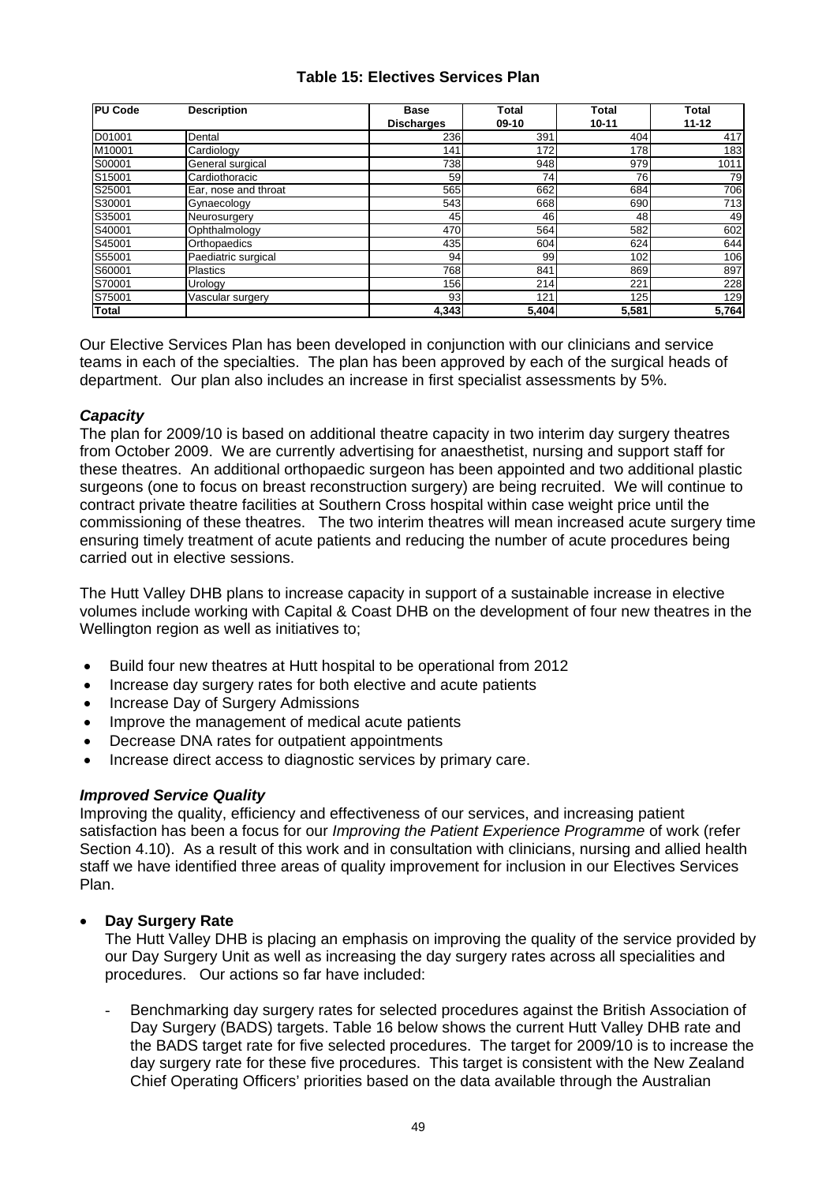**Table 15: Electives Services Plan**

| PU Code | Description | Base Discharges | Total 09-10 | Total 10-11 | Total 11-12 |
|---|---|---|---|---|---|
| D01001 | Dental | 236 | 391 | 404 | 417 |
| M10001 | Cardiology | 141 | 172 | 178 | 183 |
| S00001 | General surgical | 738 | 948 | 979 | 1011 |
| S15001 | Cardiothoracic | 59 | 74 | 76 | 79 |
| S25001 | Ear, nose and throat | 565 | 662 | 684 | 706 |
| S30001 | Gynaecology | 543 | 668 | 690 | 713 |
| S35001 | Neurosurgery | 45 | 46 | 48 | 49 |
| S40001 | Ophthalmology | 470 | 564 | 582 | 602 |
| S45001 | Orthopaedics | 435 | 604 | 624 | 644 |
| S55001 | Paediatric surgical | 94 | 99 | 102 | 106 |
| S60001 | Plastics | 768 | 841 | 869 | 897 |
| S70001 | Urology | 156 | 214 | 221 | 228 |
| S75001 | Vascular surgery | 93 | 121 | 125 | 129 |
| **Total** | | **4,343** | **5,404** | **5,581** | **5,764** |

Our Elective Services Plan has been developed in conjunction with our clinicians and service teams in each of the specialties. The plan has been approved by each of the surgical heads of department. Our plan also includes an increase in first specialist assessments by 5%.

### *Capacity*

The plan for 2009/10 is based on additional theatre capacity in two interim day surgery theatres from October 2009. We are currently advertising for anaesthetist, nursing and support staff for these theatres. An additional orthopaedic surgeon has been appointed and two additional plastic surgeons (one to focus on breast reconstruction surgery) are being recruited. We will continue to contract private theatre facilities at Southern Cross hospital within case weight price until the commissioning of these theatres. The two interim theatres will mean increased acute surgery time ensuring timely treatment of acute patients and reducing the number of acute procedures being carried out in elective sessions.

The Hutt Valley DHB plans to increase capacity in support of a sustainable increase in elective volumes include working with Capital & Coast DHB on the development of four new theatres in the Wellington region as well as initiatives to;

- Build four new theatres at Hutt hospital to be operational from 2012
- Increase day surgery rates for both elective and acute patients
- Increase Day of Surgery Admissions
- Improve the management of medical acute patients
- Decrease DNA rates for outpatient appointments
- Increase direct access to diagnostic services by primary care.

### *Improved Service Quality*

Improving the quality, efficiency and effectiveness of our services, and increasing patient satisfaction has been a focus for our *Improving the Patient Experience Programme* of work (refer Section 4.10). As a result of this work and in consultation with clinicians, nursing and allied health staff we have identified three areas of quality improvement for inclusion in our Electives Services Plan.

- **Day Surgery Rate**

  The Hutt Valley DHB is placing an emphasis on improving the quality of the service provided by our Day Surgery Unit as well as increasing the day surgery rates across all specialities and procedures. Our actions so far have included:

  - Benchmarking day surgery rates for selected procedures against the British Association of Day Surgery (BADS) targets. Table 16 below shows the current Hutt Valley DHB rate and the BADS target rate for five selected procedures. The target for 2009/10 is to increase the day surgery rate for these five procedures. This target is consistent with the New Zealand Chief Operating Officers' priorities based on the data available through the Australian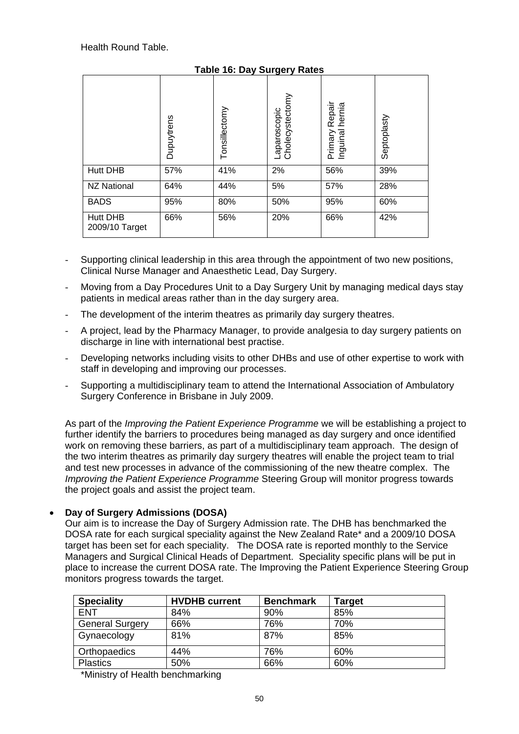Health Round Table.

**Table 16: Day Surgery Rates**

| | Dupuytrens | Tonsillectomy | Laparoscopic Cholecystectomy | Primary Repair Inguinal hernia | Septoplasty |
|---|---|---|---|---|---|
| Hutt DHB | 57% | 41% | 2% | 56% | 39% |
| NZ National | 64% | 44% | 5% | 57% | 28% |
| BADS | 95% | 80% | 50% | 95% | 60% |
| Hutt DHB 2009/10 Target | 66% | 56% | 20% | 66% | 42% |

- Supporting clinical leadership in this area through the appointment of two new positions, Clinical Nurse Manager and Anaesthetic Lead, Day Surgery.
- Moving from a Day Procedures Unit to a Day Surgery Unit by managing medical days stay patients in medical areas rather than in the day surgery area.
- The development of the interim theatres as primarily day surgery theatres.
- A project, lead by the Pharmacy Manager, to provide analgesia to day surgery patients on discharge in line with international best practise.
- Developing networks including visits to other DHBs and use of other expertise to work with staff in developing and improving our processes.
- Supporting a multidisciplinary team to attend the International Association of Ambulatory Surgery Conference in Brisbane in July 2009.

As part of the *Improving the Patient Experience Programme* we will be establishing a project to further identify the barriers to procedures being managed as day surgery and once identified work on removing these barriers, as part of a multidisciplinary team approach. The design of the two interim theatres as primarily day surgery theatres will enable the project team to trial and test new processes in advance of the commissioning of the new theatre complex. The *Improving the Patient Experience Programme* Steering Group will monitor progress towards the project goals and assist the project team.

- **Day of Surgery Admissions (DOSA)**
  Our aim is to increase the Day of Surgery Admission rate. The DHB has benchmarked the DOSA rate for each surgical speciality against the New Zealand Rate* and a 2009/10 DOSA target has been set for each speciality. The DOSA rate is reported monthly to the Service Managers and Surgical Clinical Heads of Department. Speciality specific plans will be put in place to increase the current DOSA rate. The Improving the Patient Experience Steering Group monitors progress towards the target.

| Speciality | HVDHB current | Benchmark | Target |
|---|---|---|---|
| ENT | 84% | 90% | 85% |
| General Surgery | 66% | 76% | 70% |
| Gynaecology | 81% | 87% | 85% |
| Orthopaedics | 44% | 76% | 60% |
| Plastics | 50% | 66% | 60% |

*Ministry of Health benchmarking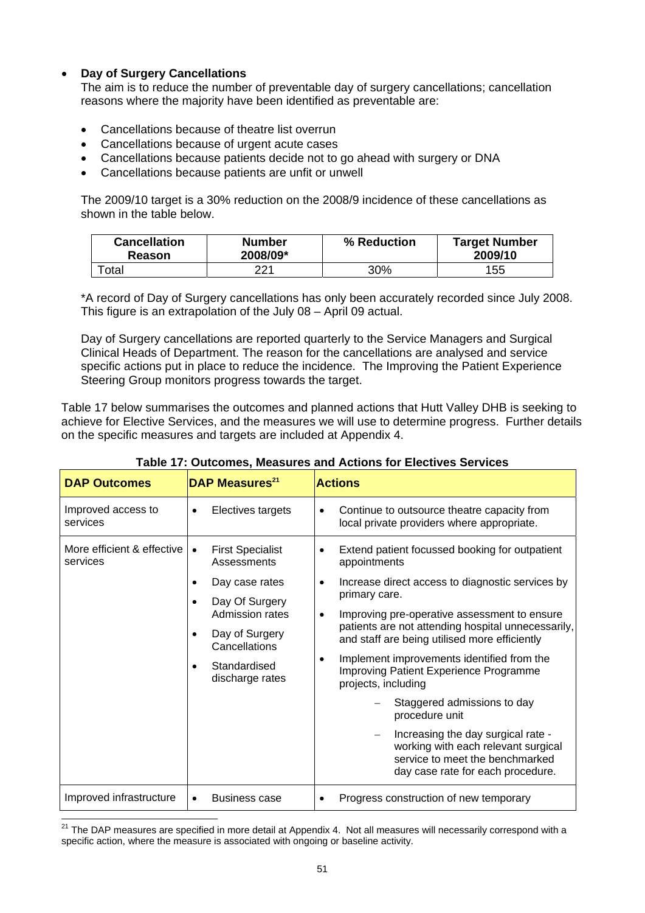- **Day of Surgery Cancellations**

  The aim is to reduce the number of preventable day of surgery cancellations; cancellation reasons where the majority have been identified as preventable are:

  - Cancellations because of theatre list overrun
  - Cancellations because of urgent acute cases
  - Cancellations because patients decide not to go ahead with surgery or DNA
  - Cancellations because patients are unfit or unwell

  The 2009/10 target is a 30% reduction on the 2008/9 incidence of these cancellations as shown in the table below.

  | Cancellation Reason | Number 2008/09* | % Reduction | Target Number 2009/10 |
  |---|---|---|---|
  | Total | 221 | 30% | 155 |

  *A record of Day of Surgery cancellations has only been accurately recorded since July 2008. This figure is an extrapolation of the July 08 – April 09 actual.

  Day of Surgery cancellations are reported quarterly to the Service Managers and Surgical Clinical Heads of Department. The reason for the cancellations are analysed and service specific actions put in place to reduce the incidence. The Improving the Patient Experience Steering Group monitors progress towards the target.

Table 17 below summarises the outcomes and planned actions that Hutt Valley DHB is seeking to achieve for Elective Services, and the measures we will use to determine progress. Further details on the specific measures and targets are included at Appendix 4.

**Table 17: Outcomes, Measures and Actions for Electives Services**

| DAP Outcomes | DAP Measures[21] | Actions |
|---|---|---|
| Improved access to services | • Electives targets | • Continue to outsource theatre capacity from local private providers where appropriate. |
| More efficient & effective services | • First Specialist Assessments<br>• Day case rates<br>• Day Of Surgery Admission rates<br>• Day of Surgery Cancellations<br>• Standardised discharge rates | • Extend patient focussed booking for outpatient appointments<br>• Increase direct access to diagnostic services by primary care.<br>• Improving pre-operative assessment to ensure patients are not attending hospital unnecessarily, and staff are being utilised more efficiently<br>• Implement improvements identified from the Improving Patient Experience Programme projects, including<br>– Staggered admissions to day procedure unit<br>– Increasing the day surgical rate - working with each relevant surgical service to meet the benchmarked day case rate for each procedure. |
| Improved infrastructure | • Business case | • Progress construction of new temporary |

[21] The DAP measures are specified in more detail at Appendix 4. Not all measures will necessarily correspond with a specific action, where the measure is associated with ongoing or baseline activity.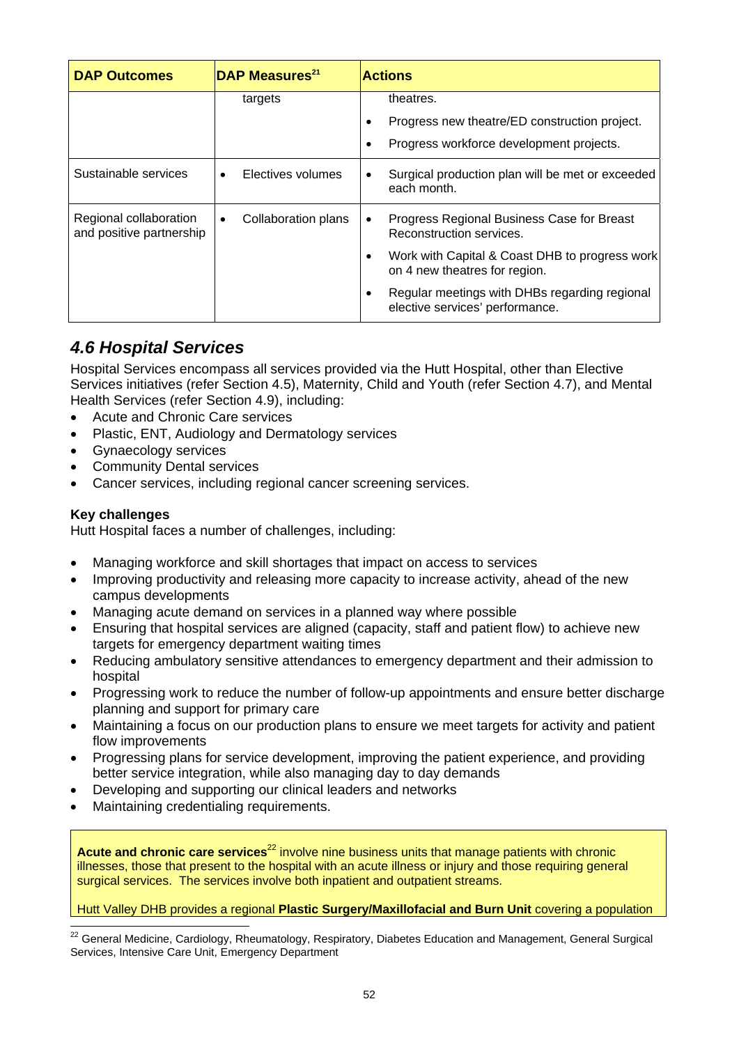| DAP Outcomes | DAP Measures[21] | Actions |
|---|---|---|
| | targets | theatres.<br>• Progress new theatre/ED construction project.<br>• Progress workforce development projects. |
| Sustainable services | • Electives volumes | • Surgical production plan will be met or exceeded each month. |
| Regional collaboration and positive partnership | • Collaboration plans | • Progress Regional Business Case for Breast Reconstruction services.<br>• Work with Capital & Coast DHB to progress work on 4 new theatres for region.<br>• Regular meetings with DHBs regarding regional elective services' performance. |

## *4.6 Hospital Services*

Hospital Services encompass all services provided via the Hutt Hospital, other than Elective Services initiatives (refer Section 4.5), Maternity, Child and Youth (refer Section 4.7), and Mental Health Services (refer Section 4.9), including:

- Acute and Chronic Care services
- Plastic, ENT, Audiology and Dermatology services
- Gynaecology services
- Community Dental services
- Cancer services, including regional cancer screening services.

**Key challenges**

Hutt Hospital faces a number of challenges, including:

- Managing workforce and skill shortages that impact on access to services
- Improving productivity and releasing more capacity to increase activity, ahead of the new campus developments
- Managing acute demand on services in a planned way where possible
- Ensuring that hospital services are aligned (capacity, staff and patient flow) to achieve new targets for emergency department waiting times
- Reducing ambulatory sensitive attendances to emergency department and their admission to hospital
- Progressing work to reduce the number of follow-up appointments and ensure better discharge planning and support for primary care
- Maintaining a focus on our production plans to ensure we meet targets for activity and patient flow improvements
- Progressing plans for service development, improving the patient experience, and providing better service integration, while also managing day to day demands
- Developing and supporting our clinical leaders and networks
- Maintaining credentialing requirements.

**Acute and chronic care services**[22] involve nine business units that manage patients with chronic illnesses, those that present to the hospital with an acute illness or injury and those requiring general surgical services. The services involve both inpatient and outpatient streams.

Hutt Valley DHB provides a regional **Plastic Surgery/Maxillofacial and Burn Unit** covering a population

[22] General Medicine, Cardiology, Rheumatology, Respiratory, Diabetes Education and Management, General Surgical Services, Intensive Care Unit, Emergency Department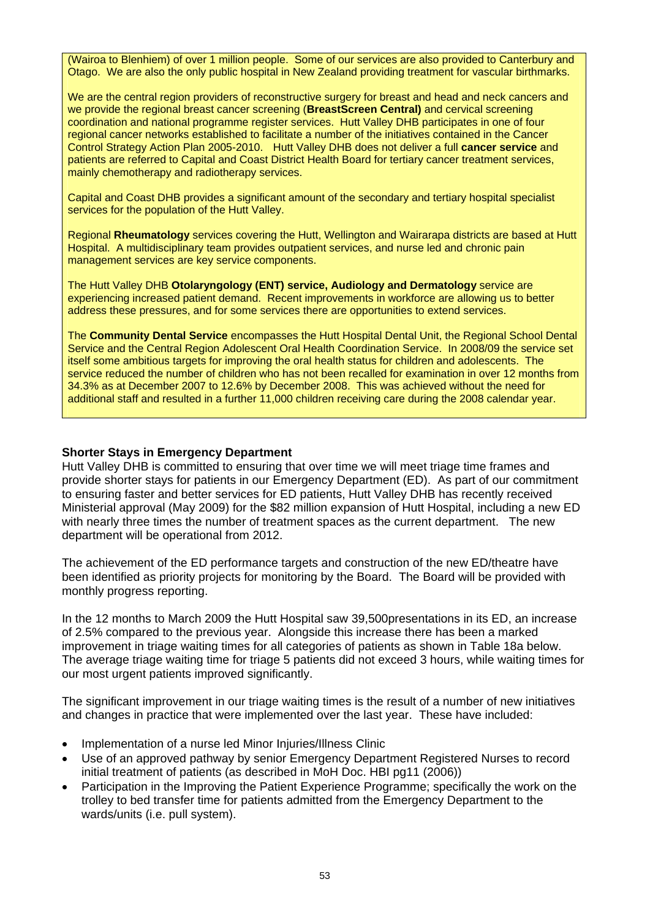(Wairoa to Blenhiem) of over 1 million people. Some of our services are also provided to Canterbury and Otago. We are also the only public hospital in New Zealand providing treatment for vascular birthmarks.

We are the central region providers of reconstructive surgery for breast and head and neck cancers and we provide the regional breast cancer screening (**BreastScreen Central)** and cervical screening coordination and national programme register services. Hutt Valley DHB participates in one of four regional cancer networks established to facilitate a number of the initiatives contained in the Cancer Control Strategy Action Plan 2005-2010. Hutt Valley DHB does not deliver a full **cancer service** and patients are referred to Capital and Coast District Health Board for tertiary cancer treatment services, mainly chemotherapy and radiotherapy services.

Capital and Coast DHB provides a significant amount of the secondary and tertiary hospital specialist services for the population of the Hutt Valley.

Regional **Rheumatology** services covering the Hutt, Wellington and Wairarapa districts are based at Hutt Hospital. A multidisciplinary team provides outpatient services, and nurse led and chronic pain management services are key service components.

The Hutt Valley DHB **Otolaryngology (ENT) service, Audiology and Dermatology** service are experiencing increased patient demand. Recent improvements in workforce are allowing us to better address these pressures, and for some services there are opportunities to extend services.

The **Community Dental Service** encompasses the Hutt Hospital Dental Unit, the Regional School Dental Service and the Central Region Adolescent Oral Health Coordination Service. In 2008/09 the service set itself some ambitious targets for improving the oral health status for children and adolescents. The service reduced the number of children who has not been recalled for examination in over 12 months from 34.3% as at December 2007 to 12.6% by December 2008. This was achieved without the need for additional staff and resulted in a further 11,000 children receiving care during the 2008 calendar year.

**Shorter Stays in Emergency Department**

Hutt Valley DHB is committed to ensuring that over time we will meet triage time frames and provide shorter stays for patients in our Emergency Department (ED). As part of our commitment to ensuring faster and better services for ED patients, Hutt Valley DHB has recently received Ministerial approval (May 2009) for the $82 million expansion of Hutt Hospital, including a new ED with nearly three times the number of treatment spaces as the current department. The new department will be operational from 2012.

The achievement of the ED performance targets and construction of the new ED/theatre have been identified as priority projects for monitoring by the Board. The Board will be provided with monthly progress reporting.

In the 12 months to March 2009 the Hutt Hospital saw 39,500presentations in its ED, an increase of 2.5% compared to the previous year. Alongside this increase there has been a marked improvement in triage waiting times for all categories of patients as shown in Table 18a below. The average triage waiting time for triage 5 patients did not exceed 3 hours, while waiting times for our most urgent patients improved significantly.

The significant improvement in our triage waiting times is the result of a number of new initiatives and changes in practice that were implemented over the last year. These have included:

- Implementation of a nurse led Minor Injuries/Illness Clinic
- Use of an approved pathway by senior Emergency Department Registered Nurses to record initial treatment of patients (as described in MoH Doc. HBI pg11 (2006))
- Participation in the Improving the Patient Experience Programme; specifically the work on the trolley to bed transfer time for patients admitted from the Emergency Department to the wards/units (i.e. pull system).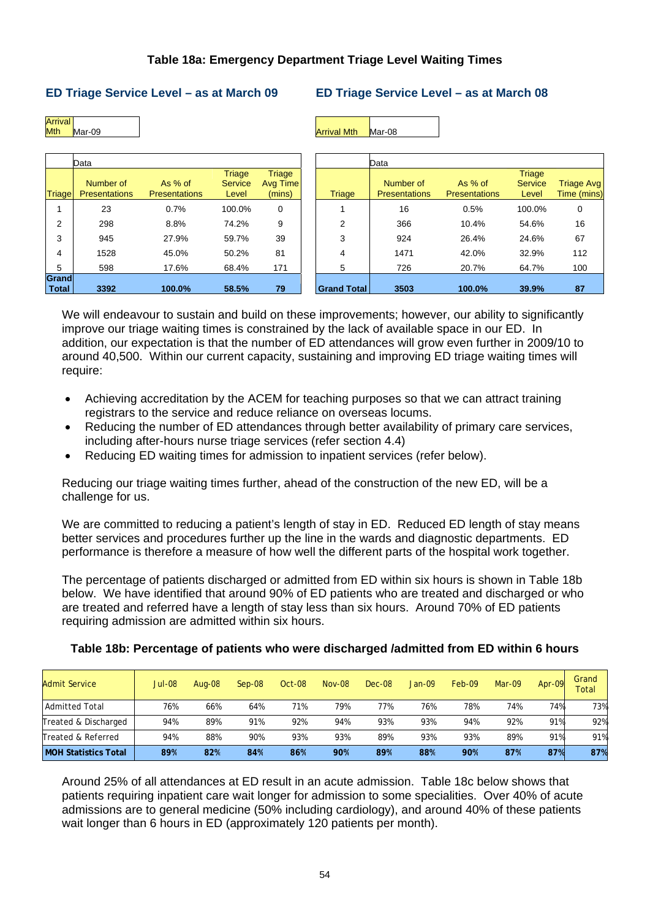### Table 18a: Emergency Department Triage Level Waiting Times

#### ED Triage Service Level – as at March 09

| Arrival Mth | Mar-09 |
|---|---|

| Triage | Number of Presentations | As % of Presentations | Triage Service Level | Triage Avg Time (mins) |
|---|---|---|---|---|
| 1 | 23 | 0.7% | 100.0% | 0 |
| 2 | 298 | 8.8% | 74.2% | 9 |
| 3 | 945 | 27.9% | 59.7% | 39 |
| 4 | 1528 | 45.0% | 50.2% | 81 |
| 5 | 598 | 17.6% | 68.4% | 171 |
| **Grand Total** | **3392** | **100.0%** | **58.5%** | **79** |

#### ED Triage Service Level – as at March 08

| Arrival Mth | Mar-08 |
|---|---|

| Triage | Number of Presentations | As % of Presentations | Triage Service Level | Triage Avg Time (mins) |
|---|---|---|---|---|
| 1 | 16 | 0.5% | 100.0% | 0 |
| 2 | 366 | 10.4% | 54.6% | 16 |
| 3 | 924 | 26.4% | 24.6% | 67 |
| 4 | 1471 | 42.0% | 32.9% | 112 |
| 5 | 726 | 20.7% | 64.7% | 100 |
| **Grand Total** | **3503** | **100.0%** | **39.9%** | **87** |

We will endeavour to sustain and build on these improvements; however, our ability to significantly improve our triage waiting times is constrained by the lack of available space in our ED. In addition, our expectation is that the number of ED attendances will grow even further in 2009/10 to around 40,500. Within our current capacity, sustaining and improving ED triage waiting times will require:

- Achieving accreditation by the ACEM for teaching purposes so that we can attract training registrars to the service and reduce reliance on overseas locums.
- Reducing the number of ED attendances through better availability of primary care services, including after-hours nurse triage services (refer section 4.4)
- Reducing ED waiting times for admission to inpatient services (refer below).

Reducing our triage waiting times further, ahead of the construction of the new ED, will be a challenge for us.

We are committed to reducing a patient's length of stay in ED. Reduced ED length of stay means better services and procedures further up the line in the wards and diagnostic departments. ED performance is therefore a measure of how well the different parts of the hospital work together.

The percentage of patients discharged or admitted from ED within six hours is shown in Table 18b below. We have identified that around 90% of ED patients who are treated and discharged or who are treated and referred have a length of stay less than six hours. Around 70% of ED patients requiring admission are admitted within six hours.

### Table 18b: Percentage of patients who were discharged /admitted from ED within 6 hours

| Admit Service | Jul-08 | Aug-08 | Sep-08 | Oct-08 | Nov-08 | Dec-08 | Jan-09 | Feb-09 | Mar-09 | Apr-09 | Grand Total |
|---|---|---|---|---|---|---|---|---|---|---|---|
| Admitted Total | 76% | 66% | 64% | 71% | 79% | 77% | 76% | 78% | 74% | 74% | 73% |
| Treated & Discharged | 94% | 89% | 91% | 92% | 94% | 93% | 93% | 94% | 92% | 91% | 92% |
| Treated & Referred | 94% | 88% | 90% | 93% | 93% | 89% | 93% | 93% | 89% | 91% | 91% |
| **MOH Statistics Total** | **89%** | **82%** | **84%** | **86%** | **90%** | **89%** | **88%** | **90%** | **87%** | **87%** | **87%** |

Around 25% of all attendances at ED result in an acute admission. Table 18c below shows that patients requiring inpatient care wait longer for admission to some specialities. Over 40% of acute admissions are to general medicine (50% including cardiology), and around 40% of these patients wait longer than 6 hours in ED (approximately 120 patients per month).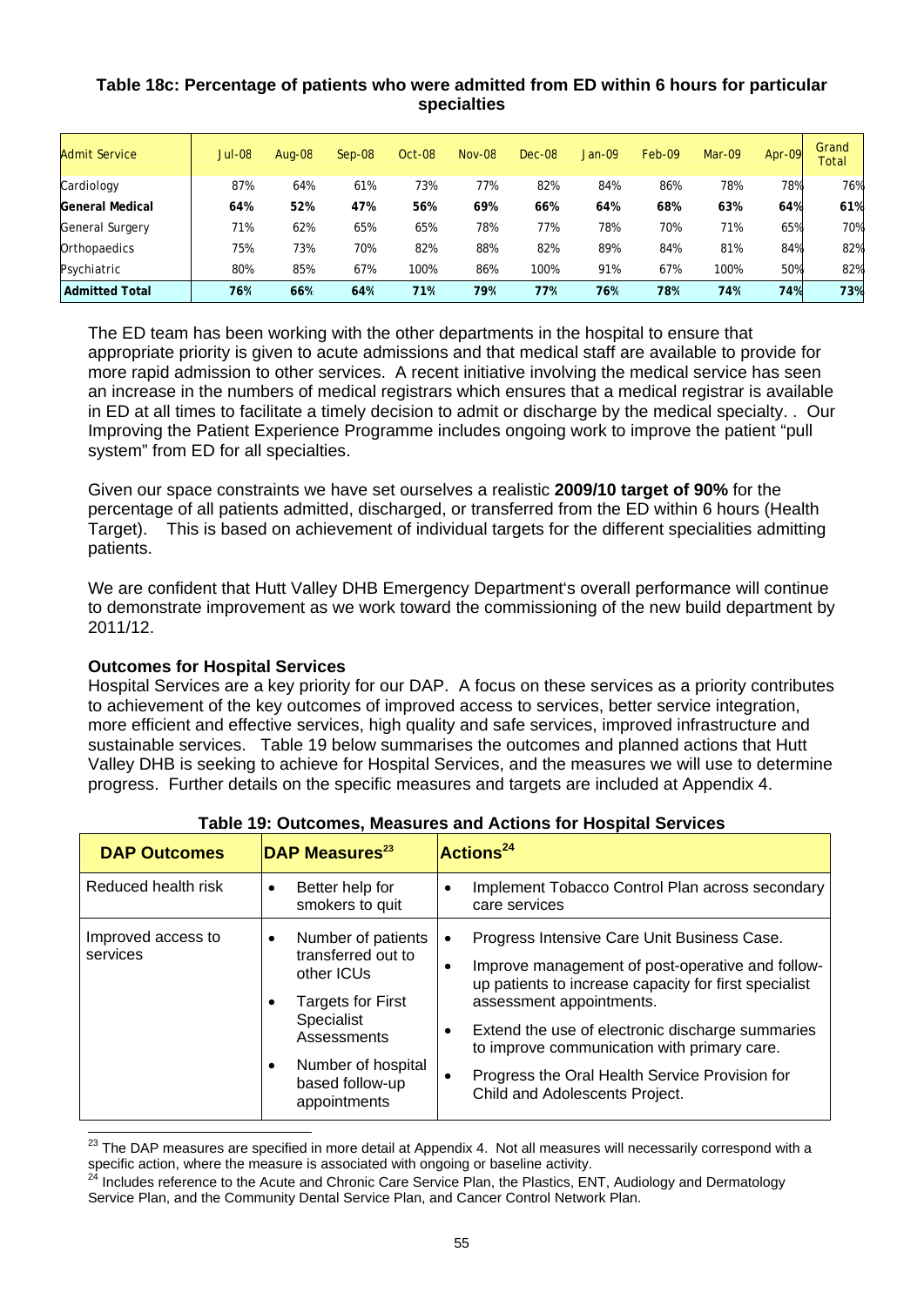**Table 18c: Percentage of patients who were admitted from ED within 6 hours for particular specialties**

| Admit Service | Jul-08 | Aug-08 | Sep-08 | Oct-08 | Nov-08 | Dec-08 | Jan-09 | Feb-09 | Mar-09 | Apr-09 | Grand Total |
|---|---|---|---|---|---|---|---|---|---|---|---|
| Cardiology | 87% | 64% | 61% | 73% | 77% | 82% | 84% | 86% | 78% | 78% | 76% |
| **General Medical** | **64%** | **52%** | **47%** | **56%** | **69%** | **66%** | **64%** | **68%** | **63%** | **64%** | **61%** |
| General Surgery | 71% | 62% | 65% | 65% | 78% | 77% | 78% | 70% | 71% | 65% | 70% |
| Orthopaedics | 75% | 73% | 70% | 82% | 88% | 82% | 89% | 84% | 81% | 84% | 82% |
| Psychiatric | 80% | 85% | 67% | 100% | 86% | 100% | 91% | 67% | 100% | 50% | 82% |
| **Admitted Total** | **76%** | **66%** | **64%** | **71%** | **79%** | **77%** | **76%** | **78%** | **74%** | **74%** | **73%** |

The ED team has been working with the other departments in the hospital to ensure that appropriate priority is given to acute admissions and that medical staff are available to provide for more rapid admission to other services. A recent initiative involving the medical service has seen an increase in the numbers of medical registrars which ensures that a medical registrar is available in ED at all times to facilitate a timely decision to admit or discharge by the medical specialty. . Our Improving the Patient Experience Programme includes ongoing work to improve the patient "pull system" from ED for all specialties.

Given our space constraints we have set ourselves a realistic **2009/10 target of 90%** for the percentage of all patients admitted, discharged, or transferred from the ED within 6 hours (Health Target). This is based on achievement of individual targets for the different specialities admitting patients.

We are confident that Hutt Valley DHB Emergency Department's overall performance will continue to demonstrate improvement as we work toward the commissioning of the new build department by 2011/12.

**Outcomes for Hospital Services**

Hospital Services are a key priority for our DAP. A focus on these services as a priority contributes to achievement of the key outcomes of improved access to services, better service integration, more efficient and effective services, high quality and safe services, improved infrastructure and sustainable services. Table 19 below summarises the outcomes and planned actions that Hutt Valley DHB is seeking to achieve for Hospital Services, and the measures we will use to determine progress. Further details on the specific measures and targets are included at Appendix 4.

**Table 19: Outcomes, Measures and Actions for Hospital Services**

| DAP Outcomes | DAP Measures[23] | Actions[24] |
|---|---|---|
| Reduced health risk | • Better help for smokers to quit | • Implement Tobacco Control Plan across secondary care services |
| Improved access to services | • Number of patients transferred out to other ICUs<br>• Targets for First Specialist Assessments<br>• Number of hospital based follow-up appointments | • Progress Intensive Care Unit Business Case.<br>• Improve management of post-operative and follow-up patients to increase capacity for first specialist assessment appointments.<br>• Extend the use of electronic discharge summaries to improve communication with primary care.<br>• Progress the Oral Health Service Provision for Child and Adolescents Project. |

[23] The DAP measures are specified in more detail at Appendix 4. Not all measures will necessarily correspond with a specific action, where the measure is associated with ongoing or baseline activity.

[24] Includes reference to the Acute and Chronic Care Service Plan, the Plastics, ENT, Audiology and Dermatology Service Plan, and the Community Dental Service Plan, and Cancer Control Network Plan.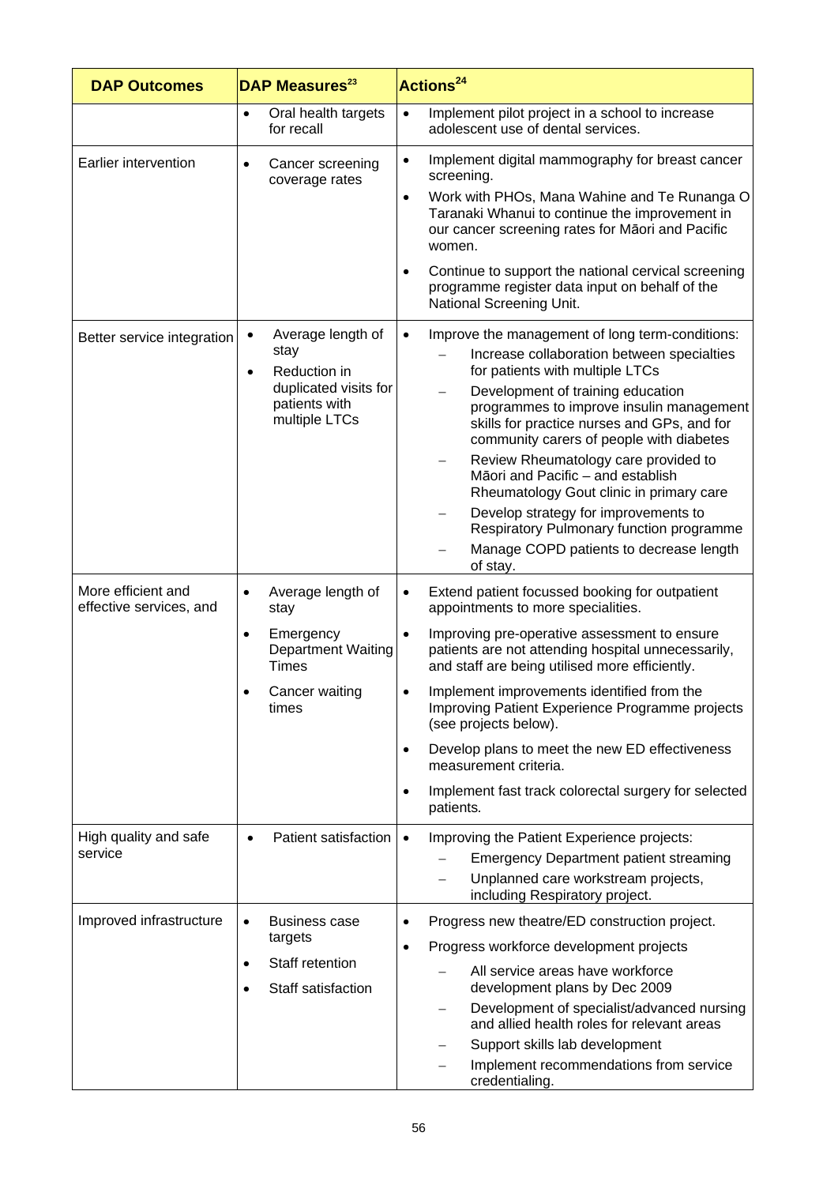| DAP Outcomes | DAP Measures[23] | Actions[24] |
|---|---|---|
| | • Oral health targets for recall | • Implement pilot project in a school to increase adolescent use of dental services. |
| Earlier intervention | • Cancer screening coverage rates | • Implement digital mammography for breast cancer screening.<br>• Work with PHOs, Mana Wahine and Te Runanga O Taranaki Whanui to continue the improvement in our cancer screening rates for Māori and Pacific women.<br>• Continue to support the national cervical screening programme register data input on behalf of the National Screening Unit. |
| Better service integration | • Average length of stay<br>• Reduction in duplicated visits for patients with multiple LTCs | • Improve the management of long term-conditions:<br>– Increase collaboration between specialties for patients with multiple LTCs<br>– Development of training education programmes to improve insulin management skills for practice nurses and GPs, and for community carers of people with diabetes<br>– Review Rheumatology care provided to Māori and Pacific – and establish Rheumatology Gout clinic in primary care<br>– Develop strategy for improvements to Respiratory Pulmonary function programme<br>– Manage COPD patients to decrease length of stay. |
| More efficient and effective services, and | • Average length of stay<br>• Emergency Department Waiting Times<br>• Cancer waiting times | • Extend patient focussed booking for outpatient appointments to more specialities.<br>• Improving pre-operative assessment to ensure patients are not attending hospital unnecessarily, and staff are being utilised more efficiently.<br>• Implement improvements identified from the Improving Patient Experience Programme projects (see projects below).<br>• Develop plans to meet the new ED effectiveness measurement criteria.<br>• Implement fast track colorectal surgery for selected patients. |
| High quality and safe service | • Patient satisfaction | • Improving the Patient Experience projects:<br>– Emergency Department patient streaming<br>– Unplanned care workstream projects, including Respiratory project. |
| Improved infrastructure | • Business case targets<br>• Staff retention<br>• Staff satisfaction | • Progress new theatre/ED construction project.<br>• Progress workforce development projects<br>– All service areas have workforce development plans by Dec 2009<br>– Development of specialist/advanced nursing and allied health roles for relevant areas<br>– Support skills lab development<br>– Implement recommendations from service credentialing. |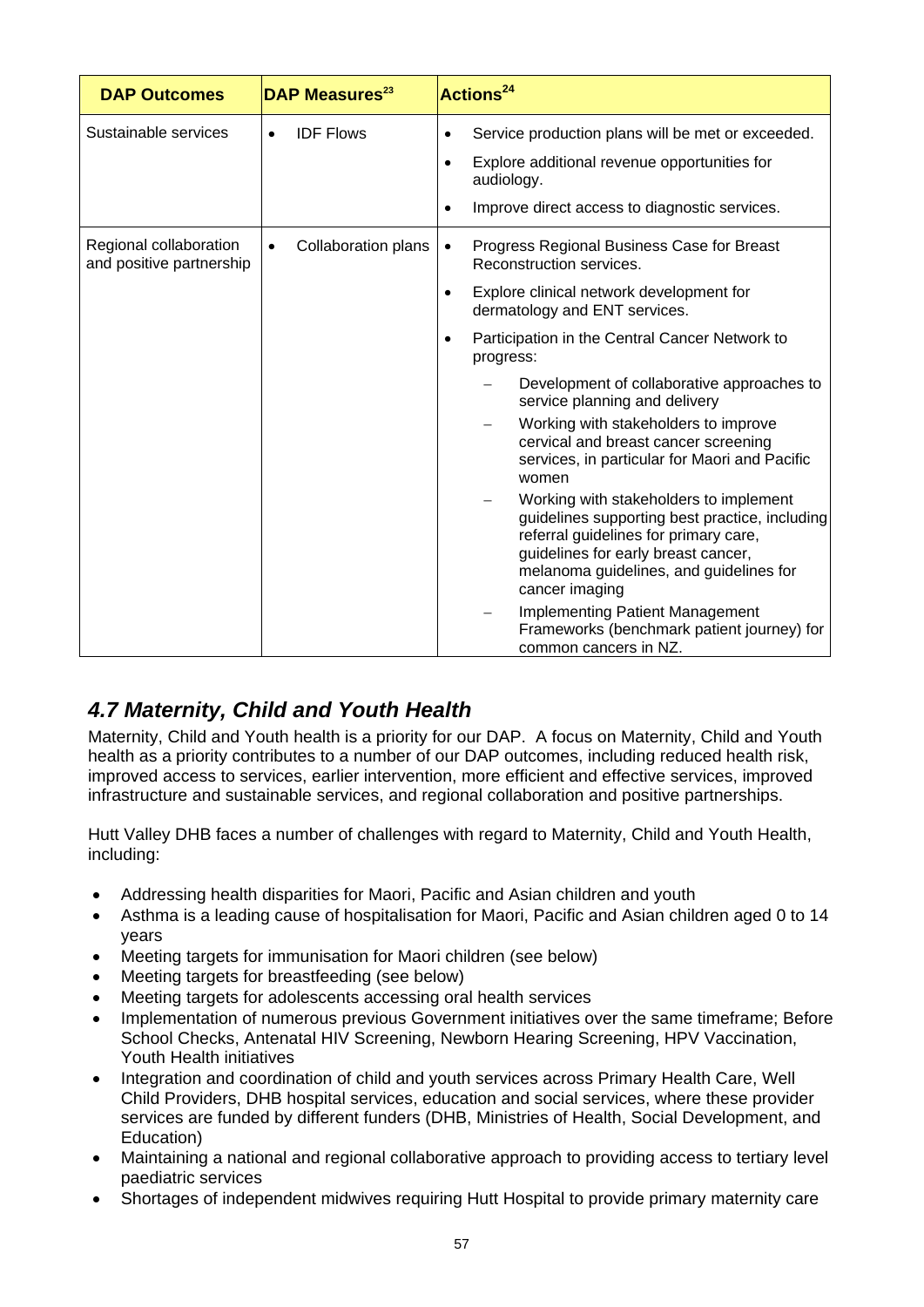| DAP Outcomes | DAP Measures[23] | Actions[24] |
|---|---|---|
| Sustainable services | • IDF Flows | • Service production plans will be met or exceeded.<br>• Explore additional revenue opportunities for audiology.<br>• Improve direct access to diagnostic services. |
| Regional collaboration and positive partnership | • Collaboration plans | • Progress Regional Business Case for Breast Reconstruction services.<br>• Explore clinical network development for dermatology and ENT services.<br>• Participation in the Central Cancer Network to progress:<br>– Development of collaborative approaches to service planning and delivery<br>– Working with stakeholders to improve cervical and breast cancer screening services, in particular for Maori and Pacific women<br>– Working with stakeholders to implement guidelines supporting best practice, including referral guidelines for primary care, guidelines for early breast cancer, melanoma guidelines, and guidelines for cancer imaging<br>– Implementing Patient Management Frameworks (benchmark patient journey) for common cancers in NZ. |

## *4.7 Maternity, Child and Youth Health*

Maternity, Child and Youth health is a priority for our DAP. A focus on Maternity, Child and Youth health as a priority contributes to a number of our DAP outcomes, including reduced health risk, improved access to services, earlier intervention, more efficient and effective services, improved infrastructure and sustainable services, and regional collaboration and positive partnerships.

Hutt Valley DHB faces a number of challenges with regard to Maternity, Child and Youth Health, including:

- Addressing health disparities for Maori, Pacific and Asian children and youth
- Asthma is a leading cause of hospitalisation for Maori, Pacific and Asian children aged 0 to 14 years
- Meeting targets for immunisation for Maori children (see below)
- Meeting targets for breastfeeding (see below)
- Meeting targets for adolescents accessing oral health services
- Implementation of numerous previous Government initiatives over the same timeframe; Before School Checks, Antenatal HIV Screening, Newborn Hearing Screening, HPV Vaccination, Youth Health initiatives
- Integration and coordination of child and youth services across Primary Health Care, Well Child Providers, DHB hospital services, education and social services, where these provider services are funded by different funders (DHB, Ministries of Health, Social Development, and Education)
- Maintaining a national and regional collaborative approach to providing access to tertiary level paediatric services
- Shortages of independent midwives requiring Hutt Hospital to provide primary maternity care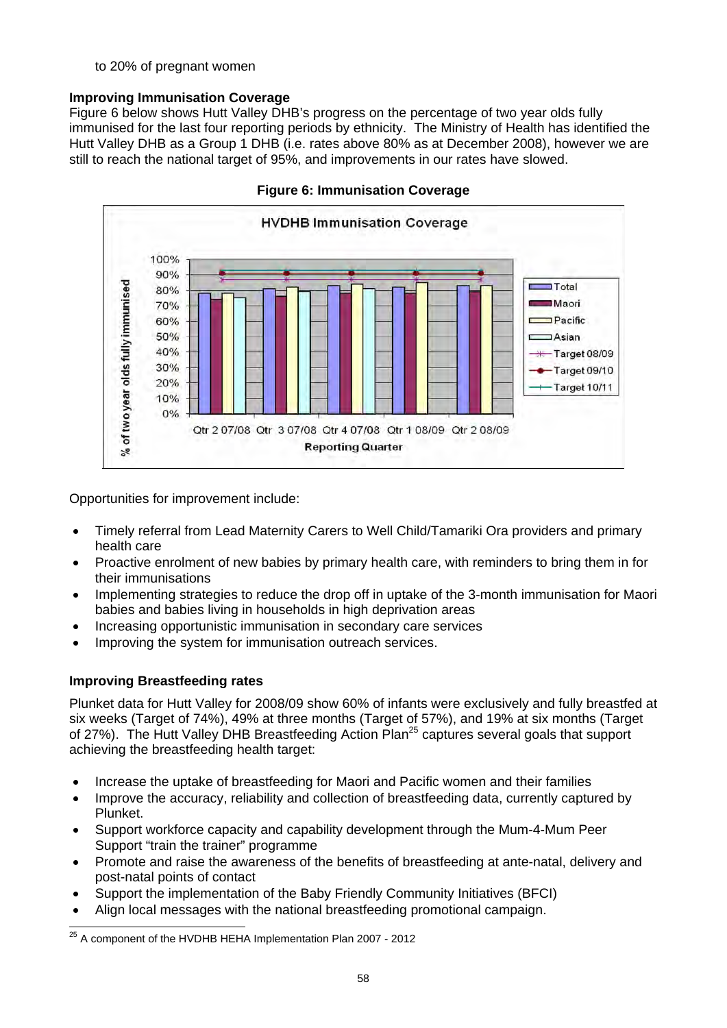to 20% of pregnant women

**Improving Immunisation Coverage**

Figure 6 below shows Hutt Valley DHB's progress on the percentage of two year olds fully immunised for the last four reporting periods by ethnicity. The Ministry of Health has identified the Hutt Valley DHB as a Group 1 DHB (i.e. rates above 80% as at December 2008), however we are still to reach the national target of 95%, and improvements in our rates have slowed.

**Figure 6: Immunisation Coverage**

Opportunities for improvement include:

- Timely referral from Lead Maternity Carers to Well Child/Tamariki Ora providers and primary health care
- Proactive enrolment of new babies by primary health care, with reminders to bring them in for their immunisations
- Implementing strategies to reduce the drop off in uptake of the 3-month immunisation for Maori babies and babies living in households in high deprivation areas
- Increasing opportunistic immunisation in secondary care services
- Improving the system for immunisation outreach services.

**Improving Breastfeeding rates**

Plunket data for Hutt Valley for 2008/09 show 60% of infants were exclusively and fully breastfed at six weeks (Target of 74%), 49% at three months (Target of 57%), and 19% at six months (Target of 27%). The Hutt Valley DHB Breastfeeding Action Plan[25] captures several goals that support achieving the breastfeeding health target:

- Increase the uptake of breastfeeding for Maori and Pacific women and their families
- Improve the accuracy, reliability and collection of breastfeeding data, currently captured by Plunket.
- Support workforce capacity and capability development through the Mum-4-Mum Peer Support "train the trainer" programme
- Promote and raise the awareness of the benefits of breastfeeding at ante-natal, delivery and post-natal points of contact
- Support the implementation of the Baby Friendly Community Initiatives (BFCI)
- Align local messages with the national breastfeeding promotional campaign.

[25] A component of the HVDHB HEHA Implementation Plan 2007 - 2012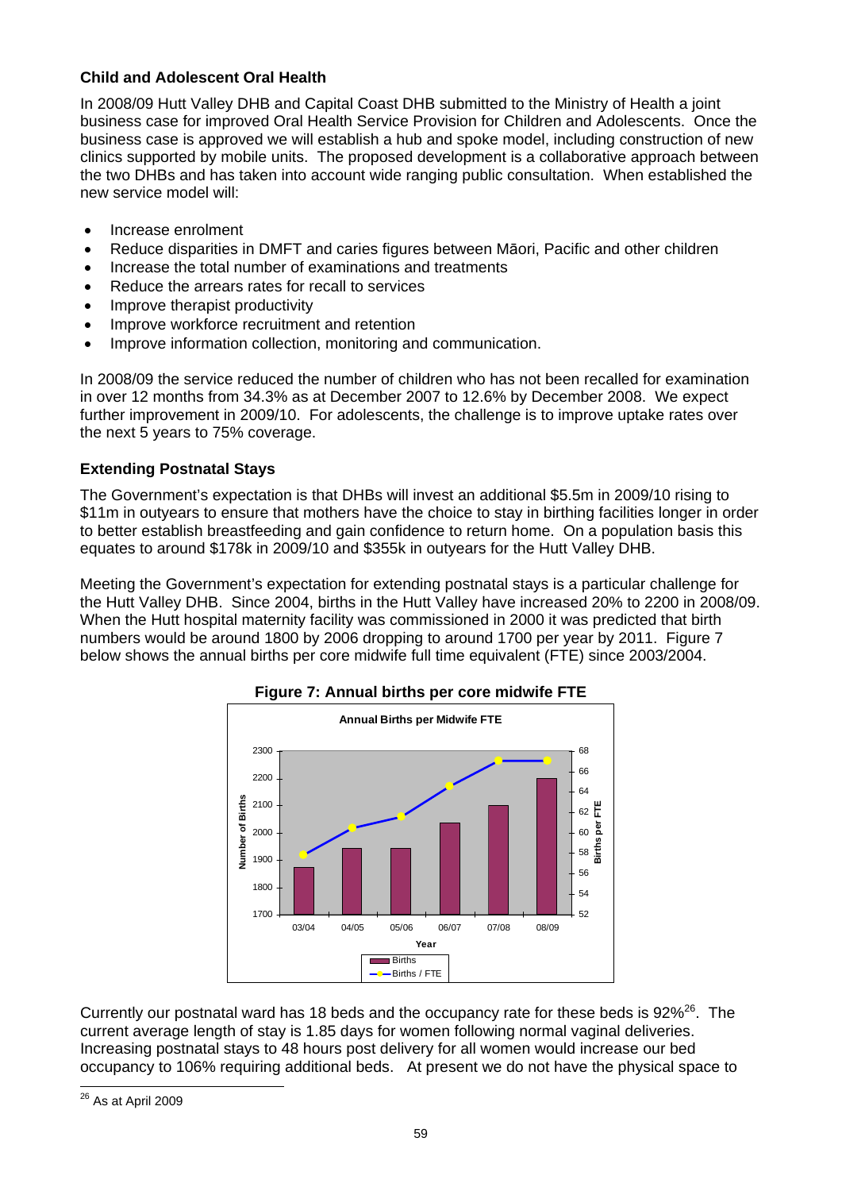### Child and Adolescent Oral Health

In 2008/09 Hutt Valley DHB and Capital Coast DHB submitted to the Ministry of Health a joint business case for improved Oral Health Service Provision for Children and Adolescents. Once the business case is approved we will establish a hub and spoke model, including construction of new clinics supported by mobile units. The proposed development is a collaborative approach between the two DHBs and has taken into account wide ranging public consultation. When established the new service model will:

- Increase enrolment
- Reduce disparities in DMFT and caries figures between Māori, Pacific and other children
- Increase the total number of examinations and treatments
- Reduce the arrears rates for recall to services
- Improve therapist productivity
- Improve workforce recruitment and retention
- Improve information collection, monitoring and communication.

In 2008/09 the service reduced the number of children who has not been recalled for examination in over 12 months from 34.3% as at December 2007 to 12.6% by December 2008. We expect further improvement in 2009/10. For adolescents, the challenge is to improve uptake rates over the next 5 years to 75% coverage.

### Extending Postnatal Stays

The Government's expectation is that DHBs will invest an additional $5.5m in 2009/10 rising to $11m in outyears to ensure that mothers have the choice to stay in birthing facilities longer in order to better establish breastfeeding and gain confidence to return home. On a population basis this equates to around $178k in 2009/10 and $355k in outyears for the Hutt Valley DHB.

Meeting the Government's expectation for extending postnatal stays is a particular challenge for the Hutt Valley DHB. Since 2004, births in the Hutt Valley have increased 20% to 2200 in 2008/09. When the Hutt hospital maternity facility was commissioned in 2000 it was predicted that birth numbers would be around 1800 by 2006 dropping to around 1700 per year by 2011. Figure 7 below shows the annual births per core midwife full time equivalent (FTE) since 2003/2004.

**Figure 7: Annual births per core midwife FTE**

Currently our postnatal ward has 18 beds and the occupancy rate for these beds is 92%[26]. The current average length of stay is 1.85 days for women following normal vaginal deliveries. Increasing postnatal stays to 48 hours post delivery for all women would increase our bed occupancy to 106% requiring additional beds. At present we do not have the physical space to

[26] As at April 2009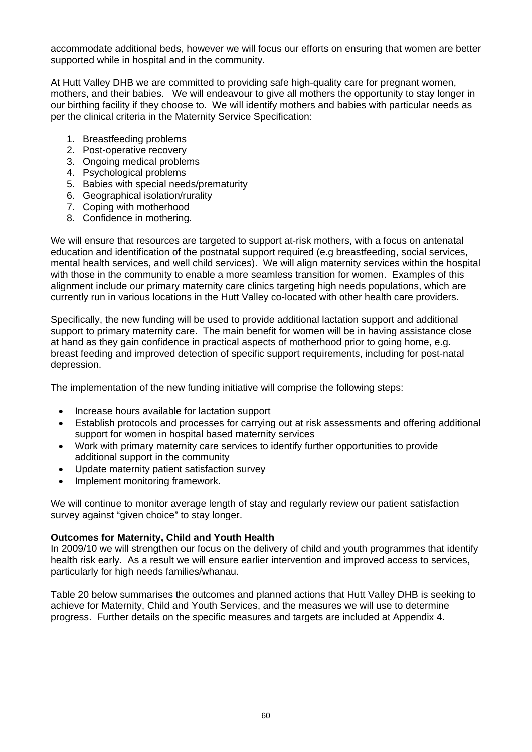accommodate additional beds, however we will focus our efforts on ensuring that women are better supported while in hospital and in the community.

At Hutt Valley DHB we are committed to providing safe high-quality care for pregnant women, mothers, and their babies. We will endeavour to give all mothers the opportunity to stay longer in our birthing facility if they choose to. We will identify mothers and babies with particular needs as per the clinical criteria in the Maternity Service Specification:

1. Breastfeeding problems
2. Post-operative recovery
3. Ongoing medical problems
4. Psychological problems
5. Babies with special needs/prematurity
6. Geographical isolation/rurality
7. Coping with motherhood
8. Confidence in mothering.

We will ensure that resources are targeted to support at-risk mothers, with a focus on antenatal education and identification of the postnatal support required (e.g breastfeeding, social services, mental health services, and well child services). We will align maternity services within the hospital with those in the community to enable a more seamless transition for women. Examples of this alignment include our primary maternity care clinics targeting high needs populations, which are currently run in various locations in the Hutt Valley co-located with other health care providers.

Specifically, the new funding will be used to provide additional lactation support and additional support to primary maternity care. The main benefit for women will be in having assistance close at hand as they gain confidence in practical aspects of motherhood prior to going home, e.g. breast feeding and improved detection of specific support requirements, including for post-natal depression.

The implementation of the new funding initiative will comprise the following steps:

- Increase hours available for lactation support
- Establish protocols and processes for carrying out at risk assessments and offering additional support for women in hospital based maternity services
- Work with primary maternity care services to identify further opportunities to provide additional support in the community
- Update maternity patient satisfaction survey
- Implement monitoring framework.

We will continue to monitor average length of stay and regularly review our patient satisfaction survey against "given choice" to stay longer.

**Outcomes for Maternity, Child and Youth Health**

In 2009/10 we will strengthen our focus on the delivery of child and youth programmes that identify health risk early. As a result we will ensure earlier intervention and improved access to services, particularly for high needs families/whanau.

Table 20 below summarises the outcomes and planned actions that Hutt Valley DHB is seeking to achieve for Maternity, Child and Youth Services, and the measures we will use to determine progress. Further details on the specific measures and targets are included at Appendix 4.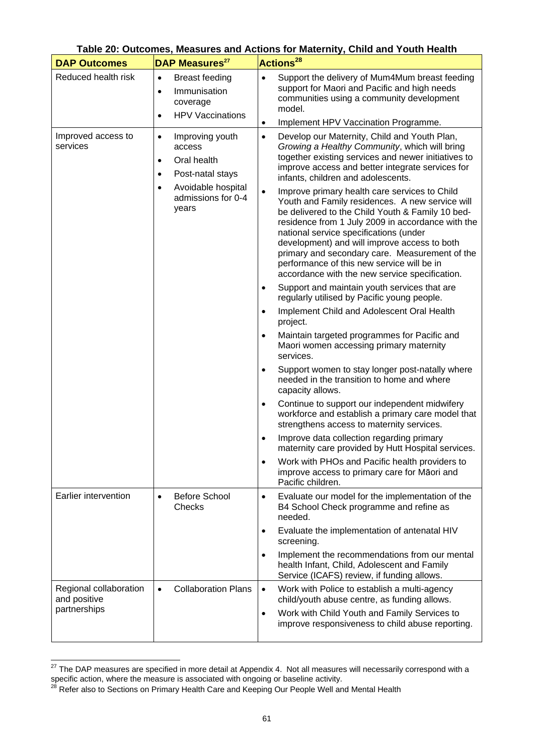**Table 20: Outcomes, Measures and Actions for Maternity, Child and Youth Health**

| DAP Outcomes | DAP Measures[27] | Actions[28] |
|---|---|---|
| Reduced health risk | • Breast feeding<br>• Immunisation coverage<br>• HPV Vaccinations | • Support the delivery of Mum4Mum breast feeding support for Maori and Pacific and high needs communities using a community development model.<br>• Implement HPV Vaccination Programme. |
| Improved access to services | • Improving youth access<br>• Oral health<br>• Post-natal stays<br>• Avoidable hospital admissions for 0-4 years | • Develop our Maternity, Child and Youth Plan, *Growing a Healthy Community*, which will bring together existing services and newer initiatives to improve access and better integrate services for infants, children and adolescents.<br>• Improve primary health care services to Child Youth and Family residences. A new service will be delivered to the Child Youth & Family 10 bed-residence from 1 July 2009 in accordance with the national service specifications (under development) and will improve access to both primary and secondary care. Measurement of the performance of this new service will be in accordance with the new service specification.<br>• Support and maintain youth services that are regularly utilised by Pacific young people.<br>• Implement Child and Adolescent Oral Health project.<br>• Maintain targeted programmes for Pacific and Maori women accessing primary maternity services.<br>• Support women to stay longer post-natally where needed in the transition to home and where capacity allows.<br>• Continue to support our independent midwifery workforce and establish a primary care model that strengthens access to maternity services.<br>• Improve data collection regarding primary maternity care provided by Hutt Hospital services.<br>• Work with PHOs and Pacific health providers to improve access to primary care for Māori and Pacific children. |
| Earlier intervention | • Before School Checks | • Evaluate our model for the implementation of the B4 School Check programme and refine as needed.<br>• Evaluate the implementation of antenatal HIV screening.<br>• Implement the recommendations from our mental health Infant, Child, Adolescent and Family Service (ICAFS) review, if funding allows. |
| Regional collaboration and positive partnerships | • Collaboration Plans | • Work with Police to establish a multi-agency child/youth abuse centre, as funding allows.<br>• Work with Child Youth and Family Services to improve responsiveness to child abuse reporting. |

[27] The DAP measures are specified in more detail at Appendix 4. Not all measures will necessarily correspond with a specific action, where the measure is associated with ongoing or baseline activity.

[28] Refer also to Sections on Primary Health Care and Keeping Our People Well and Mental Health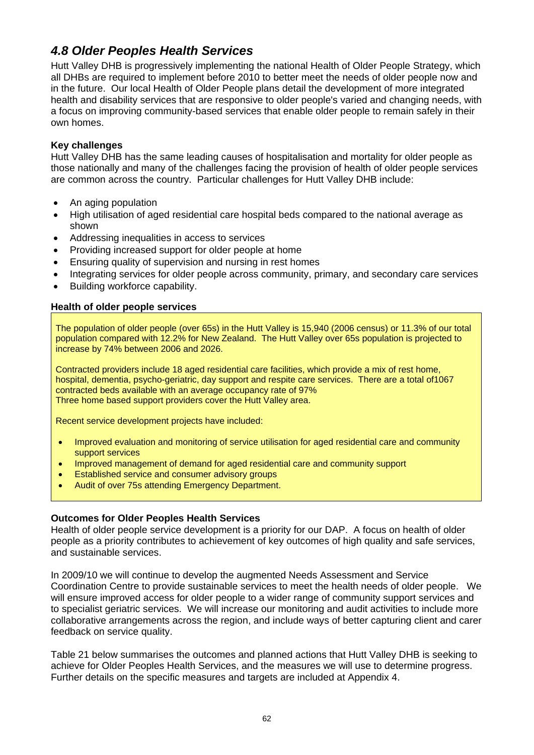## *4.8 Older Peoples Health Services*

Hutt Valley DHB is progressively implementing the national Health of Older People Strategy, which all DHBs are required to implement before 2010 to better meet the needs of older people now and in the future. Our local Health of Older People plans detail the development of more integrated health and disability services that are responsive to older people's varied and changing needs, with a focus on improving community-based services that enable older people to remain safely in their own homes.

**Key challenges**

Hutt Valley DHB has the same leading causes of hospitalisation and mortality for older people as those nationally and many of the challenges facing the provision of health of older people services are common across the country. Particular challenges for Hutt Valley DHB include:

- An aging population
- High utilisation of aged residential care hospital beds compared to the national average as shown
- Addressing inequalities in access to services
- Providing increased support for older people at home
- Ensuring quality of supervision and nursing in rest homes
- Integrating services for older people across community, primary, and secondary care services
- Building workforce capability.

**Health of older people services**

The population of older people (over 65s) in the Hutt Valley is 15,940 (2006 census) or 11.3% of our total population compared with 12.2% for New Zealand. The Hutt Valley over 65s population is projected to increase by 74% between 2006 and 2026.

Contracted providers include 18 aged residential care facilities, which provide a mix of rest home, hospital, dementia, psycho-geriatric, day support and respite care services. There are a total of1067 contracted beds available with an average occupancy rate of 97%
Three home based support providers cover the Hutt Valley area.

Recent service development projects have included:

- Improved evaluation and monitoring of service utilisation for aged residential care and community support services
- Improved management of demand for aged residential care and community support
- Established service and consumer advisory groups
- Audit of over 75s attending Emergency Department.

**Outcomes for Older Peoples Health Services**

Health of older people service development is a priority for our DAP. A focus on health of older people as a priority contributes to achievement of key outcomes of high quality and safe services, and sustainable services.

In 2009/10 we will continue to develop the augmented Needs Assessment and Service Coordination Centre to provide sustainable services to meet the health needs of older people. We will ensure improved access for older people to a wider range of community support services and to specialist geriatric services. We will increase our monitoring and audit activities to include more collaborative arrangements across the region, and include ways of better capturing client and carer feedback on service quality.

Table 21 below summarises the outcomes and planned actions that Hutt Valley DHB is seeking to achieve for Older Peoples Health Services, and the measures we will use to determine progress. Further details on the specific measures and targets are included at Appendix 4.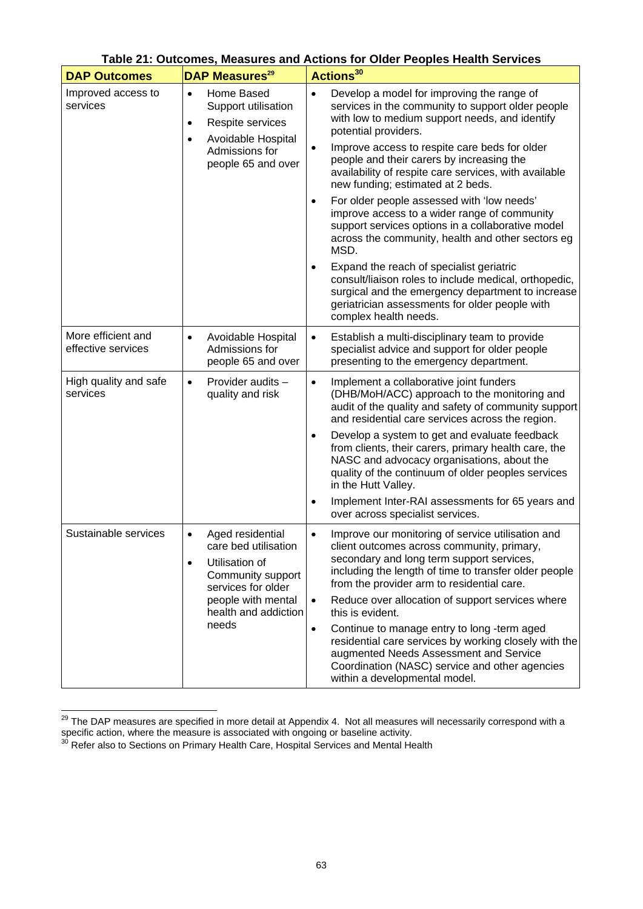**Table 21: Outcomes, Measures and Actions for Older Peoples Health Services**

| DAP Outcomes | DAP Measures[29] | Actions[30] |
|---|---|---|
| Improved access to services | • Home Based Support utilisation<br>• Respite services<br>• Avoidable Hospital Admissions for people 65 and over | • Develop a model for improving the range of services in the community to support older people with low to medium support needs, and identify potential providers.<br>• Improve access to respite care beds for older people and their carers by increasing the availability of respite care services, with available new funding; estimated at 2 beds.<br>• For older people assessed with 'low needs' improve access to a wider range of community support services options in a collaborative model across the community, health and other sectors eg MSD.<br>• Expand the reach of specialist geriatric consult/liaison roles to include medical, orthopedic, surgical and the emergency department to increase geriatrician assessments for older people with complex health needs. |
| More efficient and effective services | • Avoidable Hospital Admissions for people 65 and over | • Establish a multi-disciplinary team to provide specialist advice and support for older people presenting to the emergency department. |
| High quality and safe services | • Provider audits – quality and risk | • Implement a collaborative joint funders (DHB/MoH/ACC) approach to the monitoring and audit of the quality and safety of community support and residential care services across the region.<br>• Develop a system to get and evaluate feedback from clients, their carers, primary health care, the NASC and advocacy organisations, about the quality of the continuum of older peoples services in the Hutt Valley.<br>• Implement Inter-RAI assessments for 65 years and over across specialist services. |
| Sustainable services | • Aged residential care bed utilisation<br>• Utilisation of Community support services for older people with mental health and addiction needs | • Improve our monitoring of service utilisation and client outcomes across community, primary, secondary and long term support services, including the length of time to transfer older people from the provider arm to residential care.<br>• Reduce over allocation of support services where this is evident.<br>• Continue to manage entry to long -term aged residential care services by working closely with the augmented Needs Assessment and Service Coordination (NASC) service and other agencies within a developmental model. |

[29] The DAP measures are specified in more detail at Appendix 4. Not all measures will necessarily correspond with a specific action, where the measure is associated with ongoing or baseline activity.

[30] Refer also to Sections on Primary Health Care, Hospital Services and Mental Health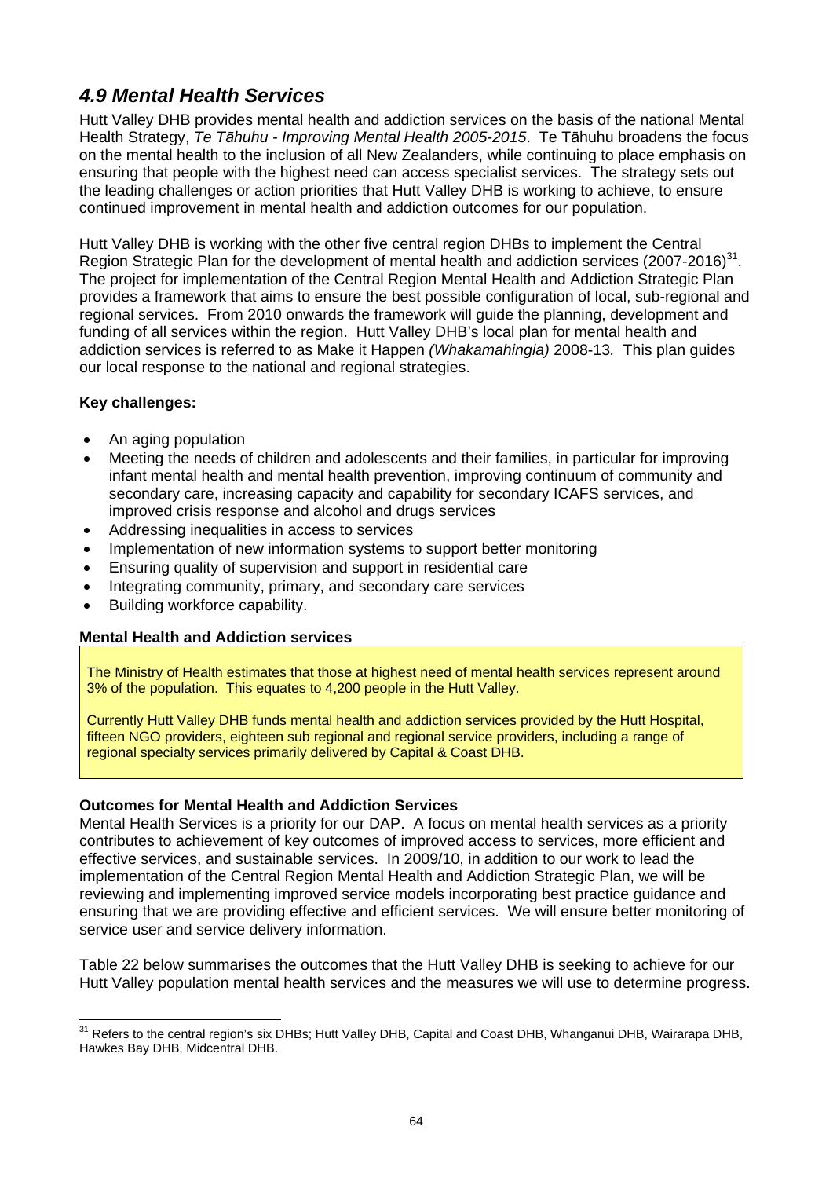## *4.9 Mental Health Services*

Hutt Valley DHB provides mental health and addiction services on the basis of the national Mental Health Strategy, *Te Tāhuhu - Improving Mental Health 2005-2015*. Te Tāhuhu broadens the focus on the mental health to the inclusion of all New Zealanders, while continuing to place emphasis on ensuring that people with the highest need can access specialist services. The strategy sets out the leading challenges or action priorities that Hutt Valley DHB is working to achieve, to ensure continued improvement in mental health and addiction outcomes for our population.

Hutt Valley DHB is working with the other five central region DHBs to implement the Central Region Strategic Plan for the development of mental health and addiction services (2007-2016)[31]. The project for implementation of the Central Region Mental Health and Addiction Strategic Plan provides a framework that aims to ensure the best possible configuration of local, sub-regional and regional services. From 2010 onwards the framework will guide the planning, development and funding of all services within the region. Hutt Valley DHB's local plan for mental health and addiction services is referred to as Make it Happen *(Whakamahingia)* 2008-13*.* This plan guides our local response to the national and regional strategies.

**Key challenges:**

- An aging population
- Meeting the needs of children and adolescents and their families, in particular for improving infant mental health and mental health prevention, improving continuum of community and secondary care, increasing capacity and capability for secondary ICAFS services, and improved crisis response and alcohol and drugs services
- Addressing inequalities in access to services
- Implementation of new information systems to support better monitoring
- Ensuring quality of supervision and support in residential care
- Integrating community, primary, and secondary care services
- Building workforce capability.

**Mental Health and Addiction services**

The Ministry of Health estimates that those at highest need of mental health services represent around 3% of the population. This equates to 4,200 people in the Hutt Valley.

Currently Hutt Valley DHB funds mental health and addiction services provided by the Hutt Hospital, fifteen NGO providers, eighteen sub regional and regional service providers, including a range of regional specialty services primarily delivered by Capital & Coast DHB.

**Outcomes for Mental Health and Addiction Services**

Mental Health Services is a priority for our DAP. A focus on mental health services as a priority contributes to achievement of key outcomes of improved access to services, more efficient and effective services, and sustainable services. In 2009/10, in addition to our work to lead the implementation of the Central Region Mental Health and Addiction Strategic Plan, we will be reviewing and implementing improved service models incorporating best practice guidance and ensuring that we are providing effective and efficient services. We will ensure better monitoring of service user and service delivery information.

Table 22 below summarises the outcomes that the Hutt Valley DHB is seeking to achieve for our Hutt Valley population mental health services and the measures we will use to determine progress.

---

[31] Refers to the central region's six DHBs; Hutt Valley DHB, Capital and Coast DHB, Whanganui DHB, Wairarapa DHB, Hawkes Bay DHB, Midcentral DHB.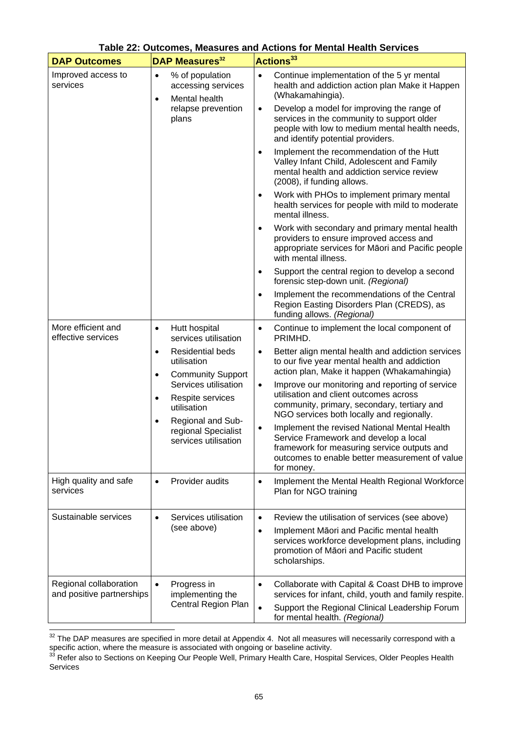**Table 22: Outcomes, Measures and Actions for Mental Health Services**

| DAP Outcomes | DAP Measures[32] | Actions[33] |
|---|---|---|
| Improved access to services | • % of population accessing services<br>• Mental health relapse prevention plans | • Continue implementation of the 5 yr mental health and addiction action plan Make it Happen (Whakamahingia).<br>• Develop a model for improving the range of services in the community to support older people with low to medium mental health needs, and identify potential providers.<br>• Implement the recommendation of the Hutt Valley Infant Child, Adolescent and Family mental health and addiction service review (2008), if funding allows.<br>• Work with PHOs to implement primary mental health services for people with mild to moderate mental illness.<br>• Work with secondary and primary mental health providers to ensure improved access and appropriate services for Māori and Pacific people with mental illness.<br>• Support the central region to develop a second forensic step-down unit. *(Regional)*<br>• Implement the recommendations of the Central Region Easting Disorders Plan (CREDS), as funding allows. *(Regional)* |
| More efficient and effective services | • Hutt hospital services utilisation<br>• Residential beds utilisation<br>• Community Support Services utilisation<br>• Respite services utilisation<br>• Regional and Sub-regional Specialist services utilisation | • Continue to implement the local component of PRIMHD.<br>• Better align mental health and addiction services to our five year mental health and addiction action plan, Make it happen (Whakamahingia)<br>• Improve our monitoring and reporting of service utilisation and client outcomes across community, primary, secondary, tertiary and NGO services both locally and regionally.<br>• Implement the revised National Mental Health Service Framework and develop a local framework for measuring service outputs and outcomes to enable better measurement of value for money. |
| High quality and safe services | • Provider audits | • Implement the Mental Health Regional Workforce Plan for NGO training |
| Sustainable services | • Services utilisation (see above) | • Review the utilisation of services (see above)<br>• Implement Māori and Pacific mental health services workforce development plans, including promotion of Māori and Pacific student scholarships. |
| Regional collaboration and positive partnerships | • Progress in implementing the Central Region Plan | • Collaborate with Capital & Coast DHB to improve services for infant, child, youth and family respite.<br>• Support the Regional Clinical Leadership Forum for mental health. *(Regional)* |

[32] The DAP measures are specified in more detail at Appendix 4. Not all measures will necessarily correspond with a specific action, where the measure is associated with ongoing or baseline activity.

[33] Refer also to Sections on Keeping Our People Well, Primary Health Care, Hospital Services, Older Peoples Health Services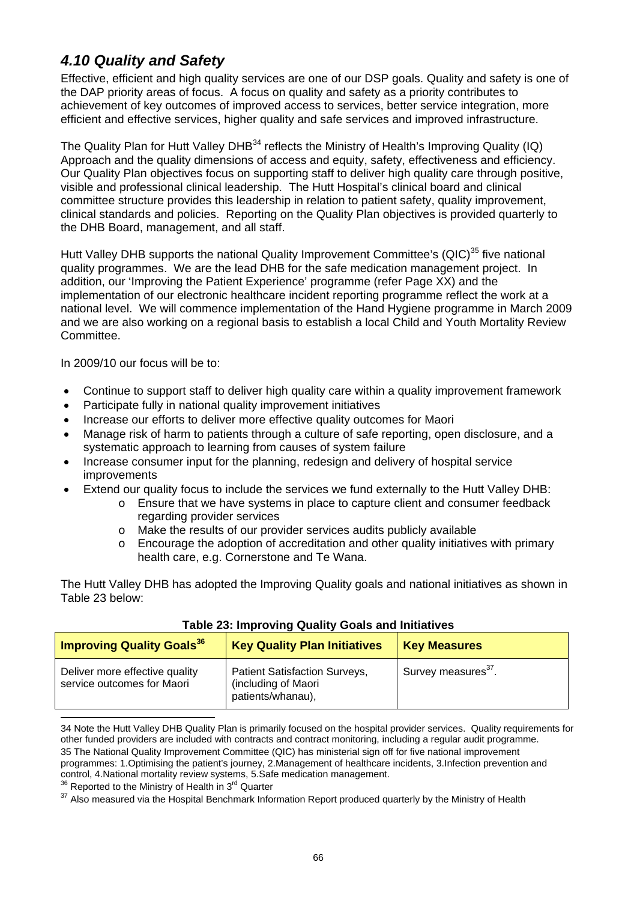## *4.10 Quality and Safety*

Effective, efficient and high quality services are one of our DSP goals. Quality and safety is one of the DAP priority areas of focus. A focus on quality and safety as a priority contributes to achievement of key outcomes of improved access to services, better service integration, more efficient and effective services, higher quality and safe services and improved infrastructure.

The Quality Plan for Hutt Valley DHB[34] reflects the Ministry of Health's Improving Quality (IQ) Approach and the quality dimensions of access and equity, safety, effectiveness and efficiency. Our Quality Plan objectives focus on supporting staff to deliver high quality care through positive, visible and professional clinical leadership. The Hutt Hospital's clinical board and clinical committee structure provides this leadership in relation to patient safety, quality improvement, clinical standards and policies. Reporting on the Quality Plan objectives is provided quarterly to the DHB Board, management, and all staff.

Hutt Valley DHB supports the national Quality Improvement Committee's (QIC)[35] five national quality programmes. We are the lead DHB for the safe medication management project. In addition, our 'Improving the Patient Experience' programme (refer Page XX) and the implementation of our electronic healthcare incident reporting programme reflect the work at a national level. We will commence implementation of the Hand Hygiene programme in March 2009 and we are also working on a regional basis to establish a local Child and Youth Mortality Review Committee.

In 2009/10 our focus will be to:

- Continue to support staff to deliver high quality care within a quality improvement framework
- Participate fully in national quality improvement initiatives
- Increase our efforts to deliver more effective quality outcomes for Maori
- Manage risk of harm to patients through a culture of safe reporting, open disclosure, and a systematic approach to learning from causes of system failure
- Increase consumer input for the planning, redesign and delivery of hospital service improvements
- Extend our quality focus to include the services we fund externally to the Hutt Valley DHB:
    - Ensure that we have systems in place to capture client and consumer feedback regarding provider services
    - Make the results of our provider services audits publicly available
    - Encourage the adoption of accreditation and other quality initiatives with primary health care, e.g. Cornerstone and Te Wana.

The Hutt Valley DHB has adopted the Improving Quality goals and national initiatives as shown in Table 23 below:

**Table 23: Improving Quality Goals and Initiatives**

| Improving Quality Goals[36] | Key Quality Plan Initiatives | Key Measures |
|---|---|---|
| Deliver more effective quality service outcomes for Maori | Patient Satisfaction Surveys, (including of Maori patients/whanau), | Survey measures[37]. |

34 Note the Hutt Valley DHB Quality Plan is primarily focused on the hospital provider services. Quality requirements for other funded providers are included with contracts and contract monitoring, including a regular audit programme.

35 The National Quality Improvement Committee (QIC) has ministerial sign off for five national improvement programmes: 1.Optimising the patient's journey, 2.Management of healthcare incidents, 3.Infection prevention and control, 4.National mortality review systems, 5.Safe medication management.

36 Reported to the Ministry of Health in 3rd Quarter

37 Also measured via the Hospital Benchmark Information Report produced quarterly by the Ministry of Health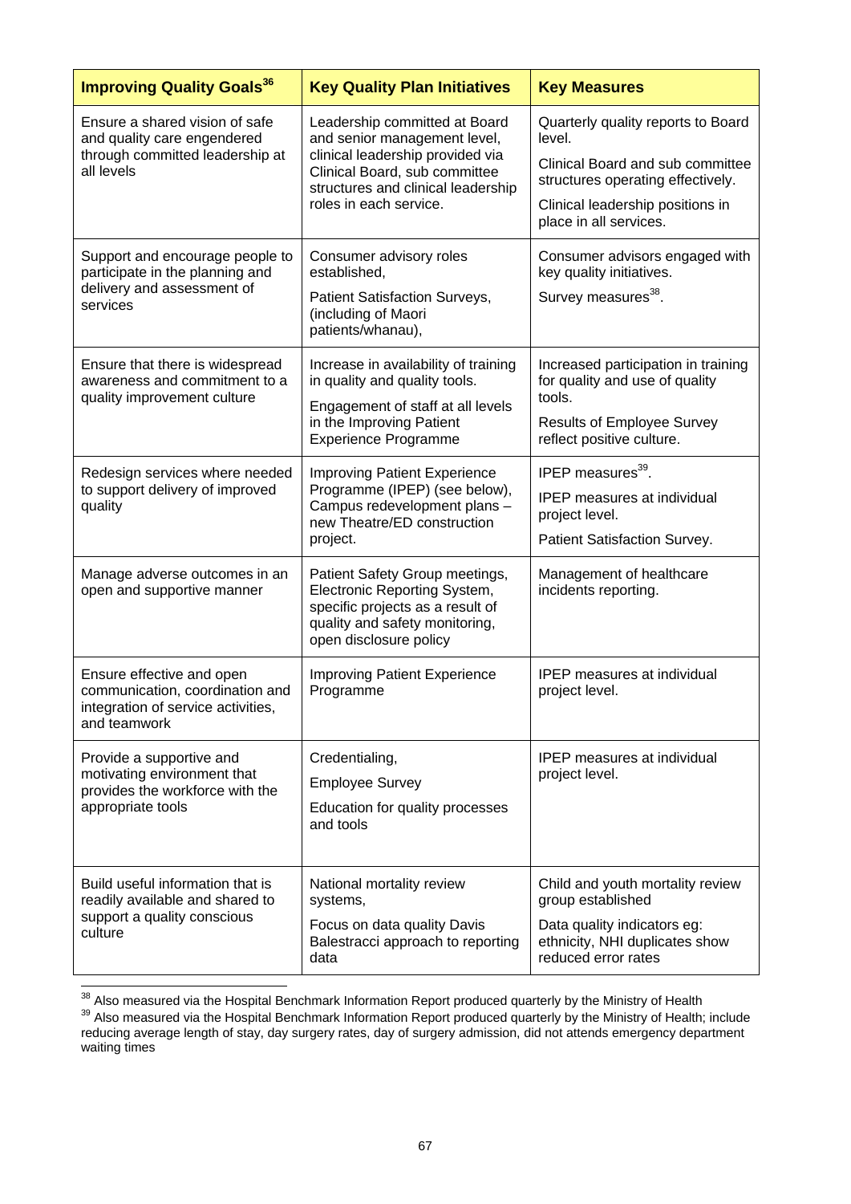| Improving Quality Goals[36] | Key Quality Plan Initiatives | Key Measures |
|---|---|---|
| Ensure a shared vision of safe and quality care engendered through committed leadership at all levels | Leadership committed at Board and senior management level, clinical leadership provided via Clinical Board, sub committee structures and clinical leadership roles in each service. | Quarterly quality reports to Board level.<br><br>Clinical Board and sub committee structures operating effectively.<br><br>Clinical leadership positions in place in all services. |
| Support and encourage people to participate in the planning and delivery and assessment of services | Consumer advisory roles established,<br><br>Patient Satisfaction Surveys, (including of Maori patients/whanau), | Consumer advisors engaged with key quality initiatives.<br><br>Survey measures[38]. |
| Ensure that there is widespread awareness and commitment to a quality improvement culture | Increase in availability of training in quality and quality tools.<br><br>Engagement of staff at all levels in the Improving Patient Experience Programme | Increased participation in training for quality and use of quality tools.<br><br>Results of Employee Survey reflect positive culture. |
| Redesign services where needed to support delivery of improved quality | Improving Patient Experience Programme (IPEP) (see below), Campus redevelopment plans – new Theatre/ED construction project. | IPEP measures[39].<br><br>IPEP measures at individual project level.<br><br>Patient Satisfaction Survey. |
| Manage adverse outcomes in an open and supportive manner | Patient Safety Group meetings, Electronic Reporting System, specific projects as a result of quality and safety monitoring, open disclosure policy | Management of healthcare incidents reporting. |
| Ensure effective and open communication, coordination and integration of service activities, and teamwork | Improving Patient Experience Programme | IPEP measures at individual project level. |
| Provide a supportive and motivating environment that provides the workforce with the appropriate tools | Credentialing,<br><br>Employee Survey<br><br>Education for quality processes and tools | IPEP measures at individual project level. |
| Build useful information that is readily available and shared to support a quality conscious culture | National mortality review systems,<br><br>Focus on data quality Davis Balestracci approach to reporting data | Child and youth mortality review group established<br><br>Data quality indicators eg: ethnicity, NHI duplicates show reduced error rates |

[38] Also measured via the Hospital Benchmark Information Report produced quarterly by the Ministry of Health

[39] Also measured via the Hospital Benchmark Information Report produced quarterly by the Ministry of Health; include reducing average length of stay, day surgery rates, day of surgery admission, did not attends emergency department waiting times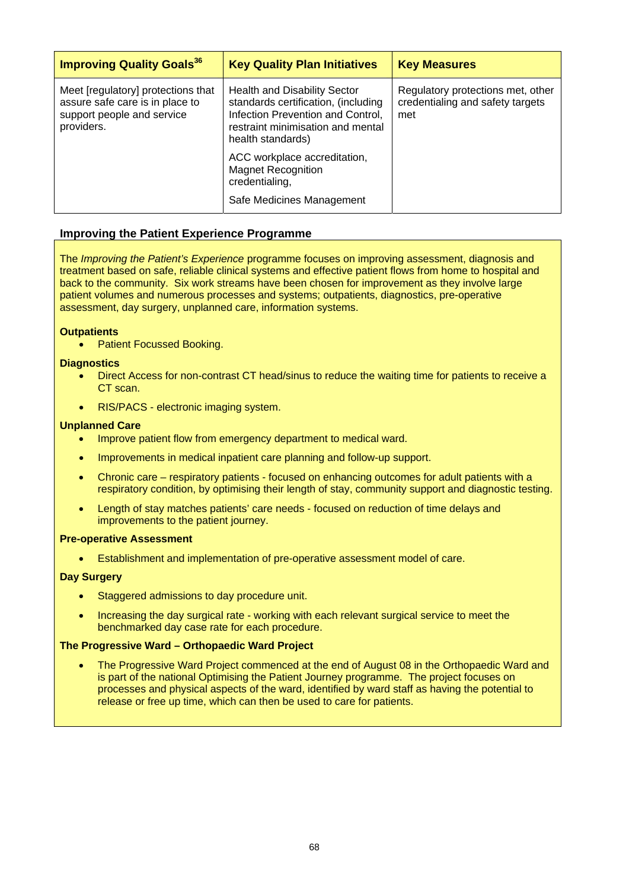| Improving Quality Goals[36] | Key Quality Plan Initiatives | Key Measures |
|---|---|---|
| Meet [regulatory] protections that assure safe care is in place to support people and service providers. | Health and Disability Sector standards certification, (including Infection Prevention and Control, restraint minimisation and mental health standards)<br><br>ACC workplace accreditation, Magnet Recognition credentialing,<br><br>Safe Medicines Management | Regulatory protections met, other credentialing and safety targets met |

## Improving the Patient Experience Programme

The *Improving the Patient's Experience* programme focuses on improving assessment, diagnosis and treatment based on safe, reliable clinical systems and effective patient flows from home to hospital and back to the community. Six work streams have been chosen for improvement as they involve large patient volumes and numerous processes and systems; outpatients, diagnostics, pre-operative assessment, day surgery, unplanned care, information systems.

**Outpatients**

- Patient Focussed Booking.

**Diagnostics**

- Direct Access for non-contrast CT head/sinus to reduce the waiting time for patients to receive a CT scan.
- RIS/PACS - electronic imaging system.

**Unplanned Care**

- Improve patient flow from emergency department to medical ward.
- Improvements in medical inpatient care planning and follow-up support.
- Chronic care – respiratory patients - focused on enhancing outcomes for adult patients with a respiratory condition, by optimising their length of stay, community support and diagnostic testing.
- Length of stay matches patients' care needs - focused on reduction of time delays and improvements to the patient journey.

**Pre-operative Assessment**

- Establishment and implementation of pre-operative assessment model of care.

**Day Surgery**

- Staggered admissions to day procedure unit.
- Increasing the day surgical rate - working with each relevant surgical service to meet the benchmarked day case rate for each procedure.

**The Progressive Ward – Orthopaedic Ward Project**

- The Progressive Ward Project commenced at the end of August 08 in the Orthopaedic Ward and is part of the national Optimising the Patient Journey programme. The project focuses on processes and physical aspects of the ward, identified by ward staff as having the potential to release or free up time, which can then be used to care for patients.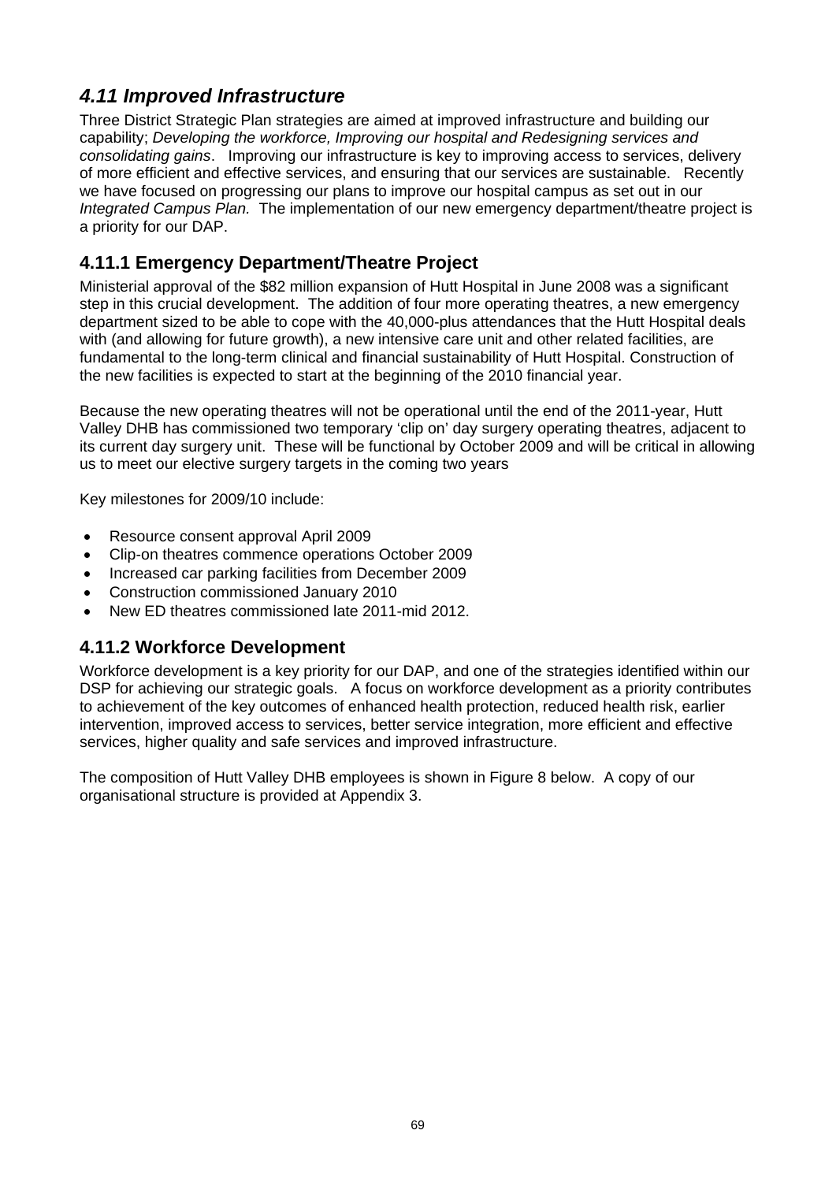## *4.11 Improved Infrastructure*

Three District Strategic Plan strategies are aimed at improved infrastructure and building our capability; *Developing the workforce, Improving our hospital and Redesigning services and consolidating gains*. Improving our infrastructure is key to improving access to services, delivery of more efficient and effective services, and ensuring that our services are sustainable. Recently we have focused on progressing our plans to improve our hospital campus as set out in our *Integrated Campus Plan.* The implementation of our new emergency department/theatre project is a priority for our DAP.

### 4.11.1 Emergency Department/Theatre Project

Ministerial approval of the $82 million expansion of Hutt Hospital in June 2008 was a significant step in this crucial development. The addition of four more operating theatres, a new emergency department sized to be able to cope with the 40,000-plus attendances that the Hutt Hospital deals with (and allowing for future growth), a new intensive care unit and other related facilities, are fundamental to the long-term clinical and financial sustainability of Hutt Hospital. Construction of the new facilities is expected to start at the beginning of the 2010 financial year.

Because the new operating theatres will not be operational until the end of the 2011-year, Hutt Valley DHB has commissioned two temporary 'clip on' day surgery operating theatres, adjacent to its current day surgery unit. These will be functional by October 2009 and will be critical in allowing us to meet our elective surgery targets in the coming two years

Key milestones for 2009/10 include:

- Resource consent approval April 2009
- Clip-on theatres commence operations October 2009
- Increased car parking facilities from December 2009
- Construction commissioned January 2010
- New ED theatres commissioned late 2011-mid 2012.

### 4.11.2 Workforce Development

Workforce development is a key priority for our DAP, and one of the strategies identified within our DSP for achieving our strategic goals. A focus on workforce development as a priority contributes to achievement of the key outcomes of enhanced health protection, reduced health risk, earlier intervention, improved access to services, better service integration, more efficient and effective services, higher quality and safe services and improved infrastructure.

The composition of Hutt Valley DHB employees is shown in Figure 8 below. A copy of our organisational structure is provided at Appendix 3.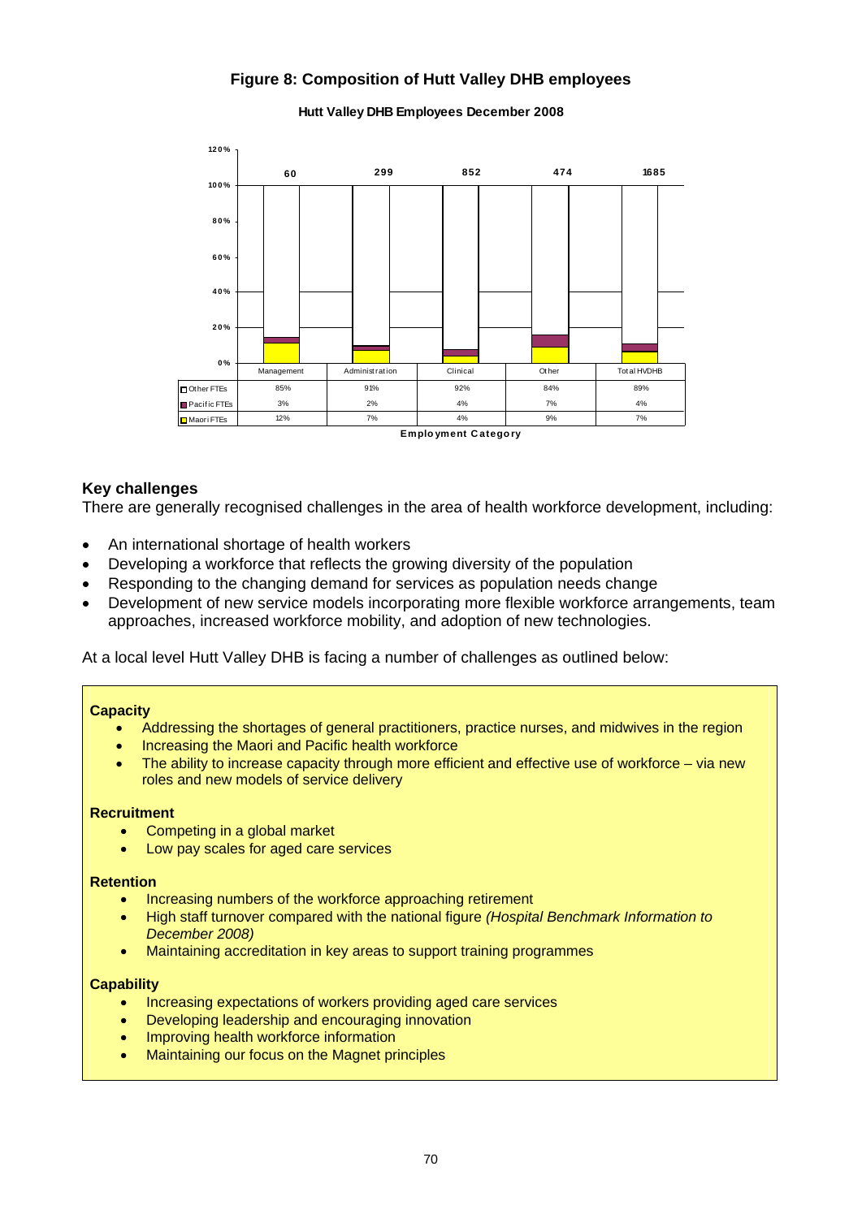**Figure 8: Composition of Hutt Valley DHB employees**

**Hutt Valley DHB Employees December 2008**

| | Management | Administration | Clinical | Other | Total HVDHB |
|---|---|---|---|---|---|
| Total employees | 60 | 299 | 852 | 474 | 1685 |
| Other FTEs | 85% | 91% | 92% | 84% | 89% |
| Pacific FTEs | 3% | 2% | 4% | 7% | 4% |
| Maori FTEs | 12% | 7% | 4% | 9% | 7% |

Employment Category

## Key challenges

There are generally recognised challenges in the area of health workforce development, including:

- An international shortage of health workers
- Developing a workforce that reflects the growing diversity of the population
- Responding to the changing demand for services as population needs change
- Development of new service models incorporating more flexible workforce arrangements, team approaches, increased workforce mobility, and adoption of new technologies.

At a local level Hutt Valley DHB is facing a number of challenges as outlined below:

**Capacity**

- Addressing the shortages of general practitioners, practice nurses, and midwives in the region
- Increasing the Maori and Pacific health workforce
- The ability to increase capacity through more efficient and effective use of workforce – via new roles and new models of service delivery

**Recruitment**

- Competing in a global market
- Low pay scales for aged care services

**Retention**

- Increasing numbers of the workforce approaching retirement
- High staff turnover compared with the national figure *(Hospital Benchmark Information to December 2008)*
- Maintaining accreditation in key areas to support training programmes

**Capability**

- Increasing expectations of workers providing aged care services
- Developing leadership and encouraging innovation
- Improving health workforce information
- Maintaining our focus on the Magnet principles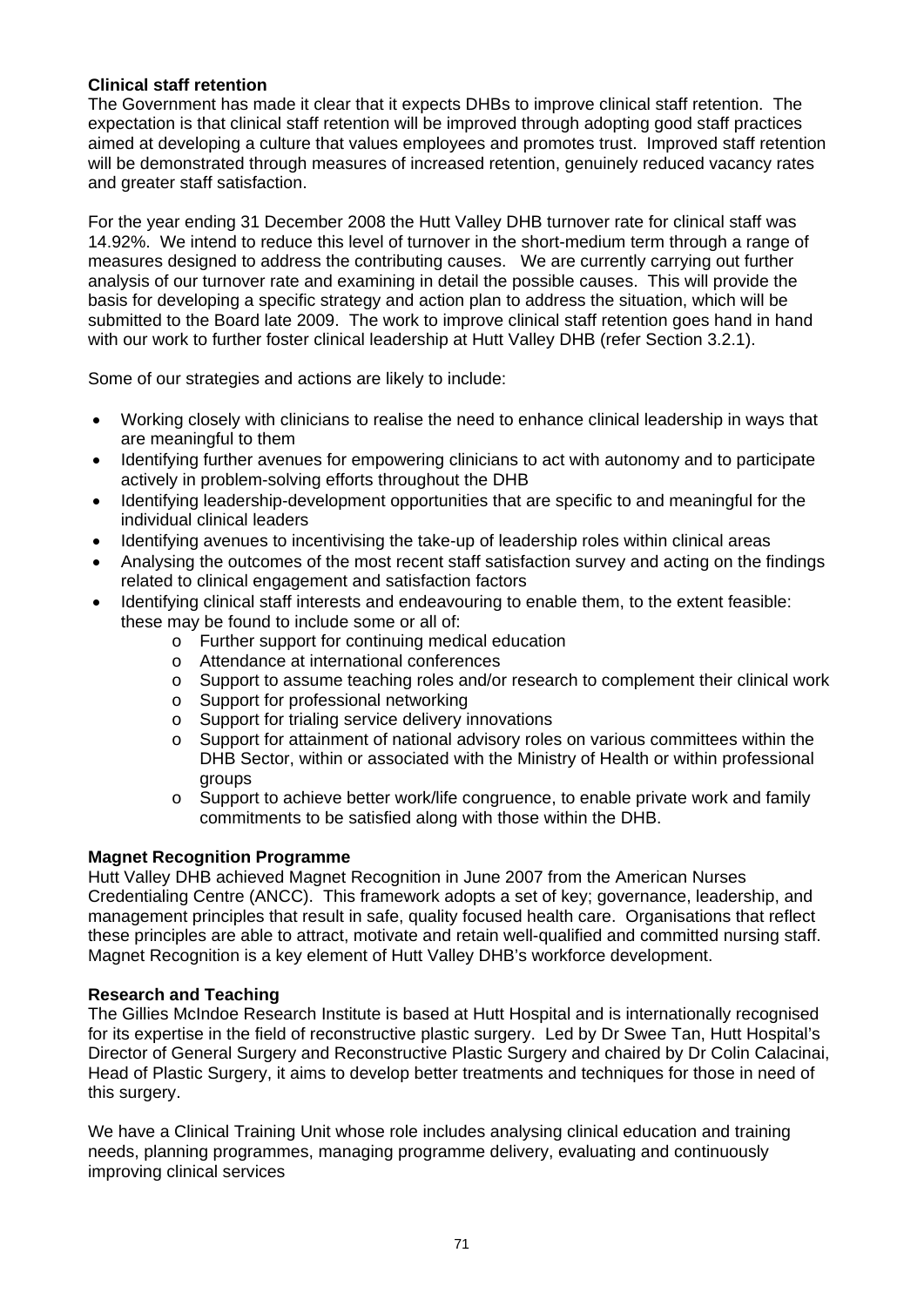**Clinical staff retention**

The Government has made it clear that it expects DHBs to improve clinical staff retention. The expectation is that clinical staff retention will be improved through adopting good staff practices aimed at developing a culture that values employees and promotes trust. Improved staff retention will be demonstrated through measures of increased retention, genuinely reduced vacancy rates and greater staff satisfaction.

For the year ending 31 December 2008 the Hutt Valley DHB turnover rate for clinical staff was 14.92%. We intend to reduce this level of turnover in the short-medium term through a range of measures designed to address the contributing causes. We are currently carrying out further analysis of our turnover rate and examining in detail the possible causes. This will provide the basis for developing a specific strategy and action plan to address the situation, which will be submitted to the Board late 2009. The work to improve clinical staff retention goes hand in hand with our work to further foster clinical leadership at Hutt Valley DHB (refer Section 3.2.1).

Some of our strategies and actions are likely to include:

- Working closely with clinicians to realise the need to enhance clinical leadership in ways that are meaningful to them
- Identifying further avenues for empowering clinicians to act with autonomy and to participate actively in problem-solving efforts throughout the DHB
- Identifying leadership-development opportunities that are specific to and meaningful for the individual clinical leaders
- Identifying avenues to incentivising the take-up of leadership roles within clinical areas
- Analysing the outcomes of the most recent staff satisfaction survey and acting on the findings related to clinical engagement and satisfaction factors
- Identifying clinical staff interests and endeavouring to enable them, to the extent feasible: these may be found to include some or all of:
  - Further support for continuing medical education
  - Attendance at international conferences
  - Support to assume teaching roles and/or research to complement their clinical work
  - Support for professional networking
  - Support for trialing service delivery innovations
  - Support for attainment of national advisory roles on various committees within the DHB Sector, within or associated with the Ministry of Health or within professional groups
  - Support to achieve better work/life congruence, to enable private work and family commitments to be satisfied along with those within the DHB.

**Magnet Recognition Programme**

Hutt Valley DHB achieved Magnet Recognition in June 2007 from the American Nurses Credentialing Centre (ANCC). This framework adopts a set of key; governance, leadership, and management principles that result in safe, quality focused health care. Organisations that reflect these principles are able to attract, motivate and retain well-qualified and committed nursing staff. Magnet Recognition is a key element of Hutt Valley DHB's workforce development.

**Research and Teaching**

The Gillies McIndoe Research Institute is based at Hutt Hospital and is internationally recognised for its expertise in the field of reconstructive plastic surgery. Led by Dr Swee Tan, Hutt Hospital's Director of General Surgery and Reconstructive Plastic Surgery and chaired by Dr Colin Calacinai, Head of Plastic Surgery, it aims to develop better treatments and techniques for those in need of this surgery.

We have a Clinical Training Unit whose role includes analysing clinical education and training needs, planning programmes, managing programme delivery, evaluating and continuously improving clinical services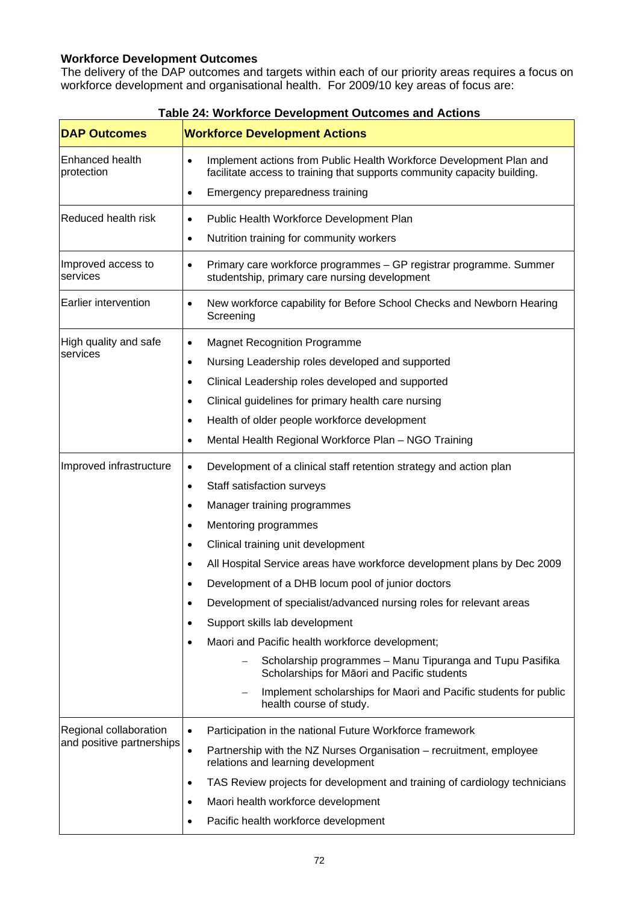**Workforce Development Outcomes**

The delivery of the DAP outcomes and targets within each of our priority areas requires a focus on workforce development and organisational health. For 2009/10 key areas of focus are:

**Table 24: Workforce Development Outcomes and Actions**

| DAP Outcomes | Workforce Development Actions |
|---|---|
| Enhanced health protection | • Implement actions from Public Health Workforce Development Plan and facilitate access to training that supports community capacity building.<br>• Emergency preparedness training |
| Reduced health risk | • Public Health Workforce Development Plan<br>• Nutrition training for community workers |
| Improved access to services | • Primary care workforce programmes – GP registrar programme. Summer studentship, primary care nursing development |
| Earlier intervention | • New workforce capability for Before School Checks and Newborn Hearing Screening |
| High quality and safe services | • Magnet Recognition Programme<br>• Nursing Leadership roles developed and supported<br>• Clinical Leadership roles developed and supported<br>• Clinical guidelines for primary health care nursing<br>• Health of older people workforce development<br>• Mental Health Regional Workforce Plan – NGO Training |
| Improved infrastructure | • Development of a clinical staff retention strategy and action plan<br>• Staff satisfaction surveys<br>• Manager training programmes<br>• Mentoring programmes<br>• Clinical training unit development<br>• All Hospital Service areas have workforce development plans by Dec 2009<br>• Development of a DHB locum pool of junior doctors<br>• Development of specialist/advanced nursing roles for relevant areas<br>• Support skills lab development<br>• Maori and Pacific health workforce development;<br>&nbsp;&nbsp;&nbsp;&nbsp;– Scholarship programmes – Manu Tipuranga and Tupu Pasifika Scholarships for Māori and Pacific students<br>&nbsp;&nbsp;&nbsp;&nbsp;– Implement scholarships for Maori and Pacific students for public health course of study. |
| Regional collaboration and positive partnerships | • Participation in the national Future Workforce framework<br>• Partnership with the NZ Nurses Organisation – recruitment, employee relations and learning development<br>• TAS Review projects for development and training of cardiology technicians<br>• Maori health workforce development<br>• Pacific health workforce development |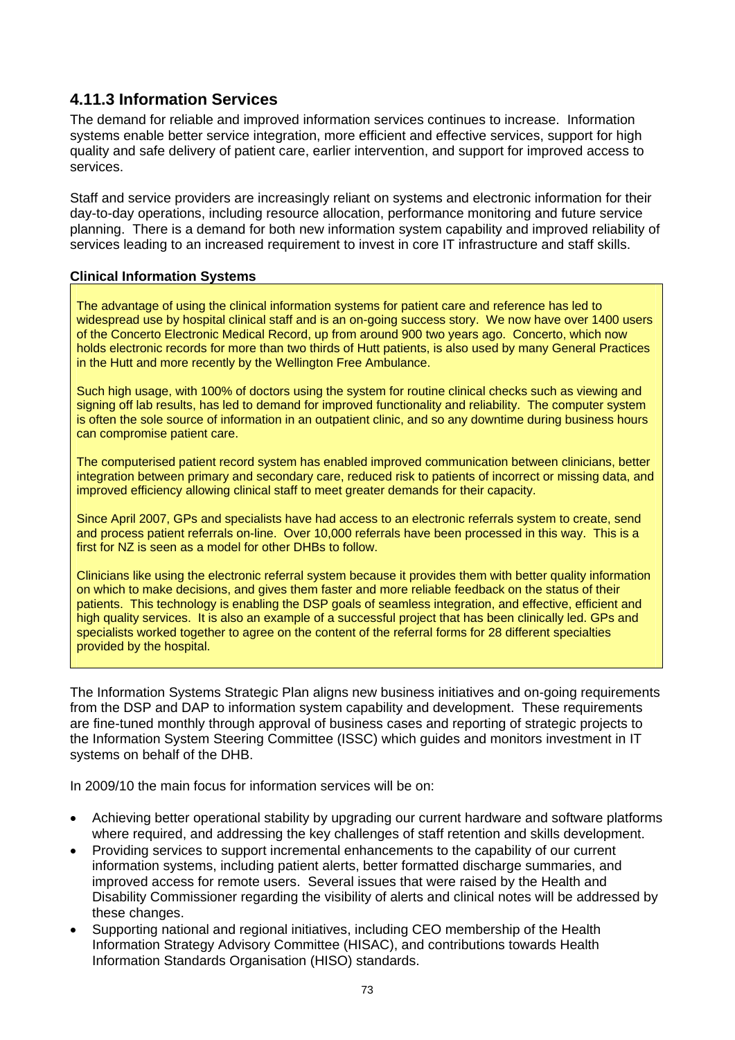### 4.11.3 Information Services

The demand for reliable and improved information services continues to increase. Information systems enable better service integration, more efficient and effective services, support for high quality and safe delivery of patient care, earlier intervention, and support for improved access to services.

Staff and service providers are increasingly reliant on systems and electronic information for their day-to-day operations, including resource allocation, performance monitoring and future service planning. There is a demand for both new information system capability and improved reliability of services leading to an increased requirement to invest in core IT infrastructure and staff skills.

**Clinical Information Systems**

The advantage of using the clinical information systems for patient care and reference has led to widespread use by hospital clinical staff and is an on-going success story. We now have over 1400 users of the Concerto Electronic Medical Record, up from around 900 two years ago. Concerto, which now holds electronic records for more than two thirds of Hutt patients, is also used by many General Practices in the Hutt and more recently by the Wellington Free Ambulance.

Such high usage, with 100% of doctors using the system for routine clinical checks such as viewing and signing off lab results, has led to demand for improved functionality and reliability. The computer system is often the sole source of information in an outpatient clinic, and so any downtime during business hours can compromise patient care.

The computerised patient record system has enabled improved communication between clinicians, better integration between primary and secondary care, reduced risk to patients of incorrect or missing data, and improved efficiency allowing clinical staff to meet greater demands for their capacity.

Since April 2007, GPs and specialists have had access to an electronic referrals system to create, send and process patient referrals on-line. Over 10,000 referrals have been processed in this way. This is a first for NZ is seen as a model for other DHBs to follow.

Clinicians like using the electronic referral system because it provides them with better quality information on which to make decisions, and gives them faster and more reliable feedback on the status of their patients. This technology is enabling the DSP goals of seamless integration, and effective, efficient and high quality services. It is also an example of a successful project that has been clinically led. GPs and specialists worked together to agree on the content of the referral forms for 28 different specialties provided by the hospital.

The Information Systems Strategic Plan aligns new business initiatives and on-going requirements from the DSP and DAP to information system capability and development. These requirements are fine-tuned monthly through approval of business cases and reporting of strategic projects to the Information System Steering Committee (ISSC) which guides and monitors investment in IT systems on behalf of the DHB.

In 2009/10 the main focus for information services will be on:

- Achieving better operational stability by upgrading our current hardware and software platforms where required, and addressing the key challenges of staff retention and skills development.
- Providing services to support incremental enhancements to the capability of our current information systems, including patient alerts, better formatted discharge summaries, and improved access for remote users. Several issues that were raised by the Health and Disability Commissioner regarding the visibility of alerts and clinical notes will be addressed by these changes.
- Supporting national and regional initiatives, including CEO membership of the Health Information Strategy Advisory Committee (HISAC), and contributions towards Health Information Standards Organisation (HISO) standards.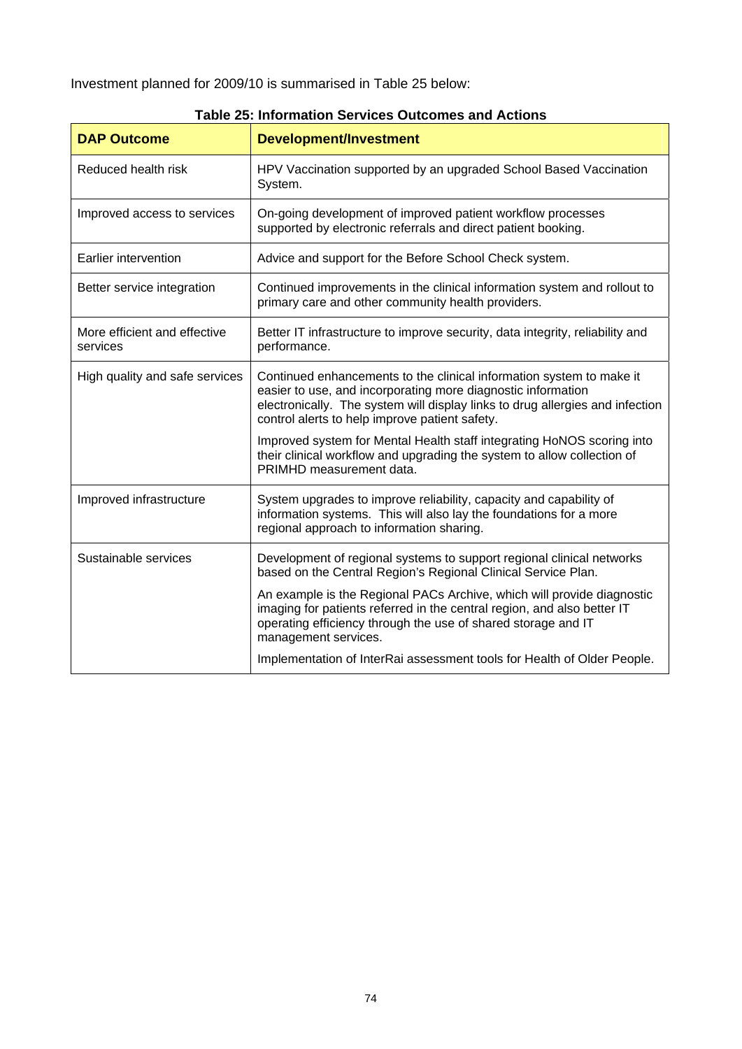Investment planned for 2009/10 is summarised in Table 25 below:

**Table 25: Information Services Outcomes and Actions**

| DAP Outcome | Development/Investment |
|---|---|
| Reduced health risk | HPV Vaccination supported by an upgraded School Based Vaccination System. |
| Improved access to services | On-going development of improved patient workflow processes supported by electronic referrals and direct patient booking. |
| Earlier intervention | Advice and support for the Before School Check system. |
| Better service integration | Continued improvements in the clinical information system and rollout to primary care and other community health providers. |
| More efficient and effective services | Better IT infrastructure to improve security, data integrity, reliability and performance. |
| High quality and safe services | Continued enhancements to the clinical information system to make it easier to use, and incorporating more diagnostic information electronically. The system will display links to drug allergies and infection control alerts to help improve patient safety.<br><br>Improved system for Mental Health staff integrating HoNOS scoring into their clinical workflow and upgrading the system to allow collection of PRIMHD measurement data. |
| Improved infrastructure | System upgrades to improve reliability, capacity and capability of information systems. This will also lay the foundations for a more regional approach to information sharing. |
| Sustainable services | Development of regional systems to support regional clinical networks based on the Central Region's Regional Clinical Service Plan.<br><br>An example is the Regional PACs Archive, which will provide diagnostic imaging for patients referred in the central region, and also better IT operating efficiency through the use of shared storage and IT management services.<br><br>Implementation of InterRai assessment tools for Health of Older People. |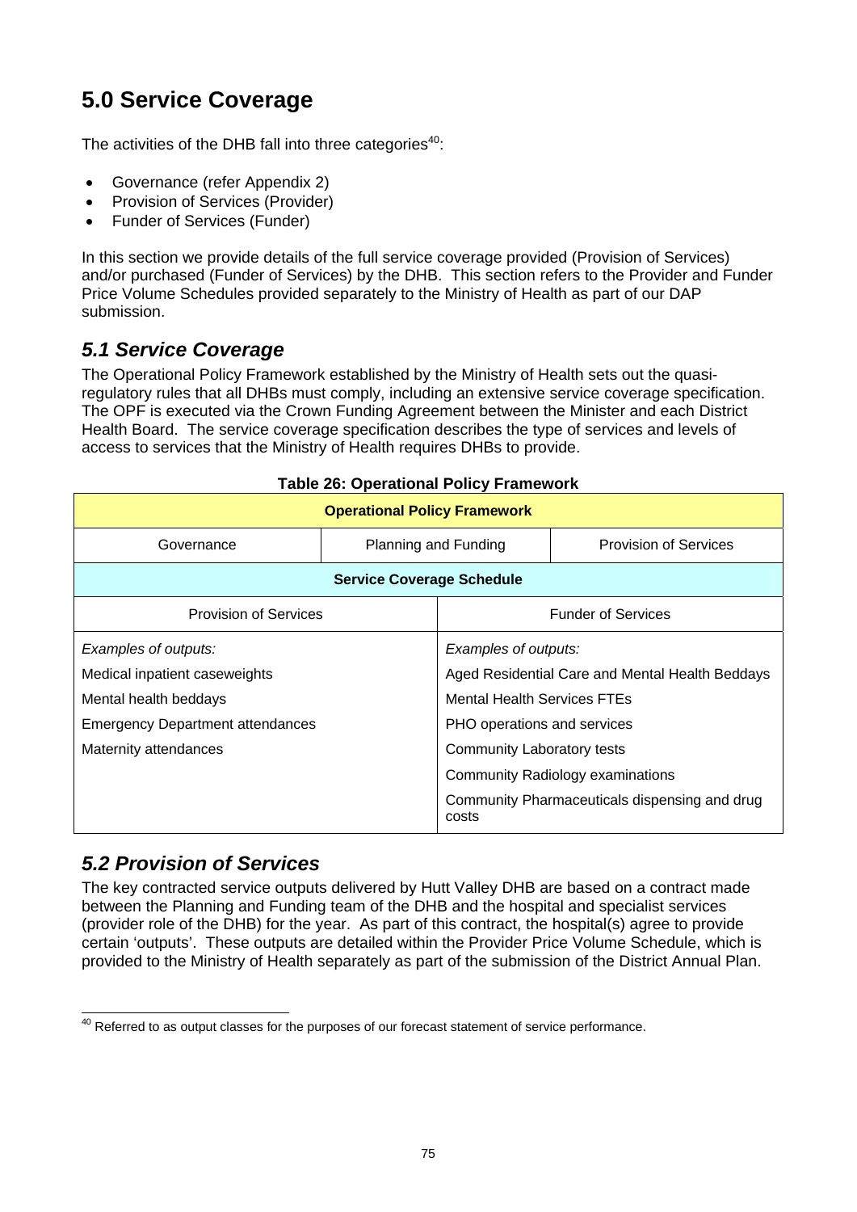# 5.0 Service Coverage

The activities of the DHB fall into three categories[40]:

- Governance (refer Appendix 2)
- Provision of Services (Provider)
- Funder of Services (Funder)

In this section we provide details of the full service coverage provided (Provision of Services) and/or purchased (Funder of Services) by the DHB. This section refers to the Provider and Funder Price Volume Schedules provided separately to the Ministry of Health as part of our DAP submission.

## *5.1 Service Coverage*

The Operational Policy Framework established by the Ministry of Health sets out the quasi-regulatory rules that all DHBs must comply, including an extensive service coverage specification. The OPF is executed via the Crown Funding Agreement between the Minister and each District Health Board. The service coverage specification describes the type of services and levels of access to services that the Ministry of Health requires DHBs to provide.

**Table 26: Operational Policy Framework**

| **Operational Policy Framework** | | |
|---|---|---|
| Governance | Planning and Funding | Provision of Services |

| **Service Coverage Schedule** | |
|---|---|
| Provision of Services | Funder of Services |
| *Examples of outputs:* | *Examples of outputs:* |
| Medical inpatient caseweights | Aged Residential Care and Mental Health Beddays |
| Mental health beddays | Mental Health Services FTEs |
| Emergency Department attendances | PHO operations and services |
| Maternity attendances | Community Laboratory tests |
| | Community Radiology examinations |
| | Community Pharmaceuticals dispensing and drug costs |

## *5.2 Provision of Services*

The key contracted service outputs delivered by Hutt Valley DHB are based on a contract made between the Planning and Funding team of the DHB and the hospital and specialist services (provider role of the DHB) for the year. As part of this contract, the hospital(s) agree to provide certain 'outputs'. These outputs are detailed within the Provider Price Volume Schedule, which is provided to the Ministry of Health separately as part of the submission of the District Annual Plan.

[40] Referred to as output classes for the purposes of our forecast statement of service performance.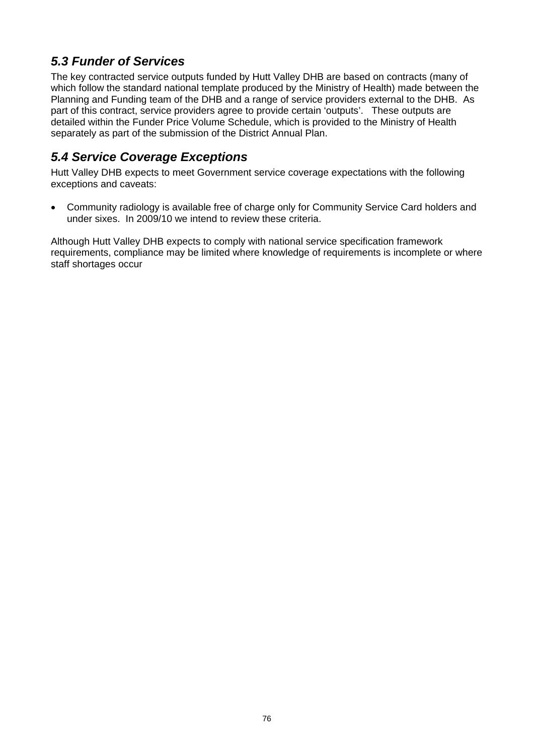## *5.3 Funder of Services*

The key contracted service outputs funded by Hutt Valley DHB are based on contracts (many of which follow the standard national template produced by the Ministry of Health) made between the Planning and Funding team of the DHB and a range of service providers external to the DHB. As part of this contract, service providers agree to provide certain 'outputs'. These outputs are detailed within the Funder Price Volume Schedule, which is provided to the Ministry of Health separately as part of the submission of the District Annual Plan.

## *5.4 Service Coverage Exceptions*

Hutt Valley DHB expects to meet Government service coverage expectations with the following exceptions and caveats:

- Community radiology is available free of charge only for Community Service Card holders and under sixes. In 2009/10 we intend to review these criteria.

Although Hutt Valley DHB expects to comply with national service specification framework requirements, compliance may be limited where knowledge of requirements is incomplete or where staff shortages occur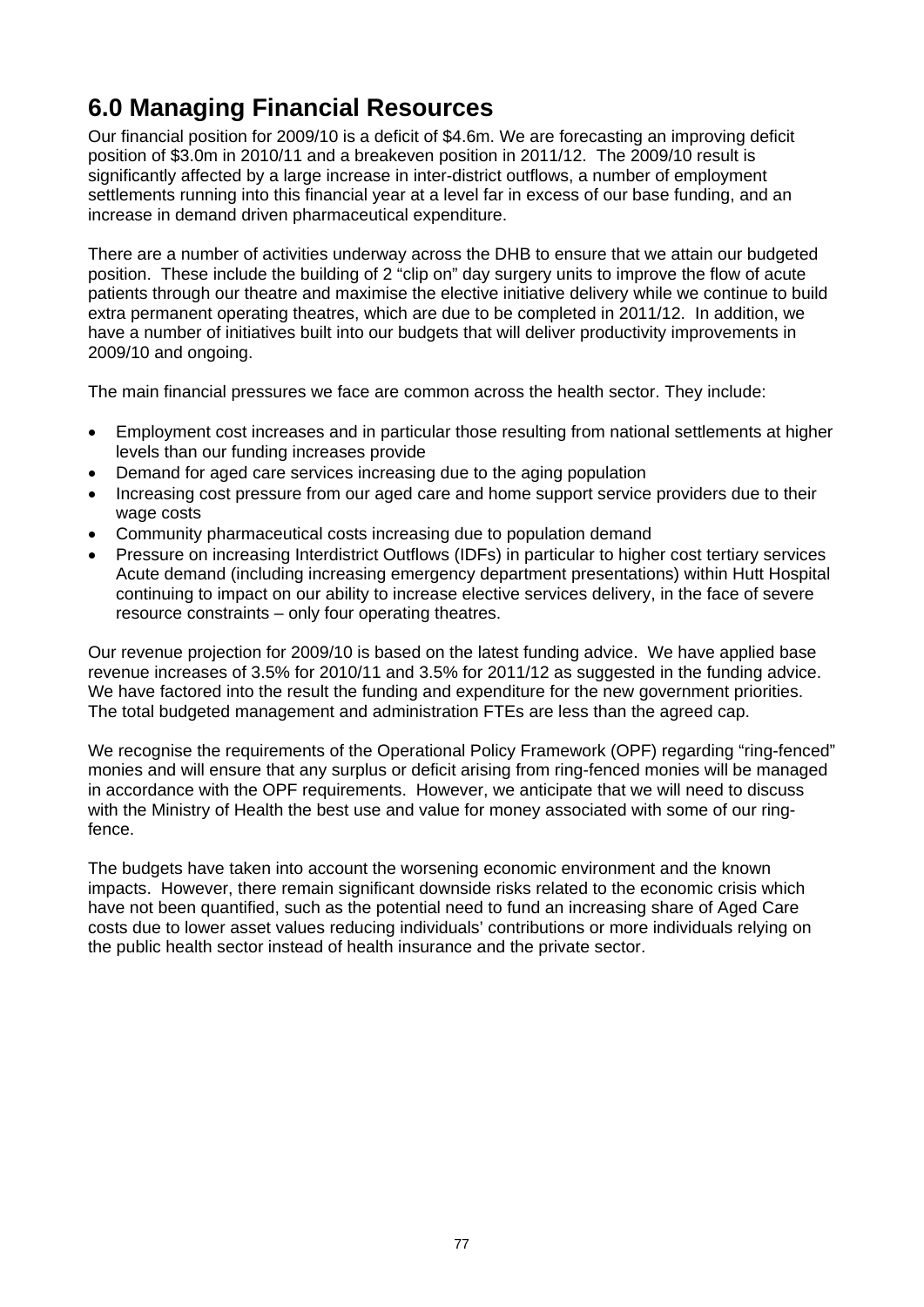# 6.0 Managing Financial Resources

Our financial position for 2009/10 is a deficit of $4.6m. We are forecasting an improving deficit position of $3.0m in 2010/11 and a breakeven position in 2011/12. The 2009/10 result is significantly affected by a large increase in inter-district outflows, a number of employment settlements running into this financial year at a level far in excess of our base funding, and an increase in demand driven pharmaceutical expenditure.

There are a number of activities underway across the DHB to ensure that we attain our budgeted position. These include the building of 2 "clip on" day surgery units to improve the flow of acute patients through our theatre and maximise the elective initiative delivery while we continue to build extra permanent operating theatres, which are due to be completed in 2011/12. In addition, we have a number of initiatives built into our budgets that will deliver productivity improvements in 2009/10 and ongoing.

The main financial pressures we face are common across the health sector. They include:

- Employment cost increases and in particular those resulting from national settlements at higher levels than our funding increases provide
- Demand for aged care services increasing due to the aging population
- Increasing cost pressure from our aged care and home support service providers due to their wage costs
- Community pharmaceutical costs increasing due to population demand
- Pressure on increasing Interdistrict Outflows (IDFs) in particular to higher cost tertiary services Acute demand (including increasing emergency department presentations) within Hutt Hospital continuing to impact on our ability to increase elective services delivery, in the face of severe resource constraints – only four operating theatres.

Our revenue projection for 2009/10 is based on the latest funding advice. We have applied base revenue increases of 3.5% for 2010/11 and 3.5% for 2011/12 as suggested in the funding advice. We have factored into the result the funding and expenditure for the new government priorities. The total budgeted management and administration FTEs are less than the agreed cap.

We recognise the requirements of the Operational Policy Framework (OPF) regarding "ring-fenced" monies and will ensure that any surplus or deficit arising from ring-fenced monies will be managed in accordance with the OPF requirements. However, we anticipate that we will need to discuss with the Ministry of Health the best use and value for money associated with some of our ring-fence.

The budgets have taken into account the worsening economic environment and the known impacts. However, there remain significant downside risks related to the economic crisis which have not been quantified, such as the potential need to fund an increasing share of Aged Care costs due to lower asset values reducing individuals' contributions or more individuals relying on the public health sector instead of health insurance and the private sector.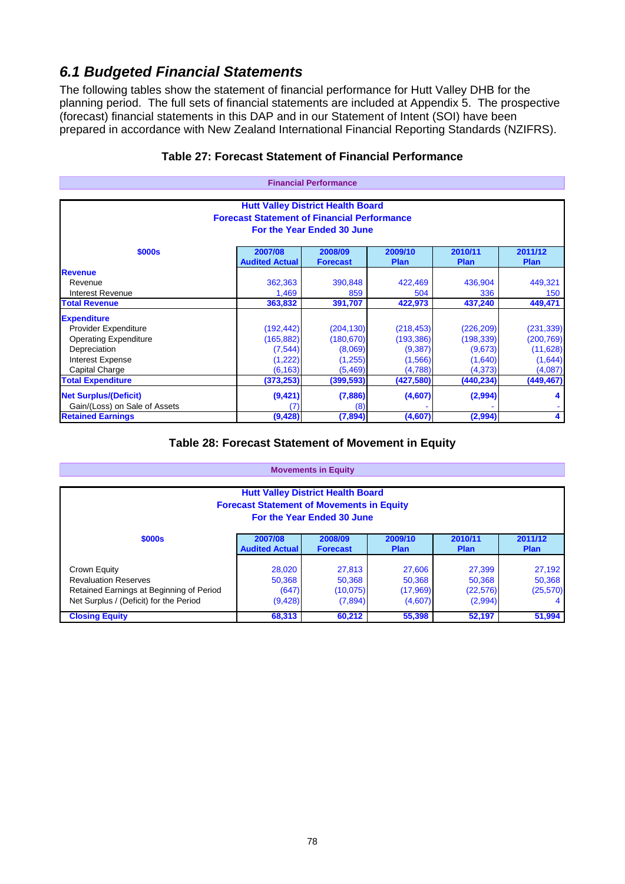## *6.1 Budgeted Financial Statements*

The following tables show the statement of financial performance for Hutt Valley DHB for the planning period. The full sets of financial statements are included at Appendix 5. The prospective (forecast) financial statements in this DAP and in our Statement of Intent (SOI) have been prepared in accordance with New Zealand International Financial Reporting Standards (NZIFRS).

### Table 27: Forecast Statement of Financial Performance

**Financial Performance**

**Hutt Valley District Health Board**
**Forecast Statement of Financial Performance**
**For the Year Ended 30 June**

| $000s | 2007/08 Audited Actual | 2008/09 Forecast | 2009/10 Plan | 2010/11 Plan | 2011/12 Plan |
|---|---|---|---|---|---|
| **Revenue** | | | | | |
| Revenue | 362,363 | 390,848 | 422,469 | 436,904 | 449,321 |
| Interest Revenue | 1,469 | 859 | 504 | 336 | 150 |
| **Total Revenue** | **363,832** | **391,707** | **422,973** | **437,240** | **449,471** |
| **Expenditure** | | | | | |
| Provider Expenditure | (192,442) | (204,130) | (218,453) | (226,209) | (231,339) |
| Operating Expenditure | (165,882) | (180,670) | (193,386) | (198,339) | (200,769) |
| Depreciation | (7,544) | (8,069) | (9,387) | (9,673) | (11,628) |
| Interest Expense | (1,222) | (1,255) | (1,566) | (1,640) | (1,644) |
| Capital Charge | (6,163) | (5,469) | (4,788) | (4,373) | (4,087) |
| **Total Expenditure** | **(373,253)** | **(399,593)** | **(427,580)** | **(440,234)** | **(449,467)** |
| **Net Surplus/(Deficit)** | **(9,421)** | **(7,886)** | **(4,607)** | **(2,994)** | **4** |
| Gain/(Loss) on Sale of Assets | (7) | (8) | - | - | - |
| **Retained Earnings** | **(9,428)** | **(7,894)** | **(4,607)** | **(2,994)** | **4** |

### Table 28: Forecast Statement of Movement in Equity

**Movements in Equity**

**Hutt Valley District Health Board**
**Forecast Statement of Movements in Equity**
**For the Year Ended 30 June**

| $000s | 2007/08 Audited Actual | 2008/09 Forecast | 2009/10 Plan | 2010/11 Plan | 2011/12 Plan |
|---|---|---|---|---|---|
| Crown Equity | 28,020 | 27,813 | 27,606 | 27,399 | 27,192 |
| Revaluation Reserves | 50,368 | 50,368 | 50,368 | 50,368 | 50,368 |
| Retained Earnings at Beginning of Period | (647) | (10,075) | (17,969) | (22,576) | (25,570) |
| Net Surplus / (Deficit) for the Period | (9,428) | (7,894) | (4,607) | (2,994) | 4 |
| **Closing Equity** | **68,313** | **60,212** | **55,398** | **52,197** | **51,994** |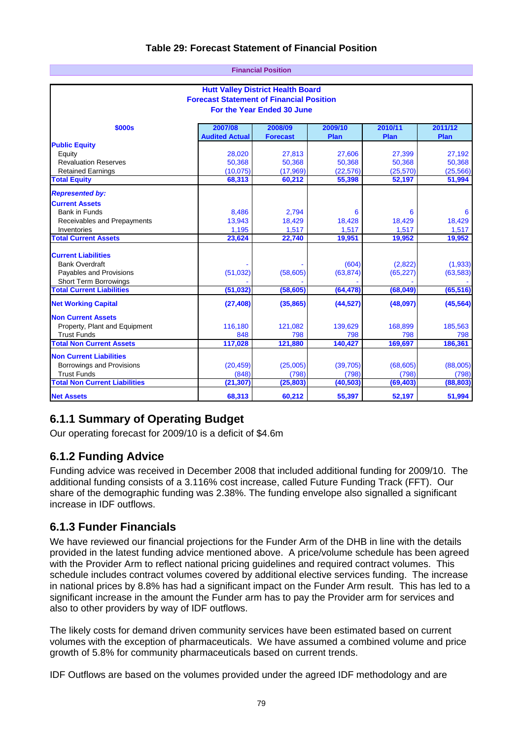**Table 29: Forecast Statement of Financial Position**

**Financial Position**

**Hutt Valley District Health Board**
**Forecast Statement of Financial Position**
**For the Year Ended 30 June**

| $000s | 2007/08 Audited Actual | 2008/09 Forecast | 2009/10 Plan | 2010/11 Plan | 2011/12 Plan |
|---|---|---|---|---|---|
| **Public Equity** | | | | | |
| Equity | 28,020 | 27,813 | 27,606 | 27,399 | 27,192 |
| Revaluation Reserves | 50,368 | 50,368 | 50,368 | 50,368 | 50,368 |
| Retained Earnings | (10,075) | (17,969) | (22,576) | (25,570) | (25,566) |
| **Total Equity** | **68,313** | **60,212** | **55,398** | **52,197** | **51,994** |
| ***Represented by:*** | | | | | |
| **Current Assets** | | | | | |
| Bank in Funds | 8,486 | 2,794 | 6 | 6 | 6 |
| Receivables and Prepayments | 13,943 | 18,429 | 18,428 | 18,429 | 18,429 |
| Inventories | 1,195 | 1,517 | 1,517 | 1,517 | 1,517 |
| **Total Current Assets** | **23,624** | **22,740** | **19,951** | **19,952** | **19,952** |
| **Current Liabilities** | | | | | |
| Bank Overdraft | - | - | (604) | (2,822) | (1,933) |
| Payables and Provisions | (51,032) | (58,605) | (63,874) | (65,227) | (63,583) |
| Short Term Borrowings | - | - | - | - | - |
| **Total Current Liabilities** | **(51,032)** | **(58,605)** | **(64,478)** | **(68,049)** | **(65,516)** |
| **Net Working Capital** | **(27,408)** | **(35,865)** | **(44,527)** | **(48,097)** | **(45,564)** |
| **Non Current Assets** | | | | | |
| Property, Plant and Equipment | 116,180 | 121,082 | 139,629 | 168,899 | 185,563 |
| Trust Funds | 848 | 798 | 798 | 798 | 798 |
| **Total Non Current Assets** | **117,028** | **121,880** | **140,427** | **169,697** | **186,361** |
| **Non Current Liabilities** | | | | | |
| Borrowings and Provisions | (20,459) | (25,005) | (39,705) | (68,605) | (88,005) |
| Trust Funds | (848) | (798) | (798) | (798) | (798) |
| **Total Non Current Liabilities** | **(21,307)** | **(25,803)** | **(40,503)** | **(69,403)** | **(88,803)** |
| **Net Assets** | **68,313** | **60,212** | **55,397** | **52,197** | **51,994** |

## 6.1.1 Summary of Operating Budget

Our operating forecast for 2009/10 is a deficit of $4.6m

## 6.1.2 Funding Advice

Funding advice was received in December 2008 that included additional funding for 2009/10. The additional funding consists of a 3.116% cost increase, called Future Funding Track (FFT). Our share of the demographic funding was 2.38%. The funding envelope also signalled a significant increase in IDF outflows.

## 6.1.3 Funder Financials

We have reviewed our financial projections for the Funder Arm of the DHB in line with the details provided in the latest funding advice mentioned above. A price/volume schedule has been agreed with the Provider Arm to reflect national pricing guidelines and required contract volumes. This schedule includes contract volumes covered by additional elective services funding. The increase in national prices by 8.8% has had a significant impact on the Funder Arm result. This has led to a significant increase in the amount the Funder arm has to pay the Provider arm for services and also to other providers by way of IDF outflows.

The likely costs for demand driven community services have been estimated based on current volumes with the exception of pharmaceuticals. We have assumed a combined volume and price growth of 5.8% for community pharmaceuticals based on current trends.

IDF Outflows are based on the volumes provided under the agreed IDF methodology and are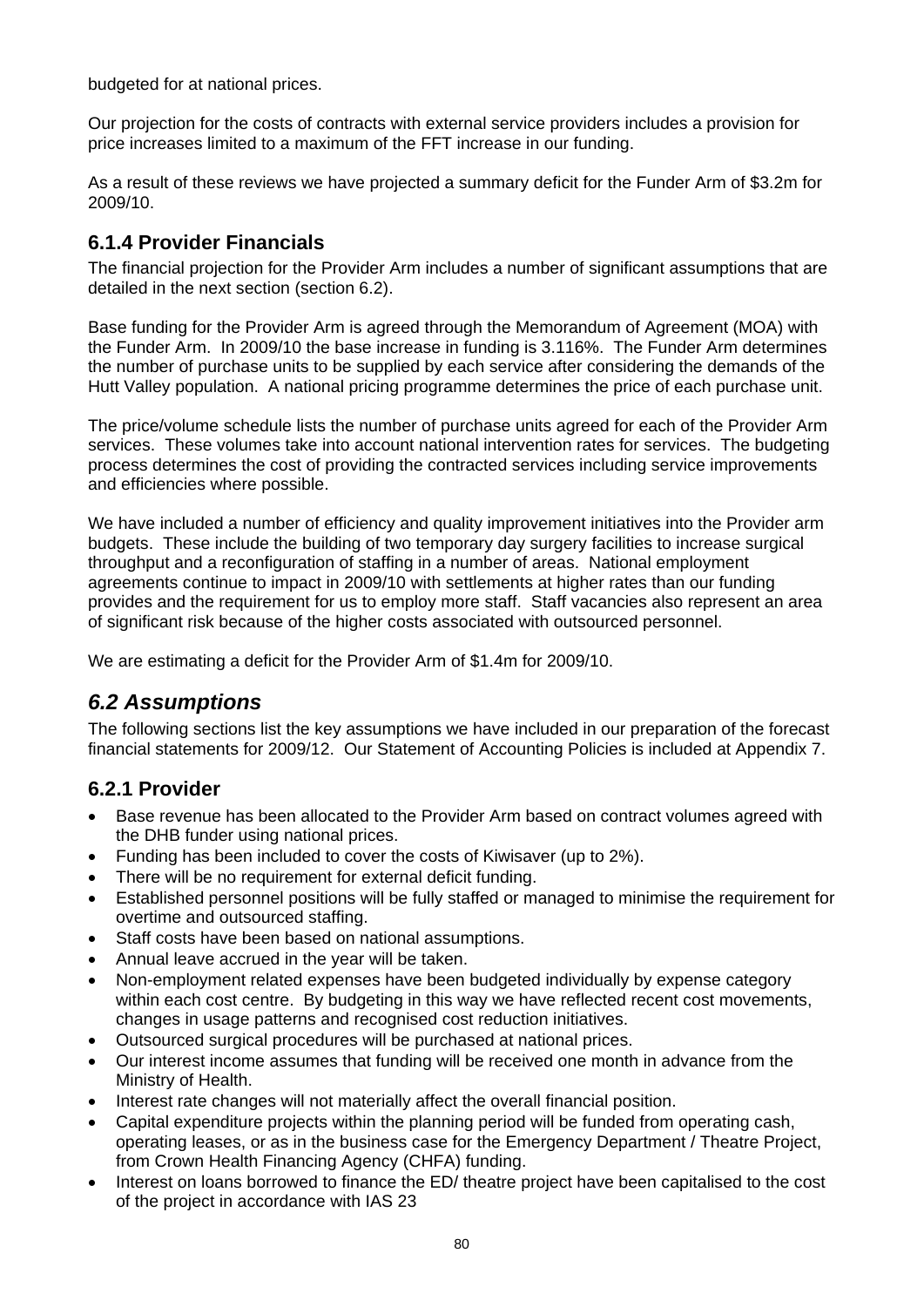budgeted for at national prices.

Our projection for the costs of contracts with external service providers includes a provision for price increases limited to a maximum of the FFT increase in our funding.

As a result of these reviews we have projected a summary deficit for the Funder Arm of $3.2m for 2009/10.

### 6.1.4 Provider Financials

The financial projection for the Provider Arm includes a number of significant assumptions that are detailed in the next section (section 6.2).

Base funding for the Provider Arm is agreed through the Memorandum of Agreement (MOA) with the Funder Arm. In 2009/10 the base increase in funding is 3.116%. The Funder Arm determines the number of purchase units to be supplied by each service after considering the demands of the Hutt Valley population. A national pricing programme determines the price of each purchase unit.

The price/volume schedule lists the number of purchase units agreed for each of the Provider Arm services. These volumes take into account national intervention rates for services. The budgeting process determines the cost of providing the contracted services including service improvements and efficiencies where possible.

We have included a number of efficiency and quality improvement initiatives into the Provider arm budgets. These include the building of two temporary day surgery facilities to increase surgical throughput and a reconfiguration of staffing in a number of areas. National employment agreements continue to impact in 2009/10 with settlements at higher rates than our funding provides and the requirement for us to employ more staff. Staff vacancies also represent an area of significant risk because of the higher costs associated with outsourced personnel.

We are estimating a deficit for the Provider Arm of $1.4m for 2009/10.

## *6.2 Assumptions*

The following sections list the key assumptions we have included in our preparation of the forecast financial statements for 2009/12. Our Statement of Accounting Policies is included at Appendix 7.

### 6.2.1 Provider

- Base revenue has been allocated to the Provider Arm based on contract volumes agreed with the DHB funder using national prices.
- Funding has been included to cover the costs of Kiwisaver (up to 2%).
- There will be no requirement for external deficit funding.
- Established personnel positions will be fully staffed or managed to minimise the requirement for overtime and outsourced staffing.
- Staff costs have been based on national assumptions.
- Annual leave accrued in the year will be taken.
- Non-employment related expenses have been budgeted individually by expense category within each cost centre. By budgeting in this way we have reflected recent cost movements, changes in usage patterns and recognised cost reduction initiatives.
- Outsourced surgical procedures will be purchased at national prices.
- Our interest income assumes that funding will be received one month in advance from the Ministry of Health.
- Interest rate changes will not materially affect the overall financial position.
- Capital expenditure projects within the planning period will be funded from operating cash, operating leases, or as in the business case for the Emergency Department / Theatre Project, from Crown Health Financing Agency (CHFA) funding.
- Interest on loans borrowed to finance the ED/ theatre project have been capitalised to the cost of the project in accordance with IAS 23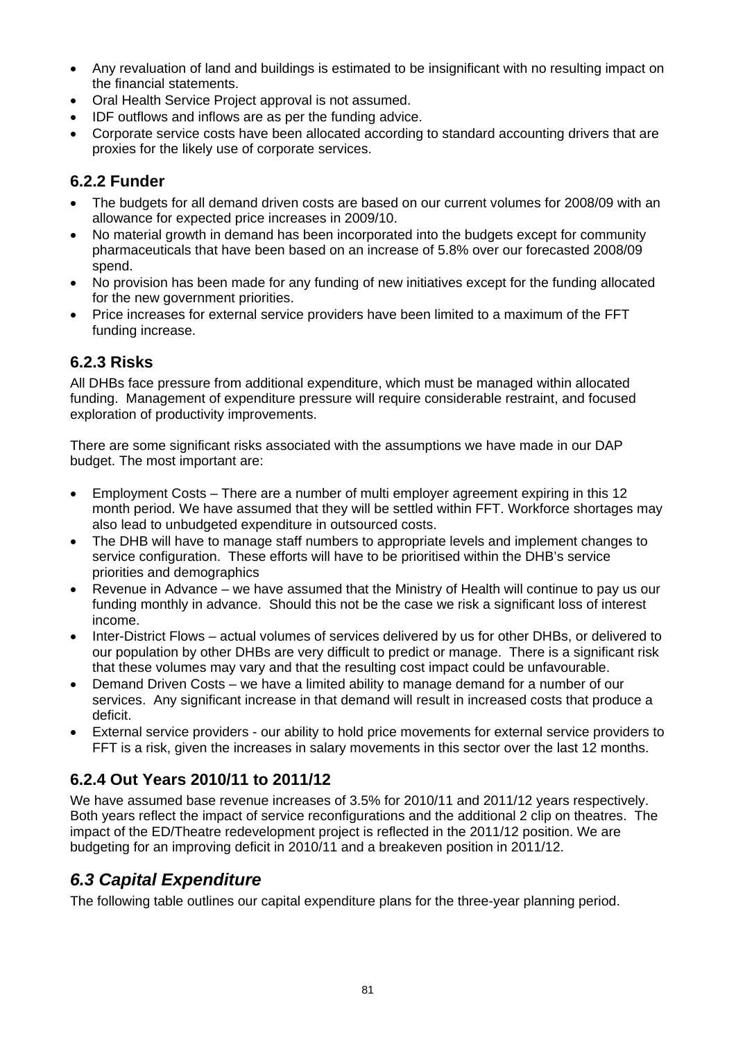- Any revaluation of land and buildings is estimated to be insignificant with no resulting impact on the financial statements.
- Oral Health Service Project approval is not assumed.
- IDF outflows and inflows are as per the funding advice.
- Corporate service costs have been allocated according to standard accounting drivers that are proxies for the likely use of corporate services.

### 6.2.2 Funder

- The budgets for all demand driven costs are based on our current volumes for 2008/09 with an allowance for expected price increases in 2009/10.
- No material growth in demand has been incorporated into the budgets except for community pharmaceuticals that have been based on an increase of 5.8% over our forecasted 2008/09 spend.
- No provision has been made for any funding of new initiatives except for the funding allocated for the new government priorities.
- Price increases for external service providers have been limited to a maximum of the FFT funding increase.

### 6.2.3 Risks

All DHBs face pressure from additional expenditure, which must be managed within allocated funding. Management of expenditure pressure will require considerable restraint, and focused exploration of productivity improvements.

There are some significant risks associated with the assumptions we have made in our DAP budget. The most important are:

- Employment Costs – There are a number of multi employer agreement expiring in this 12 month period. We have assumed that they will be settled within FFT. Workforce shortages may also lead to unbudgeted expenditure in outsourced costs.
- The DHB will have to manage staff numbers to appropriate levels and implement changes to service configuration. These efforts will have to be prioritised within the DHB's service priorities and demographics
- Revenue in Advance – we have assumed that the Ministry of Health will continue to pay us our funding monthly in advance. Should this not be the case we risk a significant loss of interest income.
- Inter-District Flows – actual volumes of services delivered by us for other DHBs, or delivered to our population by other DHBs are very difficult to predict or manage. There is a significant risk that these volumes may vary and that the resulting cost impact could be unfavourable.
- Demand Driven Costs – we have a limited ability to manage demand for a number of our services. Any significant increase in that demand will result in increased costs that produce a deficit.
- External service providers - our ability to hold price movements for external service providers to FFT is a risk, given the increases in salary movements in this sector over the last 12 months.

### 6.2.4 Out Years 2010/11 to 2011/12

We have assumed base revenue increases of 3.5% for 2010/11 and 2011/12 years respectively. Both years reflect the impact of service reconfigurations and the additional 2 clip on theatres. The impact of the ED/Theatre redevelopment project is reflected in the 2011/12 position. We are budgeting for an improving deficit in 2010/11 and a breakeven position in 2011/12.

## *6.3 Capital Expenditure*

The following table outlines our capital expenditure plans for the three-year planning period.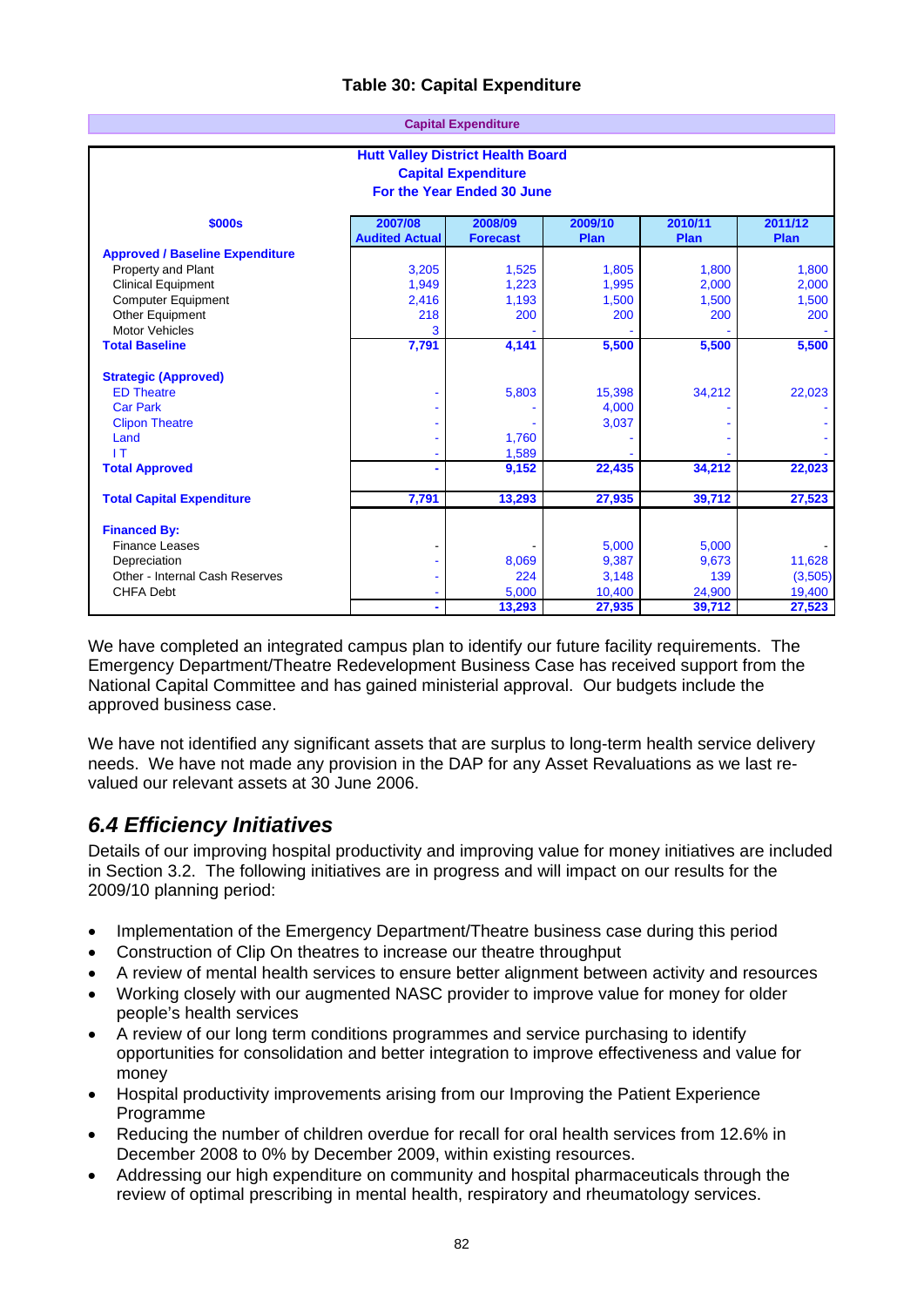**Table 30: Capital Expenditure**

| Capital Expenditure | | | | | |
|---|---|---|---|---|---|
| **Hutt Valley District Health Board Capital Expenditure For the Year Ended 30 June** | | | | | |
| **$000s** | **2007/08 Audited Actual** | **2008/09 Forecast** | **2009/10 Plan** | **2010/11 Plan** | **2011/12 Plan** |
| **Approved / Baseline Expenditure** | | | | | |
| Property and Plant | 3,205 | 1,525 | 1,805 | 1,800 | 1,800 |
| Clinical Equipment | 1,949 | 1,223 | 1,995 | 2,000 | 2,000 |
| Computer Equipment | 2,416 | 1,193 | 1,500 | 1,500 | 1,500 |
| Other Equipment | 218 | 200 | 200 | 200 | 200 |
| Motor Vehicles | 3 | - | - | - | - |
| **Total Baseline** | **7,791** | **4,141** | **5,500** | **5,500** | **5,500** |
| **Strategic (Approved)** | | | | | |
| ED Theatre | - | 5,803 | 15,398 | 34,212 | 22,023 |
| Car Park | - | - | 4,000 | - | - |
| Clipon Theatre | - | - | 3,037 | - | - |
| Land | - | 1,760 | - | - | - |
| I T | - | 1,589 | - | - | - |
| **Total Approved** | **-** | **9,152** | **22,435** | **34,212** | **22,023** |
| **Total Capital Expenditure** | **7,791** | **13,293** | **27,935** | **39,712** | **27,523** |
| **Financed By:** | | | | | |
| Finance Leases | - | - | 5,000 | 5,000 | - |
| Depreciation | - | 8,069 | 9,387 | 9,673 | 11,628 |
| Other - Internal Cash Reserves | - | 224 | 3,148 | 139 | (3,505) |
| CHFA Debt | - | 5,000 | 10,400 | 24,900 | 19,400 |
| | **-** | **13,293** | **27,935** | **39,712** | **27,523** |

We have completed an integrated campus plan to identify our future facility requirements. The Emergency Department/Theatre Redevelopment Business Case has received support from the National Capital Committee and has gained ministerial approval. Our budgets include the approved business case.

We have not identified any significant assets that are surplus to long-term health service delivery needs. We have not made any provision in the DAP for any Asset Revaluations as we last re-valued our relevant assets at 30 June 2006.

## *6.4 Efficiency Initiatives*

Details of our improving hospital productivity and improving value for money initiatives are included in Section 3.2. The following initiatives are in progress and will impact on our results for the 2009/10 planning period:

- Implementation of the Emergency Department/Theatre business case during this period
- Construction of Clip On theatres to increase our theatre throughput
- A review of mental health services to ensure better alignment between activity and resources
- Working closely with our augmented NASC provider to improve value for money for older people's health services
- A review of our long term conditions programmes and service purchasing to identify opportunities for consolidation and better integration to improve effectiveness and value for money
- Hospital productivity improvements arising from our Improving the Patient Experience Programme
- Reducing the number of children overdue for recall for oral health services from 12.6% in December 2008 to 0% by December 2009, within existing resources.
- Addressing our high expenditure on community and hospital pharmaceuticals through the review of optimal prescribing in mental health, respiratory and rheumatology services.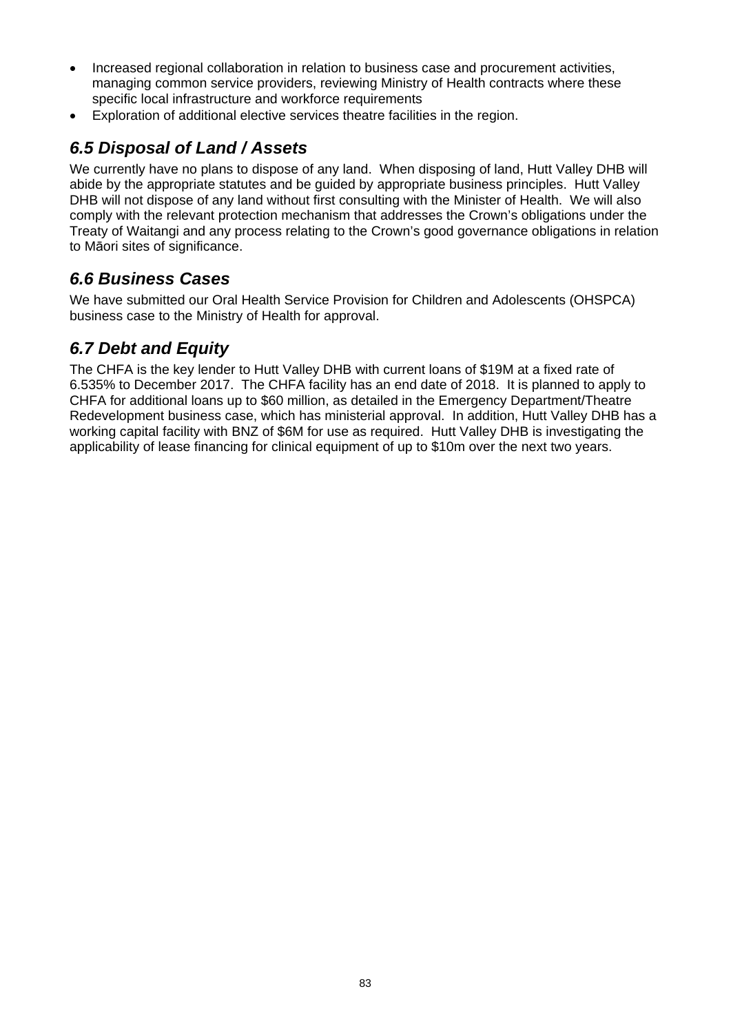- Increased regional collaboration in relation to business case and procurement activities, managing common service providers, reviewing Ministry of Health contracts where these specific local infrastructure and workforce requirements
- Exploration of additional elective services theatre facilities in the region.

## *6.5 Disposal of Land / Assets*

We currently have no plans to dispose of any land. When disposing of land, Hutt Valley DHB will abide by the appropriate statutes and be guided by appropriate business principles. Hutt Valley DHB will not dispose of any land without first consulting with the Minister of Health. We will also comply with the relevant protection mechanism that addresses the Crown's obligations under the Treaty of Waitangi and any process relating to the Crown's good governance obligations in relation to Māori sites of significance.

## *6.6 Business Cases*

We have submitted our Oral Health Service Provision for Children and Adolescents (OHSPCA) business case to the Ministry of Health for approval.

## *6.7 Debt and Equity*

The CHFA is the key lender to Hutt Valley DHB with current loans of $19M at a fixed rate of 6.535% to December 2017. The CHFA facility has an end date of 2018. It is planned to apply to CHFA for additional loans up to $60 million, as detailed in the Emergency Department/Theatre Redevelopment business case, which has ministerial approval. In addition, Hutt Valley DHB has a working capital facility with BNZ of $6M for use as required. Hutt Valley DHB is investigating the applicability of lease financing for clinical equipment of up to $10m over the next two years.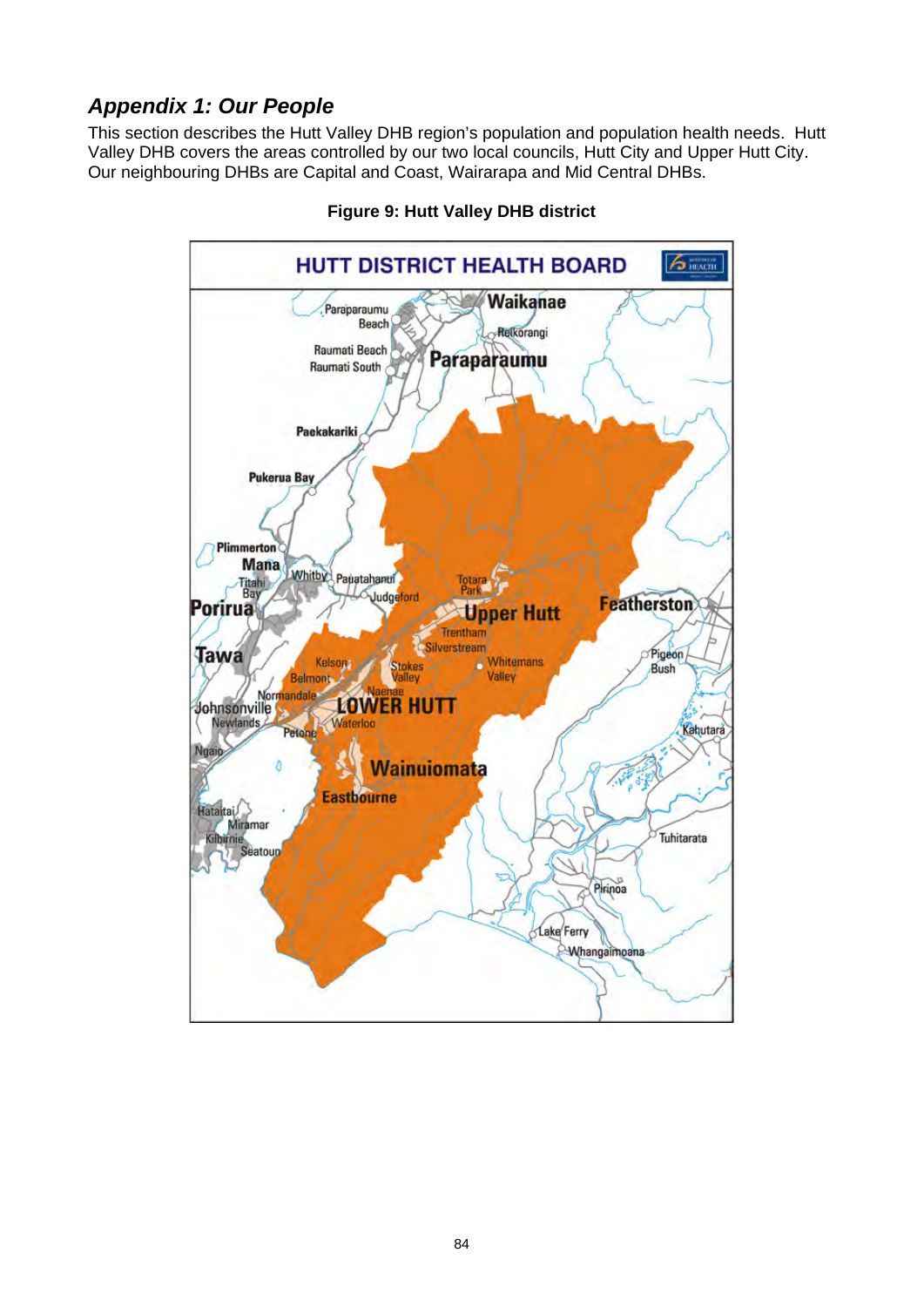## *Appendix 1: Our People*

This section describes the Hutt Valley DHB region's population and population health needs. Hutt Valley DHB covers the areas controlled by our two local councils, Hutt City and Upper Hutt City. Our neighbouring DHBs are Capital and Coast, Wairarapa and Mid Central DHBs.

**Figure 9: Hutt Valley DHB district**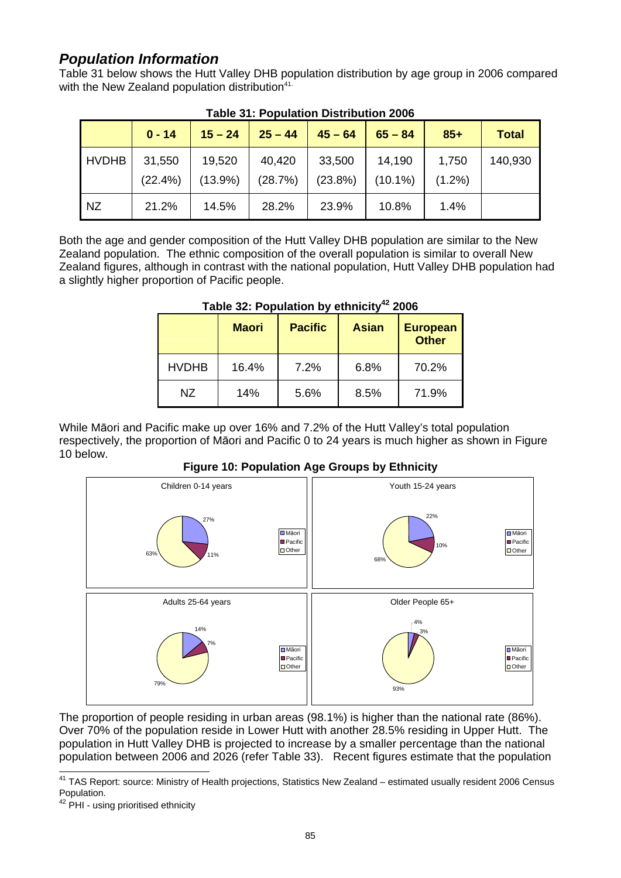## *Population Information*

Table 31 below shows the Hutt Valley DHB population distribution by age group in 2006 compared with the New Zealand population distribution[41].

**Table 31: Population Distribution 2006**

| | 0 - 14 | 15 – 24 | 25 – 44 | 45 – 64 | 65 – 84 | 85+ | Total |
|---|---|---|---|---|---|---|---|
| HVDHB | 31,550 (22.4%) | 19,520 (13.9%) | 40,420 (28.7%) | 33,500 (23.8%) | 14,190 (10.1%) | 1,750 (1.2%) | 140,930 |
| NZ | 21.2% | 14.5% | 28.2% | 23.9% | 10.8% | 1.4% | |

Both the age and gender composition of the Hutt Valley DHB population are similar to the New Zealand population. The ethnic composition of the overall population is similar to overall New Zealand figures, although in contrast with the national population, Hutt Valley DHB population had a slightly higher proportion of Pacific people.

**Table 32: Population by ethnicity[42] 2006**

| | Maori | Pacific | Asian | European Other |
|---|---|---|---|---|
| HVDHB | 16.4% | 7.2% | 6.8% | 70.2% |
| NZ | 14% | 5.6% | 8.5% | 71.9% |

While Māori and Pacific make up over 16% and 7.2% of the Hutt Valley's total population respectively, the proportion of Māori and Pacific 0 to 24 years is much higher as shown in Figure 10 below.

**Figure 10: Population Age Groups by Ethnicity**

| Age group | Māori | Pacific | Other |
|---|---|---|---|
| Children 0-14 years | 27% | 11% | 63% |
| Youth 15-24 years | 22% | 10% | 68% |
| Adults 25-64 years | 14% | 7% | 79% |
| Older People 65+ | 4% | 3% | 93% |

The proportion of people residing in urban areas (98.1%) is higher than the national rate (86%). Over 70% of the population reside in Lower Hutt with another 28.5% residing in Upper Hutt. The population in Hutt Valley DHB is projected to increase by a smaller percentage than the national population between 2006 and 2026 (refer Table 33). Recent figures estimate that the population

[41] TAS Report: source: Ministry of Health projections, Statistics New Zealand – estimated usually resident 2006 Census Population.

[42] PHI - using prioritised ethnicity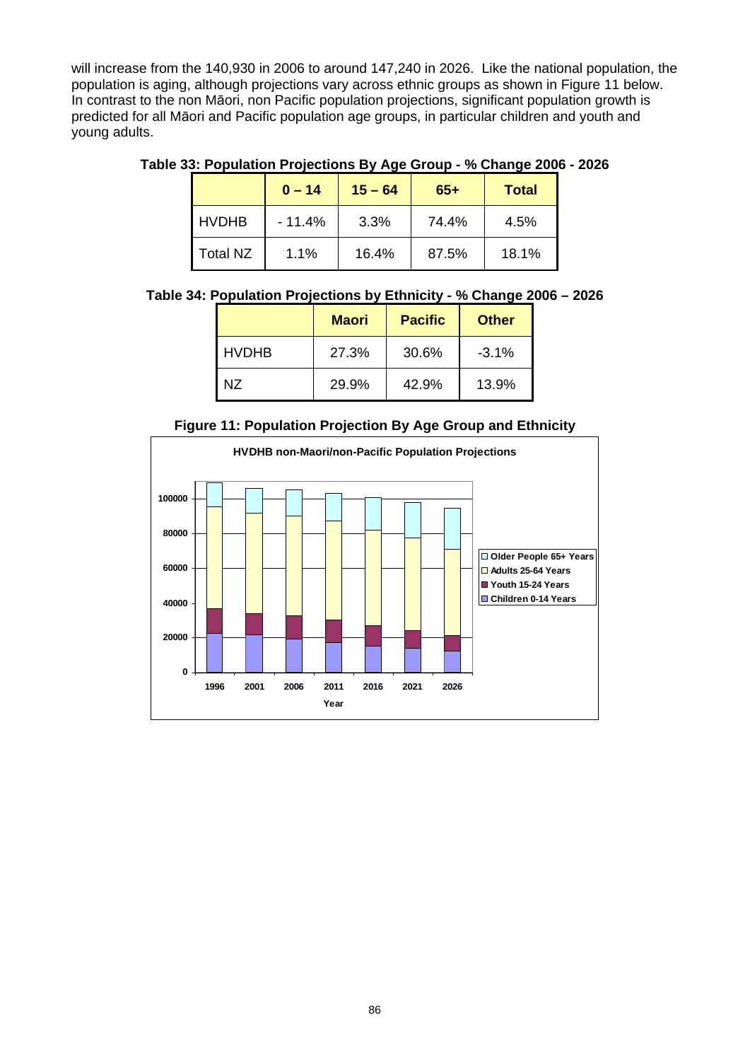will increase from the 140,930 in 2006 to around 147,240 in 2026. Like the national population, the population is aging, although projections vary across ethnic groups as shown in Figure 11 below. In contrast to the non Māori, non Pacific population projections, significant population growth is predicted for all Māori and Pacific population age groups, in particular children and youth and young adults.

**Table 33: Population Projections By Age Group - % Change 2006 - 2026**

| | 0 – 14 | 15 – 64 | 65+ | Total |
|---|---|---|---|---|
| HVDHB | - 11.4% | 3.3% | 74.4% | 4.5% |
| Total NZ | 1.1% | 16.4% | 87.5% | 18.1% |

**Table 34: Population Projections by Ethnicity - % Change 2006 – 2026**

| | Maori | Pacific | Other |
|---|---|---|---|
| HVDHB | 27.3% | 30.6% | -3.1% |
| NZ | 29.9% | 42.9% | 13.9% |

**Figure 11: Population Projection By Age Group and Ethnicity**

HVDHB non-Maori/non-Pacific Population Projections

Legend: Older People 65+ Years; Adults 25-64 Years; Youth 15-24 Years; Children 0-14 Years

Year: 1996, 2001, 2006, 2011, 2016, 2021, 2026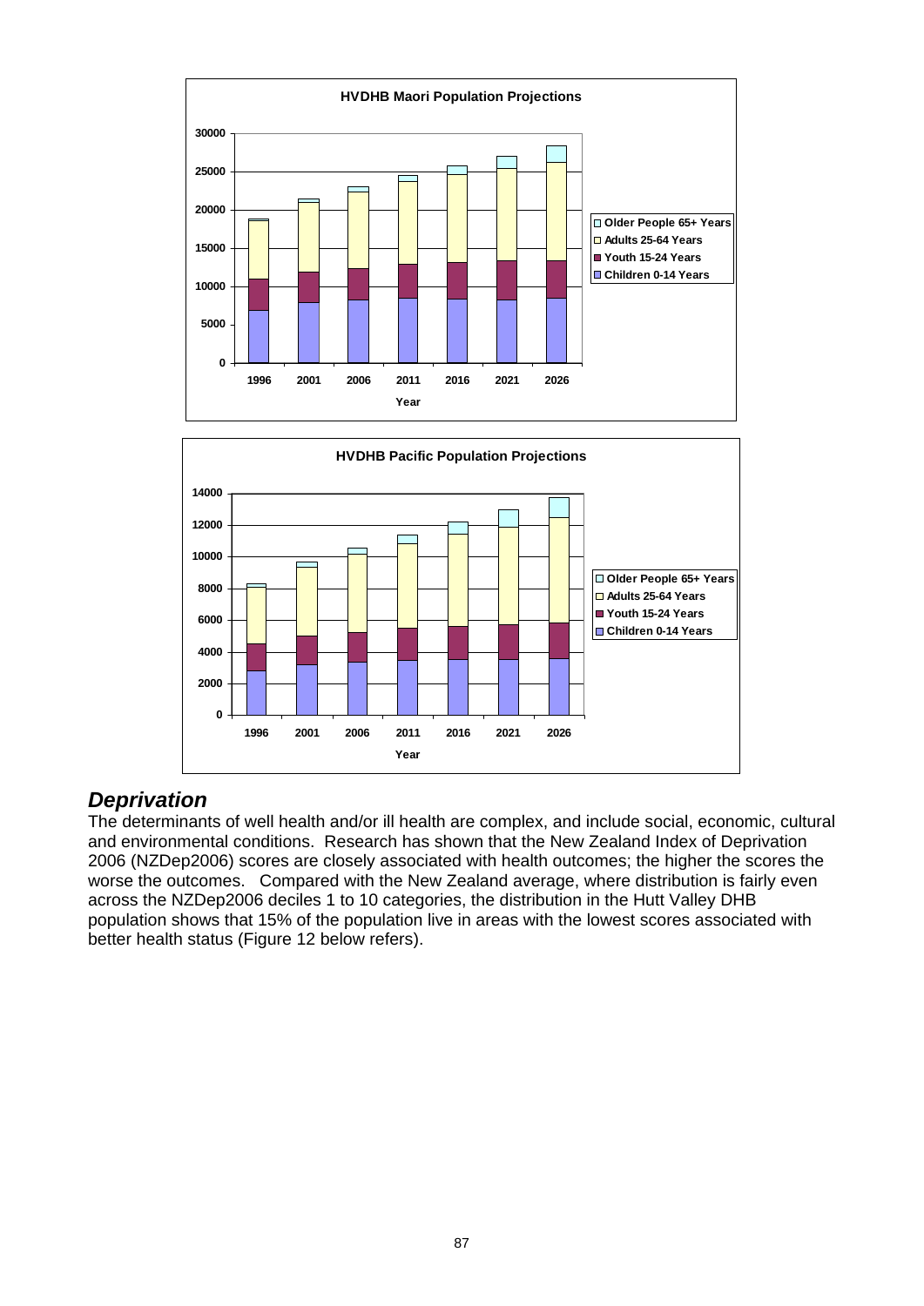## *Deprivation*

The determinants of well health and/or ill health are complex, and include social, economic, cultural and environmental conditions. Research has shown that the New Zealand Index of Deprivation 2006 (NZDep2006) scores are closely associated with health outcomes; the higher the scores the worse the outcomes. Compared with the New Zealand average, where distribution is fairly even across the NZDep2006 deciles 1 to 10 categories, the distribution in the Hutt Valley DHB population shows that 15% of the population live in areas with the lowest scores associated with better health status (Figure 12 below refers).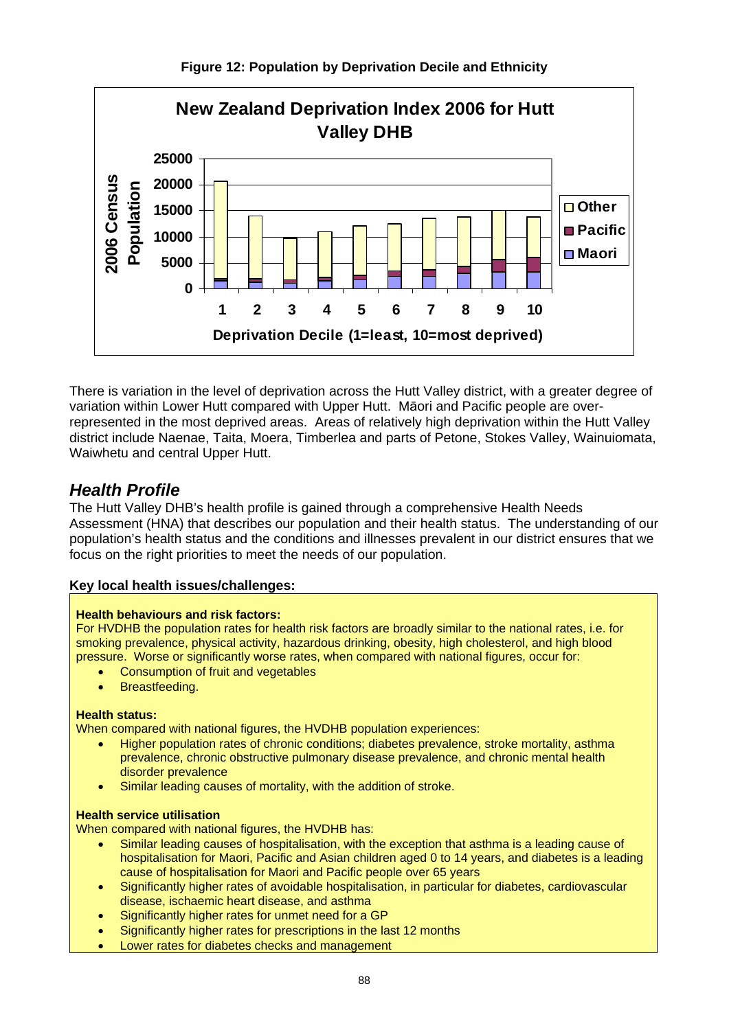**Figure 12: Population by Deprivation Decile and Ethnicity**

There is variation in the level of deprivation across the Hutt Valley district, with a greater degree of variation within Lower Hutt compared with Upper Hutt. Māori and Pacific people are over-represented in the most deprived areas. Areas of relatively high deprivation within the Hutt Valley district include Naenae, Taita, Moera, Timberlea and parts of Petone, Stokes Valley, Wainuiomata, Waiwhetu and central Upper Hutt.

## *Health Profile*

The Hutt Valley DHB's health profile is gained through a comprehensive Health Needs Assessment (HNA) that describes our population and their health status. The understanding of our population's health status and the conditions and illnesses prevalent in our district ensures that we focus on the right priorities to meet the needs of our population.

**Key local health issues/challenges:**

**Health behaviours and risk factors:**
For HVDHB the population rates for health risk factors are broadly similar to the national rates, i.e. for smoking prevalence, physical activity, hazardous drinking, obesity, high cholesterol, and high blood pressure. Worse or significantly worse rates, when compared with national figures, occur for:

- Consumption of fruit and vegetables
- Breastfeeding.

**Health status:**
When compared with national figures, the HVDHB population experiences:

- Higher population rates of chronic conditions; diabetes prevalence, stroke mortality, asthma prevalence, chronic obstructive pulmonary disease prevalence, and chronic mental health disorder prevalence
- Similar leading causes of mortality, with the addition of stroke.

**Health service utilisation**
When compared with national figures, the HVDHB has:

- Similar leading causes of hospitalisation, with the exception that asthma is a leading cause of hospitalisation for Maori, Pacific and Asian children aged 0 to 14 years, and diabetes is a leading cause of hospitalisation for Maori and Pacific people over 65 years
- Significantly higher rates of avoidable hospitalisation, in particular for diabetes, cardiovascular disease, ischaemic heart disease, and asthma
- Significantly higher rates for unmet need for a GP
- Significantly higher rates for prescriptions in the last 12 months
- Lower rates for diabetes checks and management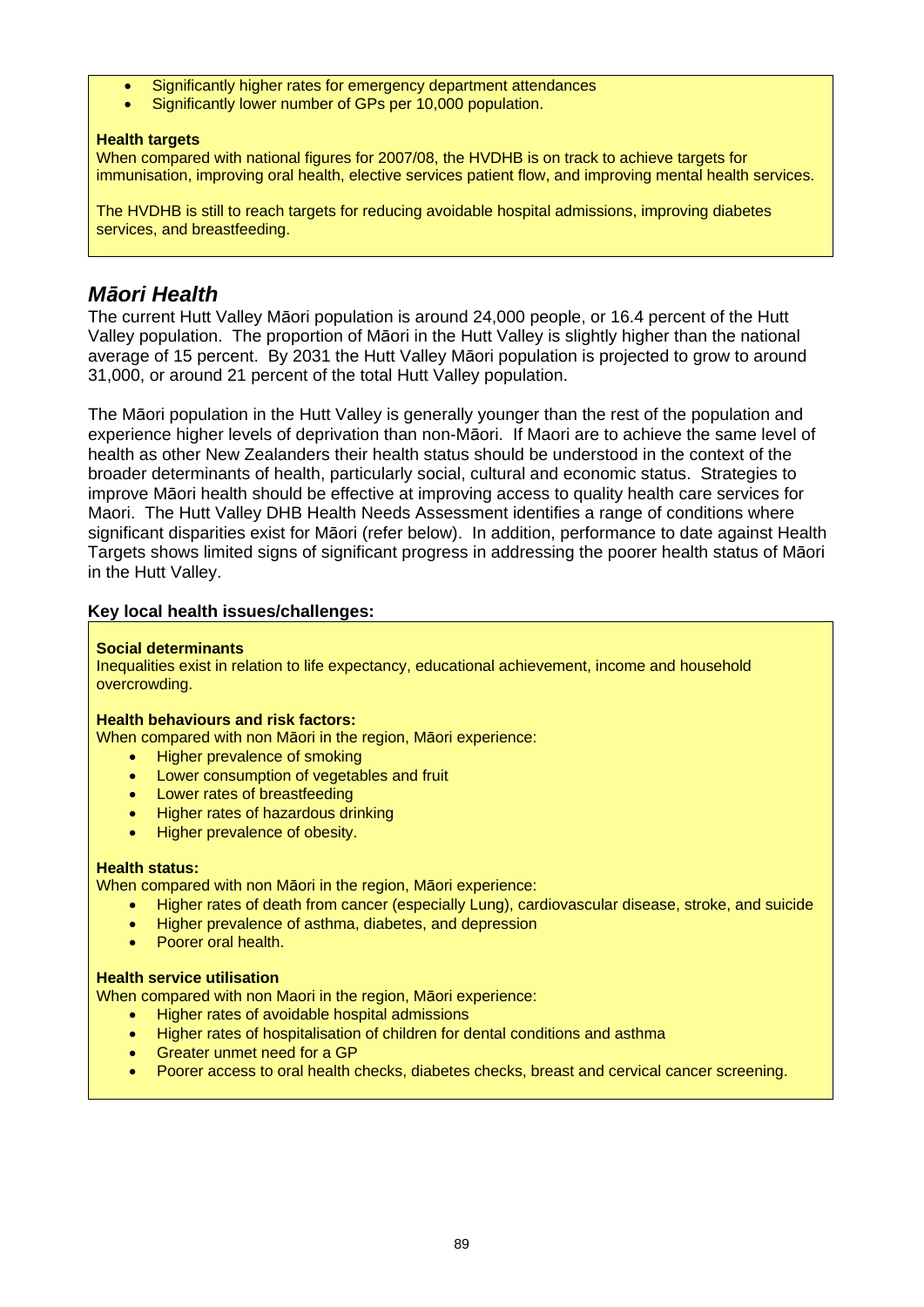- Significantly higher rates for emergency department attendances
- Significantly lower number of GPs per 10,000 population.

**Health targets**
When compared with national figures for 2007/08, the HVDHB is on track to achieve targets for immunisation, improving oral health, elective services patient flow, and improving mental health services.

The HVDHB is still to reach targets for reducing avoidable hospital admissions, improving diabetes services, and breastfeeding.

## *Māori Health*

The current Hutt Valley Māori population is around 24,000 people, or 16.4 percent of the Hutt Valley population. The proportion of Māori in the Hutt Valley is slightly higher than the national average of 15 percent. By 2031 the Hutt Valley Māori population is projected to grow to around 31,000, or around 21 percent of the total Hutt Valley population.

The Māori population in the Hutt Valley is generally younger than the rest of the population and experience higher levels of deprivation than non-Māori. If Maori are to achieve the same level of health as other New Zealanders their health status should be understood in the context of the broader determinants of health, particularly social, cultural and economic status. Strategies to improve Māori health should be effective at improving access to quality health care services for Maori. The Hutt Valley DHB Health Needs Assessment identifies a range of conditions where significant disparities exist for Māori (refer below). In addition, performance to date against Health Targets shows limited signs of significant progress in addressing the poorer health status of Māori in the Hutt Valley.

**Key local health issues/challenges:**

**Social determinants**
Inequalities exist in relation to life expectancy, educational achievement, income and household overcrowding.

**Health behaviours and risk factors:**
When compared with non Māori in the region, Māori experience:

- Higher prevalence of smoking
- Lower consumption of vegetables and fruit
- Lower rates of breastfeeding
- Higher rates of hazardous drinking
- Higher prevalence of obesity.

**Health status:**
When compared with non Māori in the region, Māori experience:

- Higher rates of death from cancer (especially Lung), cardiovascular disease, stroke, and suicide
- Higher prevalence of asthma, diabetes, and depression
- Poorer oral health.

**Health service utilisation**
When compared with non Maori in the region, Māori experience:

- Higher rates of avoidable hospital admissions
- Higher rates of hospitalisation of children for dental conditions and asthma
- Greater unmet need for a GP
- Poorer access to oral health checks, diabetes checks, breast and cervical cancer screening.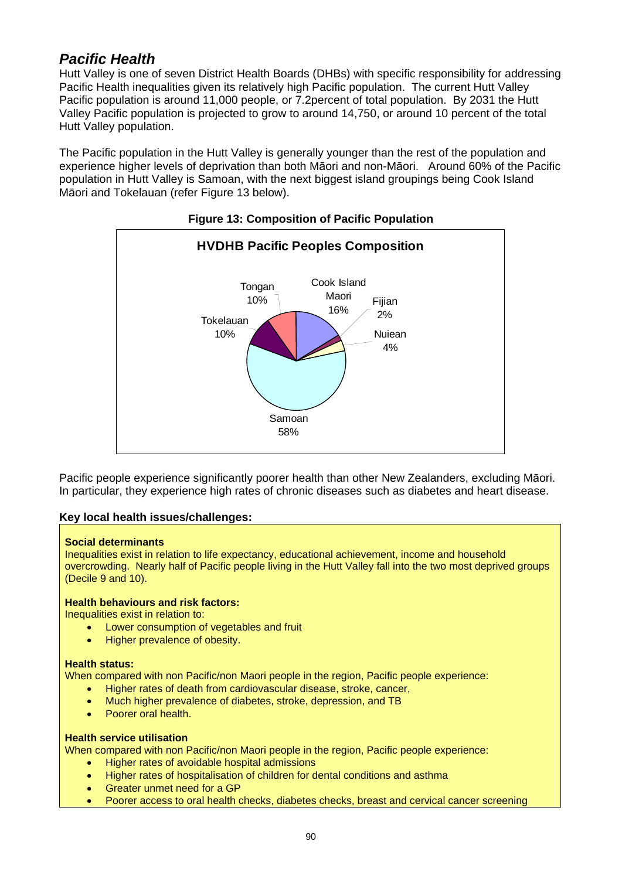## *Pacific Health*

Hutt Valley is one of seven District Health Boards (DHBs) with specific responsibility for addressing Pacific Health inequalities given its relatively high Pacific population. The current Hutt Valley Pacific population is around 11,000 people, or 7.2percent of total population. By 2031 the Hutt Valley Pacific population is projected to grow to around 14,750, or around 10 percent of the total Hutt Valley population.

The Pacific population in the Hutt Valley is generally younger than the rest of the population and experience higher levels of deprivation than both Māori and non-Māori. Around 60% of the Pacific population in Hutt Valley is Samoan, with the next biggest island groupings being Cook Island Māori and Tokelauan (refer Figure 13 below).

**Figure 13: Composition of Pacific Population**

**HVDHB Pacific Peoples Composition**

| Group | Percentage |
|---|---|
| Samoan | 58% |
| Cook Island Maori | 16% |
| Tongan | 10% |
| Tokelauan | 10% |
| Nuiean | 4% |
| Fijian | 2% |

Pacific people experience significantly poorer health than other New Zealanders, excluding Māori. In particular, they experience high rates of chronic diseases such as diabetes and heart disease.

**Key local health issues/challenges:**

**Social determinants**
Inequalities exist in relation to life expectancy, educational achievement, income and household overcrowding. Nearly half of Pacific people living in the Hutt Valley fall into the two most deprived groups (Decile 9 and 10).

**Health behaviours and risk factors:**
Inequalities exist in relation to:

- Lower consumption of vegetables and fruit
- Higher prevalence of obesity.

**Health status:**
When compared with non Pacific/non Maori people in the region, Pacific people experience:

- Higher rates of death from cardiovascular disease, stroke, cancer,
- Much higher prevalence of diabetes, stroke, depression, and TB
- Poorer oral health.

**Health service utilisation**
When compared with non Pacific/non Maori people in the region, Pacific people experience:

- Higher rates of avoidable hospital admissions
- Higher rates of hospitalisation of children for dental conditions and asthma
- Greater unmet need for a GP
- Poorer access to oral health checks, diabetes checks, breast and cervical cancer screening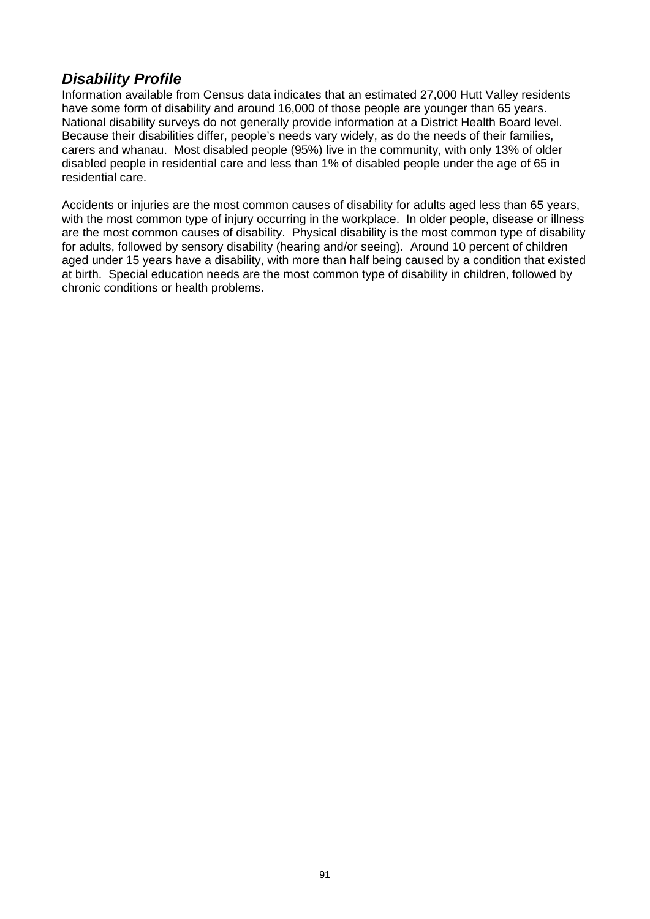## ***Disability Profile***

Information available from Census data indicates that an estimated 27,000 Hutt Valley residents have some form of disability and around 16,000 of those people are younger than 65 years. National disability surveys do not generally provide information at a District Health Board level. Because their disabilities differ, people's needs vary widely, as do the needs of their families, carers and whanau. Most disabled people (95%) live in the community, with only 13% of older disabled people in residential care and less than 1% of disabled people under the age of 65 in residential care.

Accidents or injuries are the most common causes of disability for adults aged less than 65 years, with the most common type of injury occurring in the workplace. In older people, disease or illness are the most common causes of disability. Physical disability is the most common type of disability for adults, followed by sensory disability (hearing and/or seeing). Around 10 percent of children aged under 15 years have a disability, with more than half being caused by a condition that existed at birth. Special education needs are the most common type of disability in children, followed by chronic conditions or health problems.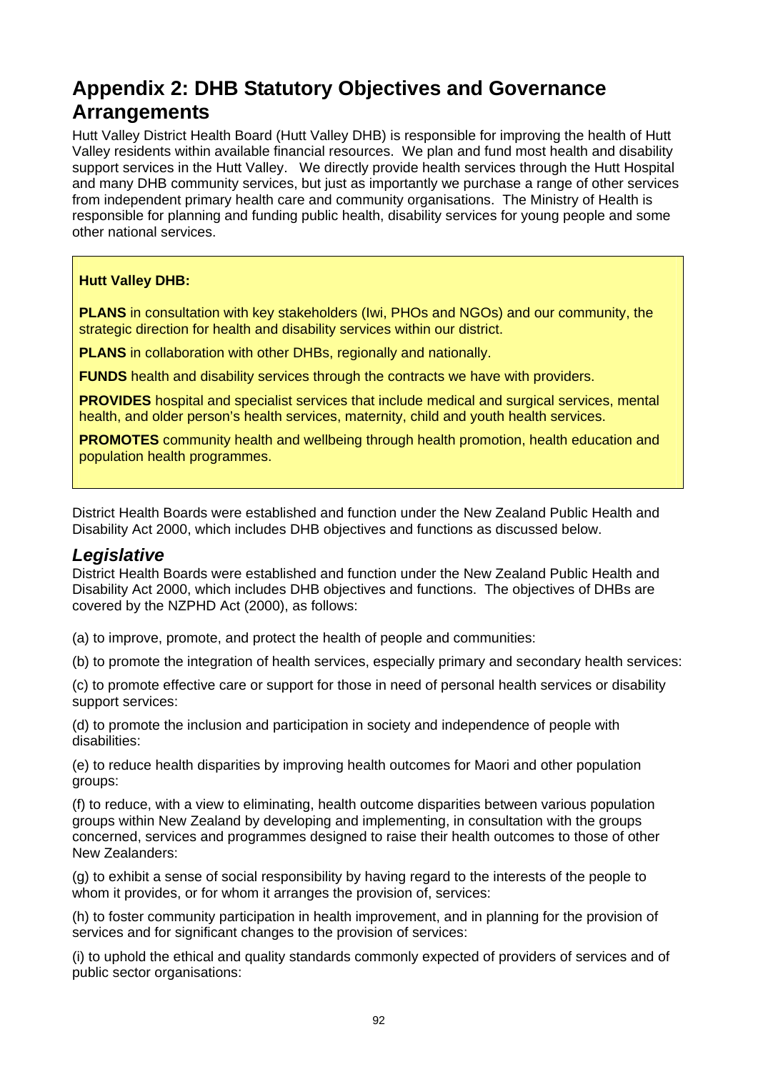# Appendix 2: DHB Statutory Objectives and Governance Arrangements

Hutt Valley District Health Board (Hutt Valley DHB) is responsible for improving the health of Hutt Valley residents within available financial resources. We plan and fund most health and disability support services in the Hutt Valley. We directly provide health services through the Hutt Hospital and many DHB community services, but just as importantly we purchase a range of other services from independent primary health care and community organisations. The Ministry of Health is responsible for planning and funding public health, disability services for young people and some other national services.

> **Hutt Valley DHB:**
>
> **PLANS** in consultation with key stakeholders (Iwi, PHOs and NGOs) and our community, the strategic direction for health and disability services within our district.
>
> **PLANS** in collaboration with other DHBs, regionally and nationally.
>
> **FUNDS** health and disability services through the contracts we have with providers.
>
> **PROVIDES** hospital and specialist services that include medical and surgical services, mental health, and older person's health services, maternity, child and youth health services.
>
> **PROMOTES** community health and wellbeing through health promotion, health education and population health programmes.

District Health Boards were established and function under the New Zealand Public Health and Disability Act 2000, which includes DHB objectives and functions as discussed below.

## *Legislative*

District Health Boards were established and function under the New Zealand Public Health and Disability Act 2000, which includes DHB objectives and functions. The objectives of DHBs are covered by the NZPHD Act (2000), as follows:

(a) to improve, promote, and protect the health of people and communities:

(b) to promote the integration of health services, especially primary and secondary health services:

(c) to promote effective care or support for those in need of personal health services or disability support services:

(d) to promote the inclusion and participation in society and independence of people with disabilities:

(e) to reduce health disparities by improving health outcomes for Maori and other population groups:

(f) to reduce, with a view to eliminating, health outcome disparities between various population groups within New Zealand by developing and implementing, in consultation with the groups concerned, services and programmes designed to raise their health outcomes to those of other New Zealanders:

(g) to exhibit a sense of social responsibility by having regard to the interests of the people to whom it provides, or for whom it arranges the provision of, services:

(h) to foster community participation in health improvement, and in planning for the provision of services and for significant changes to the provision of services:

(i) to uphold the ethical and quality standards commonly expected of providers of services and of public sector organisations: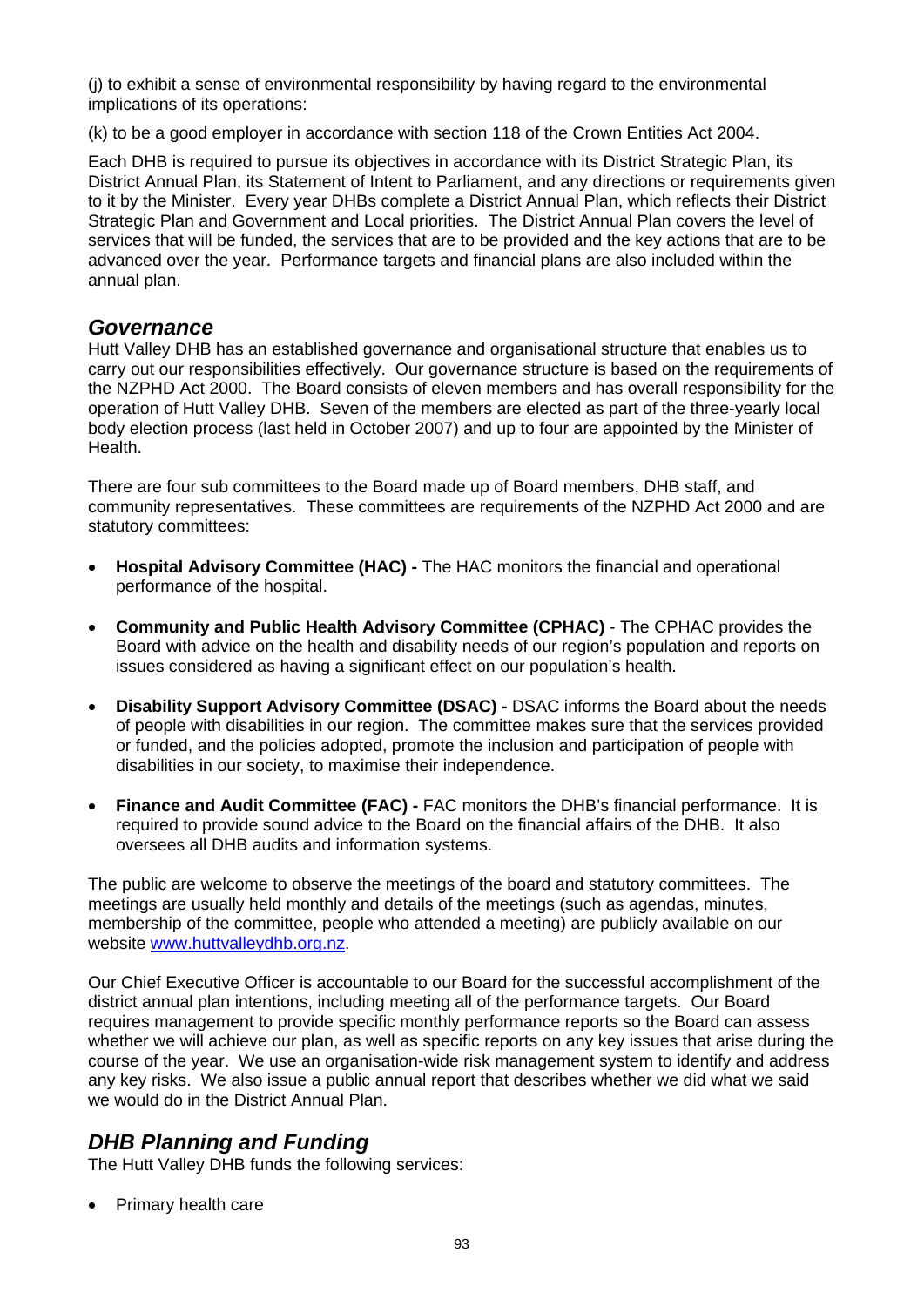(j) to exhibit a sense of environmental responsibility by having regard to the environmental implications of its operations:

(k) to be a good employer in accordance with section 118 of the Crown Entities Act 2004.

Each DHB is required to pursue its objectives in accordance with its District Strategic Plan, its District Annual Plan, its Statement of Intent to Parliament, and any directions or requirements given to it by the Minister. Every year DHBs complete a District Annual Plan, which reflects their District Strategic Plan and Government and Local priorities. The District Annual Plan covers the level of services that will be funded, the services that are to be provided and the key actions that are to be advanced over the year. Performance targets and financial plans are also included within the annual plan.

## *Governance*

Hutt Valley DHB has an established governance and organisational structure that enables us to carry out our responsibilities effectively. Our governance structure is based on the requirements of the NZPHD Act 2000. The Board consists of eleven members and has overall responsibility for the operation of Hutt Valley DHB. Seven of the members are elected as part of the three-yearly local body election process (last held in October 2007) and up to four are appointed by the Minister of Health.

There are four sub committees to the Board made up of Board members, DHB staff, and community representatives. These committees are requirements of the NZPHD Act 2000 and are statutory committees:

- **Hospital Advisory Committee (HAC) -** The HAC monitors the financial and operational performance of the hospital.
- **Community and Public Health Advisory Committee (CPHAC)** - The CPHAC provides the Board with advice on the health and disability needs of our region's population and reports on issues considered as having a significant effect on our population's health.
- **Disability Support Advisory Committee (DSAC) -** DSAC informs the Board about the needs of people with disabilities in our region. The committee makes sure that the services provided or funded, and the policies adopted, promote the inclusion and participation of people with disabilities in our society, to maximise their independence.
- **Finance and Audit Committee (FAC) -** FAC monitors the DHB's financial performance. It is required to provide sound advice to the Board on the financial affairs of the DHB. It also oversees all DHB audits and information systems.

The public are welcome to observe the meetings of the board and statutory committees. The meetings are usually held monthly and details of the meetings (such as agendas, minutes, membership of the committee, people who attended a meeting) are publicly available on our website www.huttvalleydhb.org.nz.

Our Chief Executive Officer is accountable to our Board for the successful accomplishment of the district annual plan intentions, including meeting all of the performance targets. Our Board requires management to provide specific monthly performance reports so the Board can assess whether we will achieve our plan, as well as specific reports on any key issues that arise during the course of the year. We use an organisation-wide risk management system to identify and address any key risks. We also issue a public annual report that describes whether we did what we said we would do in the District Annual Plan.

## *DHB Planning and Funding*

The Hutt Valley DHB funds the following services:

- Primary health care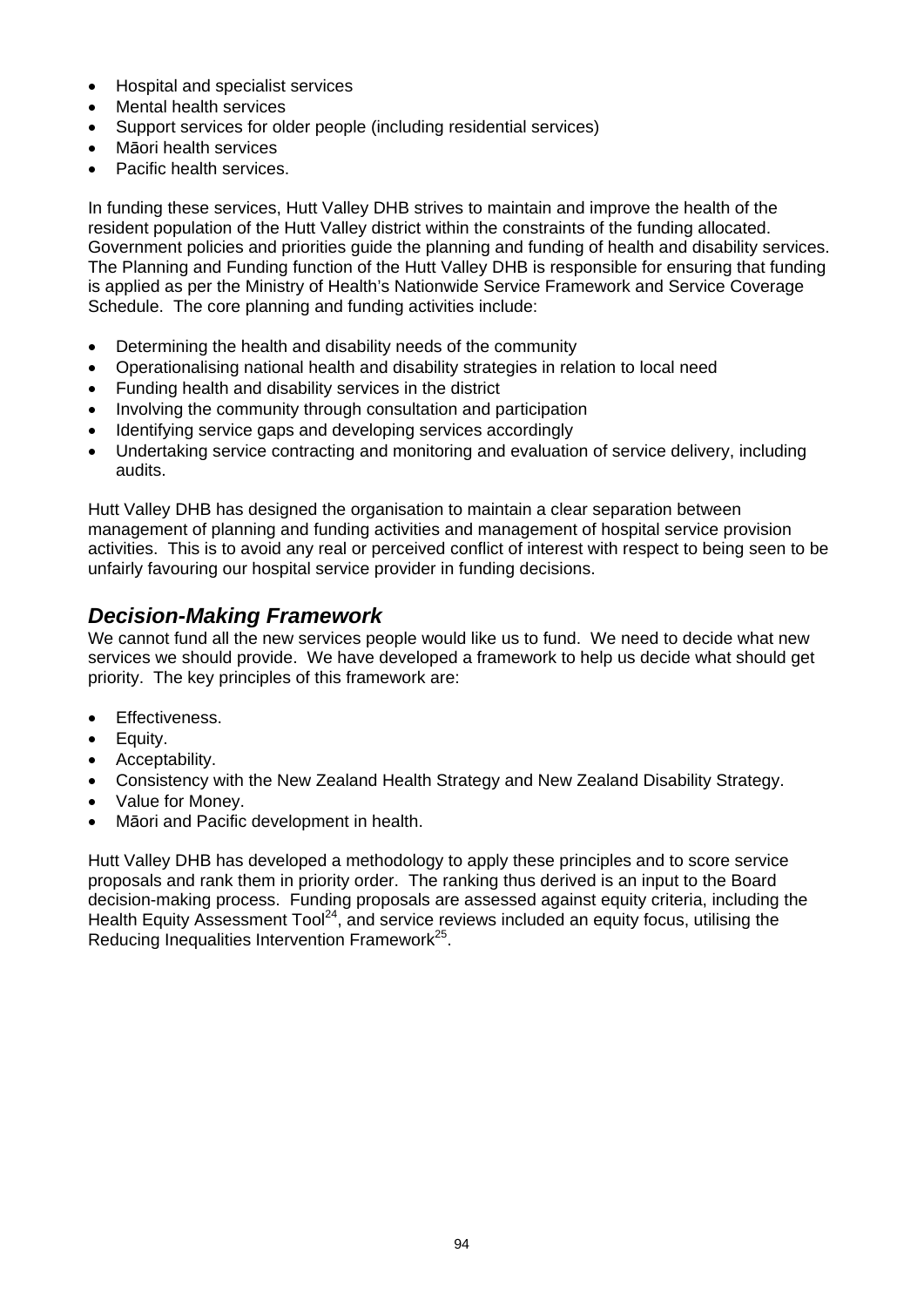- Hospital and specialist services
- Mental health services
- Support services for older people (including residential services)
- Māori health services
- Pacific health services.

In funding these services, Hutt Valley DHB strives to maintain and improve the health of the resident population of the Hutt Valley district within the constraints of the funding allocated. Government policies and priorities guide the planning and funding of health and disability services. The Planning and Funding function of the Hutt Valley DHB is responsible for ensuring that funding is applied as per the Ministry of Health's Nationwide Service Framework and Service Coverage Schedule. The core planning and funding activities include:

- Determining the health and disability needs of the community
- Operationalising national health and disability strategies in relation to local need
- Funding health and disability services in the district
- Involving the community through consultation and participation
- Identifying service gaps and developing services accordingly
- Undertaking service contracting and monitoring and evaluation of service delivery, including audits.

Hutt Valley DHB has designed the organisation to maintain a clear separation between management of planning and funding activities and management of hospital service provision activities. This is to avoid any real or perceived conflict of interest with respect to being seen to be unfairly favouring our hospital service provider in funding decisions.

## *Decision-Making Framework*

We cannot fund all the new services people would like us to fund. We need to decide what new services we should provide. We have developed a framework to help us decide what should get priority. The key principles of this framework are:

- Effectiveness.
- Equity.
- Acceptability.
- Consistency with the New Zealand Health Strategy and New Zealand Disability Strategy.
- Value for Money.
- Māori and Pacific development in health.

Hutt Valley DHB has developed a methodology to apply these principles and to score service proposals and rank them in priority order. The ranking thus derived is an input to the Board decision-making process. Funding proposals are assessed against equity criteria, including the Health Equity Assessment Tool[24], and service reviews included an equity focus, utilising the Reducing Inequalities Intervention Framework[25].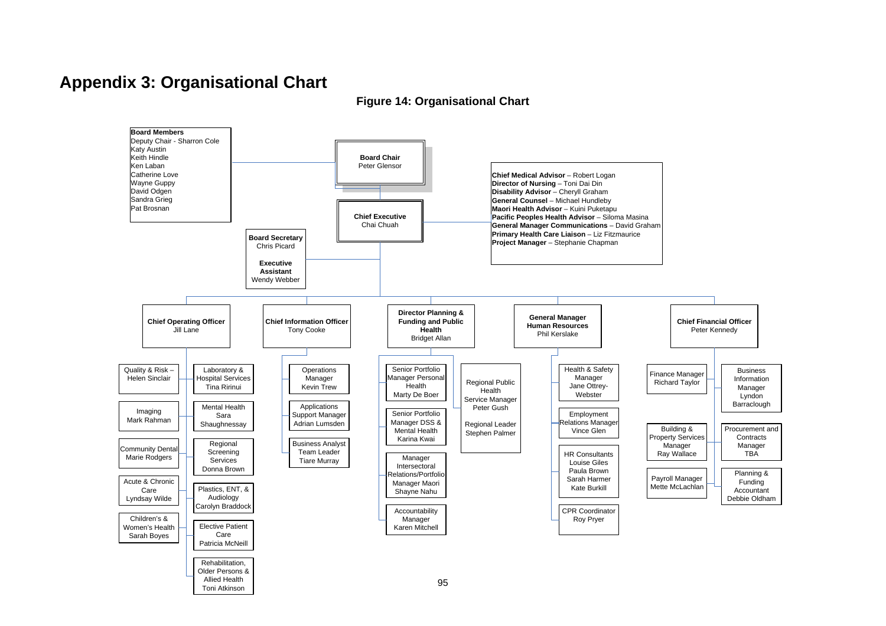# Appendix 3: Organisational Chart

**Figure 14: Organisational Chart**

**Board Members**
- Deputy Chair - Sharron Cole
- Katy Austin
- Keith Hindle
- Ken Laban
- Catherine Love
- Wayne Guppy
- David Odgen
- Sandra Grieg
- Pat Brosnan

**Board Chair**
Peter Glensor

**Chief Executive**
Chai Chuah

**Board Secretary**
Chris Picard

**Executive Assistant**
Wendy Webber

**Chief Medical Advisor** – Robert Logan
**Director of Nursing** – Toni Dai Din
**Disability Advisor** – Cheryll Graham
**General Counsel** – Michael Hundleby
**Maori Health Advisor** – Kuini Puketapu
**Pacific Peoples Health Advisor** – Siloma Masina
**General Manager Communications** – David Graham
**Primary Health Care Liaison** – Liz Fitzmaurice
**Project Manager** – Stephanie Chapman

**Chief Operating Officer**
Jill Lane
- Quality & Risk – Helen Sinclair
- Imaging – Mark Rahman
- Community Dental – Marie Rodgers
- Acute & Chronic Care – Lyndsay Wilde
- Children's & Women's Health – Sarah Boyes
- Laboratory & Hospital Services – Tina Ririnui
- Mental Health – Sara Shaughnessay
- Regional Screening Services – Donna Brown
- Plastics, ENT, & Audiology – Carolyn Braddock
- Elective Patient Care – Patricia McNeill
- Rehabilitation, Older Persons & Allied Health – Toni Atkinson

**Chief Information Officer**
Tony Cooke
- Operations Manager – Kevin Trew
- Applications Support Manager – Adrian Lumsden
- Business Analyst Team Leader – Tiare Murray

**Director Planning & Funding and Public Health**
Bridget Allan
- Senior Portfolio Manager Personal Health – Marty De Boer
- Senior Portfolio Manager DSS & Mental Health – Karina Kwai
- Manager Intersectoral Relations/Portfolio Manager Maori – Shayne Nahu
- Accountability Manager – Karen Mitchell
- Regional Public Health Service Manager – Peter Gush
- Regional Leader – Stephen Palmer

**General Manager Human Resources**
Phil Kerslake
- Health & Safety Manager – Jane Ottrey-Webster
- Employment Relations Manager – Vince Glen
- HR Consultants – Louise Giles, Paula Brown, Sarah Harmer, Kate Burkill
- CPR Coordinator – Roy Pryer

**Chief Financial Officer**
Peter Kennedy
- Finance Manager – Richard Taylor
- Building & Property Services Manager – Ray Wallace
- Payroll Manager – Mette McLachlan
- Business Information Manager – Lyndon Barraclough
- Procurement and Contracts Manager – TBA
- Planning & Funding Accountant – Debbie Oldham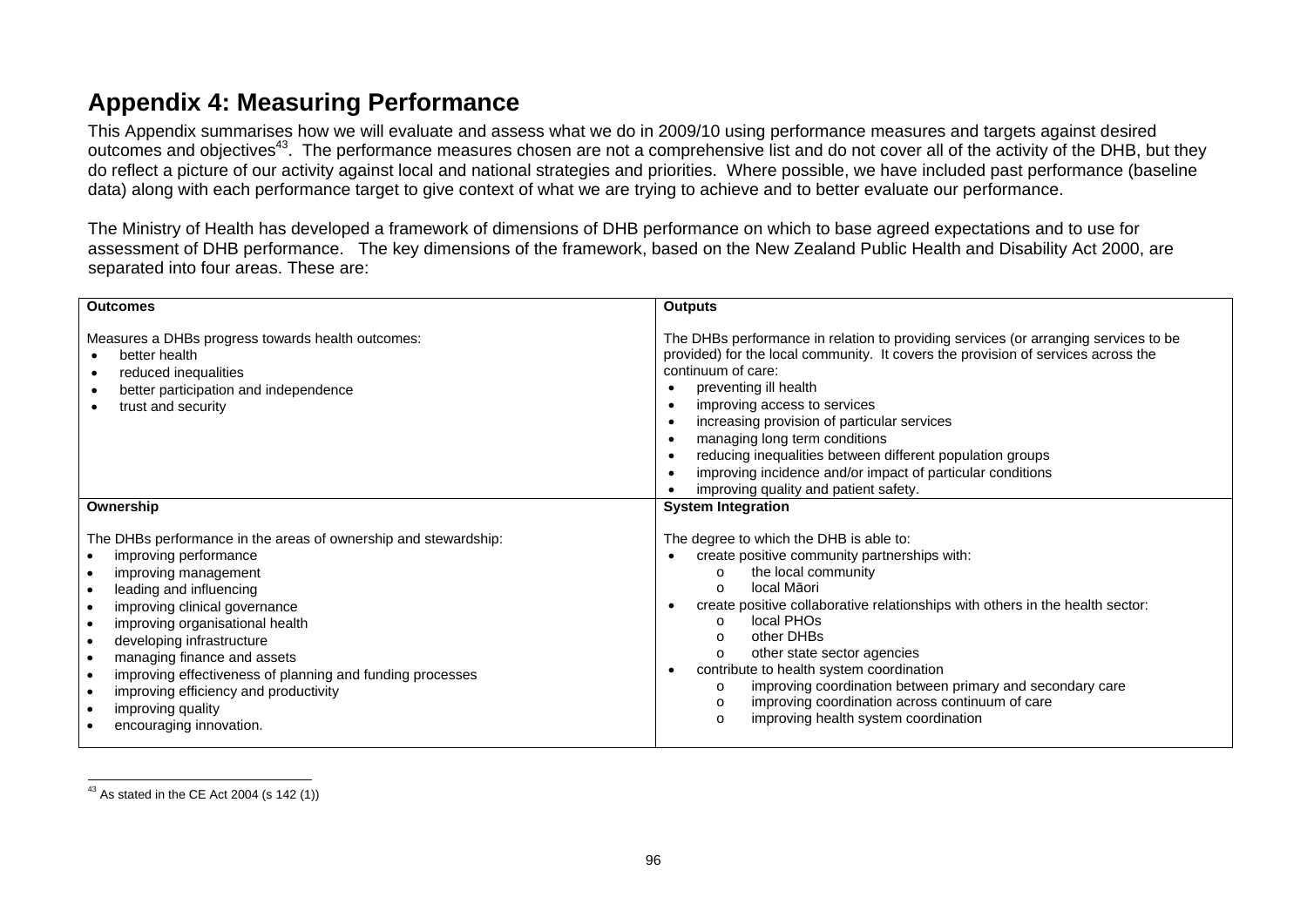# Appendix 4: Measuring Performance

This Appendix summarises how we will evaluate and assess what we do in 2009/10 using performance measures and targets against desired outcomes and objectives[43]. The performance measures chosen are not a comprehensive list and do not cover all of the activity of the DHB, but they do reflect a picture of our activity against local and national strategies and priorities. Where possible, we have included past performance (baseline data) along with each performance target to give context of what we are trying to achieve and to better evaluate our performance.

The Ministry of Health has developed a framework of dimensions of DHB performance on which to base agreed expectations and to use for assessment of DHB performance. The key dimensions of the framework, based on the New Zealand Public Health and Disability Act 2000, are separated into four areas. These are:

| **Outcomes** | **Outputs** |
|---|---|
| Measures a DHBs progress towards health outcomes:<br>• better health<br>• reduced inequalities<br>• better participation and independence<br>• trust and security | The DHBs performance in relation to providing services (or arranging services to be provided) for the local community. It covers the provision of services across the continuum of care:<br>• preventing ill health<br>• improving access to services<br>• increasing provision of particular services<br>• managing long term conditions<br>• reducing inequalities between different population groups<br>• improving incidence and/or impact of particular conditions<br>• improving quality and patient safety. |
| **Ownership** | **System Integration** |
| The DHBs performance in the areas of ownership and stewardship:<br>• improving performance<br>• improving management<br>• leading and influencing<br>• improving clinical governance<br>• improving organisational health<br>• developing infrastructure<br>• managing finance and assets<br>• improving effectiveness of planning and funding processes<br>• improving efficiency and productivity<br>• improving quality<br>• encouraging innovation. | The degree to which the DHB is able to:<br>• create positive community partnerships with:<br>  o the local community<br>  o local Māori<br>• create positive collaborative relationships with others in the health sector:<br>  o local PHOs<br>  o other DHBs<br>  o other state sector agencies<br>• contribute to health system coordination<br>  o improving coordination between primary and secondary care<br>  o improving coordination across continuum of care<br>  o improving health system coordination |

[43] As stated in the CE Act 2004 (s 142 (1))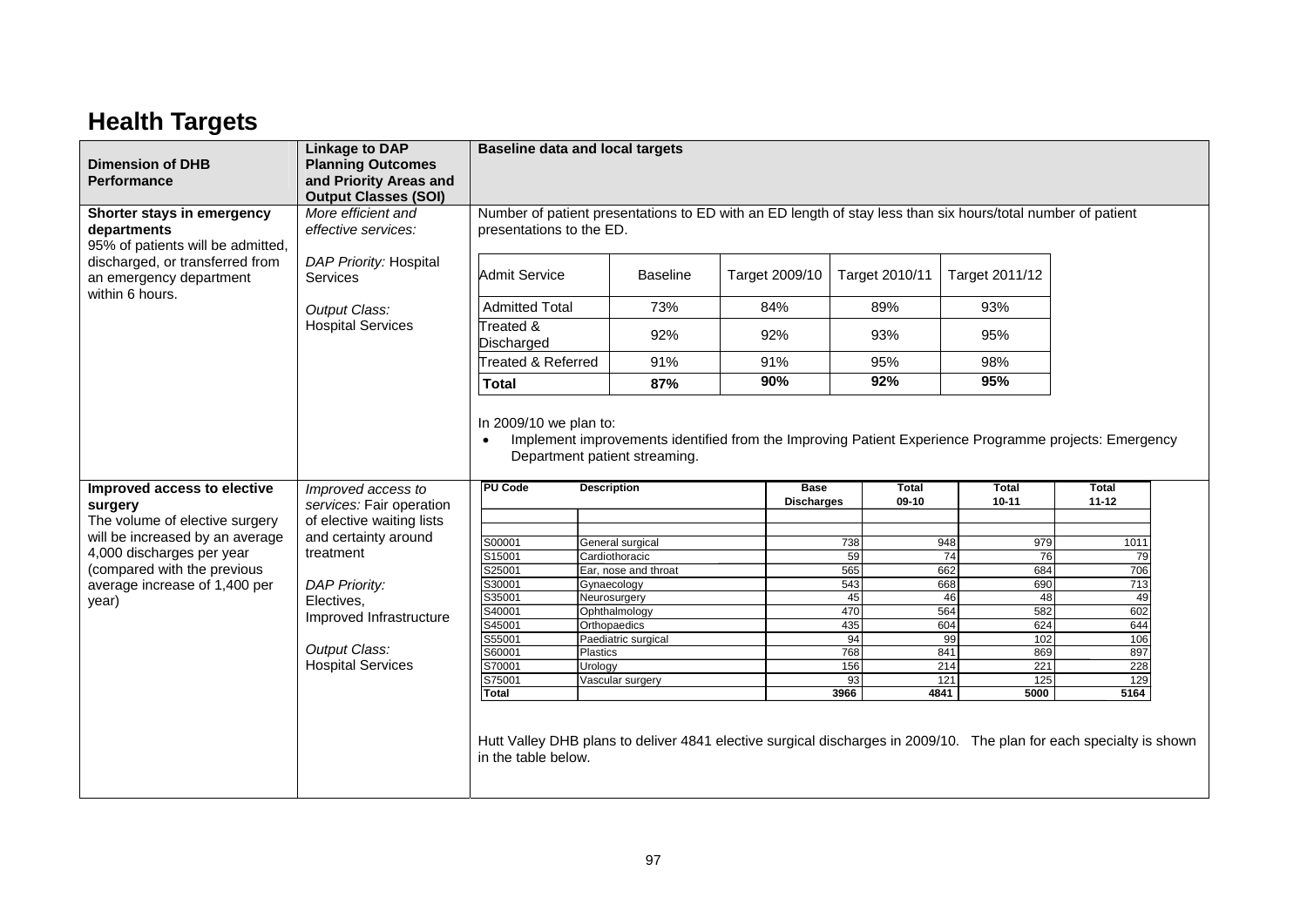# Health Targets

| Dimension of DHB Performance | Linkage to DAP Planning Outcomes and Priority Areas and Output Classes (SOI) | Baseline data and local targets |
|---|---|---|
| **Shorter stays in emergency departments**<br>95% of patients will be admitted, discharged, or transferred from an emergency department within 6 hours. | *More efficient and effective services:*<br><br>*DAP Priority:* Hospital Services<br><br>*Output Class:* Hospital Services | Number of patient presentations to ED with an ED length of stay less than six hours/total number of patient presentations to the ED. (see table below) |
| **Improved access to elective surgery**<br>The volume of elective surgery will be increased by an average 4,000 discharges per year (compared with the previous average increase of 1,400 per year) | *Improved access to services:* Fair operation of elective waiting lists and certainty around treatment<br><br>*DAP Priority:* Electives, Improved Infrastructure<br><br>*Output Class:* Hospital Services | (see table below) |

**Shorter stays in emergency departments**

| Admit Service | Baseline | Target 2009/10 | Target 2010/11 | Target 2011/12 |
|---|---|---|---|---|
| Admitted Total | 73% | 84% | 89% | 93% |
| Treated & Discharged | 92% | 92% | 93% | 95% |
| Treated & Referred | 91% | 91% | 95% | 98% |
| **Total** | **87%** | **90%** | **92%** | **95%** |

In 2009/10 we plan to:

- Implement improvements identified from the Improving Patient Experience Programme projects: Emergency Department patient streaming.

**Improved access to elective surgery**

| PU Code | Description | Base Discharges | Total 09-10 | Total 10-11 | Total 11-12 |
|---|---|---|---|---|---|
| S00001 | General surgical | 738 | 948 | 979 | 1011 |
| S15001 | Cardiothoracic | 59 | 74 | 76 | 79 |
| S25001 | Ear, nose and throat | 565 | 662 | 684 | 706 |
| S30001 | Gynaecology | 543 | 668 | 690 | 713 |
| S35001 | Neurosurgery | 45 | 46 | 48 | 49 |
| S40001 | Ophthalmology | 470 | 564 | 582 | 602 |
| S45001 | Orthopaedics | 435 | 604 | 624 | 644 |
| S55001 | Paediatric surgical | 94 | 99 | 102 | 106 |
| S60001 | Plastics | 768 | 841 | 869 | 897 |
| S70001 | Urology | 156 | 214 | 221 | 228 |
| S75001 | Vascular surgery | 93 | 121 | 125 | 129 |
| **Total** | | **3966** | **4841** | **5000** | **5164** |

Hutt Valley DHB plans to deliver 4841 elective surgical discharges in 2009/10. The plan for each specialty is shown in the table below.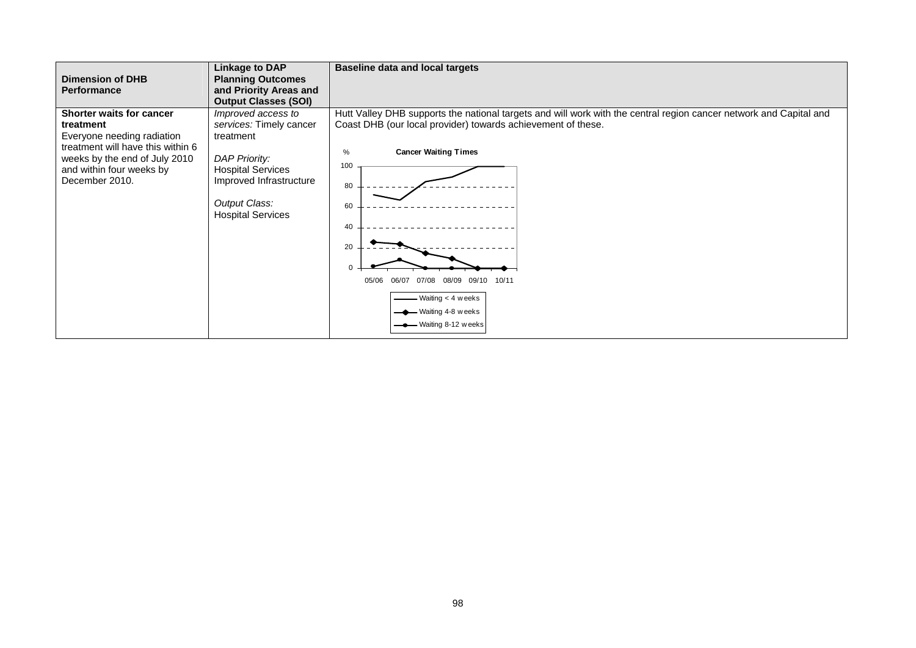| Dimension of DHB Performance | Linkage to DAP Planning Outcomes and Priority Areas and Output Classes (SOI) | Baseline data and local targets |
|---|---|---|
| **Shorter waits for cancer treatment**<br>Everyone needing radiation treatment will have this within 6 weeks by the end of July 2010 and within four weeks by December 2010. | *Improved access to services:* Timely cancer treatment<br><br>*DAP Priority:*<br>Hospital Services<br>Improved Infrastructure<br><br>*Output Class:*<br>Hospital Services | Hutt Valley DHB supports the national targets and will work with the central region cancer network and Capital and Coast DHB (our local provider) towards achievement of these.<br><br>**Cancer Waiting Times**<br>%<br>100<br>80<br>60<br>40<br>20<br>0<br>05/06 06/07 07/08 08/09 09/10 10/11<br>Waiting < 4 weeks<br>Waiting 4-8 weeks<br>Waiting 8-12 weeks |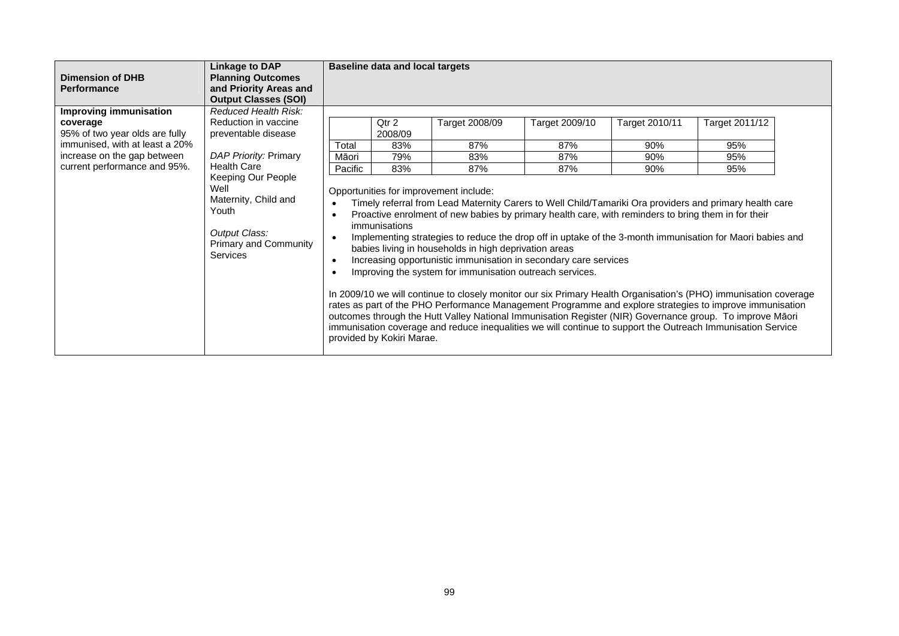| Dimension of DHB Performance | Linkage to DAP Planning Outcomes and Priority Areas and Output Classes (SOI) | Baseline data and local targets |
|---|---|---|
| **Improving immunisation coverage**<br>95% of two year olds are fully immunised, with at least a 20% increase on the gap between current performance and 95%. | *Reduced Health Risk:*<br>Reduction in vaccine preventable disease<br><br>*DAP Priority:* Primary Health Care<br>Keeping Our People Well<br>Maternity, Child and Youth<br><br>*Output Class:*<br>Primary and Community Services | (see below) |

| | Qtr 2 2008/09 | Target 2008/09 | Target 2009/10 | Target 2010/11 | Target 2011/12 |
|---|---|---|---|---|---|
| Total | 83% | 87% | 87% | 90% | 95% |
| Māori | 79% | 83% | 87% | 90% | 95% |
| Pacific | 83% | 87% | 87% | 90% | 95% |

Opportunities for improvement include:

- Timely referral from Lead Maternity Carers to Well Child/Tamariki Ora providers and primary health care
- Proactive enrolment of new babies by primary health care, with reminders to bring them in for their immunisations
- Implementing strategies to reduce the drop off in uptake of the 3-month immunisation for Maori babies and babies living in households in high deprivation areas
- Increasing opportunistic immunisation in secondary care services
- Improving the system for immunisation outreach services.

In 2009/10 we will continue to closely monitor our six Primary Health Organisation's (PHO) immunisation coverage rates as part of the PHO Performance Management Programme and explore strategies to improve immunisation outcomes through the Hutt Valley National Immunisation Register (NIR) Governance group. To improve Māori immunisation coverage and reduce inequalities we will continue to support the Outreach Immunisation Service provided by Kokiri Marae.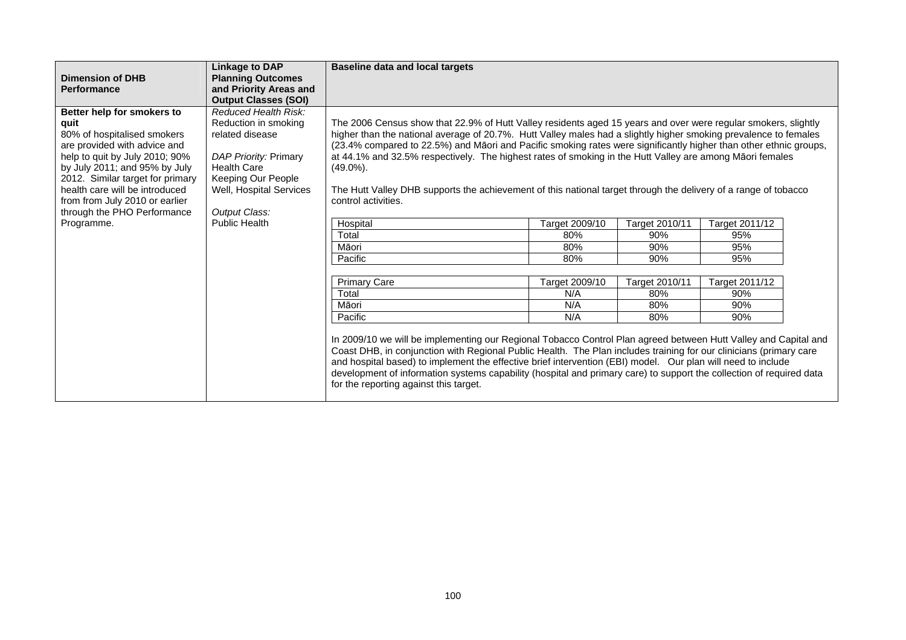| Dimension of DHB Performance | Linkage to DAP Planning Outcomes and Priority Areas and Output Classes (SOI) | Baseline data and local targets |
|---|---|---|
| **Better help for smokers to quit**<br>80% of hospitalised smokers are provided with advice and help to quit by July 2010; 90% by July 2011; and 95% by July 2012. Similar target for primary health care will be introduced from from July 2010 or earlier through the PHO Performance Programme. | *Reduced Health Risk:* Reduction in smoking related disease<br><br>*DAP Priority:* Primary Health Care Keeping Our People Well, Hospital Services<br><br>*Output Class:* Public Health | The 2006 Census show that 22.9% of Hutt Valley residents aged 15 years and over were regular smokers, slightly higher than the national average of 20.7%. Hutt Valley males had a slightly higher smoking prevalence to females (23.4% compared to 22.5%) and Māori and Pacific smoking rates were significantly higher than other ethnic groups, at 44.1% and 32.5% respectively. The highest rates of smoking in the Hutt Valley are among Māori females (49.0%).<br><br>The Hutt Valley DHB supports the achievement of this national target through the delivery of a range of tobacco control activities. |

| Hospital | Target 2009/10 | Target 2010/11 | Target 2011/12 |
|---|---|---|---|
| Total | 80% | 90% | 95% |
| Māori | 80% | 90% | 95% |
| Pacific | 80% | 90% | 95% |

| Primary Care | Target 2009/10 | Target 2010/11 | Target 2011/12 |
|---|---|---|---|
| Total | N/A | 80% | 90% |
| Māori | N/A | 80% | 90% |
| Pacific | N/A | 80% | 90% |

In 2009/10 we will be implementing our Regional Tobacco Control Plan agreed between Hutt Valley and Capital and Coast DHB, in conjunction with Regional Public Health. The Plan includes training for our clinicians (primary care and hospital based) to implement the effective brief intervention (EBI) model. Our plan will need to include development of information systems capability (hospital and primary care) to support the collection of required data for the reporting against this target.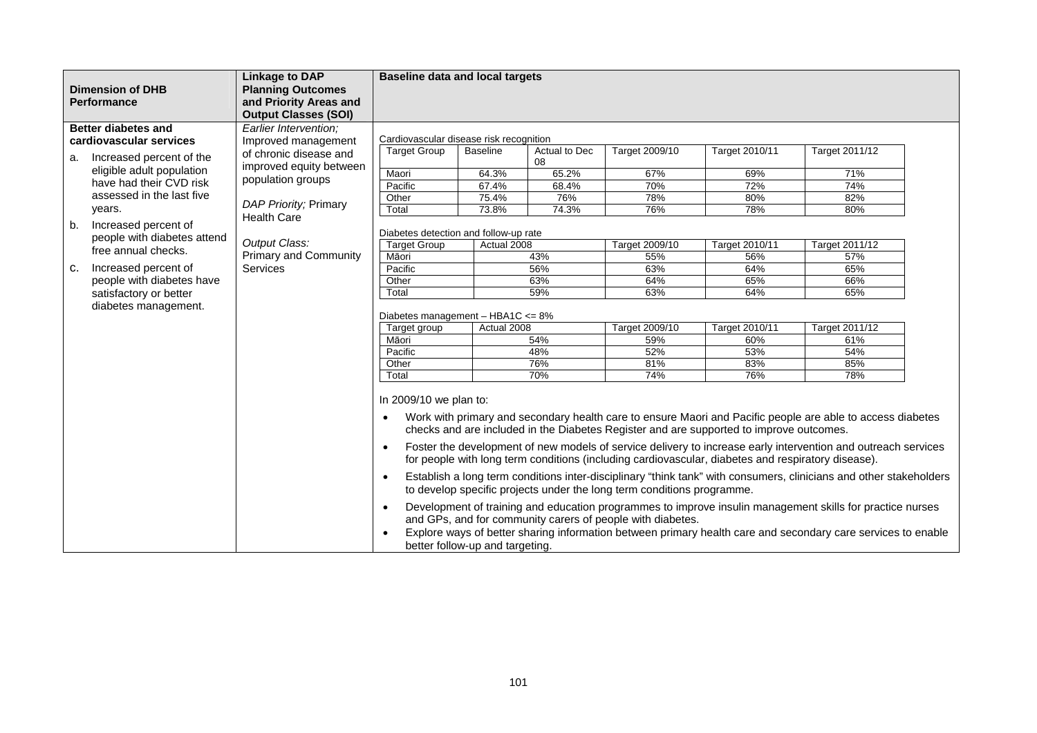| Dimension of DHB Performance | Linkage to DAP Planning Outcomes and Priority Areas and Output Classes (SOI) | Baseline data and local targets |
|---|---|---|
| **Better diabetes and cardiovascular services**<br>a. Increased percent of the eligible adult population have had their CVD risk assessed in the last five years.<br>b. Increased percent of people with diabetes attend free annual checks.<br>c. Increased percent of people with diabetes have satisfactory or better diabetes management. | *Earlier Intervention;* Improved management of chronic disease and improved equity between population groups<br><br>*DAP Priority;* Primary Health Care<br><br>*Output Class:* Primary and Community Services | See tables and plans below |

Cardiovascular disease risk recognition

| Target Group | Baseline | Actual to Dec 08 | Target 2009/10 | Target 2010/11 | Target 2011/12 |
|---|---|---|---|---|---|
| Maori | 64.3% | 65.2% | 67% | 69% | 71% |
| Pacific | 67.4% | 68.4% | 70% | 72% | 74% |
| Other | 75.4% | 76% | 78% | 80% | 82% |
| Total | 73.8% | 74.3% | 76% | 78% | 80% |

Diabetes detection and follow-up rate

| Target Group | Actual 2008 | Target 2009/10 | Target 2010/11 | Target 2011/12 |
|---|---|---|---|---|
| Māori | 43% | 55% | 56% | 57% |
| Pacific | 56% | 63% | 64% | 65% |
| Other | 63% | 64% | 65% | 66% |
| Total | 59% | 63% | 64% | 65% |

Diabetes management – HBA1C <= 8%

| Target group | Actual 2008 | Target 2009/10 | Target 2010/11 | Target 2011/12 |
|---|---|---|---|---|
| Māori | 54% | 59% | 60% | 61% |
| Pacific | 48% | 52% | 53% | 54% |
| Other | 76% | 81% | 83% | 85% |
| Total | 70% | 74% | 76% | 78% |

In 2009/10 we plan to:

- Work with primary and secondary health care to ensure Maori and Pacific people are able to access diabetes checks and are included in the Diabetes Register and are supported to improve outcomes.
- Foster the development of new models of service delivery to increase early intervention and outreach services for people with long term conditions (including cardiovascular, diabetes and respiratory disease).
- Establish a long term conditions inter-disciplinary "think tank" with consumers, clinicians and other stakeholders to develop specific projects under the long term conditions programme.
- Development of training and education programmes to improve insulin management skills for practice nurses and GPs, and for community carers of people with diabetes.
- Explore ways of better sharing information between primary health care and secondary care services to enable better follow-up and targeting.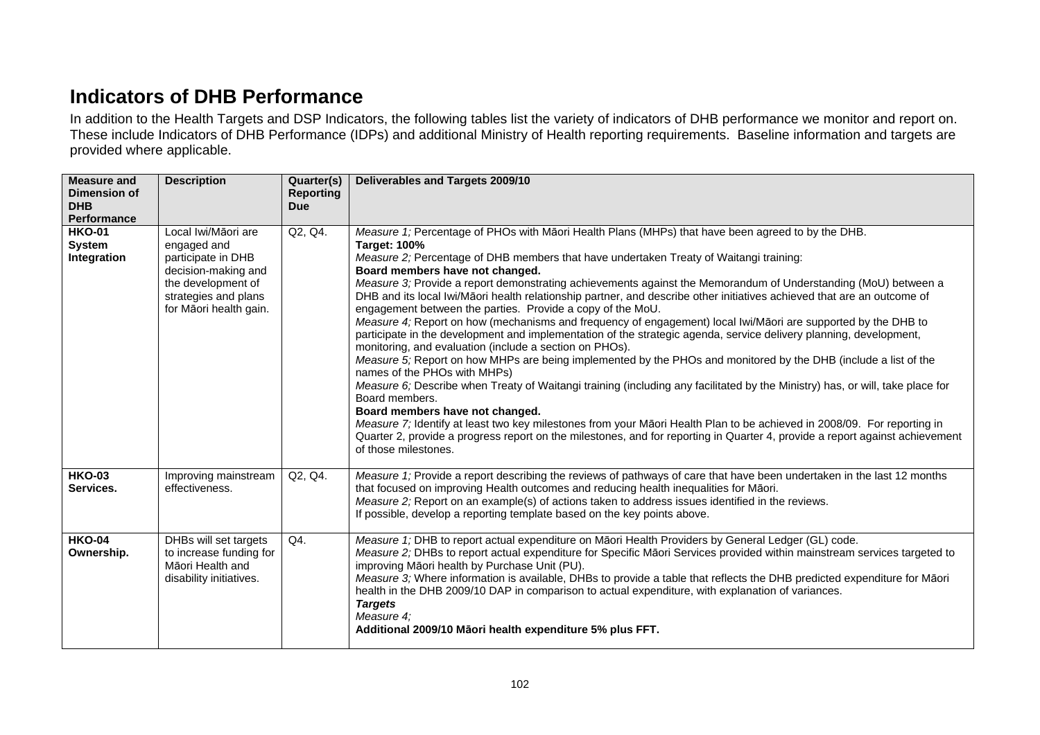# Indicators of DHB Performance

In addition to the Health Targets and DSP Indicators, the following tables list the variety of indicators of DHB performance we monitor and report on. These include Indicators of DHB Performance (IDPs) and additional Ministry of Health reporting requirements. Baseline information and targets are provided where applicable.

| Measure and Dimension of DHB Performance | Description | Quarter(s) Reporting Due | Deliverables and Targets 2009/10 |
|---|---|---|---|
| **HKO-01 System Integration** | Local Iwi/Māori are engaged and participate in DHB decision-making and the development of strategies and plans for Māori health gain. | Q2, Q4. | *Measure 1;* Percentage of PHOs with Māori Health Plans (MHPs) that have been agreed to by the DHB.<br>**Target: 100%**<br>*Measure 2;* Percentage of DHB members that have undertaken Treaty of Waitangi training:<br>**Board members have not changed.**<br>*Measure 3;* Provide a report demonstrating achievements against the Memorandum of Understanding (MoU) between a DHB and its local Iwi/Māori health relationship partner, and describe other initiatives achieved that are an outcome of engagement between the parties. Provide a copy of the MoU.<br>*Measure 4;* Report on how (mechanisms and frequency of engagement) local Iwi/Māori are supported by the DHB to participate in the development and implementation of the strategic agenda, service delivery planning, development, monitoring, and evaluation (include a section on PHOs).<br>*Measure 5;* Report on how MHPs are being implemented by the PHOs and monitored by the DHB (include a list of the names of the PHOs with MHPs)<br>*Measure 6;* Describe when Treaty of Waitangi training (including any facilitated by the Ministry) has, or will, take place for Board members.<br>**Board members have not changed.**<br>*Measure 7;* Identify at least two key milestones from your Māori Health Plan to be achieved in 2008/09. For reporting in Quarter 2, provide a progress report on the milestones, and for reporting in Quarter 4, provide a report against achievement of those milestones. |
| **HKO-03 Services.** | Improving mainstream effectiveness. | Q2, Q4. | *Measure 1;* Provide a report describing the reviews of pathways of care that have been undertaken in the last 12 months that focused on improving Health outcomes and reducing health inequalities for Māori.<br>*Measure 2;* Report on an example(s) of actions taken to address issues identified in the reviews.<br>If possible, develop a reporting template based on the key points above. |
| **HKO-04 Ownership.** | DHBs will set targets to increase funding for Māori Health and disability initiatives. | Q4. | *Measure 1;* DHB to report actual expenditure on Māori Health Providers by General Ledger (GL) code.<br>*Measure 2;* DHBs to report actual expenditure for Specific Māori Services provided within mainstream services targeted to improving Māori health by Purchase Unit (PU).<br>*Measure 3;* Where information is available, DHBs to provide a table that reflects the DHB predicted expenditure for Māori health in the DHB 2009/10 DAP in comparison to actual expenditure, with explanation of variances.<br>***Targets***<br>*Measure 4;*<br>**Additional 2009/10 Māori health expenditure 5% plus FFT.** |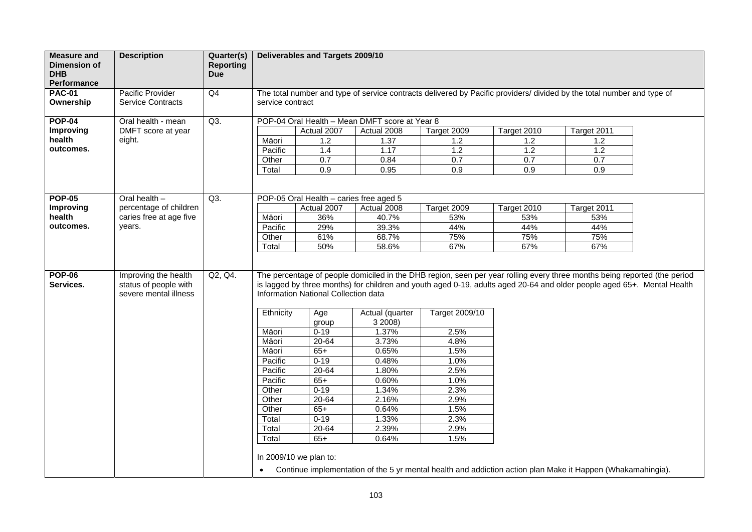| Measure and Dimension of DHB Performance | Description | Quarter(s) Reporting Due | Deliverables and Targets 2009/10 |
|---|---|---|---|
| **PAC-01 Ownership** | Pacific Provider Service Contracts | Q4 | The total number and type of service contracts delivered by Pacific providers/ divided by the total number and type of service contract |
| **POP-04 Improving health outcomes.** | Oral health - mean DMFT score at year eight. | Q3. | POP-04 Oral Health – Mean DMFT score at Year 8 (see table below) |
| **POP-05 Improving health outcomes.** | Oral health – percentage of children caries free at age five years. | Q3. | POP-05 Oral Health – caries free aged 5 (see table below) |
| **POP-06 Services.** | Improving the health status of people with severe mental illness | Q2, Q4. | The percentage of people domiciled in the DHB region, seen per year rolling every three months being reported (the period is lagged by three months) for children and youth aged 0-19, adults aged 20-64 and older people aged 65+. Mental Health Information National Collection data (see table below)<br><br>In 2009/10 we plan to:<br>• Continue implementation of the 5 yr mental health and addiction action plan Make it Happen (Whakamahingia). |

POP-04 Oral Health – Mean DMFT score at Year 8

| | Actual 2007 | Actual 2008 | Target 2009 | Target 2010 | Target 2011 |
|---|---|---|---|---|---|
| Māori | 1.2 | 1.37 | 1.2 | 1.2 | 1.2 |
| Pacific | 1.4 | 1.17 | 1.2 | 1.2 | 1.2 |
| Other | 0.7 | 0.84 | 0.7 | 0.7 | 0.7 |
| Total | 0.9 | 0.95 | 0.9 | 0.9 | 0.9 |

POP-05 Oral Health – caries free aged 5

| | Actual 2007 | Actual 2008 | Target 2009 | Target 2010 | Target 2011 |
|---|---|---|---|---|---|
| Māori | 36% | 40.7% | 53% | 53% | 53% |
| Pacific | 29% | 39.3% | 44% | 44% | 44% |
| Other | 61% | 68.7% | 75% | 75% | 75% |
| Total | 50% | 58.6% | 67% | 67% | 67% |

POP-06

| Ethnicity | Age group | Actual (quarter 3 2008) | Target 2009/10 |
|---|---|---|---|
| Māori | 0-19 | 1.37% | 2.5% |
| Māori | 20-64 | 3.73% | 4.8% |
| Māori | 65+ | 0.65% | 1.5% |
| Pacific | 0-19 | 0.48% | 1.0% |
| Pacific | 20-64 | 1.80% | 2.5% |
| Pacific | 65+ | 0.60% | 1.0% |
| Other | 0-19 | 1.34% | 2.3% |
| Other | 20-64 | 2.16% | 2.9% |
| Other | 65+ | 0.64% | 1.5% |
| Total | 0-19 | 1.33% | 2.3% |
| Total | 20-64 | 2.39% | 2.9% |
| Total | 65+ | 0.64% | 1.5% |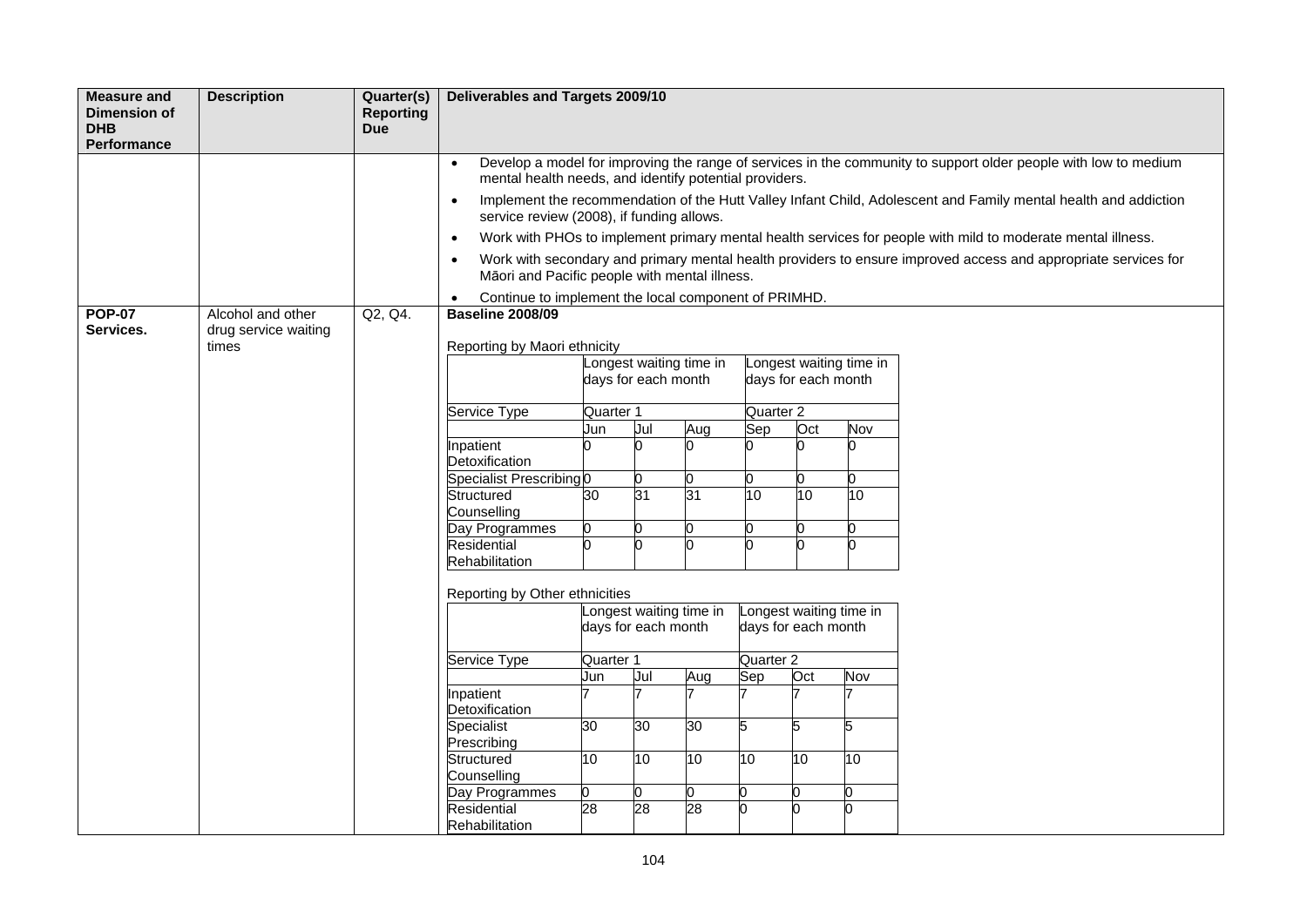| Measure and Dimension of DHB Performance | Description | Quarter(s) Reporting Due | Deliverables and Targets 2009/10 |
|---|---|---|---|
| | | | • Develop a model for improving the range of services in the community to support older people with low to medium mental health needs, and identify potential providers.<br>• Implement the recommendation of the Hutt Valley Infant Child, Adolescent and Family mental health and addiction service review (2008), if funding allows.<br>• Work with PHOs to implement primary mental health services for people with mild to moderate mental illness.<br>• Work with secondary and primary mental health providers to ensure improved access and appropriate services for Māori and Pacific people with mental illness.<br>• Continue to implement the local component of PRIMHD. |
| **POP-07 Services.** | Alcohol and other drug service waiting times | Q2, Q4. | **Baseline 2008/09** |

Reporting by Maori ethnicity

| | Longest waiting time in days for each month | | | Longest waiting time in days for each month | | |
|---|---|---|---|---|---|---|
| Service Type | Quarter 1 | | | Quarter 2 | | |
| | Jun | Jul | Aug | Sep | Oct | Nov |
| Inpatient Detoxification | 0 | 0 | 0 | 0 | 0 | 0 |
| Specialist Prescribing | 0 | 0 | 0 | 0 | 0 | 0 |
| Structured Counselling | 30 | 31 | 31 | 10 | 10 | 10 |
| Day Programmes | 0 | 0 | 0 | 0 | 0 | 0 |
| Residential Rehabilitation | 0 | 0 | 0 | 0 | 0 | 0 |

Reporting by Other ethnicities

| | Longest waiting time in days for each month | | | Longest waiting time in days for each month | | |
|---|---|---|---|---|---|---|
| Service Type | Quarter 1 | | | Quarter 2 | | |
| | Jun | Jul | Aug | Sep | Oct | Nov |
| Inpatient Detoxification | 7 | 7 | 7 | 7 | 7 | 7 |
| Specialist Prescribing | 30 | 30 | 30 | 5 | 5 | 5 |
| Structured Counselling | 10 | 10 | 10 | 10 | 10 | 10 |
| Day Programmes | 0 | 0 | 0 | 0 | 0 | 0 |
| Residential Rehabilitation | 28 | 28 | 28 | 0 | 0 | 0 |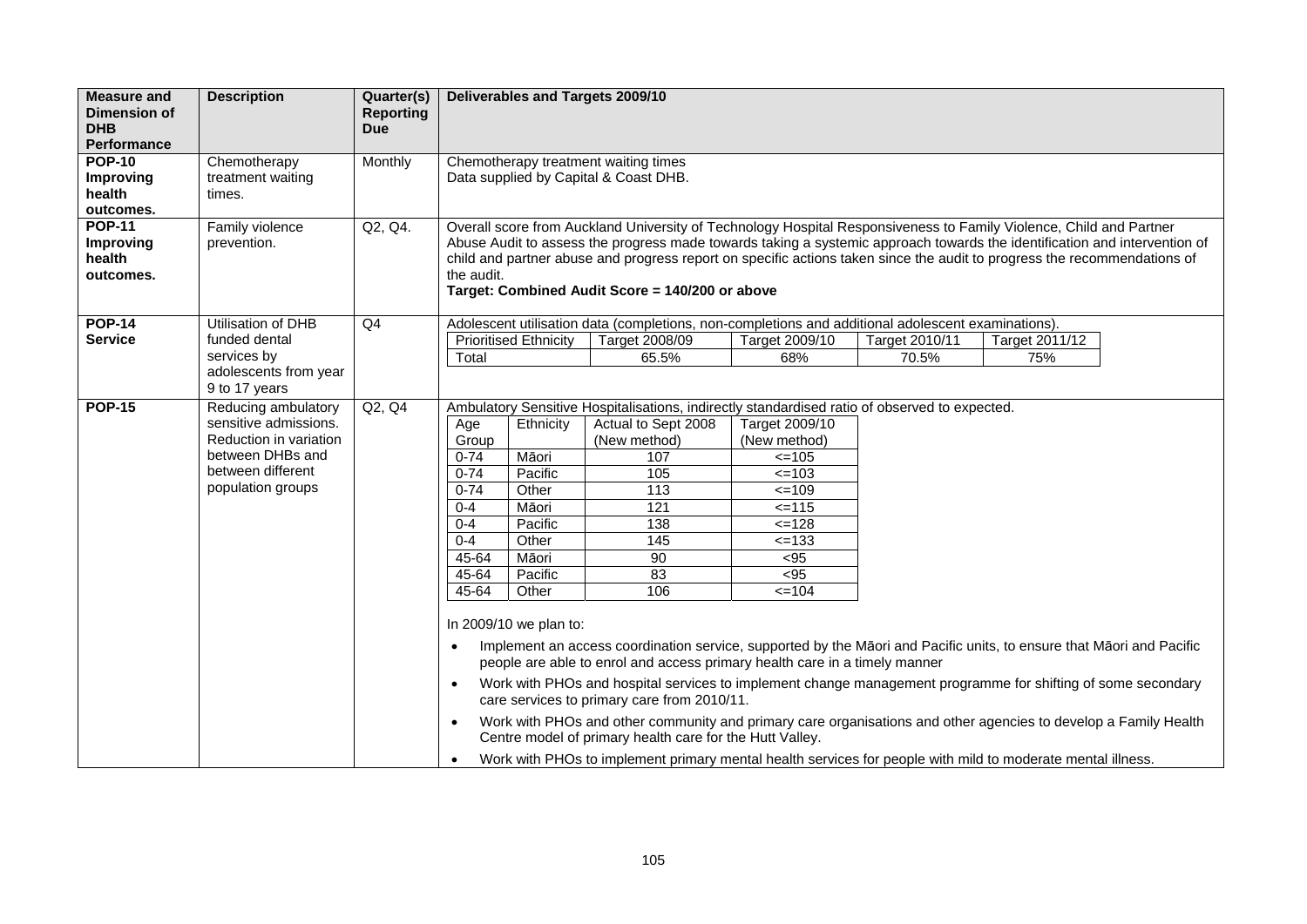| Measure and Dimension of DHB Performance | Description | Quarter(s) Reporting Due | Deliverables and Targets 2009/10 |
|---|---|---|---|
| **POP-10** **Improving health outcomes.** | Chemotherapy treatment waiting times. | Monthly | Chemotherapy treatment waiting times<br>Data supplied by Capital & Coast DHB. |
| **POP-11** **Improving health outcomes.** | Family violence prevention. | Q2, Q4. | Overall score from Auckland University of Technology Hospital Responsiveness to Family Violence, Child and Partner Abuse Audit to assess the progress made towards taking a systemic approach towards the identification and intervention of child and partner abuse and progress report on specific actions taken since the audit to progress the recommendations of the audit.<br>**Target: Combined Audit Score = 140/200 or above** |
| **POP-14** **Service** | Utilisation of DHB funded dental services by adolescents from year 9 to 17 years | Q4 | Adolescent utilisation data (completions, non-completions and additional adolescent examinations).<br><br>Prioritised Ethnicity: Total — Target 2008/09: 65.5%; Target 2009/10: 68%; Target 2010/11: 70.5%; Target 2011/12: 75% |
| **POP-15** | Reducing ambulatory sensitive admissions. Reduction in variation between DHBs and between different population groups | Q2, Q4 | Ambulatory Sensitive Hospitalisations, indirectly standardised ratio of observed to expected. (See table below.)<br><br>In 2009/10 we plan to:<br>• Implement an access coordination service, supported by the Māori and Pacific units, to ensure that Māori and Pacific people are able to enrol and access primary health care in a timely manner<br>• Work with PHOs and hospital services to implement change management programme for shifting of some secondary care services to primary care from 2010/11.<br>• Work with PHOs and other community and primary care organisations and other agencies to develop a Family Health Centre model of primary health care for the Hutt Valley.<br>• Work with PHOs to implement primary mental health services for people with mild to moderate mental illness. |

POP-14 targets:

| Prioritised Ethnicity | Target 2008/09 | Target 2009/10 | Target 2010/11 | Target 2011/12 |
|---|---|---|---|---|
| Total | 65.5% | 68% | 70.5% | 75% |

POP-15 Ambulatory Sensitive Hospitalisations:

| Age Group | Ethnicity | Actual to Sept 2008 (New method) | Target 2009/10 (New method) |
|---|---|---|---|
| 0-74 | Māori | 107 | <=105 |
| 0-74 | Pacific | 105 | <=103 |
| 0-74 | Other | 113 | <=109 |
| 0-4 | Māori | 121 | <=115 |
| 0-4 | Pacific | 138 | <=128 |
| 0-4 | Other | 145 | <=133 |
| 45-64 | Māori | 90 | <95 |
| 45-64 | Pacific | 83 | <95 |
| 45-64 | Other | 106 | <=104 |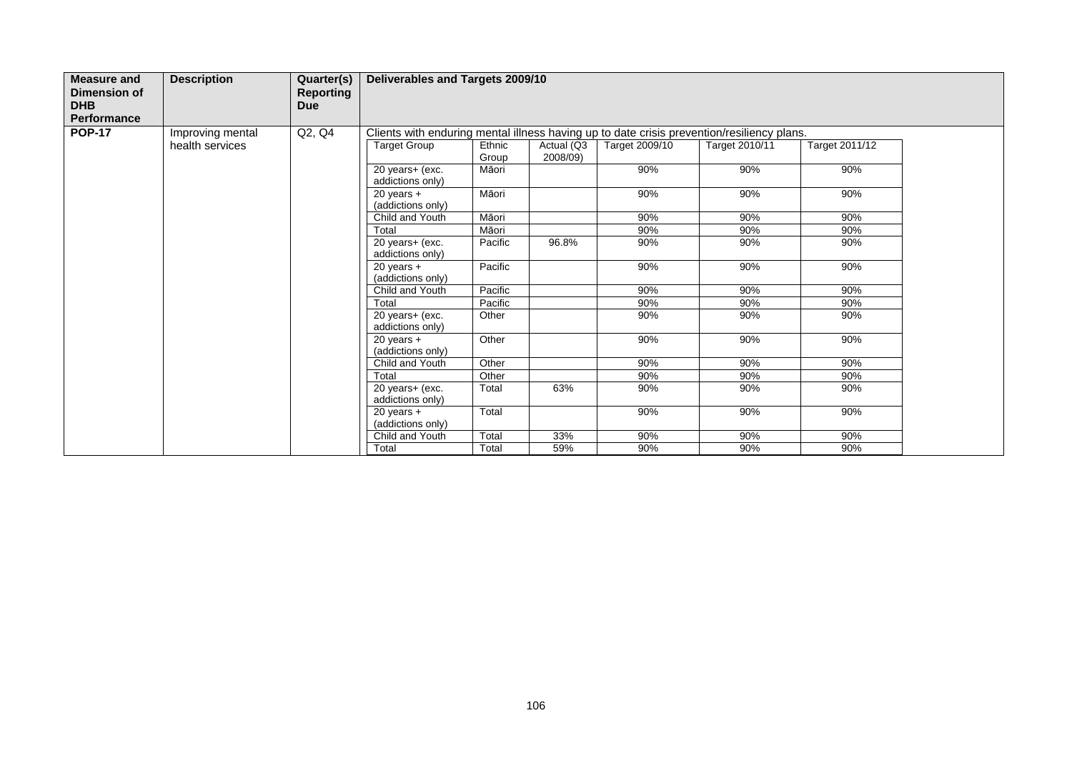| Measure and Dimension of DHB Performance | Description | Quarter(s) Reporting Due | Deliverables and Targets 2009/10 | | | | | |
|---|---|---|---|---|---|---|---|---|
| **POP-17** | Improving mental health services | Q2, Q4 | Clients with enduring mental illness having up to date crisis prevention/resiliency plans. | | | | | |
| | | | Target Group | Ethnic Group | Actual (Q3 2008/09) | Target 2009/10 | Target 2010/11 | Target 2011/12 |
| | | | 20 years+ (exc. addictions only) | Māori | | 90% | 90% | 90% |
| | | | 20 years + (addictions only) | Māori | | 90% | 90% | 90% |
| | | | Child and Youth | Māori | | 90% | 90% | 90% |
| | | | Total | Māori | | 90% | 90% | 90% |
| | | | 20 years+ (exc. addictions only) | Pacific | 96.8% | 90% | 90% | 90% |
| | | | 20 years + (addictions only) | Pacific | | 90% | 90% | 90% |
| | | | Child and Youth | Pacific | | 90% | 90% | 90% |
| | | | Total | Pacific | | 90% | 90% | 90% |
| | | | 20 years+ (exc. addictions only) | Other | | 90% | 90% | 90% |
| | | | 20 years + (addictions only) | Other | | 90% | 90% | 90% |
| | | | Child and Youth | Other | | 90% | 90% | 90% |
| | | | Total | Other | | 90% | 90% | 90% |
| | | | 20 years+ (exc. addictions only) | Total | 63% | 90% | 90% | 90% |
| | | | 20 years + (addictions only) | Total | | 90% | 90% | 90% |
| | | | Child and Youth | Total | 33% | 90% | 90% | 90% |
| | | | Total | Total | 59% | 90% | 90% | 90% |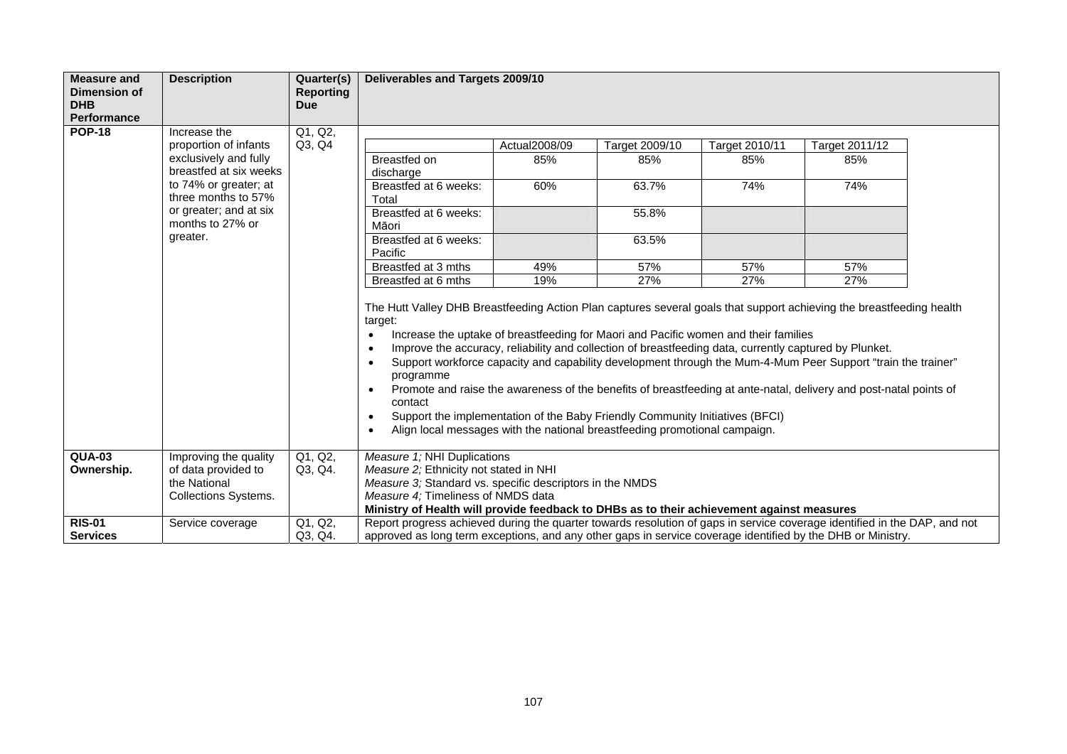| Measure and Dimension of DHB Performance | Description | Quarter(s) Reporting Due | Deliverables and Targets 2009/10 |
|---|---|---|---|
| **POP-18** | Increase the proportion of infants exclusively and fully breastfed at six weeks to 74% or greater; at three months to 57% or greater; and at six months to 27% or greater. | Q1, Q2, Q3, Q4 | (see table and text below) |
| **QUA-03 Ownership.** | Improving the quality of data provided to the National Collections Systems. | Q1, Q2, Q3, Q4. | *Measure 1;* NHI Duplications<br>*Measure 2;* Ethnicity not stated in NHI<br>*Measure 3;* Standard vs. specific descriptors in the NMDS<br>*Measure 4;* Timeliness of NMDS data<br>**Ministry of Health will provide feedback to DHBs as to their achievement against measures** |
| **RIS-01 Services** | Service coverage | Q1, Q2, Q3, Q4. | Report progress achieved during the quarter towards resolution of gaps in service coverage identified in the DAP, and not approved as long term exceptions, and any other gaps in service coverage identified by the DHB or Ministry. |

**POP-18 Deliverables and Targets 2009/10:**

| | Actual2008/09 | Target 2009/10 | Target 2010/11 | Target 2011/12 |
|---|---|---|---|---|
| Breastfed on discharge | 85% | 85% | 85% | 85% |
| Breastfed at 6 weeks: Total | 60% | 63.7% | 74% | 74% |
| Breastfed at 6 weeks: Māori | | 55.8% | | |
| Breastfed at 6 weeks: Pacific | | 63.5% | | |
| Breastfed at 3 mths | 49% | 57% | 57% | 57% |
| Breastfed at 6 mths | 19% | 27% | 27% | 27% |

The Hutt Valley DHB Breastfeeding Action Plan captures several goals that support achieving the breastfeeding health target:

- Increase the uptake of breastfeeding for Maori and Pacific women and their families
- Improve the accuracy, reliability and collection of breastfeeding data, currently captured by Plunket.
- Support workforce capacity and capability development through the Mum-4-Mum Peer Support "train the trainer" programme
- Promote and raise the awareness of the benefits of breastfeeding at ante-natal, delivery and post-natal points of contact
- Support the implementation of the Baby Friendly Community Initiatives (BFCI)
- Align local messages with the national breastfeeding promotional campaign.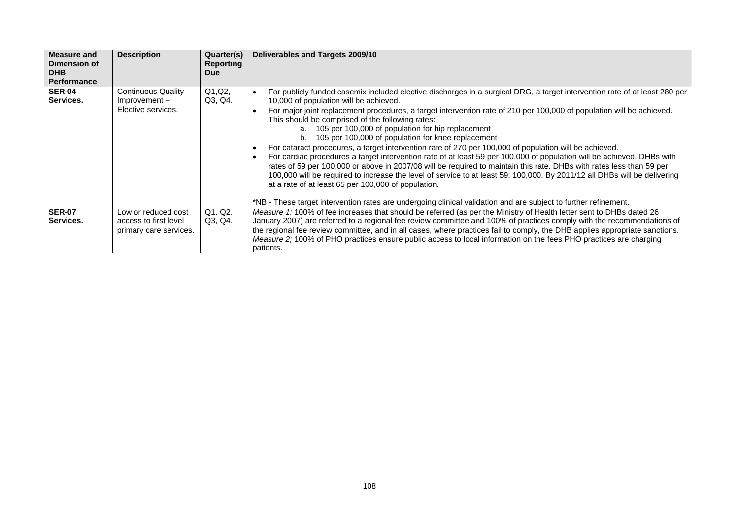| Measure and Dimension of DHB Performance | Description | Quarter(s) Reporting Due | Deliverables and Targets 2009/10 |
|---|---|---|---|
| **SER-04 Services.** | Continuous Quality Improvement – Elective services. | Q1,Q2, Q3, Q4. | • For publicly funded casemix included elective discharges in a surgical DRG, a target intervention rate of at least 280 per 10,000 of population will be achieved.<br>• For major joint replacement procedures, a target intervention rate of 210 per 100,000 of population will be achieved. This should be comprised of the following rates:<br>a. 105 per 100,000 of population for hip replacement<br>b. 105 per 100,000 of population for knee replacement<br>• For cataract procedures, a target intervention rate of 270 per 100,000 of population will be achieved.<br>• For cardiac procedures a target intervention rate of at least 59 per 100,000 of population will be achieved. DHBs with rates of 59 per 100,000 or above in 2007/08 will be required to maintain this rate. DHBs with rates less than 59 per 100,000 will be required to increase the level of service to at least 59: 100,000. By 2011/12 all DHBs will be delivering at a rate of at least 65 per 100,000 of population.<br><br>*NB - These target intervention rates are undergoing clinical validation and are subject to further refinement. |
| **SER-07 Services.** | Low or reduced cost access to first level primary care services. | Q1, Q2, Q3, Q4. | *Measure 1;* 100% of fee increases that should be referred (as per the Ministry of Health letter sent to DHBs dated 26 January 2007) are referred to a regional fee review committee and 100% of practices comply with the recommendations of the regional fee review committee, and in all cases, where practices fail to comply, the DHB applies appropriate sanctions.<br>*Measure 2;* 100% of PHO practices ensure public access to local information on the fees PHO practices are charging patients. |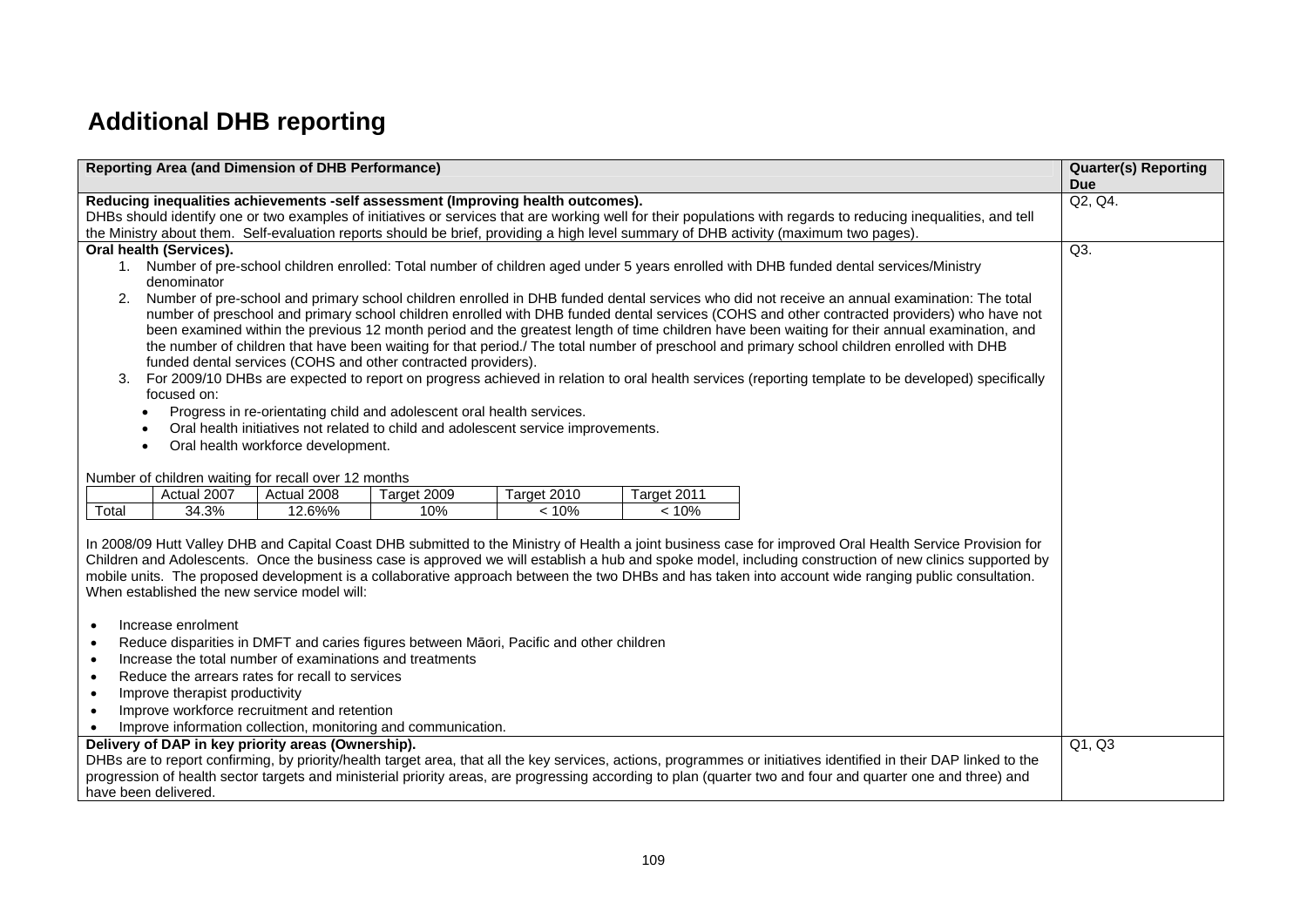# Additional DHB reporting

| Reporting Area (and Dimension of DHB Performance) | Quarter(s) Reporting Due |
|---|---|
| **Reducing inequalities achievements -self assessment (Improving health outcomes).**<br>DHBs should identify one or two examples of initiatives or services that are working well for their populations with regards to reducing inequalities, and tell the Ministry about them. Self-evaluation reports should be brief, providing a high level summary of DHB activity (maximum two pages). | Q2, Q4. |
| **Oral health (Services).**<br>1. Number of pre-school children enrolled: Total number of children aged under 5 years enrolled with DHB funded dental services/Ministry denominator<br>2. Number of pre-school and primary school children enrolled in DHB funded dental services who did not receive an annual examination: The total number of preschool and primary school children enrolled with DHB funded dental services (COHS and other contracted providers) who have not been examined within the previous 12 month period and the greatest length of time children have been waiting for their annual examination, and the number of children that have been waiting for that period./ The total number of preschool and primary school children enrolled with DHB funded dental services (COHS and other contracted providers).<br>3. For 2009/10 DHBs are expected to report on progress achieved in relation to oral health services (reporting template to be developed) specifically focused on:<br>• Progress in re-orientating child and adolescent oral health services.<br>• Oral health initiatives not related to child and adolescent service improvements.<br>• Oral health workforce development.<br><br>Number of children waiting for recall over 12 months<br><br>(see table below)<br><br>In 2008/09 Hutt Valley DHB and Capital Coast DHB submitted to the Ministry of Health a joint business case for improved Oral Health Service Provision for Children and Adolescents. Once the business case is approved we will establish a hub and spoke model, including construction of new clinics supported by mobile units. The proposed development is a collaborative approach between the two DHBs and has taken into account wide ranging public consultation. When established the new service model will:<br><br>• Increase enrolment<br>• Reduce disparities in DMFT and caries figures between Māori, Pacific and other children<br>• Increase the total number of examinations and treatments<br>• Reduce the arrears rates for recall to services<br>• Improve therapist productivity<br>• Improve workforce recruitment and retention<br>• Improve information collection, monitoring and communication. | Q3. |
| **Delivery of DAP in key priority areas (Ownership).**<br>DHBs are to report confirming, by priority/health target area, that all the key services, actions, programmes or initiatives identified in their DAP linked to the progression of health sector targets and ministerial priority areas, are progressing according to plan (quarter two and four and quarter one and three) and have been delivered. | Q1, Q3 |

Number of children waiting for recall over 12 months

| | Actual 2007 | Actual 2008 | Target 2009 | Target 2010 | Target 2011 |
|---|---|---|---|---|---|
| Total | 34.3% | 12.6%% | 10% | < 10% | < 10% |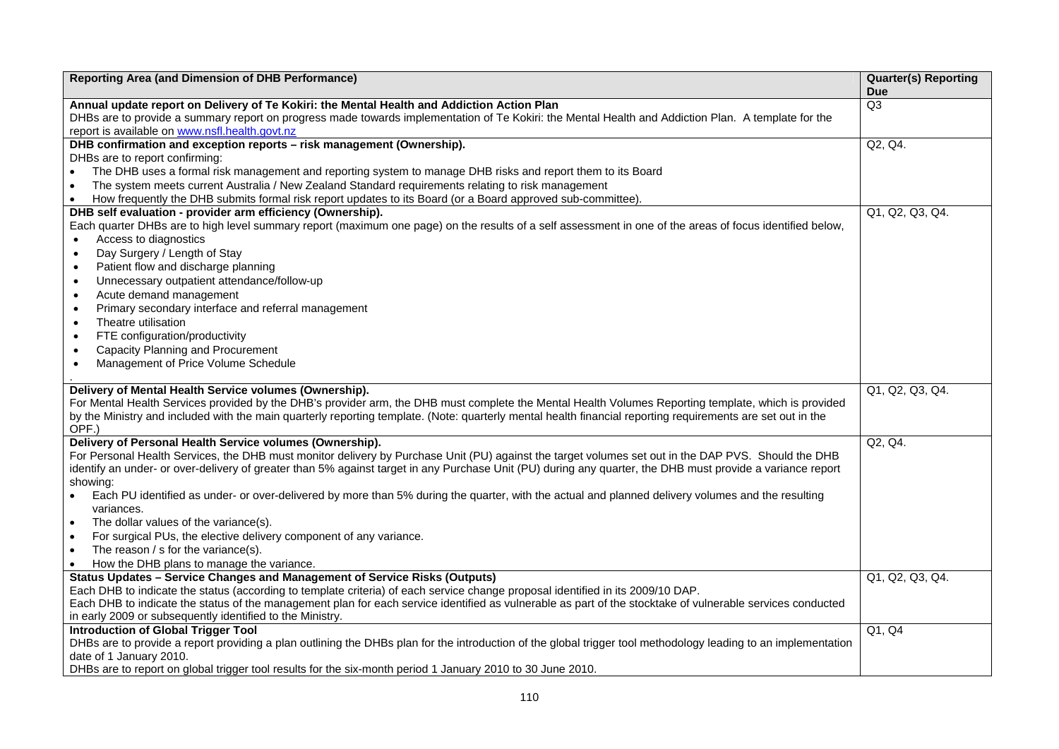| Reporting Area (and Dimension of DHB Performance) | Quarter(s) Reporting Due |
|---|---|
| **Annual update report on Delivery of Te Kokiri: the Mental Health and Addiction Action Plan**<br>DHBs are to provide a summary report on progress made towards implementation of Te Kokiri: the Mental Health and Addiction Plan. A template for the report is available on [www.nsfl.health.govt.nz](www.nsfl.health.govt.nz) | Q3 |
| **DHB confirmation and exception reports – risk management (Ownership).**<br>DHBs are to report confirming:<br>• The DHB uses a formal risk management and reporting system to manage DHB risks and report them to its Board<br>• The system meets current Australia / New Zealand Standard requirements relating to risk management<br>• How frequently the DHB submits formal risk report updates to its Board (or a Board approved sub-committee). | Q2, Q4. |
| **DHB self evaluation - provider arm efficiency (Ownership).**<br>Each quarter DHBs are to high level summary report (maximum one page) on the results of a self assessment in one of the areas of focus identified below,<br>• Access to diagnostics<br>• Day Surgery / Length of Stay<br>• Patient flow and discharge planning<br>• Unnecessary outpatient attendance/follow-up<br>• Acute demand management<br>• Primary secondary interface and referral management<br>• Theatre utilisation<br>• FTE configuration/productivity<br>• Capacity Planning and Procurement<br>• Management of Price Volume Schedule<br>. | Q1, Q2, Q3, Q4. |
| **Delivery of Mental Health Service volumes (Ownership).**<br>For Mental Health Services provided by the DHB's provider arm, the DHB must complete the Mental Health Volumes Reporting template, which is provided by the Ministry and included with the main quarterly reporting template. (Note: quarterly mental health financial reporting requirements are set out in the OPF.) | Q1, Q2, Q3, Q4. |
| **Delivery of Personal Health Service volumes (Ownership).**<br>For Personal Health Services, the DHB must monitor delivery by Purchase Unit (PU) against the target volumes set out in the DAP PVS. Should the DHB identify an under- or over-delivery of greater than 5% against target in any Purchase Unit (PU) during any quarter, the DHB must provide a variance report showing:<br>• Each PU identified as under- or over-delivered by more than 5% during the quarter, with the actual and planned delivery volumes and the resulting variances.<br>• The dollar values of the variance(s).<br>• For surgical PUs, the elective delivery component of any variance.<br>• The reason / s for the variance(s).<br>• How the DHB plans to manage the variance. | Q2, Q4. |
| **Status Updates – Service Changes and Management of Service Risks (Outputs)**<br>Each DHB to indicate the status (according to template criteria) of each service change proposal identified in its 2009/10 DAP.<br>Each DHB to indicate the status of the management plan for each service identified as vulnerable as part of the stocktake of vulnerable services conducted in early 2009 or subsequently identified to the Ministry. | Q1, Q2, Q3, Q4. |
| **Introduction of Global Trigger Tool**<br>DHBs are to provide a report providing a plan outlining the DHBs plan for the introduction of the global trigger tool methodology leading to an implementation date of 1 January 2010.<br>DHBs are to report on global trigger tool results for the six-month period 1 January 2010 to 30 June 2010. | Q1, Q4 |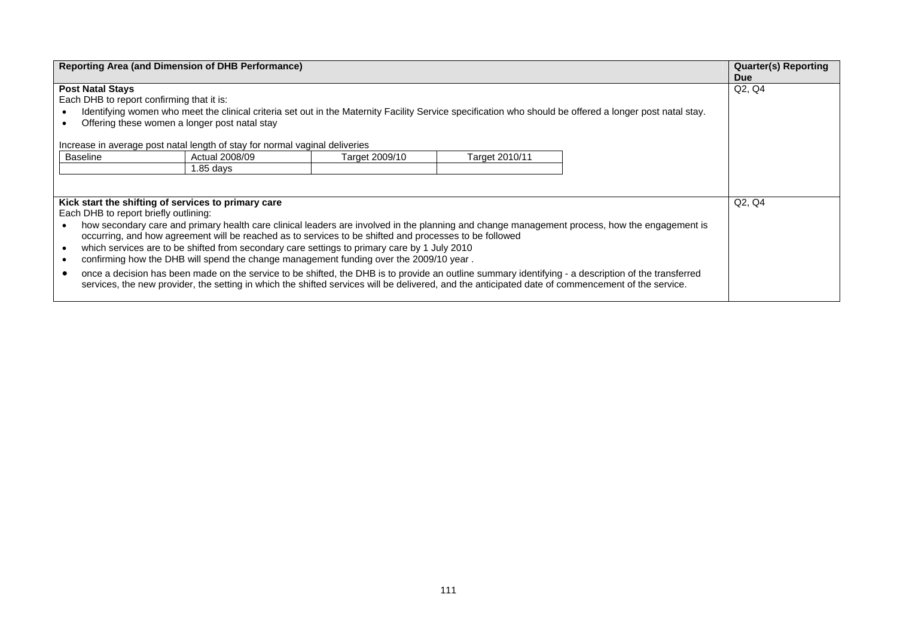| Reporting Area (and Dimension of DHB Performance) | Quarter(s) Reporting Due |
|---|---|
| **Post Natal Stays**<br>Each DHB to report confirming that it is:<br>• Identifying women who meet the clinical criteria set out in the Maternity Facility Service specification who should be offered a longer post natal stay.<br>• Offering these women a longer post natal stay<br><br>Increase in average post natal length of stay for normal vaginal deliveries<br><br>Baseline: — ; Actual 2008/09: 1.85 days ; Target 2009/10: — ; Target 2010/11: — | Q2, Q4 |
| **Kick start the shifting of services to primary care**<br>Each DHB to report briefly outlining:<br>• how secondary care and primary health care clinical leaders are involved in the planning and change management process, how the engagement is occurring, and how agreement will be reached as to services to be shifted and processes to be followed<br>• which services are to be shifted from secondary care settings to primary care by 1 July 2010<br>• confirming how the DHB will spend the change management funding over the 2009/10 year .<br>• once a decision has been made on the service to be shifted, the DHB is to provide an outline summary identifying - a description of the transferred services, the new provider, the setting in which the shifted services will be delivered, and the anticipated date of commencement of the service. | Q2, Q4 |

Increase in average post natal length of stay for normal vaginal deliveries

| Baseline | Actual 2008/09 | Target 2009/10 | Target 2010/11 |
|---|---|---|---|
| | 1.85 days | | |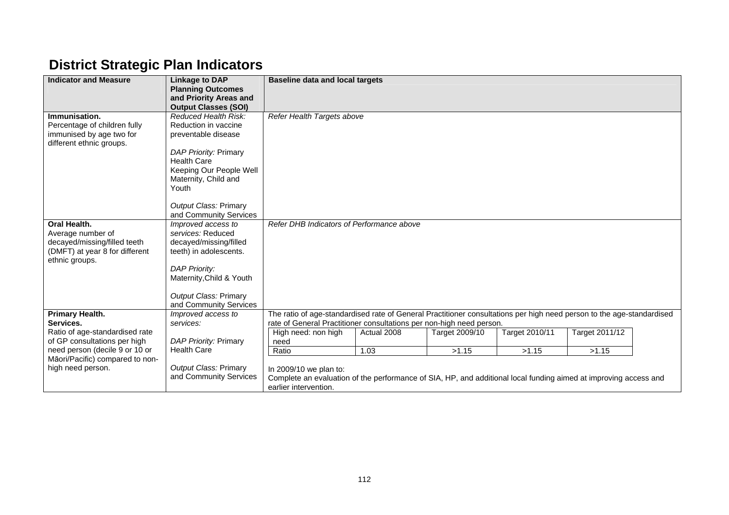# District Strategic Plan Indicators

| Indicator and Measure | Linkage to DAP Planning Outcomes and Priority Areas and Output Classes (SOI) | Baseline data and local targets |
|---|---|---|
| **Immunisation.** Percentage of children fully immunised by age two for different ethnic groups. | *Reduced Health Risk:* Reduction in vaccine preventable disease<br><br>*DAP Priority:* Primary Health Care Keeping Our People Well Maternity, Child and Youth<br><br>*Output Class:* Primary and Community Services | *Refer Health Targets above* |
| **Oral Health.** Average number of decayed/missing/filled teeth (DMFT) at year 8 for different ethnic groups. | *Improved access to services:* Reduced decayed/missing/filled teeth) in adolescents.<br><br>*DAP Priority:* Maternity,Child & Youth<br><br>*Output Class:* Primary and Community Services | *Refer DHB Indicators of Performance above* |
| **Primary Health. Services.** Ratio of age-standardised rate of GP consultations per high need person (decile 9 or 10 or Māori/Pacific) compared to non-high need person. | *Improved access to services:*<br><br>*DAP Priority:* Primary Health Care<br><br>*Output Class:* Primary and Community Services | The ratio of age-standardised rate of General Practitioner consultations per high need person to the age-standardised rate of General Practitioner consultations per non-high need person.<br><br>High need: non high need — Actual 2008: 1.03; Target 2009/10: >1.15; Target 2010/11: >1.15; Target 2011/12: >1.15<br><br>In 2009/10 we plan to:<br>Complete an evaluation of the performance of SIA, HP, and additional local funding aimed at improving access and earlier intervention. |

| High need: non high need | Actual 2008 | Target 2009/10 | Target 2010/11 | Target 2011/12 |
|---|---|---|---|---|
| Ratio | 1.03 | >1.15 | >1.15 | >1.15 |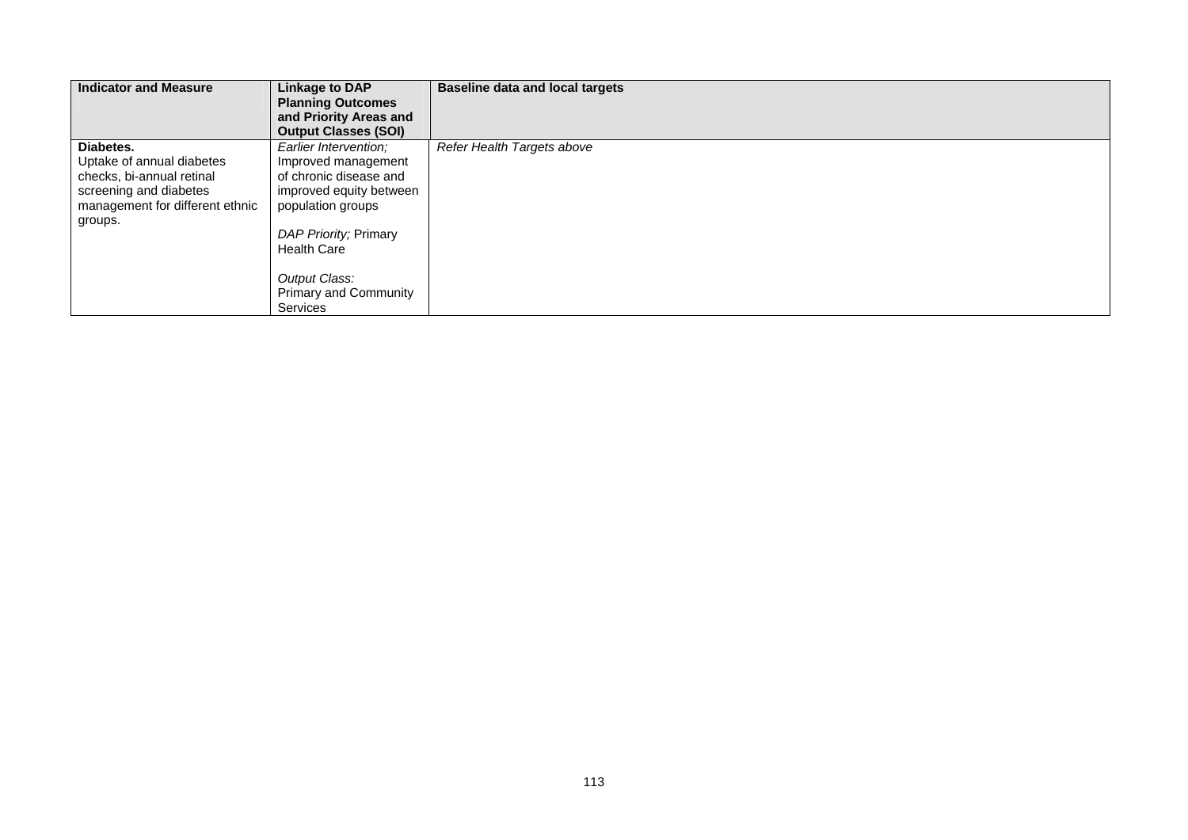| **Indicator and Measure** | **Linkage to DAP Planning Outcomes and Priority Areas and Output Classes (SOI)** | **Baseline data and local targets** |
|---|---|---|
| **Diabetes.**<br>Uptake of annual diabetes checks, bi-annual retinal screening and diabetes management for different ethnic groups. | *Earlier Intervention;* Improved management of chronic disease and improved equity between population groups<br><br>*DAP Priority;* Primary Health Care<br><br>*Output Class:* Primary and Community Services | *Refer Health Targets above* |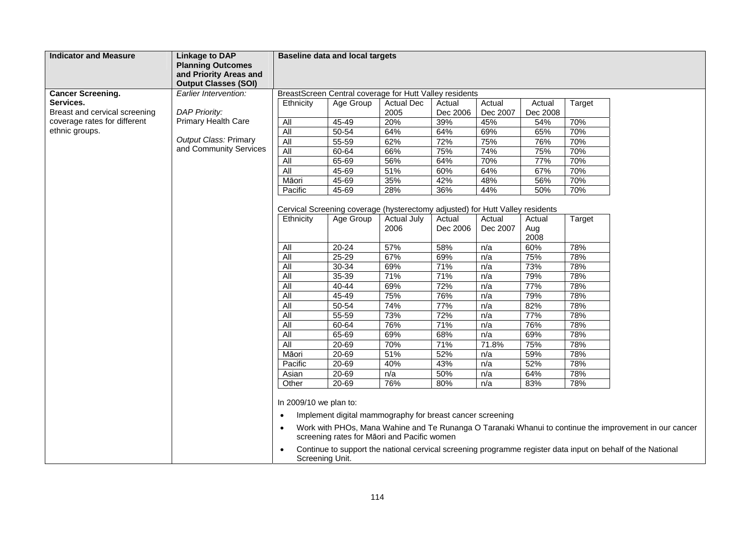| Indicator and Measure | Linkage to DAP Planning Outcomes and Priority Areas and Output Classes (SOI) | Baseline data and local targets |
|---|---|---|
| **Cancer Screening. Services.** Breast and cervical screening coverage rates for different ethnic groups. | *Earlier Intervention:* <br><br> *DAP Priority:* Primary Health Care <br><br> *Output Class:* Primary and Community Services | See tables below |

BreastScreen Central coverage for Hutt Valley residents

| Ethnicity | Age Group | Actual Dec 2005 | Actual Dec 2006 | Actual Dec 2007 | Actual Dec 2008 | Target |
|---|---|---|---|---|---|---|
| All | 45-49 | 20% | 39% | 45% | 54% | 70% |
| All | 50-54 | 64% | 64% | 69% | 65% | 70% |
| All | 55-59 | 62% | 72% | 75% | 76% | 70% |
| All | 60-64 | 66% | 75% | 74% | 75% | 70% |
| All | 65-69 | 56% | 64% | 70% | 77% | 70% |
| All | 45-69 | 51% | 60% | 64% | 67% | 70% |
| Māori | 45-69 | 35% | 42% | 48% | 56% | 70% |
| Pacific | 45-69 | 28% | 36% | 44% | 50% | 70% |

Cervical Screening coverage (hysterectomy adjusted) for Hutt Valley residents

| Ethnicity | Age Group | Actual July 2006 | Actual Dec 2006 | Actual Dec 2007 | Actual Aug 2008 | Target |
|---|---|---|---|---|---|---|
| All | 20-24 | 57% | 58% | n/a | 60% | 78% |
| All | 25-29 | 67% | 69% | n/a | 75% | 78% |
| All | 30-34 | 69% | 71% | n/a | 73% | 78% |
| All | 35-39 | 71% | 71% | n/a | 79% | 78% |
| All | 40-44 | 69% | 72% | n/a | 77% | 78% |
| All | 45-49 | 75% | 76% | n/a | 79% | 78% |
| All | 50-54 | 74% | 77% | n/a | 82% | 78% |
| All | 55-59 | 73% | 72% | n/a | 77% | 78% |
| All | 60-64 | 76% | 71% | n/a | 76% | 78% |
| All | 65-69 | 69% | 68% | n/a | 69% | 78% |
| All | 20-69 | 70% | 71% | 71.8% | 75% | 78% |
| Māori | 20-69 | 51% | 52% | n/a | 59% | 78% |
| Pacific | 20-69 | 40% | 43% | n/a | 52% | 78% |
| Asian | 20-69 | n/a | 50% | n/a | 64% | 78% |
| Other | 20-69 | 76% | 80% | n/a | 83% | 78% |

In 2009/10 we plan to:

- Implement digital mammography for breast cancer screening
- Work with PHOs, Mana Wahine and Te Runanga O Taranaki Whanui to continue the improvement in our cancer screening rates for Māori and Pacific women
- Continue to support the national cervical screening programme register data input on behalf of the National Screening Unit.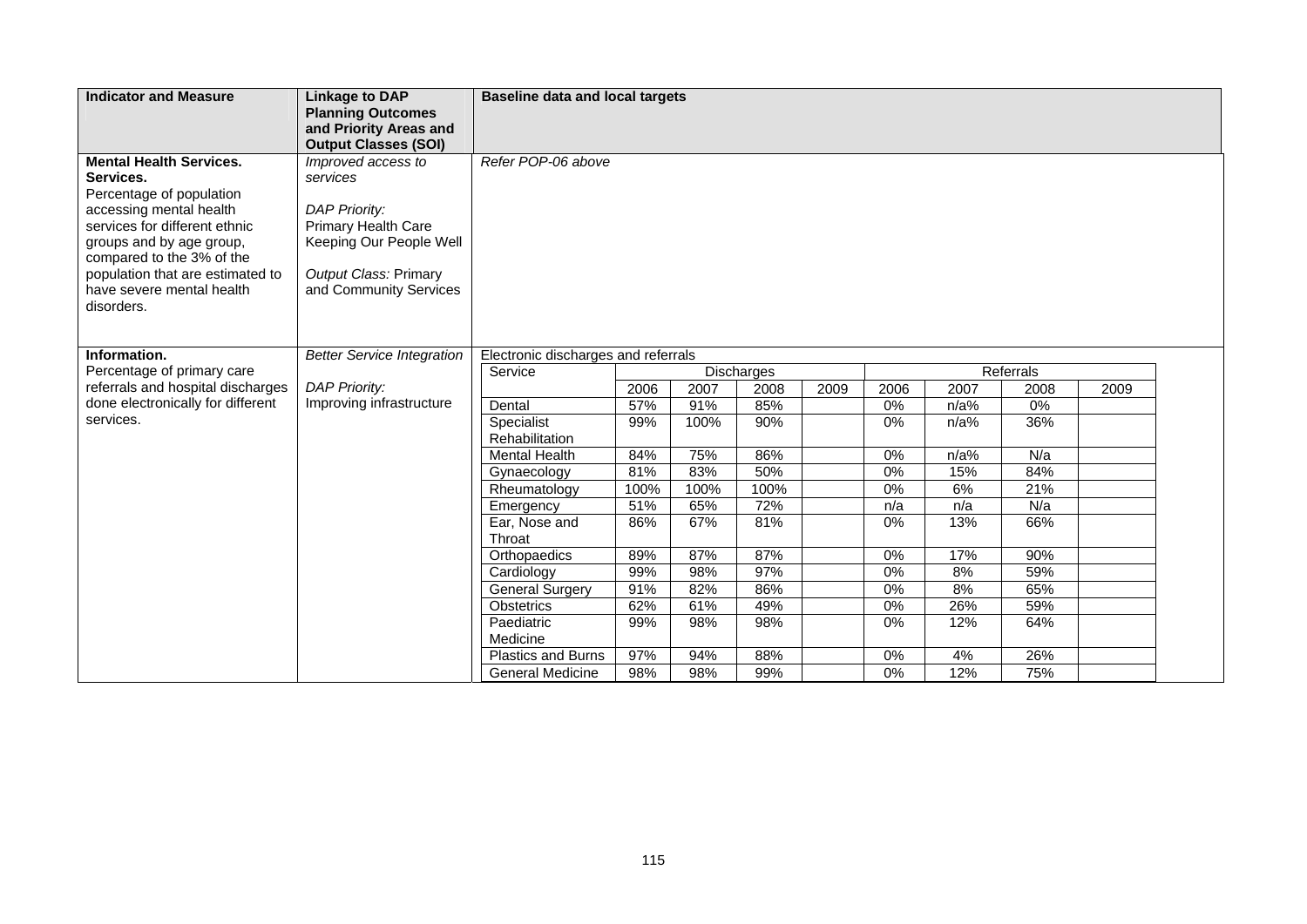| Indicator and Measure | Linkage to DAP Planning Outcomes and Priority Areas and Output Classes (SOI) | Baseline data and local targets |
|---|---|---|
| **Mental Health Services. Services.** Percentage of population accessing mental health services for different ethnic groups and by age group, compared to the 3% of the population that are estimated to have severe mental health disorders. | *Improved access to services*<br><br>*DAP Priority:* Primary Health Care Keeping Our People Well<br><br>*Output Class:* Primary and Community Services | *Refer POP-06 above* |
| **Information.** Percentage of primary care referrals and hospital discharges done electronically for different services. | *Better Service Integration*<br><br>*DAP Priority:* Improving infrastructure | Electronic discharges and referrals (see table below) |

Electronic discharges and referrals

| Service | Discharges | | | | Referrals | | | |
|---|---|---|---|---|---|---|---|---|
| | 2006 | 2007 | 2008 | 2009 | 2006 | 2007 | 2008 | 2009 |
| Dental | 57% | 91% | 85% | | 0% | n/a% | 0% | |
| Specialist Rehabilitation | 99% | 100% | 90% | | 0% | n/a% | 36% | |
| Mental Health | 84% | 75% | 86% | | 0% | n/a% | N/a | |
| Gynaecology | 81% | 83% | 50% | | 0% | 15% | 84% | |
| Rheumatology | 100% | 100% | 100% | | 0% | 6% | 21% | |
| Emergency | 51% | 65% | 72% | | n/a | n/a | N/a | |
| Ear, Nose and Throat | 86% | 67% | 81% | | 0% | 13% | 66% | |
| Orthopaedics | 89% | 87% | 87% | | 0% | 17% | 90% | |
| Cardiology | 99% | 98% | 97% | | 0% | 8% | 59% | |
| General Surgery | 91% | 82% | 86% | | 0% | 8% | 65% | |
| Obstetrics | 62% | 61% | 49% | | 0% | 26% | 59% | |
| Paediatric Medicine | 99% | 98% | 98% | | 0% | 12% | 64% | |
| Plastics and Burns | 97% | 94% | 88% | | 0% | 4% | 26% | |
| General Medicine | 98% | 98% | 99% | | 0% | 12% | 75% | |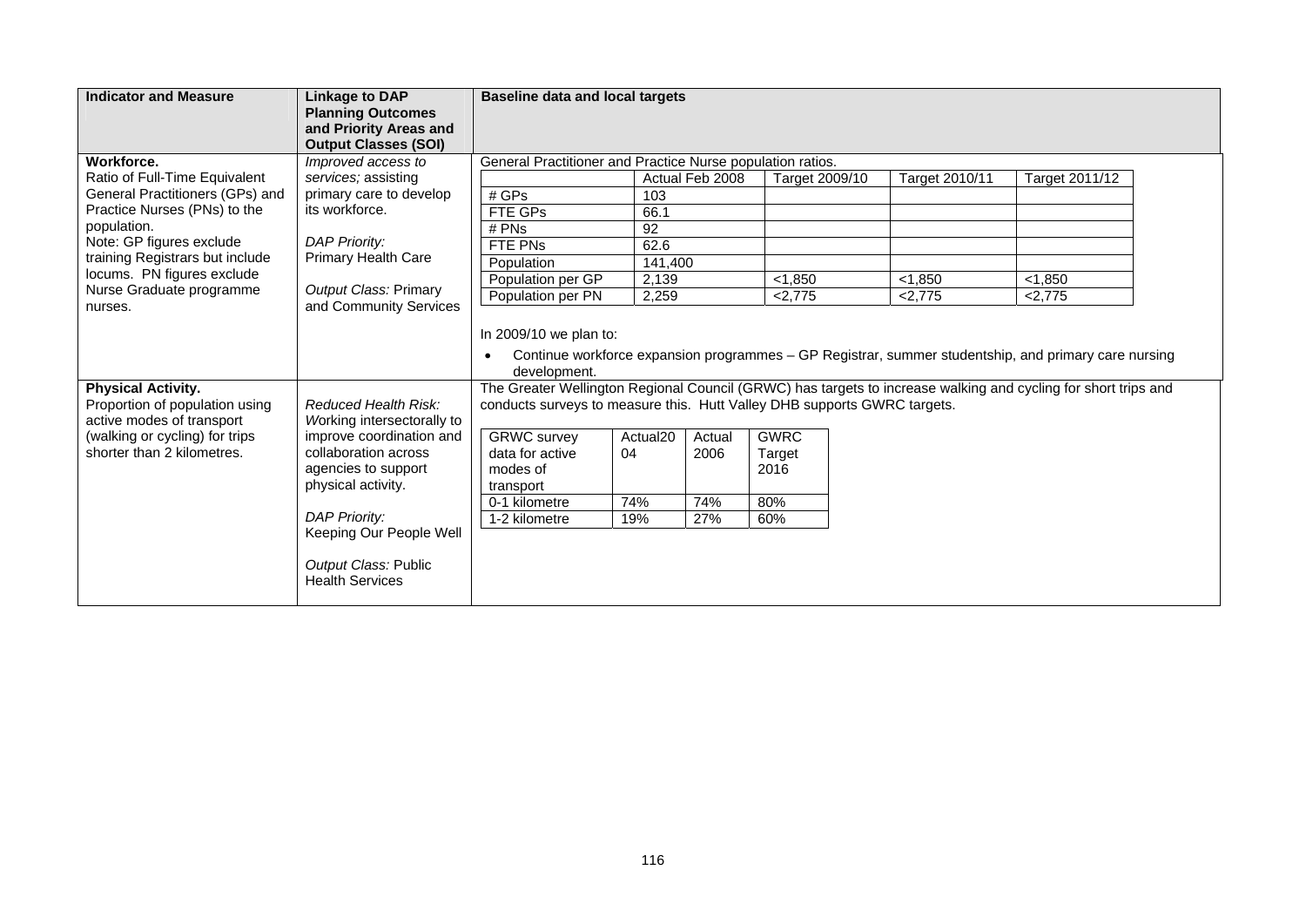| Indicator and Measure | Linkage to DAP Planning Outcomes and Priority Areas and Output Classes (SOI) | Baseline data and local targets |
|---|---|---|
| **Workforce.**<br>Ratio of Full-Time Equivalent General Practitioners (GPs) and Practice Nurses (PNs) to the population.<br>Note: GP figures exclude training Registrars but include locums. PN figures exclude Nurse Graduate programme nurses. | *Improved access to services;* assisting primary care to develop its workforce.<br><br>*DAP Priority:* Primary Health Care<br><br>*Output Class:* Primary and Community Services | General Practitioner and Practice Nurse population ratios. (see table below)<br><br>In 2009/10 we plan to:<br>• Continue workforce expansion programmes – GP Registrar, summer studentship, and primary care nursing development. |
| **Physical Activity.**<br>Proportion of population using active modes of transport (walking or cycling) for trips shorter than 2 kilometres. | *Reduced Health Risk: W*orking intersectorally to improve coordination and collaboration across agencies to support physical activity.<br><br>*DAP Priority:* Keeping Our People Well<br><br>*Output Class:* Public Health Services | The Greater Wellington Regional Council (GRWC) has targets to increase walking and cycling for short trips and conducts surveys to measure this. Hutt Valley DHB supports GWRC targets. (see table below) |

General Practitioner and Practice Nurse population ratios.

| | Actual Feb 2008 | Target 2009/10 | Target 2010/11 | Target 2011/12 |
|---|---|---|---|---|
| # GPs | 103 | | | |
| FTE GPs | 66.1 | | | |
| # PNs | 92 | | | |
| FTE PNs | 62.6 | | | |
| Population | 141,400 | | | |
| Population per GP | 2,139 | <1,850 | <1,850 | <1,850 |
| Population per PN | 2,259 | <2,775 | <2,775 | <2,775 |

| GRWC survey data for active modes of transport | Actual2004 | Actual 2006 | GWRC Target 2016 |
|---|---|---|---|
| 0-1 kilometre | 74% | 74% | 80% |
| 1-2 kilometre | 19% | 27% | 60% |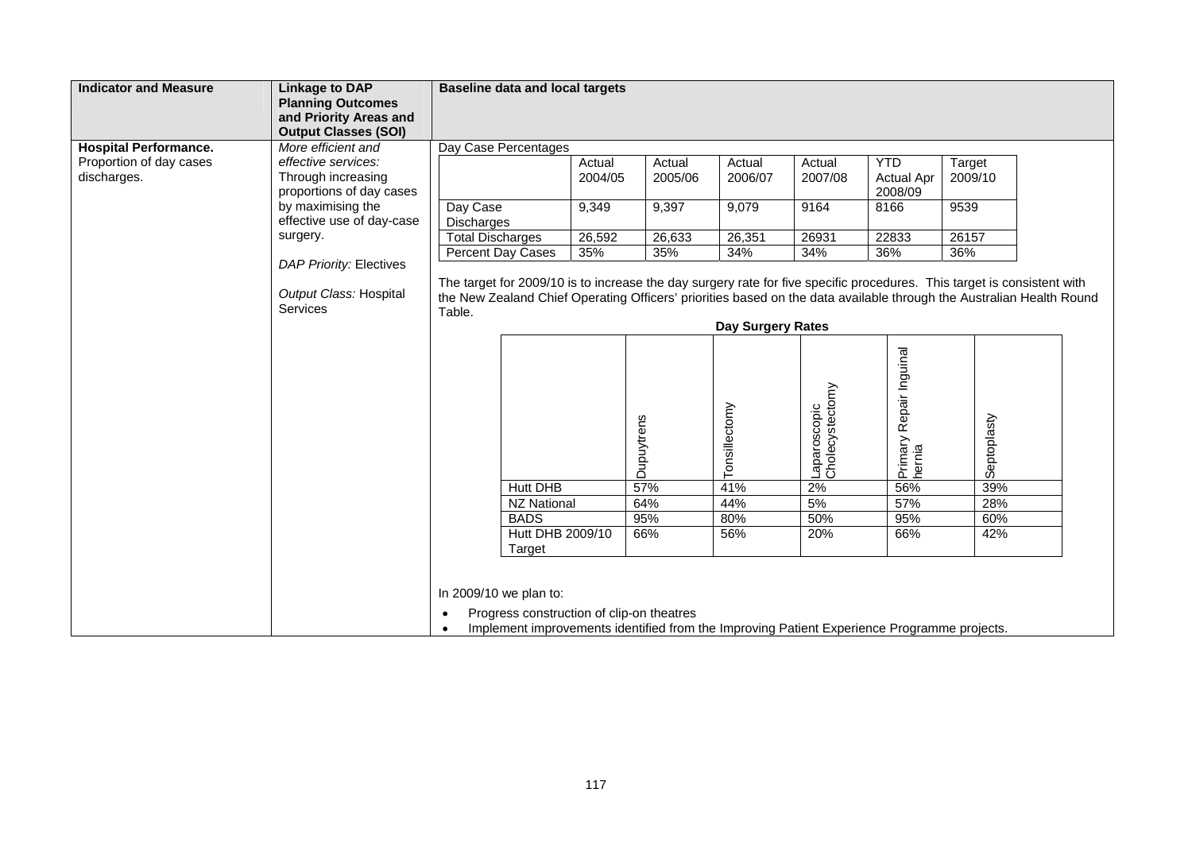| Indicator and Measure | Linkage to DAP Planning Outcomes and Priority Areas and Output Classes (SOI) | Baseline data and local targets |
|---|---|---|
| **Hospital Performance.** Proportion of day cases discharges. | *More efficient and effective services:* Through increasing proportions of day cases by maximising the effective use of day-case surgery. *DAP Priority:* Electives *Output Class:* Hospital Services | See below |

Day Case Percentages

| | Actual 2004/05 | Actual 2005/06 | Actual 2006/07 | Actual 2007/08 | YTD Actual Apr 2008/09 | Target 2009/10 |
|---|---|---|---|---|---|---|
| Day Case Discharges | 9,349 | 9,397 | 9,079 | 9164 | 8166 | 9539 |
| Total Discharges | 26,592 | 26,633 | 26,351 | 26931 | 22833 | 26157 |
| Percent Day Cases | 35% | 35% | 34% | 34% | 36% | 36% |

The target for 2009/10 is to increase the day surgery rate for five specific procedures. This target is consistent with the New Zealand Chief Operating Officers' priorities based on the data available through the Australian Health Round Table.

**Day Surgery Rates**

| | Dupuytrens | Tonsillectomy | Laparoscopic Cholecystectomy | Primary Repair Inguinal hernia | Septoplasty |
|---|---|---|---|---|---|
| Hutt DHB | 57% | 41% | 2% | 56% | 39% |
| NZ National | 64% | 44% | 5% | 57% | 28% |
| BADS | 95% | 80% | 50% | 95% | 60% |
| Hutt DHB 2009/10 Target | 66% | 56% | 20% | 66% | 42% |

In 2009/10 we plan to:

- Progress construction of clip-on theatres
- Implement improvements identified from the Improving Patient Experience Programme projects.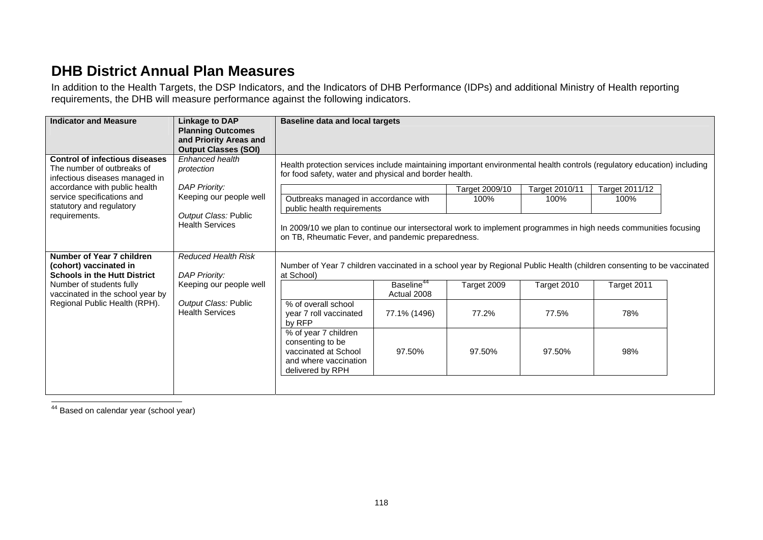# DHB District Annual Plan Measures

In addition to the Health Targets, the DSP Indicators, and the Indicators of DHB Performance (IDPs) and additional Ministry of Health reporting requirements, the DHB will measure performance against the following indicators.

| Indicator and Measure | Linkage to DAP Planning Outcomes and Priority Areas and Output Classes (SOI) | Baseline data and local targets |
|---|---|---|
| **Control of infectious diseases** The number of outbreaks of infectious diseases managed in accordance with public health service specifications and statutory and regulatory requirements. | *Enhanced health protection*<br><br>*DAP Priority:* Keeping our people well<br><br>*Output Class:* Public Health Services | Health protection services include maintaining important environmental health controls (regulatory education) including for food safety, water and physical and border health.<br><br>Outbreaks managed in accordance with public health requirements: Target 2009/10: 100%; Target 2010/11: 100%; Target 2011/12: 100%<br><br>In 2009/10 we plan to continue our intersectoral work to implement programmes in high needs communities focusing on TB, Rheumatic Fever, and pandemic preparedness. |
| **Number of Year 7 children (cohort) vaccinated in Schools in the Hutt District** Number of students fully vaccinated in the school year by Regional Public Health (RPH). | *Reduced Health Risk*<br><br>*DAP Priority:* Keeping our people well<br><br>*Output Class:* Public Health Services | Number of Year 7 children vaccinated in a school year by Regional Public Health (children consenting to be vaccinated at School) |

| | Target 2009/10 | Target 2010/11 | Target 2011/12 |
|---|---|---|---|
| Outbreaks managed in accordance with public health requirements | 100% | 100% | 100% |

| | Baseline[44] Actual 2008 | Target 2009 | Target 2010 | Target 2011 |
|---|---|---|---|---|
| % of overall school year 7 roll vaccinated by RFP | 77.1% (1496) | 77.2% | 77.5% | 78% |
| % of year 7 children consenting to be vaccinated at School and where vaccination delivered by RPH | 97.50% | 97.50% | 97.50% | 98% |

[44] Based on calendar year (school year)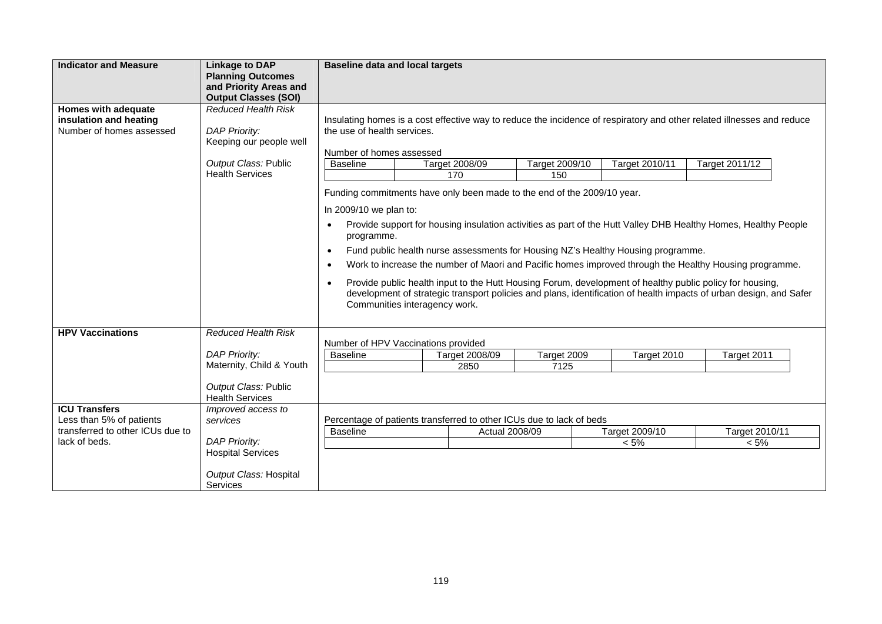| Indicator and Measure | Linkage to DAP Planning Outcomes and Priority Areas and Output Classes (SOI) | Baseline data and local targets |
|---|---|---|
| **Homes with adequate insulation and heating**<br>Number of homes assessed | *Reduced Health Risk*<br><br>*DAP Priority:* Keeping our people well<br><br>*Output Class:* Public Health Services | Insulating homes is a cost effective way to reduce the incidence of respiratory and other related illnesses and reduce the use of health services.<br><br>Number of homes assessed<br><br>Baseline: – ; Target 2008/09: 170 ; Target 2009/10: 150 ; Target 2010/11: – ; Target 2011/12: –<br><br>Funding commitments have only been made to the end of the 2009/10 year.<br><br>In 2009/10 we plan to:<br>• Provide support for housing insulation activities as part of the Hutt Valley DHB Healthy Homes, Healthy People programme.<br>• Fund public health nurse assessments for Housing NZ's Healthy Housing programme.<br>• Work to increase the number of Maori and Pacific homes improved through the Healthy Housing programme.<br>• Provide public health input to the Hutt Housing Forum, development of healthy public policy for housing, development of strategic transport policies and plans, identification of health impacts of urban design, and Safer Communities interagency work. |
| **HPV Vaccinations** | *Reduced Health Risk*<br><br>*DAP Priority:* Maternity, Child & Youth<br><br>*Output Class:* Public Health Services | Number of HPV Vaccinations provided<br><br>Baseline: – ; Target 2008/09: 2850 ; Target 2009: 7125 ; Target 2010: – ; Target 2011: – |
| **ICU Transfers**<br>Less than 5% of patients transferred to other ICUs due to lack of beds. | *Improved access to services*<br><br>*DAP Priority:* Hospital Services<br><br>*Output Class:* Hospital Services | Percentage of patients transferred to other ICUs due to lack of beds<br><br>Baseline: – ; Actual 2008/09: – ; Target 2009/10: < 5% ; Target 2010/11: < 5% |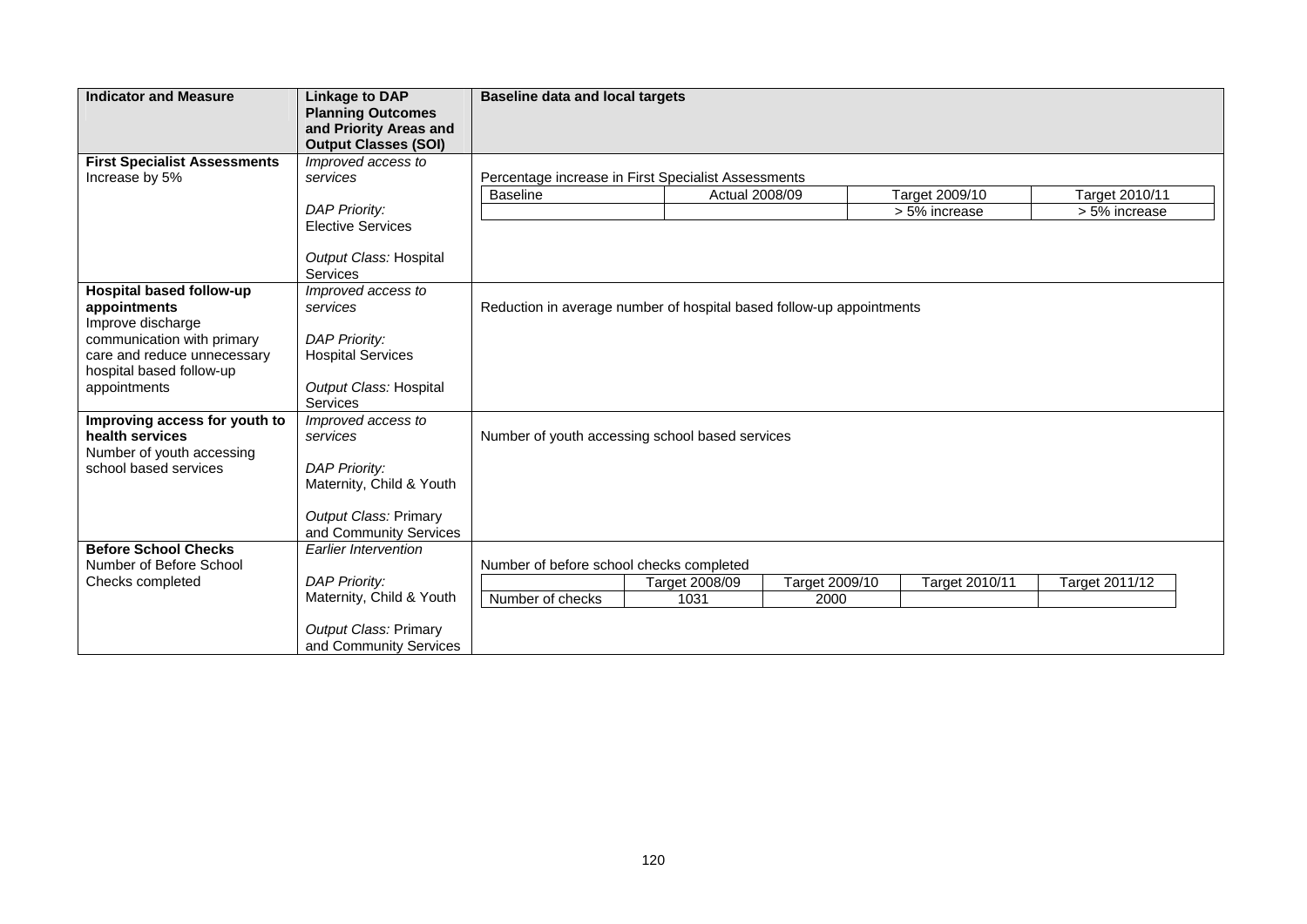| Indicator and Measure | Linkage to DAP Planning Outcomes and Priority Areas and Output Classes (SOI) | Baseline data and local targets |
|---|---|---|
| **First Specialist Assessments**<br>Increase by 5% | *Improved access to services*<br><br>*DAP Priority:*<br>Elective Services<br><br>*Output Class:* Hospital Services | Percentage increase in First Specialist Assessments<br><br>Baseline: — ; Actual 2008/09: — ; Target 2009/10: > 5% increase ; Target 2010/11: > 5% increase |
| **Hospital based follow-up appointments**<br>Improve discharge communication with primary care and reduce unnecessary hospital based follow-up appointments | *Improved access to services*<br><br>*DAP Priority:*<br>Hospital Services<br><br>*Output Class:* Hospital Services | Reduction in average number of hospital based follow-up appointments |
| **Improving access for youth to health services**<br>Number of youth accessing school based services | *Improved access to services*<br><br>*DAP Priority:*<br>Maternity, Child & Youth<br><br>*Output Class:* Primary and Community Services | Number of youth accessing school based services |
| **Before School Checks**<br>Number of Before School Checks completed | *Earlier Intervention*<br><br>*DAP Priority:*<br>Maternity, Child & Youth<br><br>*Output Class:* Primary and Community Services | Number of before school checks completed<br><br>Number of checks — Target 2008/09: 1031 ; Target 2009/10: 2000 ; Target 2010/11: — ; Target 2011/12: — |

**First Specialist Assessments – Percentage increase in First Specialist Assessments**

| Baseline | Actual 2008/09 | Target 2009/10 | Target 2010/11 |
|---|---|---|---|
| | | > 5% increase | > 5% increase |

**Before School Checks – Number of before school checks completed**

| | Target 2008/09 | Target 2009/10 | Target 2010/11 | Target 2011/12 |
|---|---|---|---|---|
| Number of checks | 1031 | 2000 | | |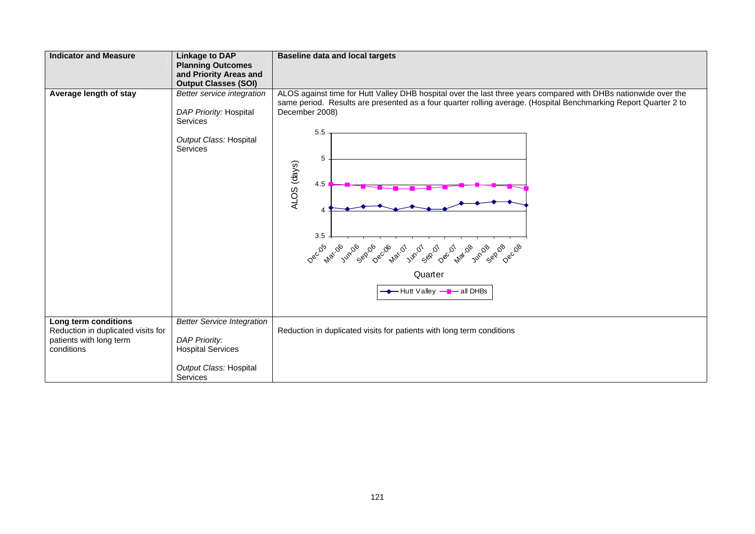| Indicator and Measure | Linkage to DAP Planning Outcomes and Priority Areas and Output Classes (SOI) | Baseline data and local targets |
|---|---|---|
| **Average length of stay** | *Better service integration*<br><br>*DAP Priority:* Hospital Services<br><br>*Output Class:* Hospital Services | ALOS against time for Hutt Valley DHB hospital over the last three years compared with DHBs nationwide over the same period. Results are presented as a four quarter rolling average. (Hospital Benchmarking Report Quarter 2 to December 2008)<br><br>ALOS (days) — Quarter: Dec-05, Mar-06, Jun-06, Sep-06, Dec-06, Mar-07, Jun-07, Sep-07, Dec-07, Mar-08, Jun-08, Sep-08, Dec-08<br>Legend: Hutt Valley; all DHBs |
| **Long term conditions**<br>Reduction in duplicated visits for patients with long term conditions | *Better Service Integration*<br><br>*DAP Priority:* Hospital Services<br><br>*Output Class:* Hospital Services | Reduction in duplicated visits for patients with long term conditions |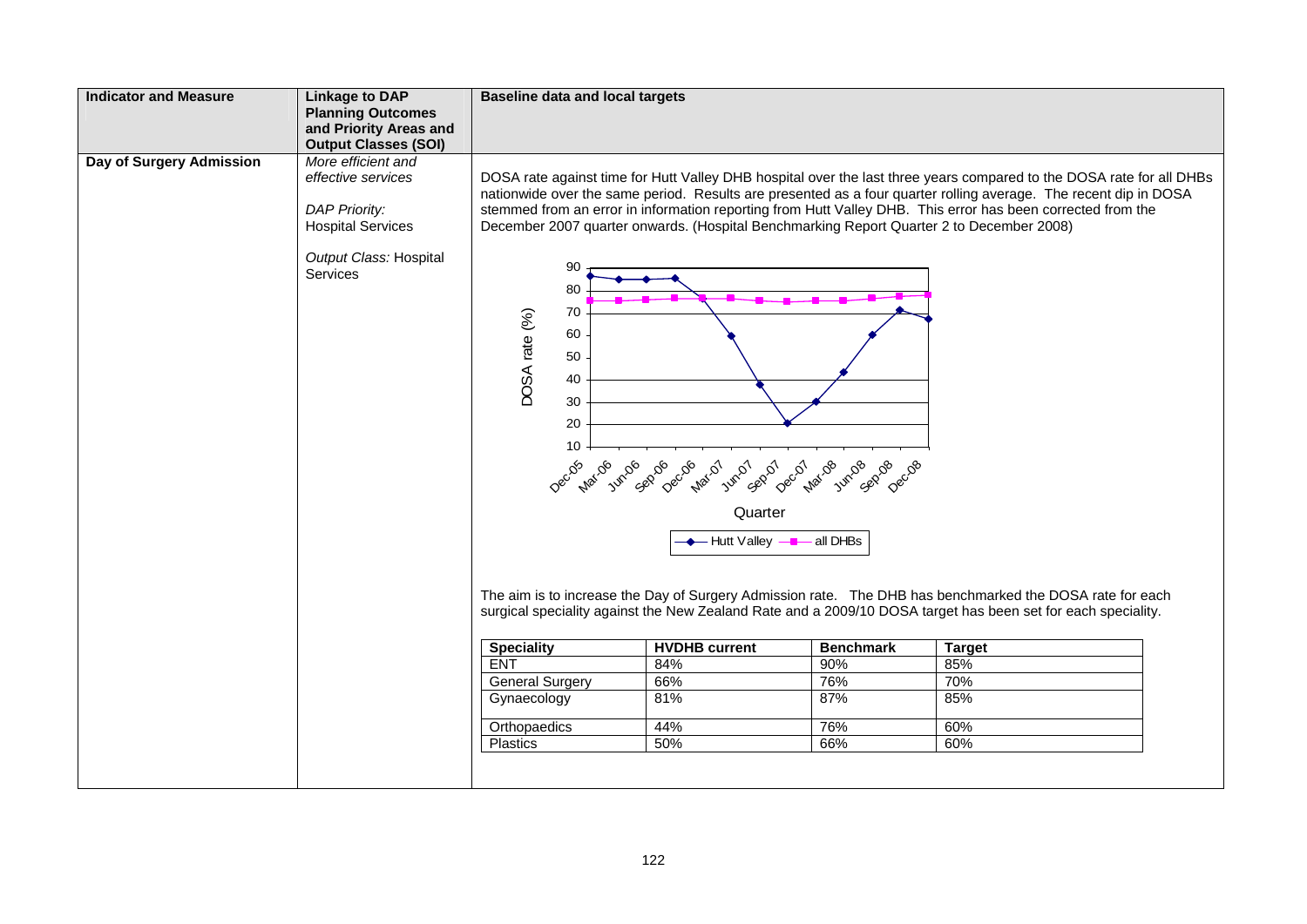| Indicator and Measure | Linkage to DAP Planning Outcomes and Priority Areas and Output Classes (SOI) | Baseline data and local targets |
|---|---|---|
| **Day of Surgery Admission** | *More efficient and effective services*<br><br>*DAP Priority:* Hospital Services<br><br>*Output Class:* Hospital Services | DOSA rate against time for Hutt Valley DHB hospital over the last three years compared to the DOSA rate for all DHBs nationwide over the same period. Results are presented as a four quarter rolling average. The recent dip in DOSA stemmed from an error in information reporting from Hutt Valley DHB. This error has been corrected from the December 2007 quarter onwards. (Hospital Benchmarking Report Quarter 2 to December 2008) |

DOSA rate (%) by Quarter (Dec-05 to Dec-08) — Hutt Valley vs all DHBs

The aim is to increase the Day of Surgery Admission rate. The DHB has benchmarked the DOSA rate for each surgical speciality against the New Zealand Rate and a 2009/10 DOSA target has been set for each speciality.

| Speciality | HVDHB current | Benchmark | Target |
|---|---|---|---|
| ENT | 84% | 90% | 85% |
| General Surgery | 66% | 76% | 70% |
| Gynaecology | 81% | 87% | 85% |
| Orthopaedics | 44% | 76% | 60% |
| Plastics | 50% | 66% | 60% |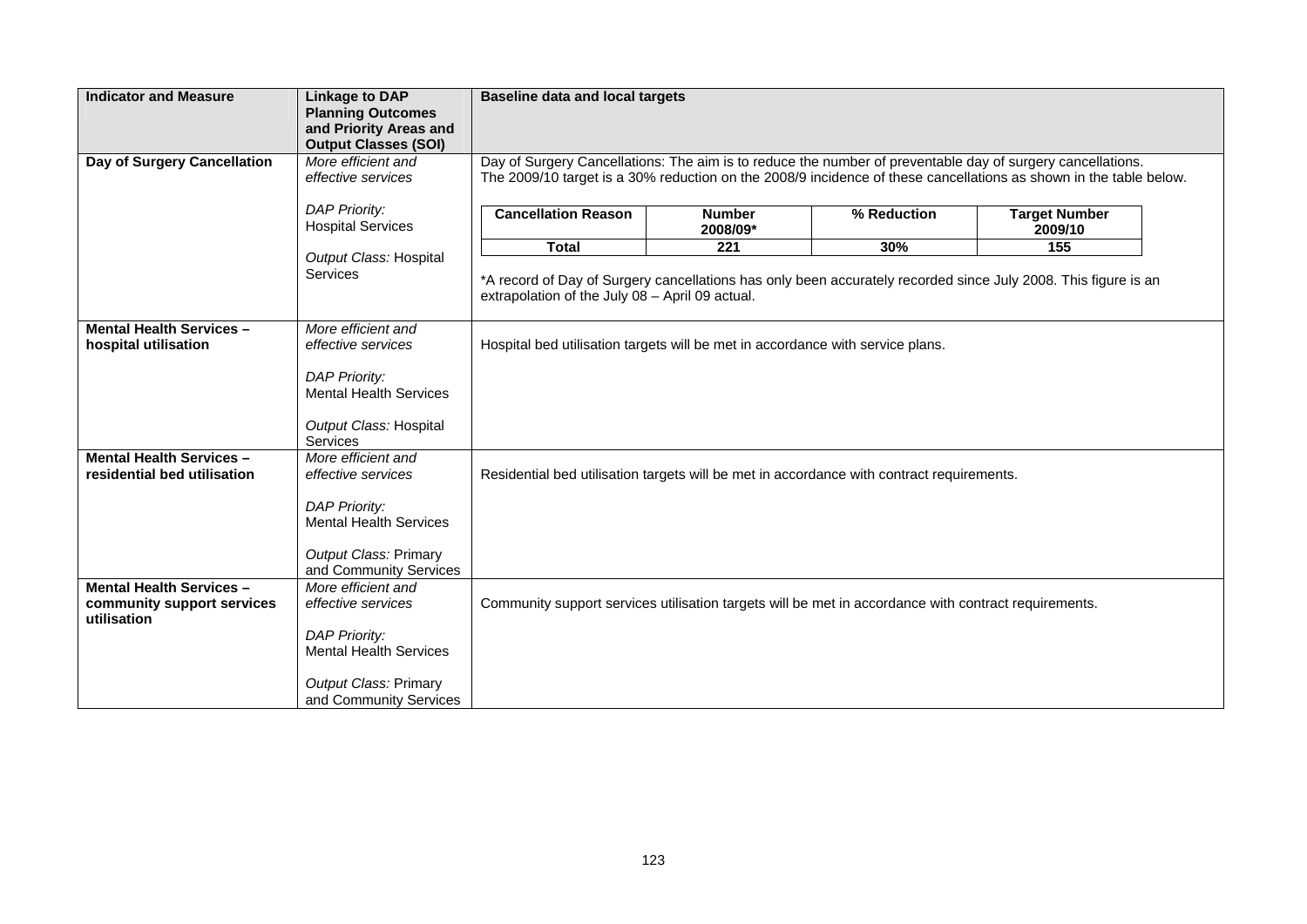| Indicator and Measure | Linkage to DAP Planning Outcomes and Priority Areas and Output Classes (SOI) | Baseline data and local targets |
|---|---|---|
| **Day of Surgery Cancellation** | *More efficient and effective services*<br><br>*DAP Priority:* Hospital Services<br><br>*Output Class:* Hospital Services | Day of Surgery Cancellations: The aim is to reduce the number of preventable day of surgery cancellations. The 2009/10 target is a 30% reduction on the 2008/9 incidence of these cancellations as shown in the table below.<br><br>**Cancellation Reason** \| **Number 2008/09*** \| **% Reduction** \| **Target Number 2009/10**<br>**Total** \| **221** \| **30%** \| **155**<br><br>*A record of Day of Surgery cancellations has only been accurately recorded since July 2008. This figure is an extrapolation of the July 08 – April 09 actual. |
| **Mental Health Services – hospital utilisation** | *More efficient and effective services*<br><br>*DAP Priority:* Mental Health Services<br><br>*Output Class:* Hospital Services | Hospital bed utilisation targets will be met in accordance with service plans. |
| **Mental Health Services – residential bed utilisation** | *More efficient and effective services*<br><br>*DAP Priority:* Mental Health Services<br><br>*Output Class:* Primary and Community Services | Residential bed utilisation targets will be met in accordance with contract requirements. |
| **Mental Health Services – community support services utilisation** | *More efficient and effective services*<br><br>*DAP Priority:* Mental Health Services<br><br>*Output Class:* Primary and Community Services | Community support services utilisation targets will be met in accordance with contract requirements. |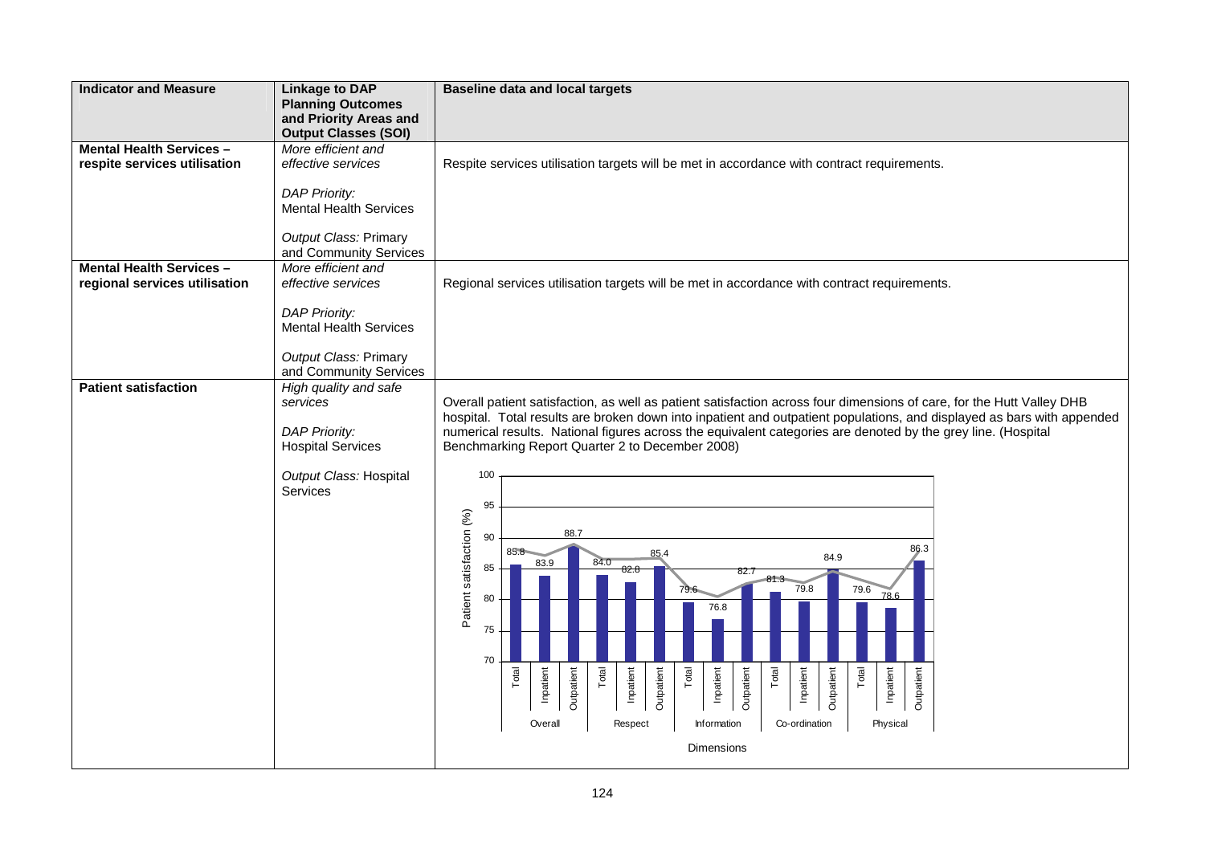| Indicator and Measure | Linkage to DAP Planning Outcomes and Priority Areas and Output Classes (SOI) | Baseline data and local targets |
|---|---|---|
| **Mental Health Services – respite services utilisation** | *More efficient and effective services*<br><br>*DAP Priority:* Mental Health Services<br><br>*Output Class:* Primary and Community Services | Respite services utilisation targets will be met in accordance with contract requirements. |
| **Mental Health Services – regional services utilisation** | *More efficient and effective services*<br><br>*DAP Priority:* Mental Health Services<br><br>*Output Class:* Primary and Community Services | Regional services utilisation targets will be met in accordance with contract requirements. |
| **Patient satisfaction** | *High quality and safe services*<br><br>*DAP Priority:* Hospital Services<br><br>*Output Class:* Hospital Services | Overall patient satisfaction, as well as patient satisfaction across four dimensions of care, for the Hutt Valley DHB hospital. Total results are broken down into inpatient and outpatient populations, and displayed as bars with appended numerical results. National figures across the equivalent categories are denoted by the grey line. (Hospital Benchmarking Report Quarter 2 to December 2008)<br><br>Patient satisfaction (%) by Dimensions:<br>Overall – Total 85.8, Inpatient 83.9, Outpatient 88.7<br>Respect – Total 84.0, Inpatient 82.8, Outpatient 85.4<br>Information – Total 79.6, Inpatient 76.8, Outpatient 82.7<br>Co-ordination – Total 81.3, Inpatient 79.8, Outpatient 84.9<br>Physical – Total 79.6, Inpatient 78.6, Outpatient 86.3 |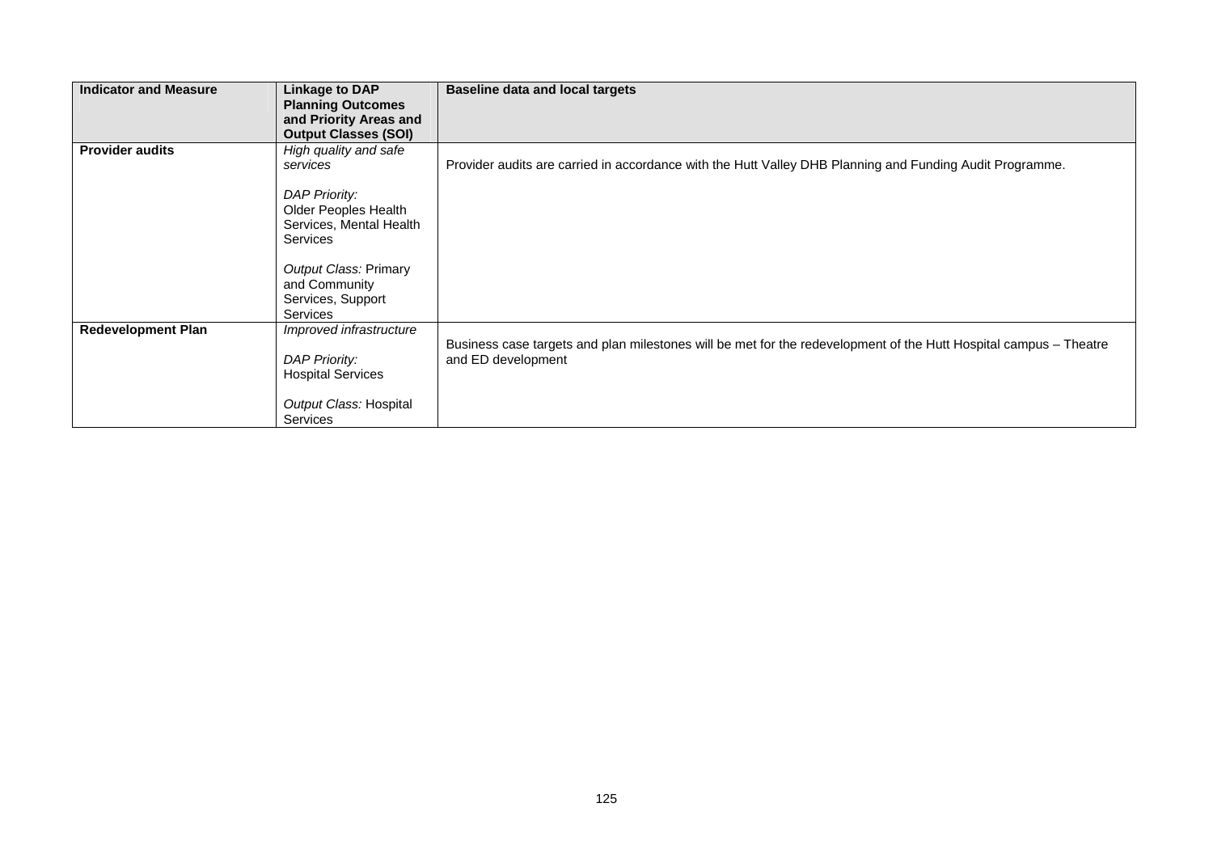| Indicator and Measure | Linkage to DAP Planning Outcomes and Priority Areas and Output Classes (SOI) | Baseline data and local targets |
|---|---|---|
| **Provider audits** | *High quality and safe services*<br><br>*DAP Priority:*<br>Older Peoples Health Services, Mental Health Services<br><br>*Output Class:* Primary and Community Services, Support Services | Provider audits are carried in accordance with the Hutt Valley DHB Planning and Funding Audit Programme. |
| **Redevelopment Plan** | *Improved infrastructure*<br><br>*DAP Priority:*<br>Hospital Services<br><br>*Output Class:* Hospital Services | Business case targets and plan milestones will be met for the redevelopment of the Hutt Hospital campus – Theatre and ED development |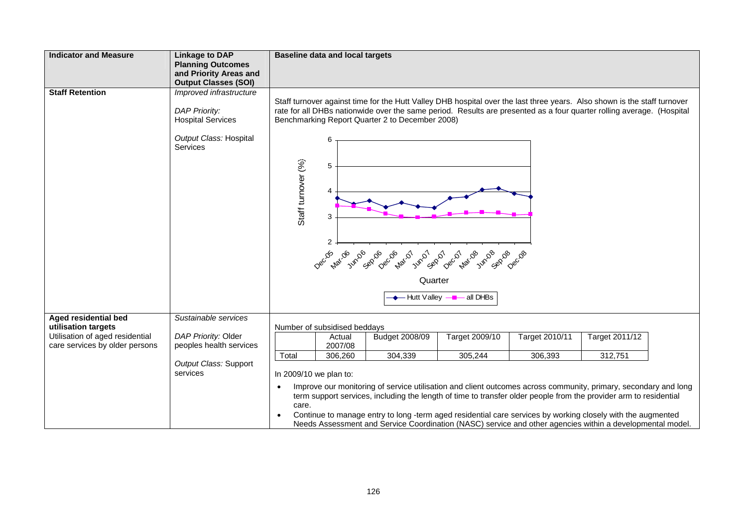| Indicator and Measure | Linkage to DAP Planning Outcomes and Priority Areas and Output Classes (SOI) | Baseline data and local targets |
|---|---|---|
| **Staff Retention** | *Improved infrastructure*<br><br>*DAP Priority:* Hospital Services<br><br>*Output Class:* Hospital Services | Staff turnover against time for the Hutt Valley DHB hospital over the last three years. Also shown is the staff turnover rate for all DHBs nationwide over the same period. Results are presented as a four quarter rolling average. (Hospital Benchmarking Report Quarter 2 to December 2008)<br><br>Staff turnover (%) — Quarter: Dec-05, Mar-06, Jun-06, Sep-06, Dec-06, Mar-07, Jun-07, Sep-07, Dec-07, Mar-08, Jun-08, Sep-08, Dec-08<br><br>Legend: Hutt Valley, all DHBs |
| **Aged residential bed utilisation targets**<br>Utilisation of aged residential care services by older persons | *Sustainable services*<br><br>*DAP Priority:* Older peoples health services<br><br>*Output Class:* Support services | Number of subsidised beddays (see table below)<br><br>In 2009/10 we plan to:<br>• Improve our monitoring of service utilisation and client outcomes across community, primary, secondary and long term support services, including the length of time to transfer older people from the provider arm to residential care.<br>• Continue to manage entry to long -term aged residential care services by working closely with the augmented Needs Assessment and Service Coordination (NASC) service and other agencies within a developmental model. |

Number of subsidised beddays

| | Actual 2007/08 | Budget 2008/09 | Target 2009/10 | Target 2010/11 | Target 2011/12 |
|---|---|---|---|---|---|
| Total | 306,260 | 304,339 | 305,244 | 306,393 | 312,751 |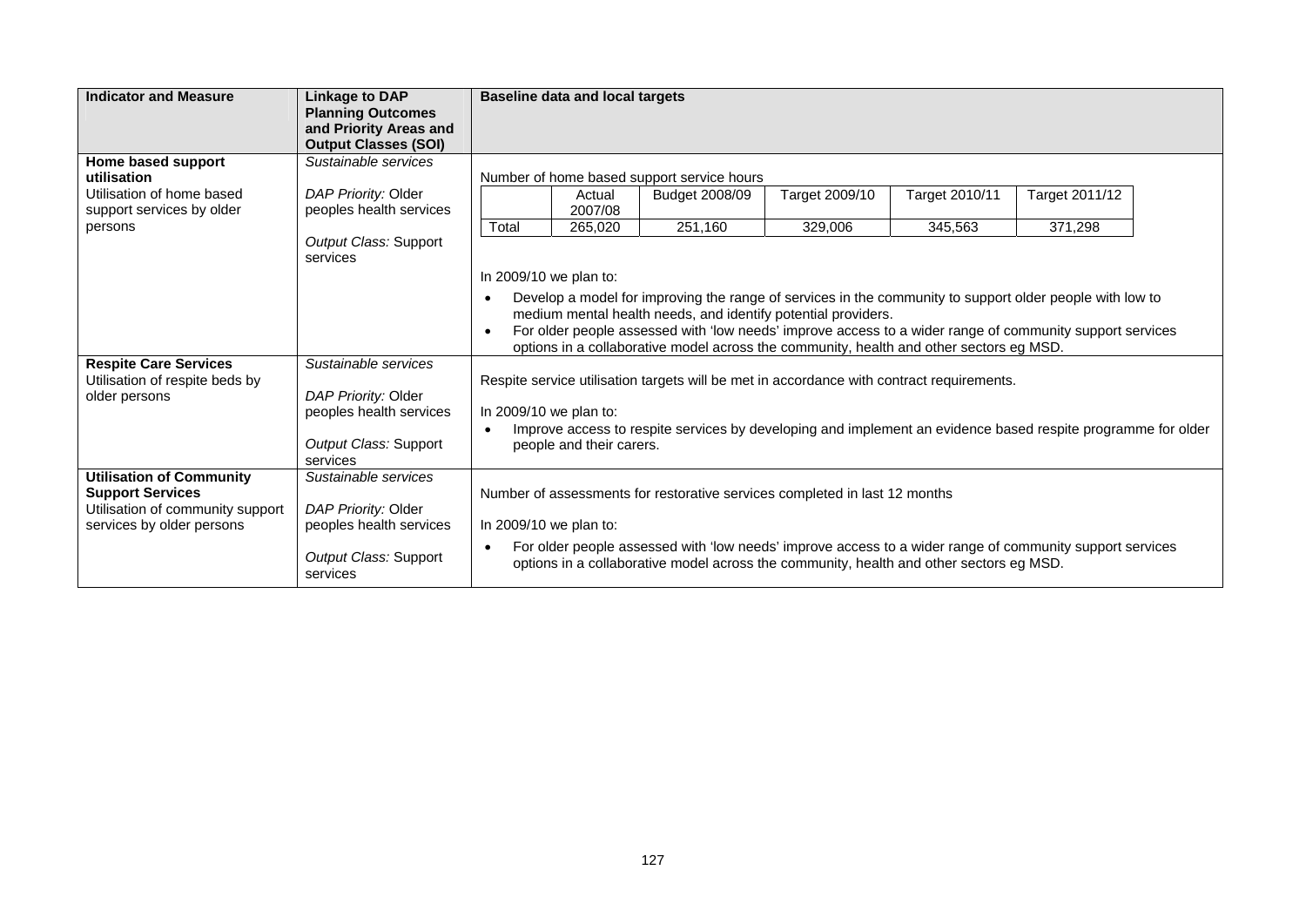| Indicator and Measure | Linkage to DAP Planning Outcomes and Priority Areas and Output Classes (SOI) | Baseline data and local targets |
|---|---|---|
| **Home based support utilisation**<br>Utilisation of home based support services by older persons | *Sustainable services*<br><br>*DAP Priority:* Older peoples health services<br><br>*Output Class:* Support services | Number of home based support service hours<br><br>\| \| Actual 2007/08 \| Budget 2008/09 \| Target 2009/10 \| Target 2010/11 \| Target 2011/12 \|<br>\| Total \| 265,020 \| 251,160 \| 329,006 \| 345,563 \| 371,298 \|<br><br>In 2009/10 we plan to:<br>• Develop a model for improving the range of services in the community to support older people with low to medium mental health needs, and identify potential providers.<br>• For older people assessed with 'low needs' improve access to a wider range of community support services options in a collaborative model across the community, health and other sectors eg MSD. |
| **Respite Care Services**<br>Utilisation of respite beds by older persons | *Sustainable services*<br><br>*DAP Priority:* Older peoples health services<br><br>*Output Class:* Support services | Respite service utilisation targets will be met in accordance with contract requirements.<br><br>In 2009/10 we plan to:<br>• Improve access to respite services by developing and implement an evidence based respite programme for older people and their carers. |
| **Utilisation of Community Support Services**<br>Utilisation of community support services by older persons | *Sustainable services*<br><br>*DAP Priority:* Older peoples health services<br><br>*Output Class:* Support services | Number of assessments for restorative services completed in last 12 months<br><br>In 2009/10 we plan to:<br>• For older people assessed with 'low needs' improve access to a wider range of community support services options in a collaborative model across the community, health and other sectors eg MSD. |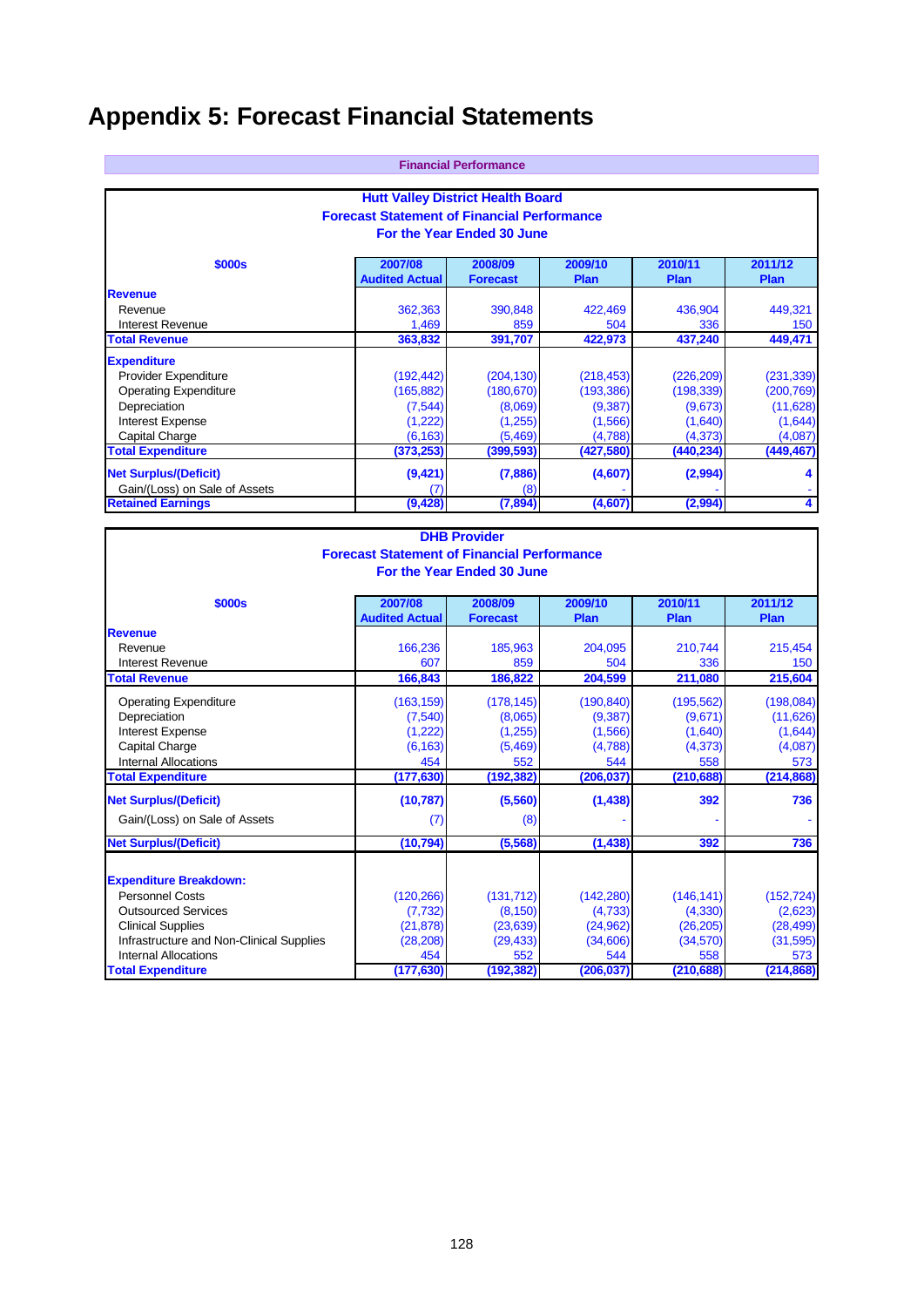# Appendix 5: Forecast Financial Statements

**Financial Performance**

**Hutt Valley District Health Board**
**Forecast Statement of Financial Performance**
**For the Year Ended 30 June**

| $000s | 2007/08 Audited Actual | 2008/09 Forecast | 2009/10 Plan | 2010/11 Plan | 2011/12 Plan |
|---|---|---|---|---|---|
| **Revenue** | | | | | |
| Revenue | 362,363 | 390,848 | 422,469 | 436,904 | 449,321 |
| Interest Revenue | 1,469 | 859 | 504 | 336 | 150 |
| **Total Revenue** | **363,832** | **391,707** | **422,973** | **437,240** | **449,471** |
| **Expenditure** | | | | | |
| Provider Expenditure | (192,442) | (204,130) | (218,453) | (226,209) | (231,339) |
| Operating Expenditure | (165,882) | (180,670) | (193,386) | (198,339) | (200,769) |
| Depreciation | (7,544) | (8,069) | (9,387) | (9,673) | (11,628) |
| Interest Expense | (1,222) | (1,255) | (1,566) | (1,640) | (1,644) |
| Capital Charge | (6,163) | (5,469) | (4,788) | (4,373) | (4,087) |
| **Total Expenditure** | **(373,253)** | **(399,593)** | **(427,580)** | **(440,234)** | **(449,467)** |
| **Net Surplus/(Deficit)** | **(9,421)** | **(7,886)** | **(4,607)** | **(2,994)** | **4** |
| Gain/(Loss) on Sale of Assets | (7) | (8) | - | - | - |
| **Retained Earnings** | **(9,428)** | **(7,894)** | **(4,607)** | **(2,994)** | **4** |

**DHB Provider**
**Forecast Statement of Financial Performance**
**For the Year Ended 30 June**

| $000s | 2007/08 Audited Actual | 2008/09 Forecast | 2009/10 Plan | 2010/11 Plan | 2011/12 Plan |
|---|---|---|---|---|---|
| **Revenue** | | | | | |
| Revenue | 166,236 | 185,963 | 204,095 | 210,744 | 215,454 |
| Interest Revenue | 607 | 859 | 504 | 336 | 150 |
| **Total Revenue** | **166,843** | **186,822** | **204,599** | **211,080** | **215,604** |
| Operating Expenditure | (163,159) | (178,145) | (190,840) | (195,562) | (198,084) |
| Depreciation | (7,540) | (8,065) | (9,387) | (9,671) | (11,626) |
| Interest Expense | (1,222) | (1,255) | (1,566) | (1,640) | (1,644) |
| Capital Charge | (6,163) | (5,469) | (4,788) | (4,373) | (4,087) |
| Internal Allocations | 454 | 552 | 544 | 558 | 573 |
| **Total Expenditure** | **(177,630)** | **(192,382)** | **(206,037)** | **(210,688)** | **(214,868)** |
| **Net Surplus/(Deficit)** | **(10,787)** | **(5,560)** | **(1,438)** | **392** | **736** |
| Gain/(Loss) on Sale of Assets | (7) | (8) | - | - | - |
| **Net Surplus/(Deficit)** | **(10,794)** | **(5,568)** | **(1,438)** | **392** | **736** |
| | | | | | |
| **Expenditure Breakdown:** | | | | | |
| Personnel Costs | (120,266) | (131,712) | (142,280) | (146,141) | (152,724) |
| Outsourced Services | (7,732) | (8,150) | (4,733) | (4,330) | (2,623) |
| Clinical Supplies | (21,878) | (23,639) | (24,962) | (26,205) | (28,499) |
| Infrastructure and Non-Clinical Supplies | (28,208) | (29,433) | (34,606) | (34,570) | (31,595) |
| Internal Allocations | 454 | 552 | 544 | 558 | 573 |
| **Total Expenditure** | **(177,630)** | **(192,382)** | **(206,037)** | **(210,688)** | **(214,868)** |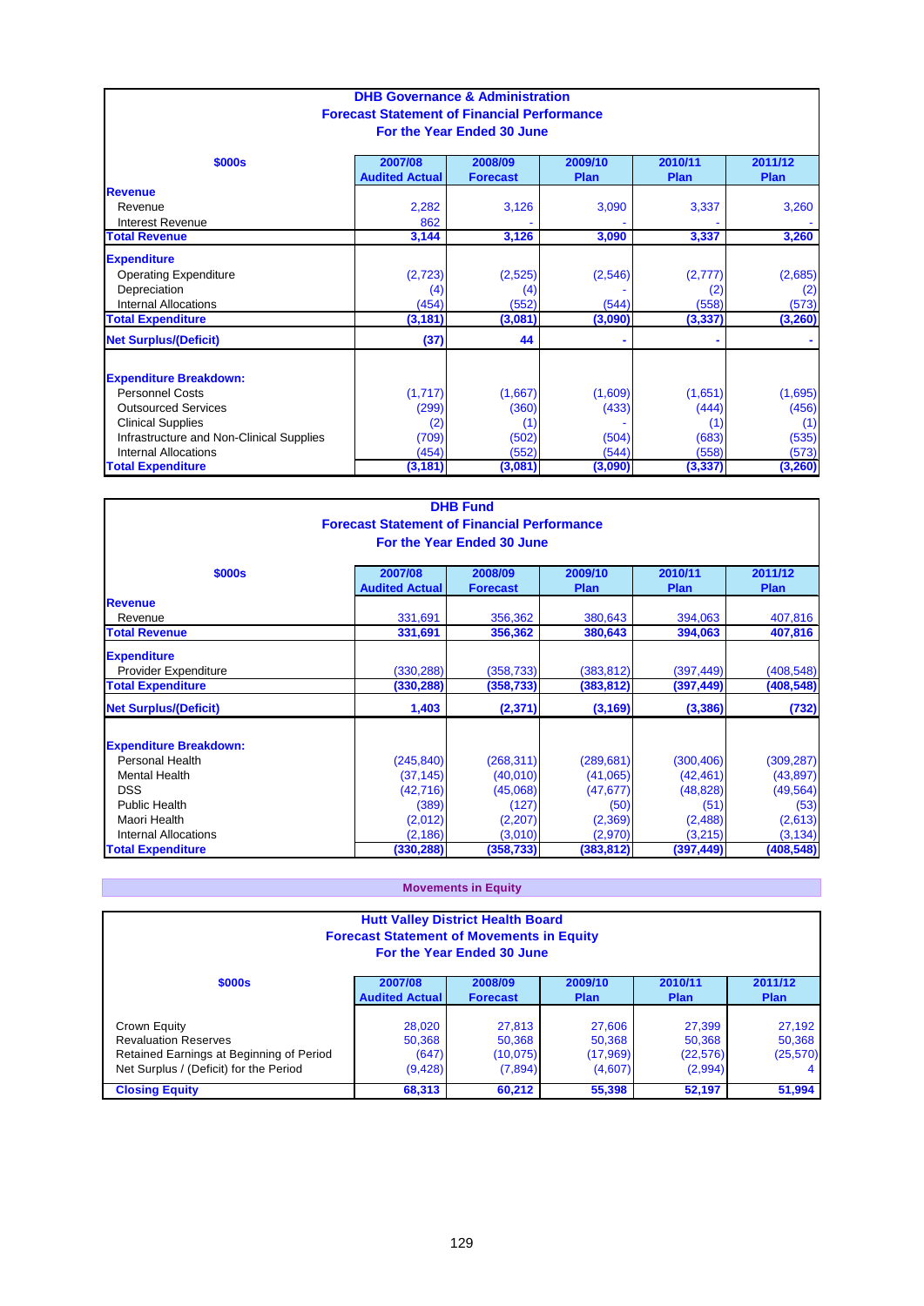### DHB Governance & Administration
### Forecast Statement of Financial Performance
### For the Year Ended 30 June

| $000s | 2007/08 Audited Actual | 2008/09 Forecast | 2009/10 Plan | 2010/11 Plan | 2011/12 Plan |
|---|---|---|---|---|---|
| **Revenue** | | | | | |
| Revenue | 2,282 | 3,126 | 3,090 | 3,337 | 3,260 |
| Interest Revenue | 862 | - | - | - | - |
| **Total Revenue** | **3,144** | **3,126** | **3,090** | **3,337** | **3,260** |
| **Expenditure** | | | | | |
| Operating Expenditure | (2,723) | (2,525) | (2,546) | (2,777) | (2,685) |
| Depreciation | (4) | (4) | - | (2) | (2) |
| Internal Allocations | (454) | (552) | (544) | (558) | (573) |
| **Total Expenditure** | **(3,181)** | **(3,081)** | **(3,090)** | **(3,337)** | **(3,260)** |
| **Net Surplus/(Deficit)** | **(37)** | **44** | **-** | **-** | **-** |
| **Expenditure Breakdown:** | | | | | |
| Personnel Costs | (1,717) | (1,667) | (1,609) | (1,651) | (1,695) |
| Outsourced Services | (299) | (360) | (433) | (444) | (456) |
| Clinical Supplies | (2) | (1) | - | (1) | (1) |
| Infrastructure and Non-Clinical Supplies | (709) | (502) | (504) | (683) | (535) |
| Internal Allocations | (454) | (552) | (544) | (558) | (573) |
| **Total Expenditure** | **(3,181)** | **(3,081)** | **(3,090)** | **(3,337)** | **(3,260)** |

### DHB Fund
### Forecast Statement of Financial Performance
### For the Year Ended 30 June

| $000s | 2007/08 Audited Actual | 2008/09 Forecast | 2009/10 Plan | 2010/11 Plan | 2011/12 Plan |
|---|---|---|---|---|---|
| **Revenue** | | | | | |
| Revenue | 331,691 | 356,362 | 380,643 | 394,063 | 407,816 |
| **Total Revenue** | **331,691** | **356,362** | **380,643** | **394,063** | **407,816** |
| **Expenditure** | | | | | |
| Provider Expenditure | (330,288) | (358,733) | (383,812) | (397,449) | (408,548) |
| **Total Expenditure** | **(330,288)** | **(358,733)** | **(383,812)** | **(397,449)** | **(408,548)** |
| **Net Surplus/(Deficit)** | **1,403** | **(2,371)** | **(3,169)** | **(3,386)** | **(732)** |
| **Expenditure Breakdown:** | | | | | |
| Personal Health | (245,840) | (268,311) | (289,681) | (300,406) | (309,287) |
| Mental Health | (37,145) | (40,010) | (41,065) | (42,461) | (43,897) |
| DSS | (42,716) | (45,068) | (47,677) | (48,828) | (49,564) |
| Public Health | (389) | (127) | (50) | (51) | (53) |
| Maori Health | (2,012) | (2,207) | (2,369) | (2,488) | (2,613) |
| Internal Allocations | (2,186) | (3,010) | (2,970) | (3,215) | (3,134) |
| **Total Expenditure** | **(330,288)** | **(358,733)** | **(383,812)** | **(397,449)** | **(408,548)** |

## Movements in Equity

### Hutt Valley District Health Board
### Forecast Statement of Movements in Equity
### For the Year Ended 30 June

| $000s | 2007/08 Audited Actual | 2008/09 Forecast | 2009/10 Plan | 2010/11 Plan | 2011/12 Plan |
|---|---|---|---|---|---|
| Crown Equity | 28,020 | 27,813 | 27,606 | 27,399 | 27,192 |
| Revaluation Reserves | 50,368 | 50,368 | 50,368 | 50,368 | 50,368 |
| Retained Earnings at Beginning of Period | (647) | (10,075) | (17,969) | (22,576) | (25,570) |
| Net Surplus / (Deficit) for the Period | (9,428) | (7,894) | (4,607) | (2,994) | 4 |
| **Closing Equity** | **68,313** | **60,212** | **55,398** | **52,197** | **51,994** |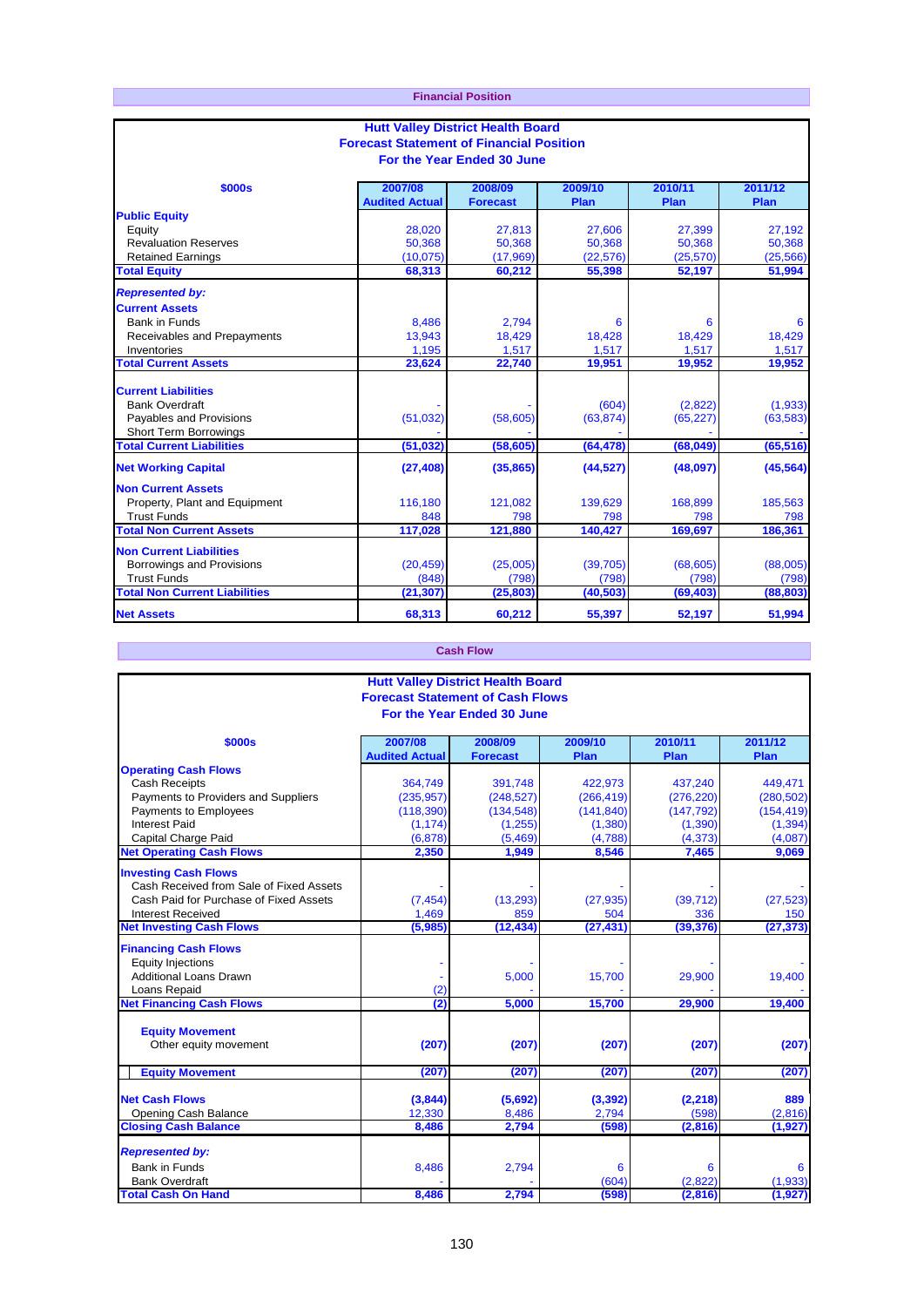## Financial Position

**Hutt Valley District Health Board**
**Forecast Statement of Financial Position**
**For the Year Ended 30 June**

| $000s | 2007/08 Audited Actual | 2008/09 Forecast | 2009/10 Plan | 2010/11 Plan | 2011/12 Plan |
|---|---|---|---|---|---|
| **Public Equity** | | | | | |
| Equity | 28,020 | 27,813 | 27,606 | 27,399 | 27,192 |
| Revaluation Reserves | 50,368 | 50,368 | 50,368 | 50,368 | 50,368 |
| Retained Earnings | (10,075) | (17,969) | (22,576) | (25,570) | (25,566) |
| **Total Equity** | **68,313** | **60,212** | **55,398** | **52,197** | **51,994** |
| ***Represented by:*** | | | | | |
| **Current Assets** | | | | | |
| Bank in Funds | 8,486 | 2,794 | 6 | 6 | 6 |
| Receivables and Prepayments | 13,943 | 18,429 | 18,428 | 18,429 | 18,429 |
| Inventories | 1,195 | 1,517 | 1,517 | 1,517 | 1,517 |
| **Total Current Assets** | **23,624** | **22,740** | **19,951** | **19,952** | **19,952** |
| **Current Liabilities** | | | | | |
| Bank Overdraft | - | - | (604) | (2,822) | (1,933) |
| Payables and Provisions | (51,032) | (58,605) | (63,874) | (65,227) | (63,583) |
| Short Term Borrowings | - | - | - | - | - |
| **Total Current Liabilities** | **(51,032)** | **(58,605)** | **(64,478)** | **(68,049)** | **(65,516)** |
| **Net Working Capital** | **(27,408)** | **(35,865)** | **(44,527)** | **(48,097)** | **(45,564)** |
| **Non Current Assets** | | | | | |
| Property, Plant and Equipment | 116,180 | 121,082 | 139,629 | 168,899 | 185,563 |
| Trust Funds | 848 | 798 | 798 | 798 | 798 |
| **Total Non Current Assets** | **117,028** | **121,880** | **140,427** | **169,697** | **186,361** |
| **Non Current Liabilities** | | | | | |
| Borrowings and Provisions | (20,459) | (25,005) | (39,705) | (68,605) | (88,005) |
| Trust Funds | (848) | (798) | (798) | (798) | (798) |
| **Total Non Current Liabilities** | **(21,307)** | **(25,803)** | **(40,503)** | **(69,403)** | **(88,803)** |
| **Net Assets** | **68,313** | **60,212** | **55,397** | **52,197** | **51,994** |

## Cash Flow

**Hutt Valley District Health Board**
**Forecast Statement of Cash Flows**
**For the Year Ended 30 June**

| $000s | 2007/08 Audited Actual | 2008/09 Forecast | 2009/10 Plan | 2010/11 Plan | 2011/12 Plan |
|---|---|---|---|---|---|
| **Operating Cash Flows** | | | | | |
| Cash Receipts | 364,749 | 391,748 | 422,973 | 437,240 | 449,471 |
| Payments to Providers and Suppliers | (235,957) | (248,527) | (266,419) | (276,220) | (280,502) |
| Payments to Employees | (118,390) | (134,548) | (141,840) | (147,792) | (154,419) |
| Interest Paid | (1,174) | (1,255) | (1,380) | (1,390) | (1,394) |
| Capital Charge Paid | (6,878) | (5,469) | (4,788) | (4,373) | (4,087) |
| **Net Operating Cash Flows** | **2,350** | **1,949** | **8,546** | **7,465** | **9,069** |
| **Investing Cash Flows** | | | | | |
| Cash Received from Sale of Fixed Assets | - | - | - | - | - |
| Cash Paid for Purchase of Fixed Assets | (7,454) | (13,293) | (27,935) | (39,712) | (27,523) |
| Interest Received | 1,469 | 859 | 504 | 336 | 150 |
| **Net Investing Cash Flows** | **(5,985)** | **(12,434)** | **(27,431)** | **(39,376)** | **(27,373)** |
| **Financing Cash Flows** | | | | | |
| Equity Injections | - | - | - | - | - |
| Additional Loans Drawn | - | 5,000 | 15,700 | 29,900 | 19,400 |
| Loans Repaid | (2) | - | - | - | - |
| **Net Financing Cash Flows** | **(2)** | **5,000** | **15,700** | **29,900** | **19,400** |
| **Equity Movement** | | | | | |
| Other equity movement | **(207)** | **(207)** | **(207)** | **(207)** | **(207)** |
| **Equity Movement** | **(207)** | **(207)** | **(207)** | **(207)** | **(207)** |
| **Net Cash Flows** | **(3,844)** | **(5,692)** | **(3,392)** | **(2,218)** | **889** |
| Opening Cash Balance | 12,330 | 8,486 | 2,794 | (598) | (2,816) |
| **Closing Cash Balance** | **8,486** | **2,794** | **(598)** | **(2,816)** | **(1,927)** |
| ***Represented by:*** | | | | | |
| Bank in Funds | 8,486 | 2,794 | 6 | 6 | 6 |
| Bank Overdraft | - | - | (604) | (2,822) | (1,933) |
| **Total Cash On Hand** | **8,486** | **2,794** | **(598)** | **(2,816)** | **(1,927)** |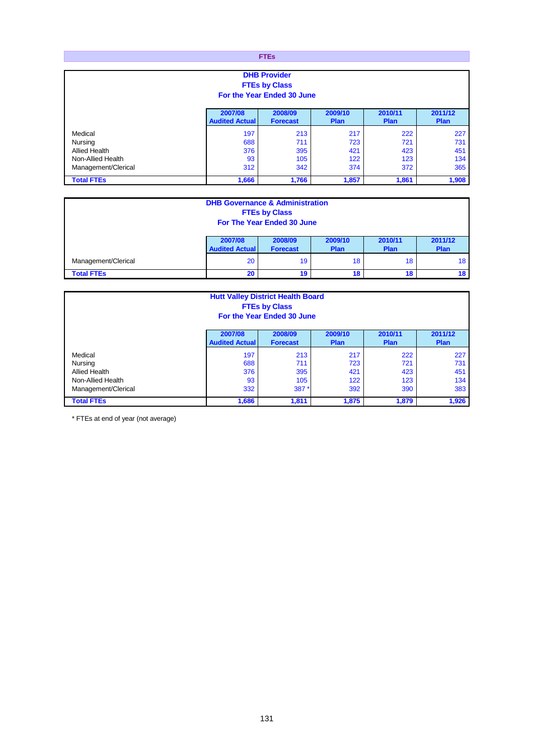## FTEs

**DHB Provider**
**FTEs by Class**
**For the Year Ended 30 June**

| | 2007/08 Audited Actual | 2008/09 Forecast | 2009/10 Plan | 2010/11 Plan | 2011/12 Plan |
|---|---|---|---|---|---|
| Medical | 197 | 213 | 217 | 222 | 227 |
| Nursing | 688 | 711 | 723 | 721 | 731 |
| Allied Health | 376 | 395 | 421 | 423 | 451 |
| Non-Allied Health | 93 | 105 | 122 | 123 | 134 |
| Management/Clerical | 312 | 342 | 374 | 372 | 365 |
| **Total FTEs** | **1,666** | **1,766** | **1,857** | **1,861** | **1,908** |

**DHB Governance & Administration**
**FTEs by Class**
**For The Year Ended 30 June**

| | 2007/08 Audited Actual | 2008/09 Forecast | 2009/10 Plan | 2010/11 Plan | 2011/12 Plan |
|---|---|---|---|---|---|
| Management/Clerical | 20 | 19 | 18 | 18 | 18 |
| **Total FTEs** | **20** | **19** | **18** | **18** | **18** |

**Hutt Valley District Health Board**
**FTEs by Class**
**For the Year Ended 30 June**

| | 2007/08 Audited Actual | 2008/09 Forecast | 2009/10 Plan | 2010/11 Plan | 2011/12 Plan |
|---|---|---|---|---|---|
| Medical | 197 | 213 | 217 | 222 | 227 |
| Nursing | 688 | 711 | 723 | 721 | 731 |
| Allied Health | 376 | 395 | 421 | 423 | 451 |
| Non-Allied Health | 93 | 105 | 122 | 123 | 134 |
| Management/Clerical | 332 | 387 * | 392 | 390 | 383 |
| **Total FTEs** | **1,686** | **1,811** | **1,875** | **1,879** | **1,926** |

* FTEs at end of year (not average)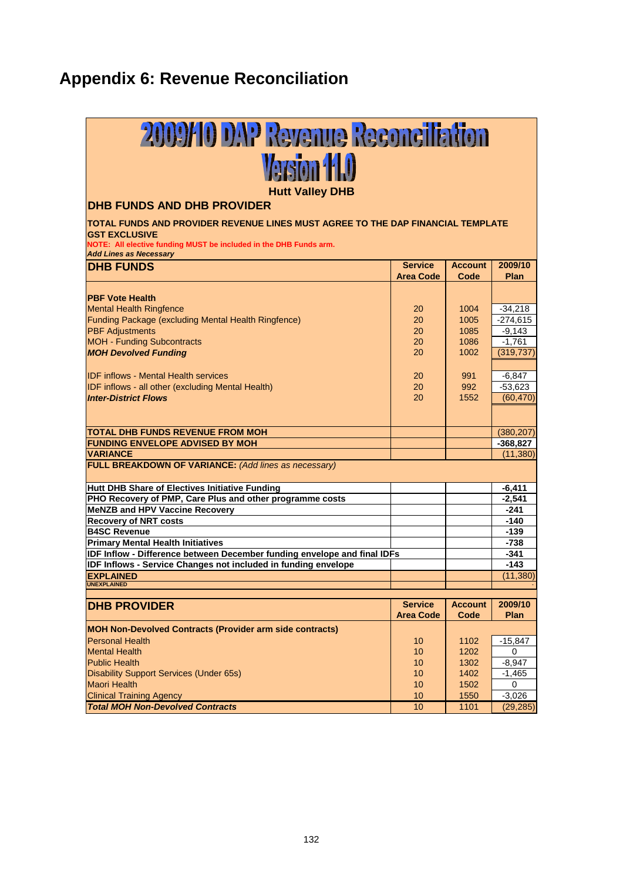# Appendix 6: Revenue Reconciliation

## 2009/10 DAP Revenue Reconciliation
## Version 11.0

**Hutt Valley DHB**

**DHB FUNDS AND DHB PROVIDER**

**TOTAL FUNDS AND PROVIDER REVENUE LINES MUST AGREE TO THE DAP FINANCIAL TEMPLATE**
**GST EXCLUSIVE**
**NOTE: All elective funding MUST be included in the DHB Funds arm.**
***Add Lines as Necessary***

| DHB FUNDS | Service Area Code | Account Code | 2009/10 Plan |
|---|---|---|---|
| **PBF Vote Health** | | | |
| Mental Health Ringfence | 20 | 1004 | -34,218 |
| Funding Package (excluding Mental Health Ringfence) | 20 | 1005 | -274,615 |
| PBF Adjustments | 20 | 1085 | -9,143 |
| MOH - Funding Subcontracts | 20 | 1086 | -1,761 |
| ***MOH Devolved Funding*** | 20 | 1002 | (319,737) |
| IDF inflows - Mental Health services | 20 | 991 | -6,847 |
| IDF inflows - all other (excluding Mental Health) | 20 | 992 | -53,623 |
| ***Inter-District Flows*** | 20 | 1552 | (60,470) |
| **TOTAL DHB FUNDS REVENUE FROM MOH** | | | (380,207) |
| **FUNDING ENVELOPE ADVISED BY MOH** | | | -368,827 |
| **VARIANCE** | | | (11,380) |
| **FULL BREAKDOWN OF VARIANCE:** *(Add lines as necessary)* | | | |
| **Hutt DHB Share of Electives Initiative Funding** | | | -6,411 |
| **PHO Recovery of PMP, Care Plus and other programme costs** | | | -2,541 |
| **MeNZB and HPV Vaccine Recovery** | | | -241 |
| **Recovery of NRT costs** | | | -140 |
| **B4SC Revenue** | | | -139 |
| **Primary Mental Health Initiatives** | | | -738 |
| **IDF Inflow - Difference between December funding envelope and final IDFs** | | | -341 |
| **IDF Inflows - Service Changes not included in funding envelope** | | | -143 |
| **EXPLAINED** | | | (11,380) |
| **UNEXPLAINED** | | | - |

| DHB PROVIDER | Service Area Code | Account Code | 2009/10 Plan |
|---|---|---|---|
| **MOH Non-Devolved Contracts (Provider arm side contracts)** | | | |
| Personal Health | 10 | 1102 | -15,847 |
| Mental Health | 10 | 1202 | 0 |
| Public Health | 10 | 1302 | -8,947 |
| Disability Support Services (Under 65s) | 10 | 1402 | -1,465 |
| Maori Health | 10 | 1502 | 0 |
| Clinical Training Agency | 10 | 1550 | -3,026 |
| ***Total MOH Non-Devolved Contracts*** | 10 | 1101 | (29,285) |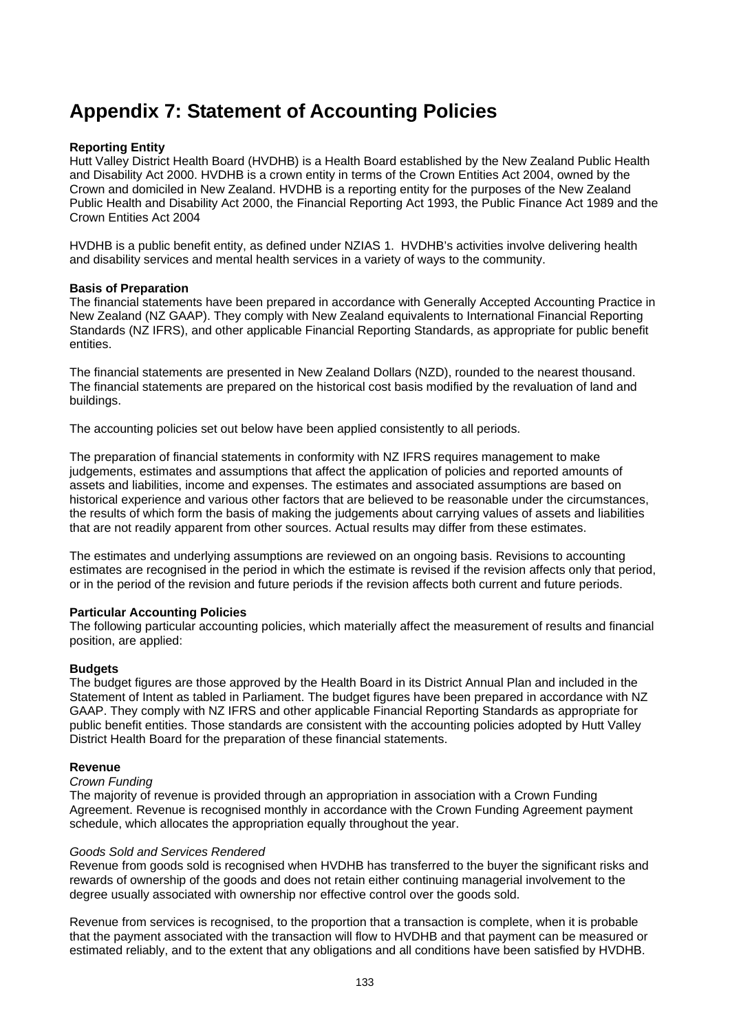# Appendix 7: Statement of Accounting Policies

**Reporting Entity**
Hutt Valley District Health Board (HVDHB) is a Health Board established by the New Zealand Public Health and Disability Act 2000. HVDHB is a crown entity in terms of the Crown Entities Act 2004, owned by the Crown and domiciled in New Zealand. HVDHB is a reporting entity for the purposes of the New Zealand Public Health and Disability Act 2000, the Financial Reporting Act 1993, the Public Finance Act 1989 and the Crown Entities Act 2004

HVDHB is a public benefit entity, as defined under NZIAS 1. HVDHB's activities involve delivering health and disability services and mental health services in a variety of ways to the community.

**Basis of Preparation**
The financial statements have been prepared in accordance with Generally Accepted Accounting Practice in New Zealand (NZ GAAP). They comply with New Zealand equivalents to International Financial Reporting Standards (NZ IFRS), and other applicable Financial Reporting Standards, as appropriate for public benefit entities.

The financial statements are presented in New Zealand Dollars (NZD), rounded to the nearest thousand. The financial statements are prepared on the historical cost basis modified by the revaluation of land and buildings.

The accounting policies set out below have been applied consistently to all periods.

The preparation of financial statements in conformity with NZ IFRS requires management to make judgements, estimates and assumptions that affect the application of policies and reported amounts of assets and liabilities, income and expenses. The estimates and associated assumptions are based on historical experience and various other factors that are believed to be reasonable under the circumstances, the results of which form the basis of making the judgements about carrying values of assets and liabilities that are not readily apparent from other sources. Actual results may differ from these estimates.

The estimates and underlying assumptions are reviewed on an ongoing basis. Revisions to accounting estimates are recognised in the period in which the estimate is revised if the revision affects only that period, or in the period of the revision and future periods if the revision affects both current and future periods.

**Particular Accounting Policies**
The following particular accounting policies, which materially affect the measurement of results and financial position, are applied:

**Budgets**
The budget figures are those approved by the Health Board in its District Annual Plan and included in the Statement of Intent as tabled in Parliament. The budget figures have been prepared in accordance with NZ GAAP. They comply with NZ IFRS and other applicable Financial Reporting Standards as appropriate for public benefit entities. Those standards are consistent with the accounting policies adopted by Hutt Valley District Health Board for the preparation of these financial statements.

**Revenue**
*Crown Funding*
The majority of revenue is provided through an appropriation in association with a Crown Funding Agreement. Revenue is recognised monthly in accordance with the Crown Funding Agreement payment schedule, which allocates the appropriation equally throughout the year.

*Goods Sold and Services Rendered*
Revenue from goods sold is recognised when HVDHB has transferred to the buyer the significant risks and rewards of ownership of the goods and does not retain either continuing managerial involvement to the degree usually associated with ownership nor effective control over the goods sold.

Revenue from services is recognised, to the proportion that a transaction is complete, when it is probable that the payment associated with the transaction will flow to HVDHB and that payment can be measured or estimated reliably, and to the extent that any obligations and all conditions have been satisfied by HVDHB.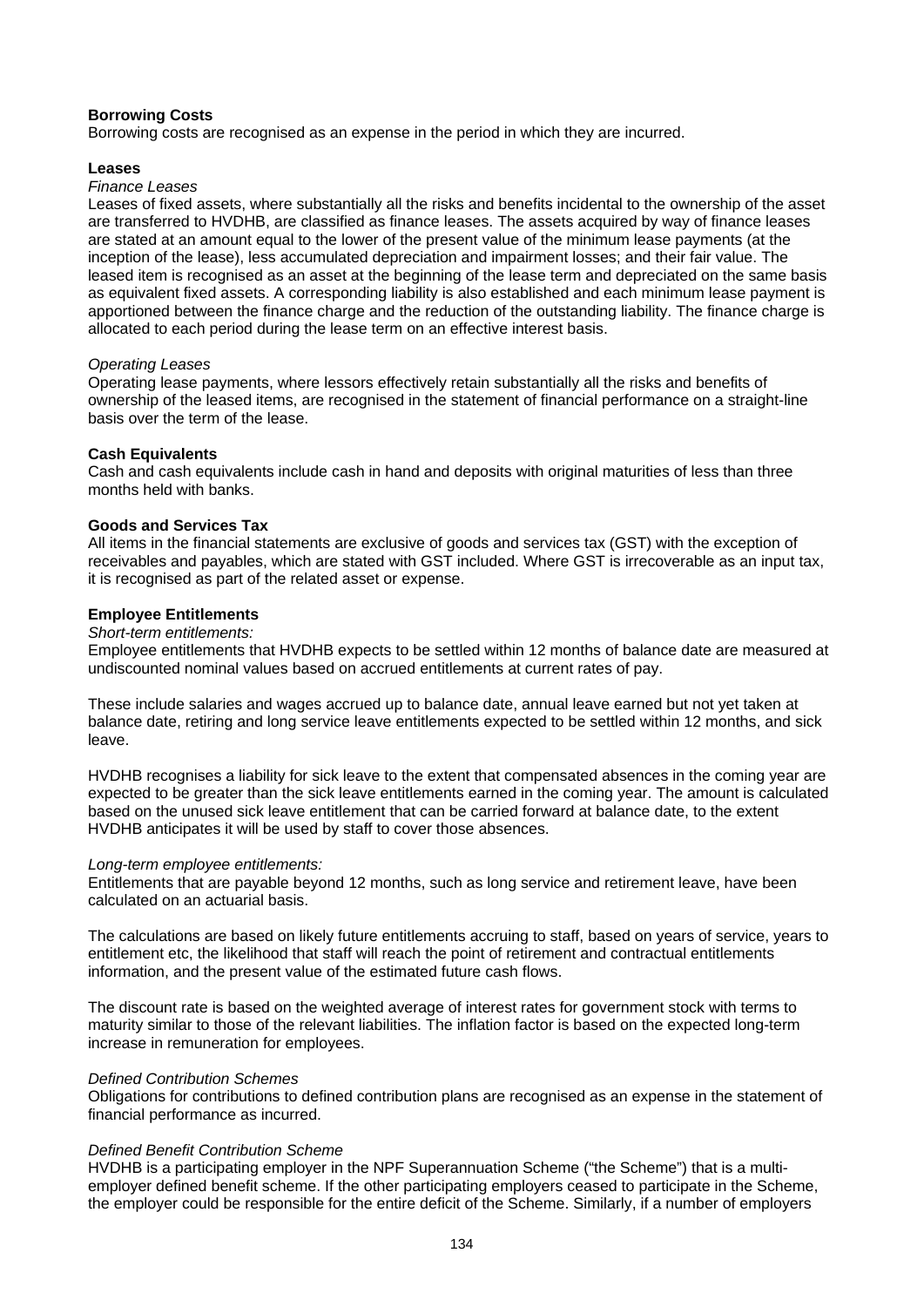**Borrowing Costs**

Borrowing costs are recognised as an expense in the period in which they are incurred.

**Leases**

*Finance Leases*

Leases of fixed assets, where substantially all the risks and benefits incidental to the ownership of the asset are transferred to HVDHB, are classified as finance leases. The assets acquired by way of finance leases are stated at an amount equal to the lower of the present value of the minimum lease payments (at the inception of the lease), less accumulated depreciation and impairment losses; and their fair value. The leased item is recognised as an asset at the beginning of the lease term and depreciated on the same basis as equivalent fixed assets. A corresponding liability is also established and each minimum lease payment is apportioned between the finance charge and the reduction of the outstanding liability. The finance charge is allocated to each period during the lease term on an effective interest basis.

*Operating Leases*

Operating lease payments, where lessors effectively retain substantially all the risks and benefits of ownership of the leased items, are recognised in the statement of financial performance on a straight-line basis over the term of the lease.

**Cash Equivalents**

Cash and cash equivalents include cash in hand and deposits with original maturities of less than three months held with banks.

**Goods and Services Tax**

All items in the financial statements are exclusive of goods and services tax (GST) with the exception of receivables and payables, which are stated with GST included. Where GST is irrecoverable as an input tax, it is recognised as part of the related asset or expense.

**Employee Entitlements**

*Short-term entitlements:*

Employee entitlements that HVDHB expects to be settled within 12 months of balance date are measured at undiscounted nominal values based on accrued entitlements at current rates of pay.

These include salaries and wages accrued up to balance date, annual leave earned but not yet taken at balance date, retiring and long service leave entitlements expected to be settled within 12 months, and sick leave.

HVDHB recognises a liability for sick leave to the extent that compensated absences in the coming year are expected to be greater than the sick leave entitlements earned in the coming year. The amount is calculated based on the unused sick leave entitlement that can be carried forward at balance date, to the extent HVDHB anticipates it will be used by staff to cover those absences.

*Long-term employee entitlements:*

Entitlements that are payable beyond 12 months, such as long service and retirement leave, have been calculated on an actuarial basis.

The calculations are based on likely future entitlements accruing to staff, based on years of service, years to entitlement etc, the likelihood that staff will reach the point of retirement and contractual entitlements information, and the present value of the estimated future cash flows.

The discount rate is based on the weighted average of interest rates for government stock with terms to maturity similar to those of the relevant liabilities. The inflation factor is based on the expected long-term increase in remuneration for employees.

*Defined Contribution Schemes*

Obligations for contributions to defined contribution plans are recognised as an expense in the statement of financial performance as incurred.

*Defined Benefit Contribution Scheme*

HVDHB is a participating employer in the NPF Superannuation Scheme ("the Scheme") that is a multi-employer defined benefit scheme. If the other participating employers ceased to participate in the Scheme, the employer could be responsible for the entire deficit of the Scheme. Similarly, if a number of employers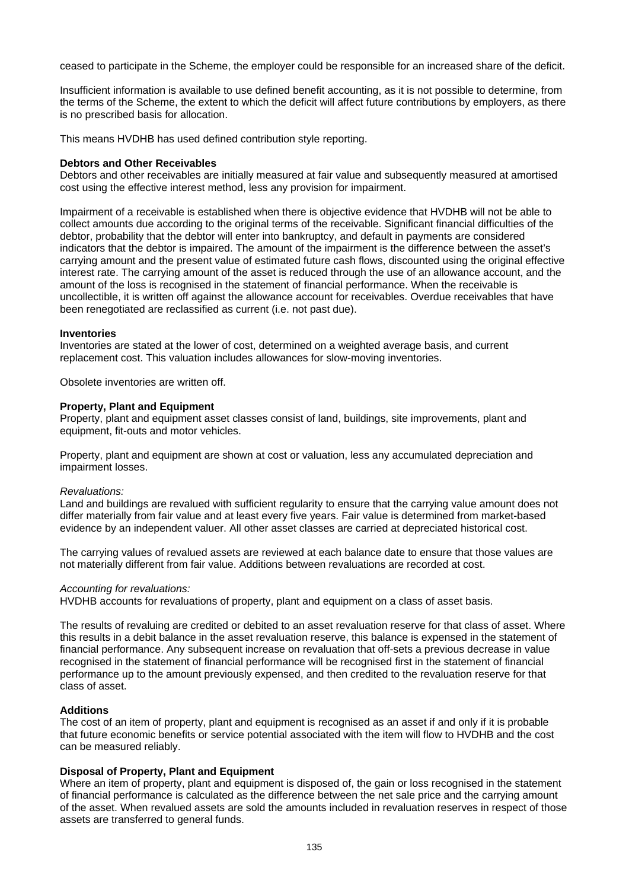ceased to participate in the Scheme, the employer could be responsible for an increased share of the deficit.

Insufficient information is available to use defined benefit accounting, as it is not possible to determine, from the terms of the Scheme, the extent to which the deficit will affect future contributions by employers, as there is no prescribed basis for allocation.

This means HVDHB has used defined contribution style reporting.

**Debtors and Other Receivables**
Debtors and other receivables are initially measured at fair value and subsequently measured at amortised cost using the effective interest method, less any provision for impairment.

Impairment of a receivable is established when there is objective evidence that HVDHB will not be able to collect amounts due according to the original terms of the receivable. Significant financial difficulties of the debtor, probability that the debtor will enter into bankruptcy, and default in payments are considered indicators that the debtor is impaired. The amount of the impairment is the difference between the asset's carrying amount and the present value of estimated future cash flows, discounted using the original effective interest rate. The carrying amount of the asset is reduced through the use of an allowance account, and the amount of the loss is recognised in the statement of financial performance. When the receivable is uncollectible, it is written off against the allowance account for receivables. Overdue receivables that have been renegotiated are reclassified as current (i.e. not past due).

**Inventories**
Inventories are stated at the lower of cost, determined on a weighted average basis, and current replacement cost. This valuation includes allowances for slow-moving inventories.

Obsolete inventories are written off.

**Property, Plant and Equipment**
Property, plant and equipment asset classes consist of land, buildings, site improvements, plant and equipment, fit-outs and motor vehicles.

Property, plant and equipment are shown at cost or valuation, less any accumulated depreciation and impairment losses.

*Revaluations:*
Land and buildings are revalued with sufficient regularity to ensure that the carrying value amount does not differ materially from fair value and at least every five years. Fair value is determined from market-based evidence by an independent valuer. All other asset classes are carried at depreciated historical cost.

The carrying values of revalued assets are reviewed at each balance date to ensure that those values are not materially different from fair value. Additions between revaluations are recorded at cost.

*Accounting for revaluations:*
HVDHB accounts for revaluations of property, plant and equipment on a class of asset basis.

The results of revaluing are credited or debited to an asset revaluation reserve for that class of asset. Where this results in a debit balance in the asset revaluation reserve, this balance is expensed in the statement of financial performance. Any subsequent increase on revaluation that off-sets a previous decrease in value recognised in the statement of financial performance will be recognised first in the statement of financial performance up to the amount previously expensed, and then credited to the revaluation reserve for that class of asset.

**Additions**
The cost of an item of property, plant and equipment is recognised as an asset if and only if it is probable that future economic benefits or service potential associated with the item will flow to HVDHB and the cost can be measured reliably.

**Disposal of Property, Plant and Equipment**
Where an item of property, plant and equipment is disposed of, the gain or loss recognised in the statement of financial performance is calculated as the difference between the net sale price and the carrying amount of the asset. When revalued assets are sold the amounts included in revaluation reserves in respect of those assets are transferred to general funds.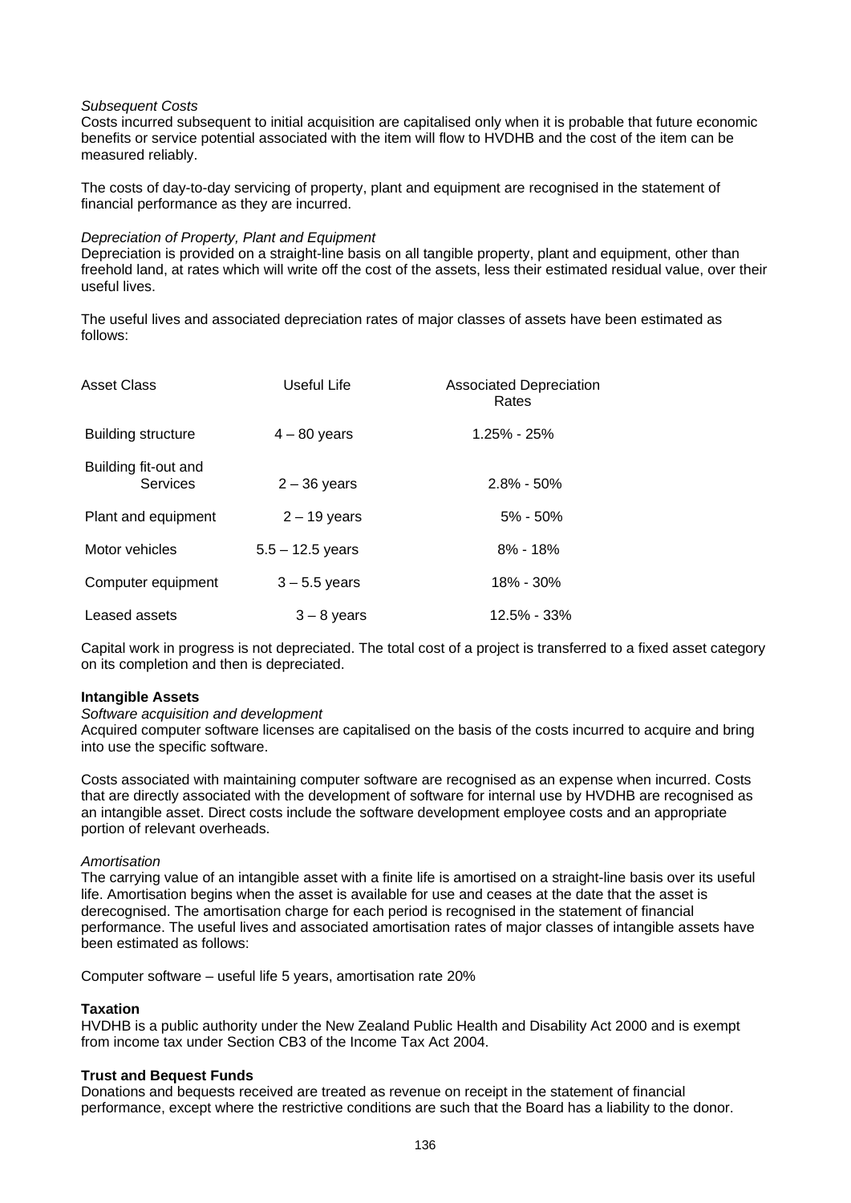*Subsequent Costs*
Costs incurred subsequent to initial acquisition are capitalised only when it is probable that future economic benefits or service potential associated with the item will flow to HVDHB and the cost of the item can be measured reliably.

The costs of day-to-day servicing of property, plant and equipment are recognised in the statement of financial performance as they are incurred.

*Depreciation of Property, Plant and Equipment*
Depreciation is provided on a straight-line basis on all tangible property, plant and equipment, other than freehold land, at rates which will write off the cost of the assets, less their estimated residual value, over their useful lives.

The useful lives and associated depreciation rates of major classes of assets have been estimated as follows:

| Asset Class | Useful Life | Associated Depreciation Rates |
|---|---|---|
| Building structure | 4 – 80 years | 1.25% - 25% |
| Building fit-out and Services | 2 – 36 years | 2.8% - 50% |
| Plant and equipment | 2 – 19 years | 5% - 50% |
| Motor vehicles | 5.5 – 12.5 years | 8% - 18% |
| Computer equipment | 3 – 5.5 years | 18% - 30% |
| Leased assets | 3 – 8 years | 12.5% - 33% |

Capital work in progress is not depreciated. The total cost of a project is transferred to a fixed asset category on its completion and then is depreciated.

**Intangible Assets**

*Software acquisition and development*
Acquired computer software licenses are capitalised on the basis of the costs incurred to acquire and bring into use the specific software.

Costs associated with maintaining computer software are recognised as an expense when incurred. Costs that are directly associated with the development of software for internal use by HVDHB are recognised as an intangible asset. Direct costs include the software development employee costs and an appropriate portion of relevant overheads.

*Amortisation*
The carrying value of an intangible asset with a finite life is amortised on a straight-line basis over its useful life. Amortisation begins when the asset is available for use and ceases at the date that the asset is derecognised. The amortisation charge for each period is recognised in the statement of financial performance. The useful lives and associated amortisation rates of major classes of intangible assets have been estimated as follows:

Computer software – useful life 5 years, amortisation rate 20%

**Taxation**
HVDHB is a public authority under the New Zealand Public Health and Disability Act 2000 and is exempt from income tax under Section CB3 of the Income Tax Act 2004.

**Trust and Bequest Funds**
Donations and bequests received are treated as revenue on receipt in the statement of financial performance, except where the restrictive conditions are such that the Board has a liability to the donor.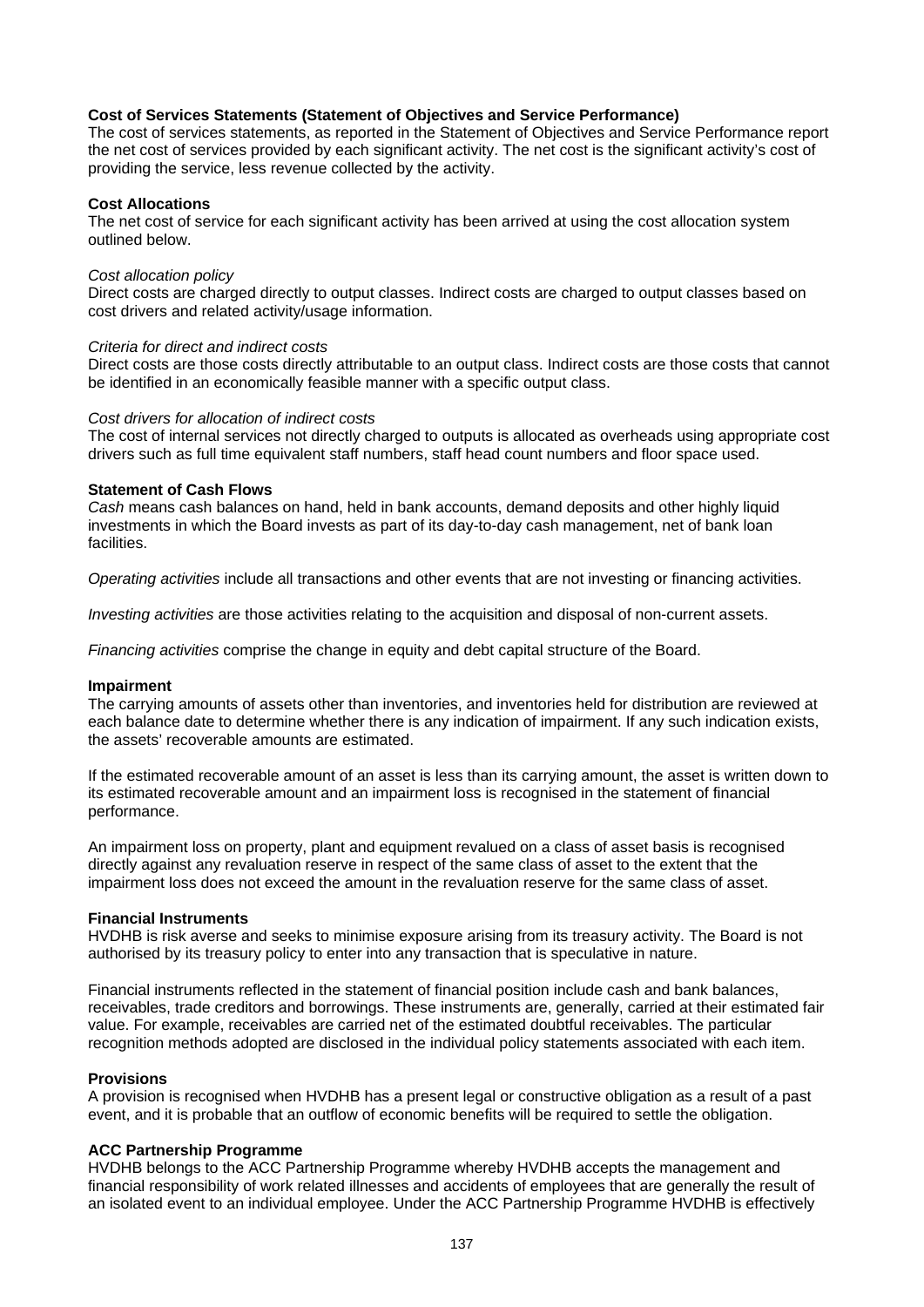**Cost of Services Statements (Statement of Objectives and Service Performance)**
The cost of services statements, as reported in the Statement of Objectives and Service Performance report the net cost of services provided by each significant activity. The net cost is the significant activity's cost of providing the service, less revenue collected by the activity.

**Cost Allocations**
The net cost of service for each significant activity has been arrived at using the cost allocation system outlined below.

*Cost allocation policy*
Direct costs are charged directly to output classes. Indirect costs are charged to output classes based on cost drivers and related activity/usage information.

*Criteria for direct and indirect costs*
Direct costs are those costs directly attributable to an output class. Indirect costs are those costs that cannot be identified in an economically feasible manner with a specific output class.

*Cost drivers for allocation of indirect costs*
The cost of internal services not directly charged to outputs is allocated as overheads using appropriate cost drivers such as full time equivalent staff numbers, staff head count numbers and floor space used.

**Statement of Cash Flows**
*Cash* means cash balances on hand, held in bank accounts, demand deposits and other highly liquid investments in which the Board invests as part of its day-to-day cash management, net of bank loan facilities.

*Operating activities* include all transactions and other events that are not investing or financing activities.

*Investing activities* are those activities relating to the acquisition and disposal of non-current assets.

*Financing activities* comprise the change in equity and debt capital structure of the Board.

**Impairment**
The carrying amounts of assets other than inventories, and inventories held for distribution are reviewed at each balance date to determine whether there is any indication of impairment. If any such indication exists, the assets' recoverable amounts are estimated.

If the estimated recoverable amount of an asset is less than its carrying amount, the asset is written down to its estimated recoverable amount and an impairment loss is recognised in the statement of financial performance.

An impairment loss on property, plant and equipment revalued on a class of asset basis is recognised directly against any revaluation reserve in respect of the same class of asset to the extent that the impairment loss does not exceed the amount in the revaluation reserve for the same class of asset.

**Financial Instruments**
HVDHB is risk averse and seeks to minimise exposure arising from its treasury activity. The Board is not authorised by its treasury policy to enter into any transaction that is speculative in nature.

Financial instruments reflected in the statement of financial position include cash and bank balances, receivables, trade creditors and borrowings. These instruments are, generally, carried at their estimated fair value. For example, receivables are carried net of the estimated doubtful receivables. The particular recognition methods adopted are disclosed in the individual policy statements associated with each item.

**Provisions**
A provision is recognised when HVDHB has a present legal or constructive obligation as a result of a past event, and it is probable that an outflow of economic benefits will be required to settle the obligation.

**ACC Partnership Programme**
HVDHB belongs to the ACC Partnership Programme whereby HVDHB accepts the management and financial responsibility of work related illnesses and accidents of employees that are generally the result of an isolated event to an individual employee. Under the ACC Partnership Programme HVDHB is effectively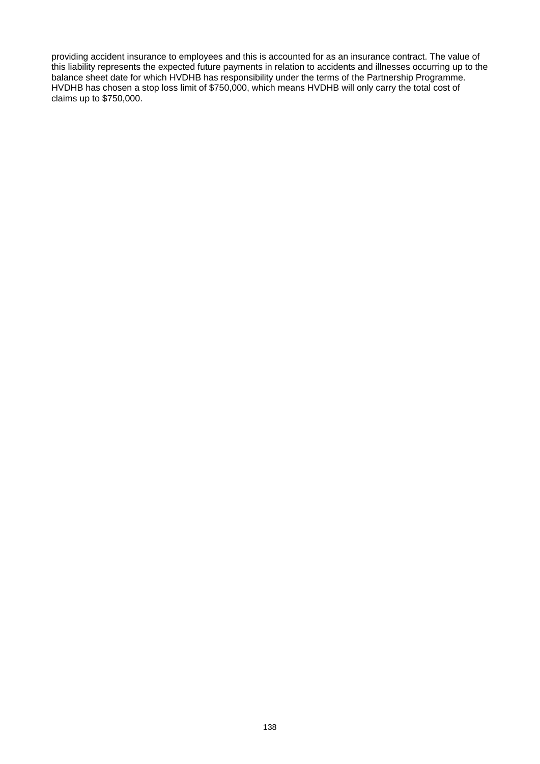providing accident insurance to employees and this is accounted for as an insurance contract. The value of this liability represents the expected future payments in relation to accidents and illnesses occurring up to the balance sheet date for which HVDHB has responsibility under the terms of the Partnership Programme. HVDHB has chosen a stop loss limit of $750,000, which means HVDHB will only carry the total cost of claims up to $750,000.